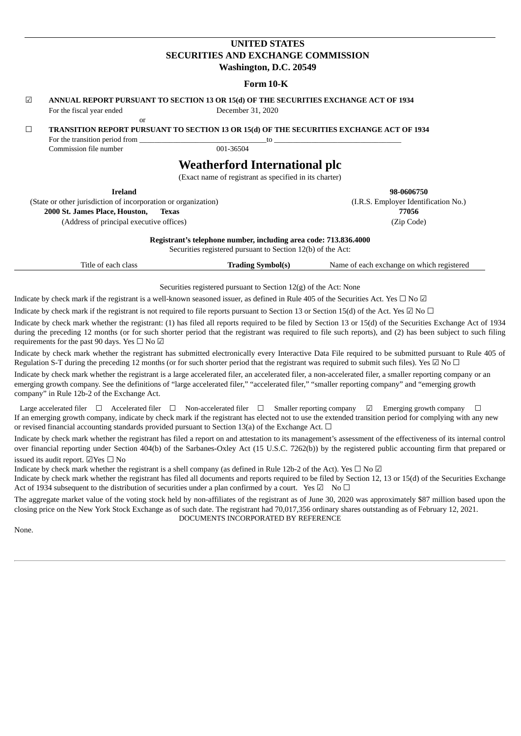**UNITED STATES**
**SECURITIES AND EXCHANGE COMMISSION**
**Washington, D.C. 20549**

**Form 10-K**

☑ **ANNUAL REPORT PURSUANT TO SECTION 13 OR 15(d) OF THE SECURITIES EXCHANGE ACT OF 1934**

For the fiscal year ended December 31, 2020

or

☐ **TRANSITION REPORT PURSUANT TO SECTION 13 OR 15(d) OF THE SECURITIES EXCHANGE ACT OF 1934**

For the transition period from \_\_\_\_\_\_\_\_\_\_\_\_\_\_\_\_\_\_\_\_\_\_\_\_\_\_\_\_\_\_\_\_ to \_\_\_\_\_\_\_\_\_\_\_\_\_\_\_\_\_\_\_\_\_\_\_\_\_\_\_\_\_\_\_\_

Commission file number 001-36504

# Weatherford International plc

(Exact name of registrant as specified in its charter)

| **Ireland** | **98-0606750** |
|---|---|
| (State or other jurisdiction of incorporation or organization) | (I.R.S. Employer Identification No.) |
| **2000 St. James Place, Houston, Texas** | **77056** |
| (Address of principal executive offices) | (Zip Code) |

**Registrant's telephone number, including area code: 713.836.4000**

Securities registered pursuant to Section 12(b) of the Act:

| Title of each class | **Trading Symbol(s)** | Name of each exchange on which registered |
|---|---|---|

Securities registered pursuant to Section 12(g) of the Act: None

Indicate by check mark if the registrant is a well-known seasoned issuer, as defined in Rule 405 of the Securities Act. Yes ☐ No ☑

Indicate by check mark if the registrant is not required to file reports pursuant to Section 13 or Section 15(d) of the Act. Yes ☑ No ☐

Indicate by check mark whether the registrant: (1) has filed all reports required to be filed by Section 13 or 15(d) of the Securities Exchange Act of 1934 during the preceding 12 months (or for such shorter period that the registrant was required to file such reports), and (2) has been subject to such filing requirements for the past 90 days. Yes ☐ No ☑

Indicate by check mark whether the registrant has submitted electronically every Interactive Data File required to be submitted pursuant to Rule 405 of Regulation S-T during the preceding 12 months (or for such shorter period that the registrant was required to submit such files). Yes ☑ No ☐

Indicate by check mark whether the registrant is a large accelerated filer, an accelerated filer, a non-accelerated filer, a smaller reporting company or an emerging growth company. See the definitions of "large accelerated filer," "accelerated filer," "smaller reporting company" and "emerging growth company" in Rule 12b-2 of the Exchange Act.

Large accelerated filer ☐ Accelerated filer ☐ Non-accelerated filer ☐ Smaller reporting company ☑ Emerging growth company ☐

If an emerging growth company, indicate by check mark if the registrant has elected not to use the extended transition period for complying with any new or revised financial accounting standards provided pursuant to Section 13(a) of the Exchange Act. ☐

Indicate by check mark whether the registrant has filed a report on and attestation to its management's assessment of the effectiveness of its internal control over financial reporting under Section 404(b) of the Sarbanes-Oxley Act (15 U.S.C. 7262(b)) by the registered public accounting firm that prepared or issued its audit report. ☑Yes ☐ No

Indicate by check mark whether the registrant is a shell company (as defined in Rule 12b-2 of the Act). Yes ☐ No ☑

Indicate by check mark whether the registrant has filed all documents and reports required to be filed by Section 12, 13 or 15(d) of the Securities Exchange Act of 1934 subsequent to the distribution of securities under a plan confirmed by a court. Yes ☑ No ☐

The aggregate market value of the voting stock held by non-affiliates of the registrant as of June 30, 2020 was approximately $87 million based upon the closing price on the New York Stock Exchange as of such date. The registrant had 70,017,356 ordinary shares outstanding as of February 12, 2021.

DOCUMENTS INCORPORATED BY REFERENCE

None.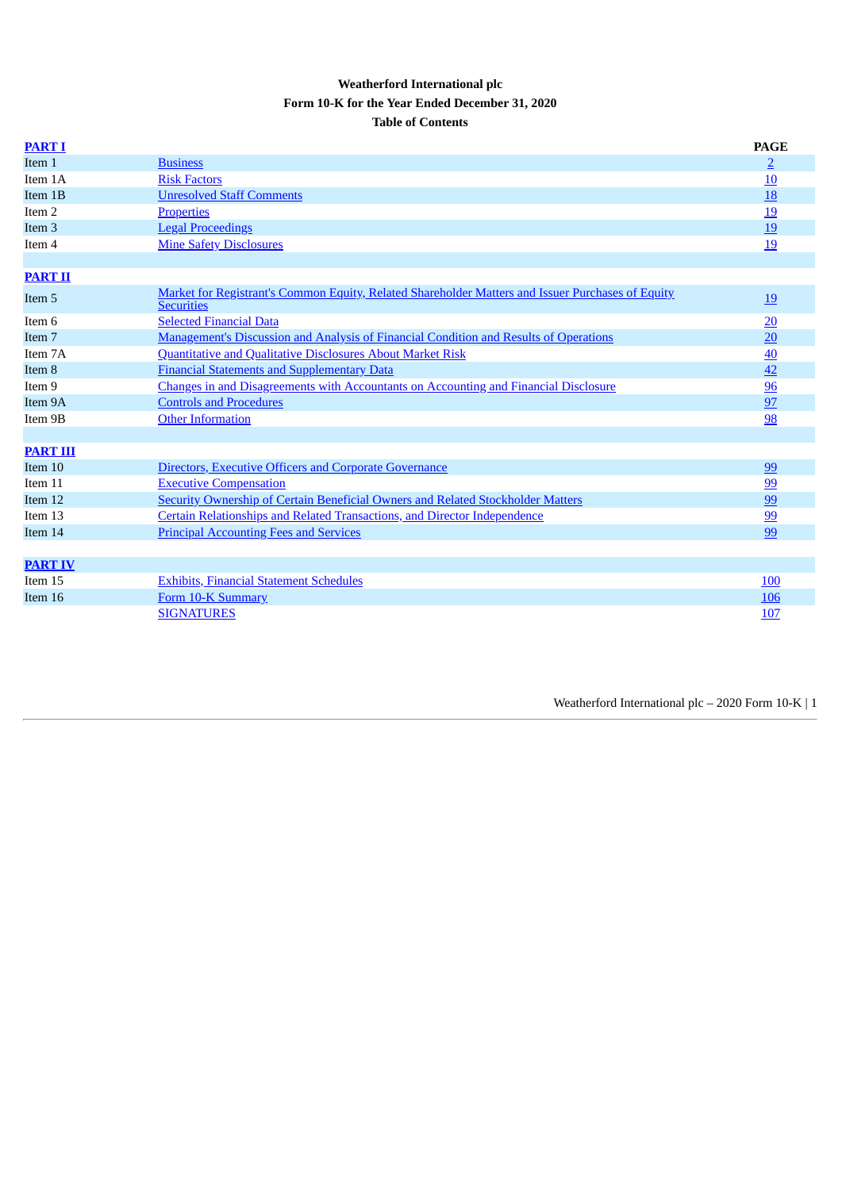**Weatherford International plc**

**Form 10-K for the Year Ended December 31, 2020**

**Table of Contents**

| **PART I** | | **PAGE** |
|---|---|---|
| Item 1 | Business | 2 |
| Item 1A | Risk Factors | 10 |
| Item 1B | Unresolved Staff Comments | 18 |
| Item 2 | Properties | 19 |
| Item 3 | Legal Proceedings | 19 |
| Item 4 | Mine Safety Disclosures | 19 |
| | | |
| **PART II** | | |
| Item 5 | Market for Registrant's Common Equity, Related Shareholder Matters and Issuer Purchases of Equity Securities | 19 |
| Item 6 | Selected Financial Data | 20 |
| Item 7 | Management's Discussion and Analysis of Financial Condition and Results of Operations | 20 |
| Item 7A | Quantitative and Qualitative Disclosures About Market Risk | 40 |
| Item 8 | Financial Statements and Supplementary Data | 42 |
| Item 9 | Changes in and Disagreements with Accountants on Accounting and Financial Disclosure | 96 |
| Item 9A | Controls and Procedures | 97 |
| Item 9B | Other Information | 98 |
| | | |
| **PART III** | | |
| Item 10 | Directors, Executive Officers and Corporate Governance | 99 |
| Item 11 | Executive Compensation | 99 |
| Item 12 | Security Ownership of Certain Beneficial Owners and Related Stockholder Matters | 99 |
| Item 13 | Certain Relationships and Related Transactions, and Director Independence | 99 |
| Item 14 | Principal Accounting Fees and Services | 99 |
| | | |
| **PART IV** | | |
| Item 15 | Exhibits, Financial Statement Schedules | 100 |
| Item 16 | Form 10-K Summary | 106 |
| | SIGNATURES | 107 |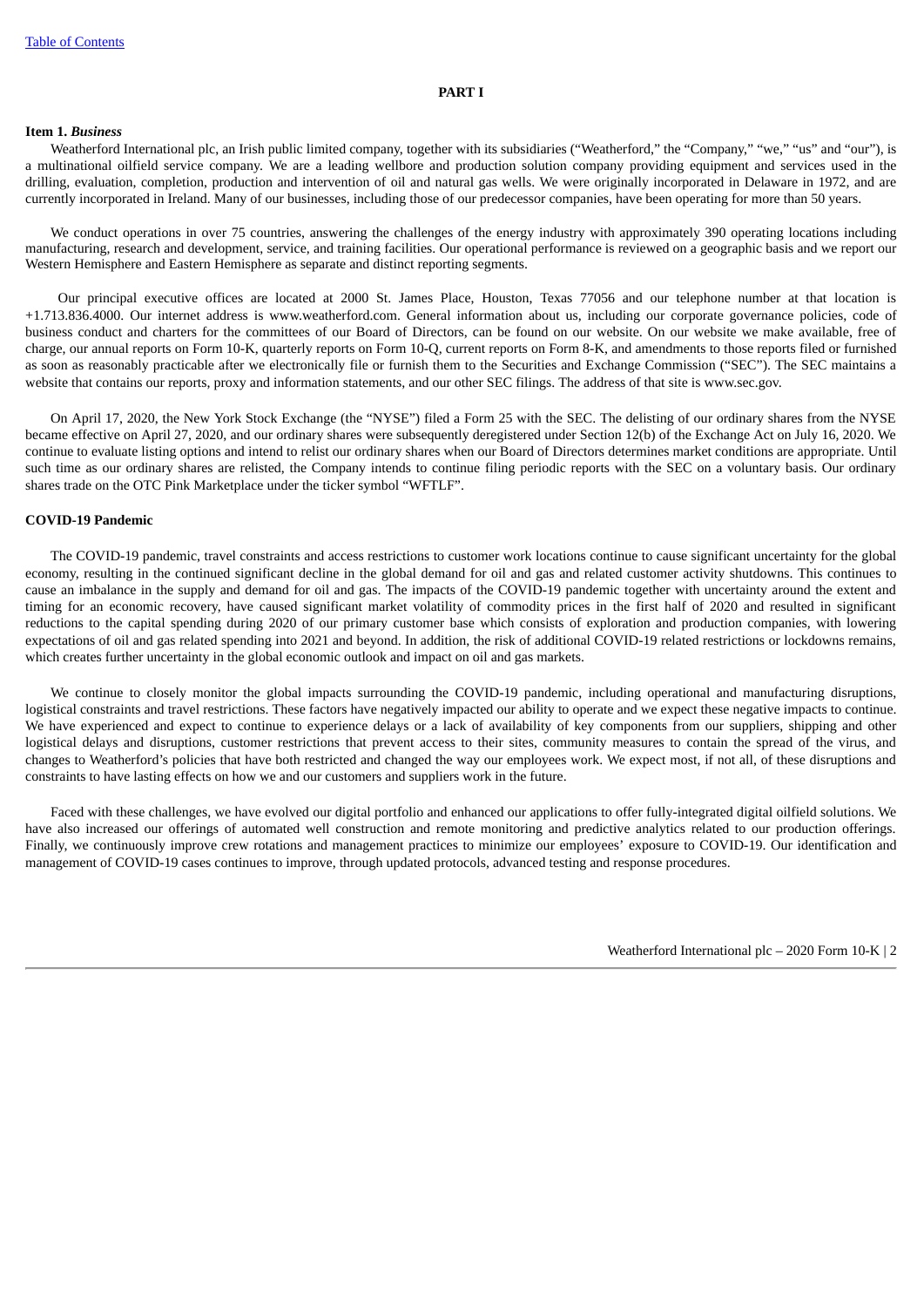# PART I

## Item 1. *Business*

Weatherford International plc, an Irish public limited company, together with its subsidiaries ("Weatherford," the "Company," "we," "us" and "our"), is a multinational oilfield service company. We are a leading wellbore and production solution company providing equipment and services used in the drilling, evaluation, completion, production and intervention of oil and natural gas wells. We were originally incorporated in Delaware in 1972, and are currently incorporated in Ireland. Many of our businesses, including those of our predecessor companies, have been operating for more than 50 years.

We conduct operations in over 75 countries, answering the challenges of the energy industry with approximately 390 operating locations including manufacturing, research and development, service, and training facilities. Our operational performance is reviewed on a geographic basis and we report our Western Hemisphere and Eastern Hemisphere as separate and distinct reporting segments.

Our principal executive offices are located at 2000 St. James Place, Houston, Texas 77056 and our telephone number at that location is +1.713.836.4000. Our internet address is www.weatherford.com. General information about us, including our corporate governance policies, code of business conduct and charters for the committees of our Board of Directors, can be found on our website. On our website we make available, free of charge, our annual reports on Form 10-K, quarterly reports on Form 10-Q, current reports on Form 8-K, and amendments to those reports filed or furnished as soon as reasonably practicable after we electronically file or furnish them to the Securities and Exchange Commission ("SEC"). The SEC maintains a website that contains our reports, proxy and information statements, and our other SEC filings. The address of that site is www.sec.gov.

On April 17, 2020, the New York Stock Exchange (the "NYSE") filed a Form 25 with the SEC. The delisting of our ordinary shares from the NYSE became effective on April 27, 2020, and our ordinary shares were subsequently deregistered under Section 12(b) of the Exchange Act on July 16, 2020. We continue to evaluate listing options and intend to relist our ordinary shares when our Board of Directors determines market conditions are appropriate. Until such time as our ordinary shares are relisted, the Company intends to continue filing periodic reports with the SEC on a voluntary basis. Our ordinary shares trade on the OTC Pink Marketplace under the ticker symbol "WFTLF".

### COVID-19 Pandemic

The COVID-19 pandemic, travel constraints and access restrictions to customer work locations continue to cause significant uncertainty for the global economy, resulting in the continued significant decline in the global demand for oil and gas and related customer activity shutdowns. This continues to cause an imbalance in the supply and demand for oil and gas. The impacts of the COVID-19 pandemic together with uncertainty around the extent and timing for an economic recovery, have caused significant market volatility of commodity prices in the first half of 2020 and resulted in significant reductions to the capital spending during 2020 of our primary customer base which consists of exploration and production companies, with lowering expectations of oil and gas related spending into 2021 and beyond. In addition, the risk of additional COVID-19 related restrictions or lockdowns remains, which creates further uncertainty in the global economic outlook and impact on oil and gas markets.

We continue to closely monitor the global impacts surrounding the COVID-19 pandemic, including operational and manufacturing disruptions, logistical constraints and travel restrictions. These factors have negatively impacted our ability to operate and we expect these negative impacts to continue. We have experienced and expect to continue to experience delays or a lack of availability of key components from our suppliers, shipping and other logistical delays and disruptions, customer restrictions that prevent access to their sites, community measures to contain the spread of the virus, and changes to Weatherford's policies that have both restricted and changed the way our employees work. We expect most, if not all, of these disruptions and constraints to have lasting effects on how we and our customers and suppliers work in the future.

Faced with these challenges, we have evolved our digital portfolio and enhanced our applications to offer fully-integrated digital oilfield solutions. We have also increased our offerings of automated well construction and remote monitoring and predictive analytics related to our production offerings. Finally, we continuously improve crew rotations and management practices to minimize our employees' exposure to COVID-19. Our identification and management of COVID-19 cases continues to improve, through updated protocols, advanced testing and response procedures.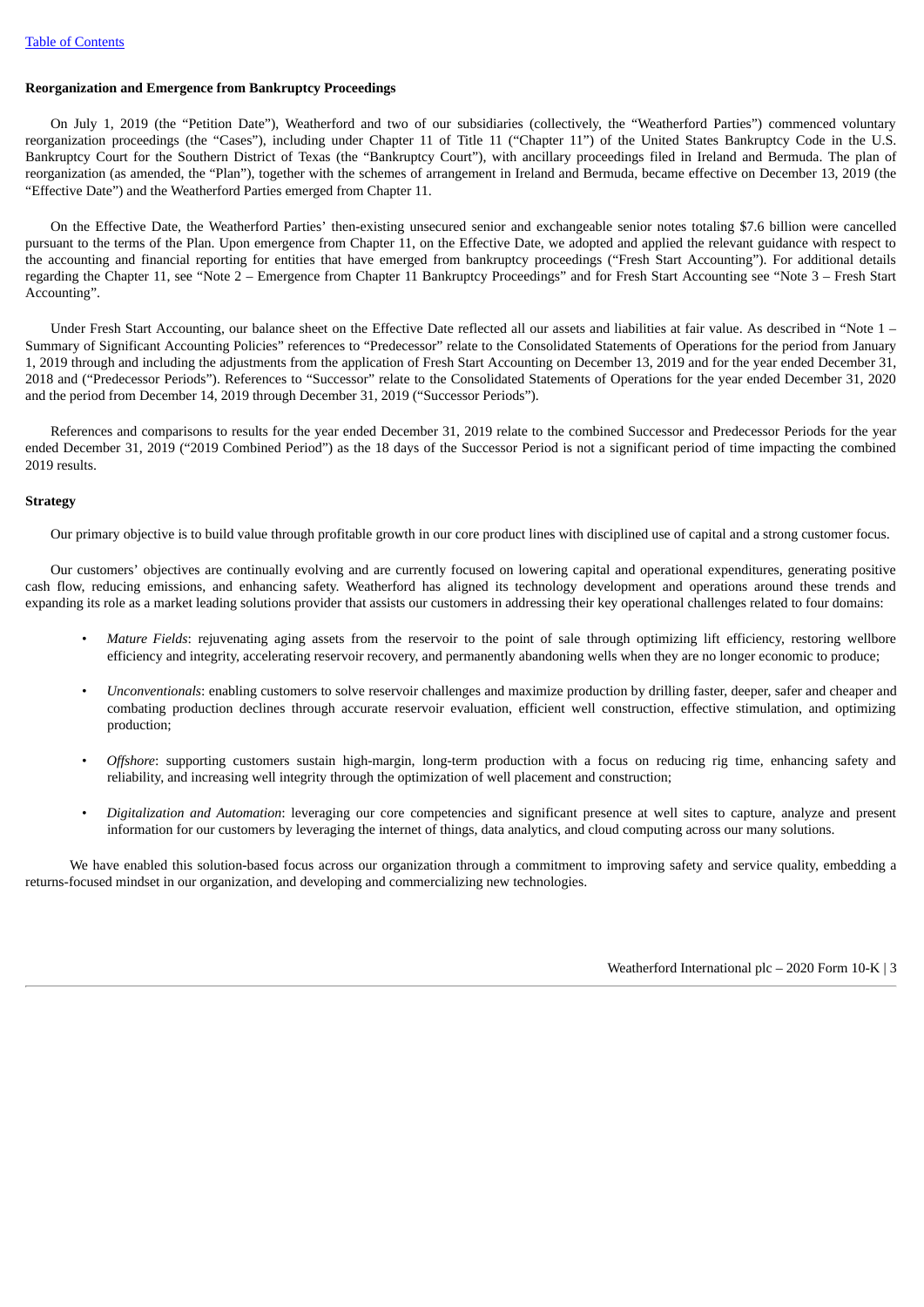**Reorganization and Emergence from Bankruptcy Proceedings**

On July 1, 2019 (the "Petition Date"), Weatherford and two of our subsidiaries (collectively, the "Weatherford Parties") commenced voluntary reorganization proceedings (the "Cases"), including under Chapter 11 of Title 11 ("Chapter 11") of the United States Bankruptcy Code in the U.S. Bankruptcy Court for the Southern District of Texas (the "Bankruptcy Court"), with ancillary proceedings filed in Ireland and Bermuda. The plan of reorganization (as amended, the "Plan"), together with the schemes of arrangement in Ireland and Bermuda, became effective on December 13, 2019 (the "Effective Date") and the Weatherford Parties emerged from Chapter 11.

On the Effective Date, the Weatherford Parties' then-existing unsecured senior and exchangeable senior notes totaling $7.6 billion were cancelled pursuant to the terms of the Plan. Upon emergence from Chapter 11, on the Effective Date, we adopted and applied the relevant guidance with respect to the accounting and financial reporting for entities that have emerged from bankruptcy proceedings ("Fresh Start Accounting"). For additional details regarding the Chapter 11, see "Note 2 – Emergence from Chapter 11 Bankruptcy Proceedings" and for Fresh Start Accounting see "Note 3 – Fresh Start Accounting".

Under Fresh Start Accounting, our balance sheet on the Effective Date reflected all our assets and liabilities at fair value. As described in "Note 1 – Summary of Significant Accounting Policies" references to "Predecessor" relate to the Consolidated Statements of Operations for the period from January 1, 2019 through and including the adjustments from the application of Fresh Start Accounting on December 13, 2019 and for the year ended December 31, 2018 and ("Predecessor Periods"). References to "Successor" relate to the Consolidated Statements of Operations for the year ended December 31, 2020 and the period from December 14, 2019 through December 31, 2019 ("Successor Periods").

References and comparisons to results for the year ended December 31, 2019 relate to the combined Successor and Predecessor Periods for the year ended December 31, 2019 ("2019 Combined Period") as the 18 days of the Successor Period is not a significant period of time impacting the combined 2019 results.

**Strategy**

Our primary objective is to build value through profitable growth in our core product lines with disciplined use of capital and a strong customer focus.

Our customers' objectives are continually evolving and are currently focused on lowering capital and operational expenditures, generating positive cash flow, reducing emissions, and enhancing safety. Weatherford has aligned its technology development and operations around these trends and expanding its role as a market leading solutions provider that assists our customers in addressing their key operational challenges related to four domains:

- *Mature Fields*: rejuvenating aging assets from the reservoir to the point of sale through optimizing lift efficiency, restoring wellbore efficiency and integrity, accelerating reservoir recovery, and permanently abandoning wells when they are no longer economic to produce;
- *Unconventionals*: enabling customers to solve reservoir challenges and maximize production by drilling faster, deeper, safer and cheaper and combating production declines through accurate reservoir evaluation, efficient well construction, effective stimulation, and optimizing production;
- *Offshore*: supporting customers sustain high-margin, long-term production with a focus on reducing rig time, enhancing safety and reliability, and increasing well integrity through the optimization of well placement and construction;
- *Digitalization and Automation*: leveraging our core competencies and significant presence at well sites to capture, analyze and present information for our customers by leveraging the internet of things, data analytics, and cloud computing across our many solutions.

We have enabled this solution-based focus across our organization through a commitment to improving safety and service quality, embedding a returns-focused mindset in our organization, and developing and commercializing new technologies.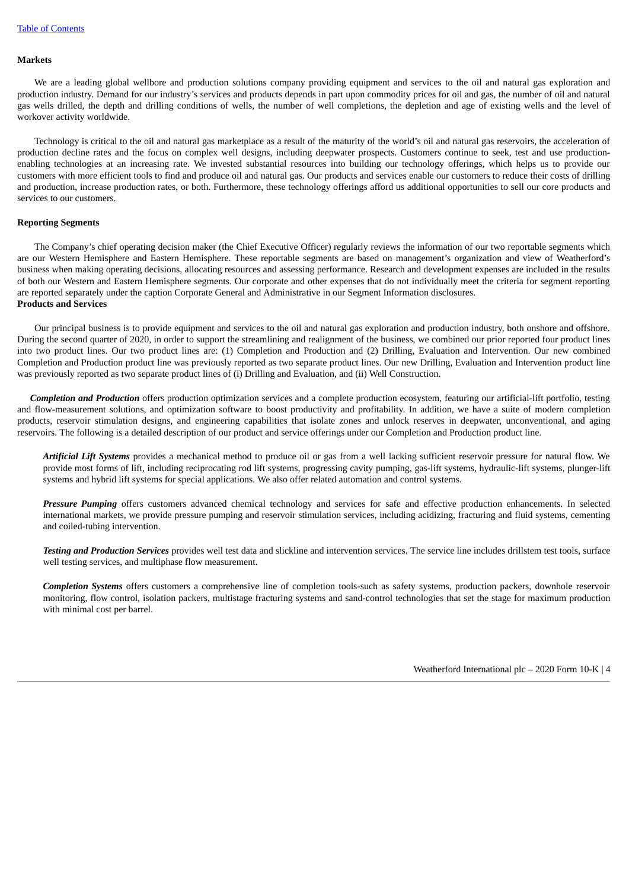**Markets**

We are a leading global wellbore and production solutions company providing equipment and services to the oil and natural gas exploration and production industry. Demand for our industry's services and products depends in part upon commodity prices for oil and gas, the number of oil and natural gas wells drilled, the depth and drilling conditions of wells, the number of well completions, the depletion and age of existing wells and the level of workover activity worldwide.

Technology is critical to the oil and natural gas marketplace as a result of the maturity of the world's oil and natural gas reservoirs, the acceleration of production decline rates and the focus on complex well designs, including deepwater prospects. Customers continue to seek, test and use production-enabling technologies at an increasing rate. We invested substantial resources into building our technology offerings, which helps us to provide our customers with more efficient tools to find and produce oil and natural gas. Our products and services enable our customers to reduce their costs of drilling and production, increase production rates, or both. Furthermore, these technology offerings afford us additional opportunities to sell our core products and services to our customers.

**Reporting Segments**

The Company's chief operating decision maker (the Chief Executive Officer) regularly reviews the information of our two reportable segments which are our Western Hemisphere and Eastern Hemisphere. These reportable segments are based on management's organization and view of Weatherford's business when making operating decisions, allocating resources and assessing performance. Research and development expenses are included in the results of both our Western and Eastern Hemisphere segments. Our corporate and other expenses that do not individually meet the criteria for segment reporting are reported separately under the caption Corporate General and Administrative in our Segment Information disclosures.

**Products and Services**

Our principal business is to provide equipment and services to the oil and natural gas exploration and production industry, both onshore and offshore. During the second quarter of 2020, in order to support the streamlining and realignment of the business, we combined our prior reported four product lines into two product lines. Our two product lines are: (1) Completion and Production and (2) Drilling, Evaluation and Intervention. Our new combined Completion and Production product line was previously reported as two separate product lines. Our new Drilling, Evaluation and Intervention product line was previously reported as two separate product lines of (i) Drilling and Evaluation, and (ii) Well Construction.

***Completion and Production*** offers production optimization services and a complete production ecosystem, featuring our artificial-lift portfolio, testing and flow-measurement solutions, and optimization software to boost productivity and profitability. In addition, we have a suite of modern completion products, reservoir stimulation designs, and engineering capabilities that isolate zones and unlock reserves in deepwater, unconventional, and aging reservoirs. The following is a detailed description of our product and service offerings under our Completion and Production product line.

***Artificial Lift Systems*** provides a mechanical method to produce oil or gas from a well lacking sufficient reservoir pressure for natural flow. We provide most forms of lift, including reciprocating rod lift systems, progressing cavity pumping, gas-lift systems, hydraulic-lift systems, plunger-lift systems and hybrid lift systems for special applications. We also offer related automation and control systems.

***Pressure Pumping*** offers customers advanced chemical technology and services for safe and effective production enhancements. In selected international markets, we provide pressure pumping and reservoir stimulation services, including acidizing, fracturing and fluid systems, cementing and coiled-tubing intervention.

***Testing and Production Services*** provides well test data and slickline and intervention services. The service line includes drillstem test tools, surface well testing services, and multiphase flow measurement.

***Completion Systems*** offers customers a comprehensive line of completion tools-such as safety systems, production packers, downhole reservoir monitoring, flow control, isolation packers, multistage fracturing systems and sand-control technologies that set the stage for maximum production with minimal cost per barrel.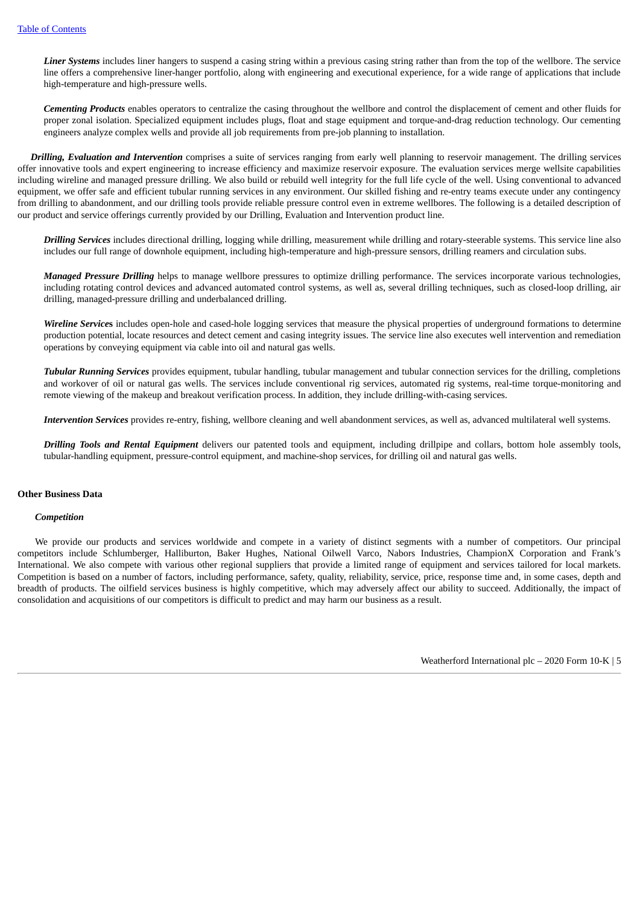***Liner Systems*** includes liner hangers to suspend a casing string within a previous casing string rather than from the top of the wellbore. The service line offers a comprehensive liner-hanger portfolio, along with engineering and executional experience, for a wide range of applications that include high-temperature and high-pressure wells.

***Cementing Products*** enables operators to centralize the casing throughout the wellbore and control the displacement of cement and other fluids for proper zonal isolation. Specialized equipment includes plugs, float and stage equipment and torque-and-drag reduction technology. Our cementing engineers analyze complex wells and provide all job requirements from pre-job planning to installation.

***Drilling, Evaluation and Intervention*** comprises a suite of services ranging from early well planning to reservoir management. The drilling services offer innovative tools and expert engineering to increase efficiency and maximize reservoir exposure. The evaluation services merge wellsite capabilities including wireline and managed pressure drilling. We also build or rebuild well integrity for the full life cycle of the well. Using conventional to advanced equipment, we offer safe and efficient tubular running services in any environment. Our skilled fishing and re-entry teams execute under any contingency from drilling to abandonment, and our drilling tools provide reliable pressure control even in extreme wellbores. The following is a detailed description of our product and service offerings currently provided by our Drilling, Evaluation and Intervention product line.

***Drilling Services*** includes directional drilling, logging while drilling, measurement while drilling and rotary-steerable systems. This service line also includes our full range of downhole equipment, including high-temperature and high-pressure sensors, drilling reamers and circulation subs.

***Managed Pressure Drilling*** helps to manage wellbore pressures to optimize drilling performance. The services incorporate various technologies, including rotating control devices and advanced automated control systems, as well as, several drilling techniques, such as closed-loop drilling, air drilling, managed-pressure drilling and underbalanced drilling.

***Wireline Services*** includes open-hole and cased-hole logging services that measure the physical properties of underground formations to determine production potential, locate resources and detect cement and casing integrity issues. The service line also executes well intervention and remediation operations by conveying equipment via cable into oil and natural gas wells.

***Tubular Running Services*** provides equipment, tubular handling, tubular management and tubular connection services for the drilling, completions and workover of oil or natural gas wells. The services include conventional rig services, automated rig systems, real-time torque-monitoring and remote viewing of the makeup and breakout verification process. In addition, they include drilling-with-casing services.

***Intervention Services*** provides re-entry, fishing, wellbore cleaning and well abandonment services, as well as, advanced multilateral well systems.

***Drilling Tools and Rental Equipment*** delivers our patented tools and equipment, including drillpipe and collars, bottom hole assembly tools, tubular-handling equipment, pressure-control equipment, and machine-shop services, for drilling oil and natural gas wells.

## Other Business Data

### *Competition*

We provide our products and services worldwide and compete in a variety of distinct segments with a number of competitors. Our principal competitors include Schlumberger, Halliburton, Baker Hughes, National Oilwell Varco, Nabors Industries, ChampionX Corporation and Frank's International. We also compete with various other regional suppliers that provide a limited range of equipment and services tailored for local markets. Competition is based on a number of factors, including performance, safety, quality, reliability, service, price, response time and, in some cases, depth and breadth of products. The oilfield services business is highly competitive, which may adversely affect our ability to succeed. Additionally, the impact of consolidation and acquisitions of our competitors is difficult to predict and may harm our business as a result.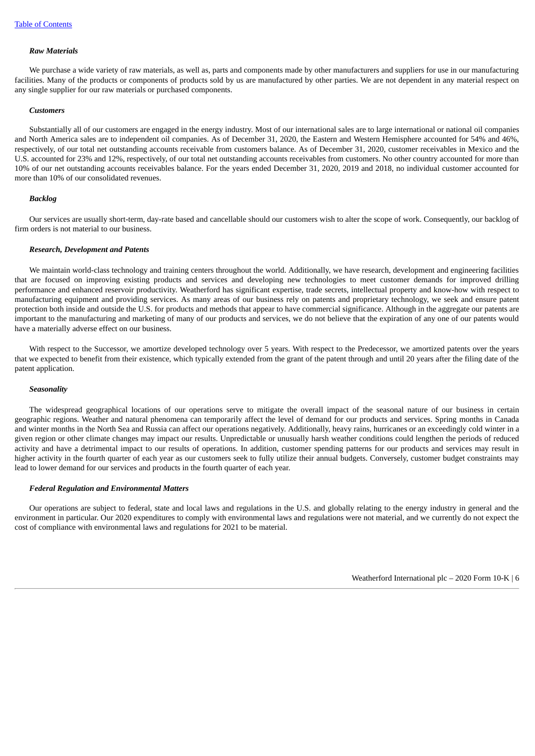*Raw Materials*

We purchase a wide variety of raw materials, as well as, parts and components made by other manufacturers and suppliers for use in our manufacturing facilities. Many of the products or components of products sold by us are manufactured by other parties. We are not dependent in any material respect on any single supplier for our raw materials or purchased components.

*Customers*

Substantially all of our customers are engaged in the energy industry. Most of our international sales are to large international or national oil companies and North America sales are to independent oil companies. As of December 31, 2020, the Eastern and Western Hemisphere accounted for 54% and 46%, respectively, of our total net outstanding accounts receivable from customers balance. As of December 31, 2020, customer receivables in Mexico and the U.S. accounted for 23% and 12%, respectively, of our total net outstanding accounts receivables from customers. No other country accounted for more than 10% of our net outstanding accounts receivables balance. For the years ended December 31, 2020, 2019 and 2018, no individual customer accounted for more than 10% of our consolidated revenues.

*Backlog*

Our services are usually short-term, day-rate based and cancellable should our customers wish to alter the scope of work. Consequently, our backlog of firm orders is not material to our business.

*Research, Development and Patents*

We maintain world-class technology and training centers throughout the world. Additionally, we have research, development and engineering facilities that are focused on improving existing products and services and developing new technologies to meet customer demands for improved drilling performance and enhanced reservoir productivity. Weatherford has significant expertise, trade secrets, intellectual property and know-how with respect to manufacturing equipment and providing services. As many areas of our business rely on patents and proprietary technology, we seek and ensure patent protection both inside and outside the U.S. for products and methods that appear to have commercial significance. Although in the aggregate our patents are important to the manufacturing and marketing of many of our products and services, we do not believe that the expiration of any one of our patents would have a materially adverse effect on our business.

With respect to the Successor, we amortize developed technology over 5 years. With respect to the Predecessor, we amortized patents over the years that we expected to benefit from their existence, which typically extended from the grant of the patent through and until 20 years after the filing date of the patent application.

*Seasonality*

The widespread geographical locations of our operations serve to mitigate the overall impact of the seasonal nature of our business in certain geographic regions. Weather and natural phenomena can temporarily affect the level of demand for our products and services. Spring months in Canada and winter months in the North Sea and Russia can affect our operations negatively. Additionally, heavy rains, hurricanes or an exceedingly cold winter in a given region or other climate changes may impact our results. Unpredictable or unusually harsh weather conditions could lengthen the periods of reduced activity and have a detrimental impact to our results of operations. In addition, customer spending patterns for our products and services may result in higher activity in the fourth quarter of each year as our customers seek to fully utilize their annual budgets. Conversely, customer budget constraints may lead to lower demand for our services and products in the fourth quarter of each year.

*Federal Regulation and Environmental Matters*

Our operations are subject to federal, state and local laws and regulations in the U.S. and globally relating to the energy industry in general and the environment in particular. Our 2020 expenditures to comply with environmental laws and regulations were not material, and we currently do not expect the cost of compliance with environmental laws and regulations for 2021 to be material.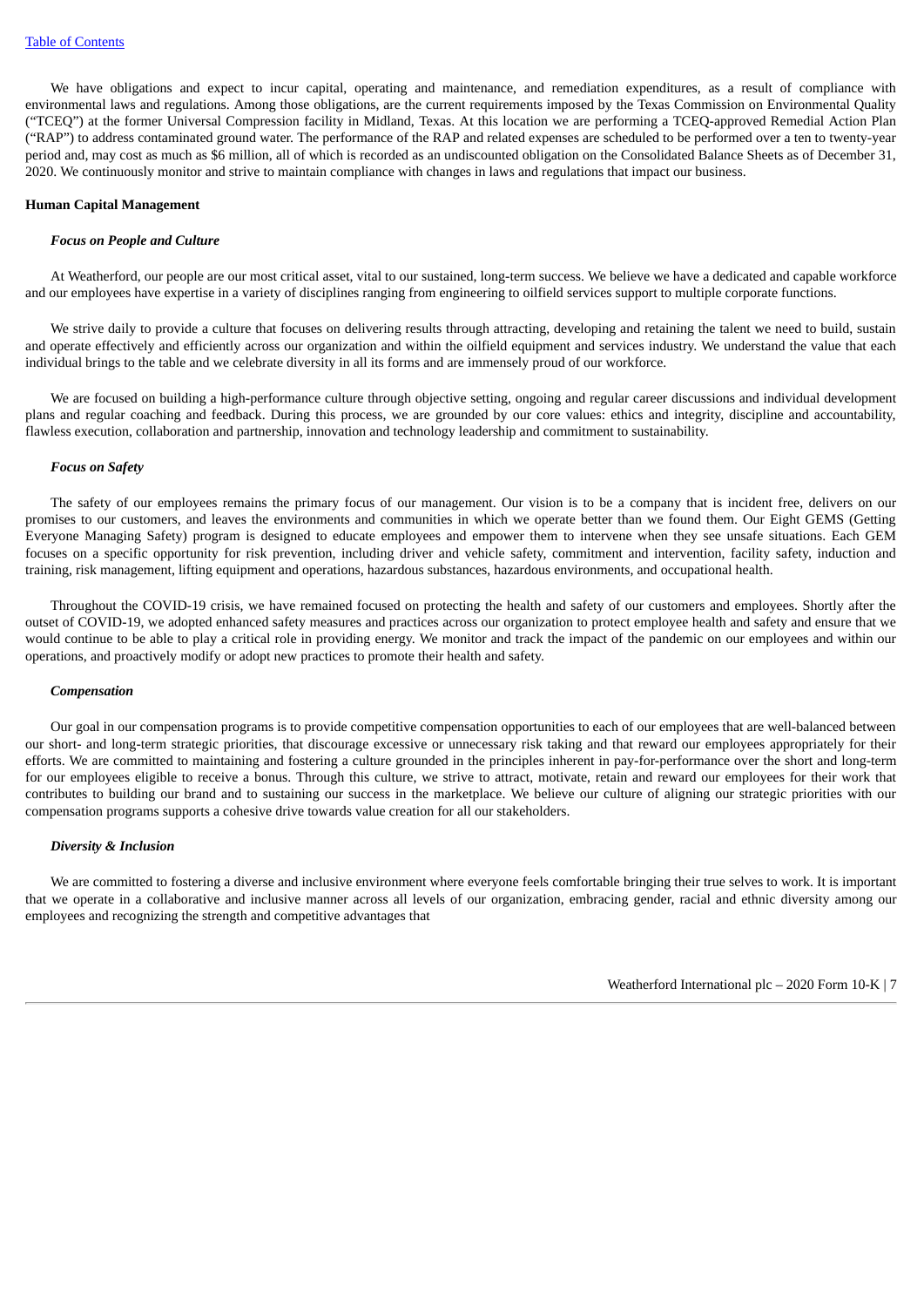We have obligations and expect to incur capital, operating and maintenance, and remediation expenditures, as a result of compliance with environmental laws and regulations. Among those obligations, are the current requirements imposed by the Texas Commission on Environmental Quality ("TCEQ") at the former Universal Compression facility in Midland, Texas. At this location we are performing a TCEQ-approved Remedial Action Plan ("RAP") to address contaminated ground water. The performance of the RAP and related expenses are scheduled to be performed over a ten to twenty-year period and, may cost as much as $6 million, all of which is recorded as an undiscounted obligation on the Consolidated Balance Sheets as of December 31, 2020. We continuously monitor and strive to maintain compliance with changes in laws and regulations that impact our business.

**Human Capital Management**

***Focus on People and Culture***

At Weatherford, our people are our most critical asset, vital to our sustained, long-term success. We believe we have a dedicated and capable workforce and our employees have expertise in a variety of disciplines ranging from engineering to oilfield services support to multiple corporate functions.

We strive daily to provide a culture that focuses on delivering results through attracting, developing and retaining the talent we need to build, sustain and operate effectively and efficiently across our organization and within the oilfield equipment and services industry. We understand the value that each individual brings to the table and we celebrate diversity in all its forms and are immensely proud of our workforce.

We are focused on building a high-performance culture through objective setting, ongoing and regular career discussions and individual development plans and regular coaching and feedback. During this process, we are grounded by our core values: ethics and integrity, discipline and accountability, flawless execution, collaboration and partnership, innovation and technology leadership and commitment to sustainability.

***Focus on Safety***

The safety of our employees remains the primary focus of our management. Our vision is to be a company that is incident free, delivers on our promises to our customers, and leaves the environments and communities in which we operate better than we found them. Our Eight GEMS (Getting Everyone Managing Safety) program is designed to educate employees and empower them to intervene when they see unsafe situations. Each GEM focuses on a specific opportunity for risk prevention, including driver and vehicle safety, commitment and intervention, facility safety, induction and training, risk management, lifting equipment and operations, hazardous substances, hazardous environments, and occupational health.

Throughout the COVID-19 crisis, we have remained focused on protecting the health and safety of our customers and employees. Shortly after the outset of COVID-19, we adopted enhanced safety measures and practices across our organization to protect employee health and safety and ensure that we would continue to be able to play a critical role in providing energy. We monitor and track the impact of the pandemic on our employees and within our operations, and proactively modify or adopt new practices to promote their health and safety.

***Compensation***

Our goal in our compensation programs is to provide competitive compensation opportunities to each of our employees that are well-balanced between our short- and long-term strategic priorities, that discourage excessive or unnecessary risk taking and that reward our employees appropriately for their efforts. We are committed to maintaining and fostering a culture grounded in the principles inherent in pay-for-performance over the short and long-term for our employees eligible to receive a bonus. Through this culture, we strive to attract, motivate, retain and reward our employees for their work that contributes to building our brand and to sustaining our success in the marketplace. We believe our culture of aligning our strategic priorities with our compensation programs supports a cohesive drive towards value creation for all our stakeholders.

***Diversity & Inclusion***

We are committed to fostering a diverse and inclusive environment where everyone feels comfortable bringing their true selves to work. It is important that we operate in a collaborative and inclusive manner across all levels of our organization, embracing gender, racial and ethnic diversity among our employees and recognizing the strength and competitive advantages that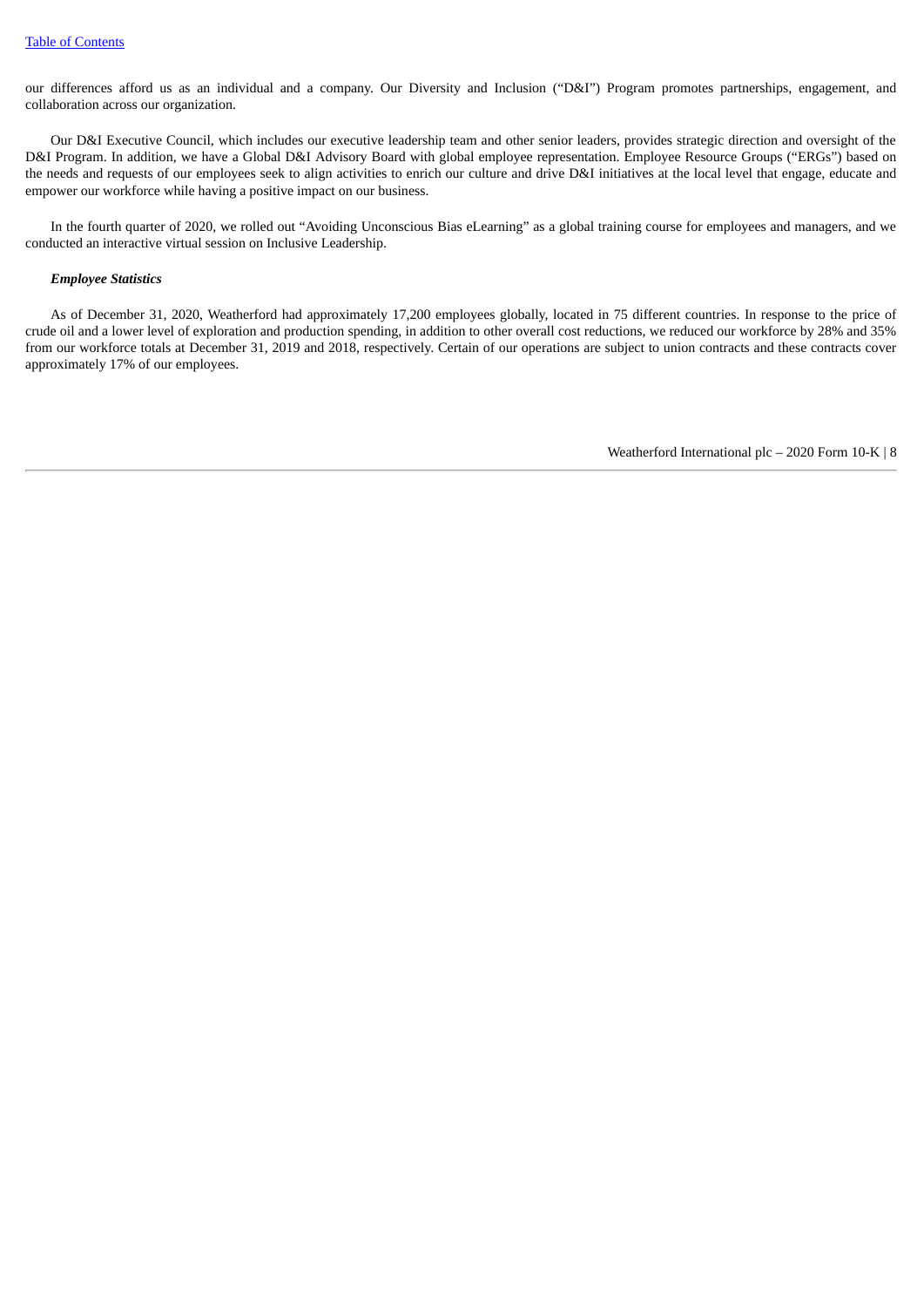our differences afford us as an individual and a company. Our Diversity and Inclusion ("D&I") Program promotes partnerships, engagement, and collaboration across our organization.

Our D&I Executive Council, which includes our executive leadership team and other senior leaders, provides strategic direction and oversight of the D&I Program. In addition, we have a Global D&I Advisory Board with global employee representation. Employee Resource Groups ("ERGs") based on the needs and requests of our employees seek to align activities to enrich our culture and drive D&I initiatives at the local level that engage, educate and empower our workforce while having a positive impact on our business.

In the fourth quarter of 2020, we rolled out "Avoiding Unconscious Bias eLearning" as a global training course for employees and managers, and we conducted an interactive virtual session on Inclusive Leadership.

***Employee Statistics***

As of December 31, 2020, Weatherford had approximately 17,200 employees globally, located in 75 different countries. In response to the price of crude oil and a lower level of exploration and production spending, in addition to other overall cost reductions, we reduced our workforce by 28% and 35% from our workforce totals at December 31, 2019 and 2018, respectively. Certain of our operations are subject to union contracts and these contracts cover approximately 17% of our employees.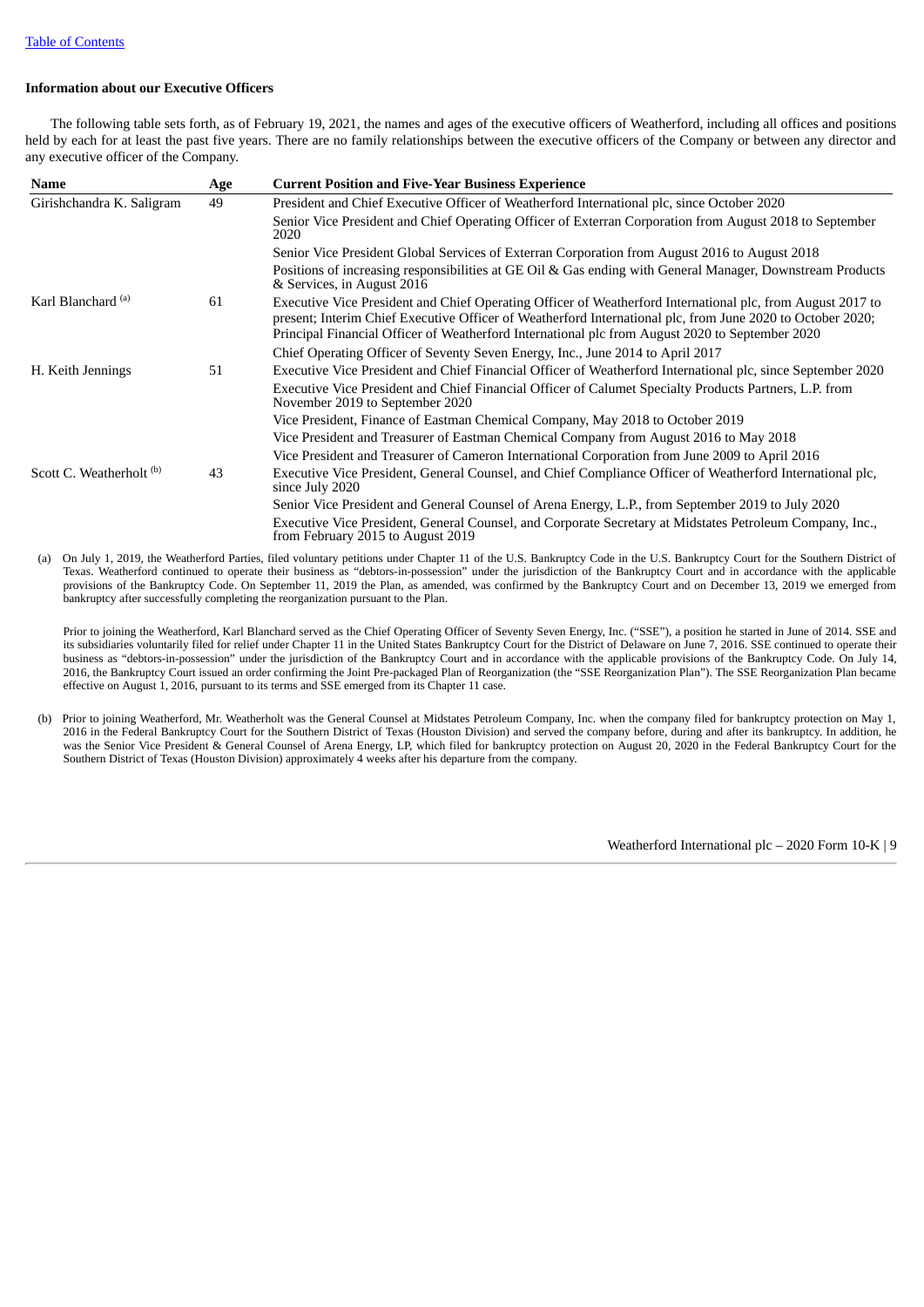Table of Contents

**Information about our Executive Officers**

The following table sets forth, as of February 19, 2021, the names and ages of the executive officers of Weatherford, including all offices and positions held by each for at least the past five years. There are no family relationships between the executive officers of the Company or between any director and any executive officer of the Company.

| Name | Age | Current Position and Five-Year Business Experience |
|---|---|---|
| Girishchandra K. Saligram | 49 | President and Chief Executive Officer of Weatherford International plc, since October 2020 |
| | | Senior Vice President and Chief Operating Officer of Exterran Corporation from August 2018 to September 2020 |
| | | Senior Vice President Global Services of Exterran Corporation from August 2016 to August 2018 |
| | | Positions of increasing responsibilities at GE Oil & Gas ending with General Manager, Downstream Products & Services, in August 2016 |
| Karl Blanchard [(a)] | 61 | Executive Vice President and Chief Operating Officer of Weatherford International plc, from August 2017 to present; Interim Chief Executive Officer of Weatherford International plc, from June 2020 to October 2020; Principal Financial Officer of Weatherford International plc from August 2020 to September 2020 |
| | | Chief Operating Officer of Seventy Seven Energy, Inc., June 2014 to April 2017 |
| H. Keith Jennings | 51 | Executive Vice President and Chief Financial Officer of Weatherford International plc, since September 2020 |
| | | Executive Vice President and Chief Financial Officer of Calumet Specialty Products Partners, L.P. from November 2019 to September 2020 |
| | | Vice President, Finance of Eastman Chemical Company, May 2018 to October 2019 |
| | | Vice President and Treasurer of Eastman Chemical Company from August 2016 to May 2018 |
| | | Vice President and Treasurer of Cameron International Corporation from June 2009 to April 2016 |
| Scott C. Weatherholt [(b)] | 43 | Executive Vice President, General Counsel, and Chief Compliance Officer of Weatherford International plc, since July 2020 |
| | | Senior Vice President and General Counsel of Arena Energy, L.P., from September 2019 to July 2020 |
| | | Executive Vice President, General Counsel, and Corporate Secretary at Midstates Petroleum Company, Inc., from February 2015 to August 2019 |

(a) On July 1, 2019, the Weatherford Parties, filed voluntary petitions under Chapter 11 of the U.S. Bankruptcy Code in the U.S. Bankruptcy Court for the Southern District of Texas. Weatherford continued to operate their business as "debtors-in-possession" under the jurisdiction of the Bankruptcy Court and in accordance with the applicable provisions of the Bankruptcy Code. On September 11, 2019 the Plan, as amended, was confirmed by the Bankruptcy Court and on December 13, 2019 we emerged from bankruptcy after successfully completing the reorganization pursuant to the Plan.

Prior to joining the Weatherford, Karl Blanchard served as the Chief Operating Officer of Seventy Seven Energy, Inc. ("SSE"), a position he started in June of 2014. SSE and its subsidiaries voluntarily filed for relief under Chapter 11 in the United States Bankruptcy Court for the District of Delaware on June 7, 2016. SSE continued to operate their business as "debtors-in-possession" under the jurisdiction of the Bankruptcy Court and in accordance with the applicable provisions of the Bankruptcy Code. On July 14, 2016, the Bankruptcy Court issued an order confirming the Joint Pre-packaged Plan of Reorganization (the "SSE Reorganization Plan"). The SSE Reorganization Plan became effective on August 1, 2016, pursuant to its terms and SSE emerged from its Chapter 11 case.

(b) Prior to joining Weatherford, Mr. Weatherholt was the General Counsel at Midstates Petroleum Company, Inc. when the company filed for bankruptcy protection on May 1, 2016 in the Federal Bankruptcy Court for the Southern District of Texas (Houston Division) and served the company before, during and after its bankruptcy. In addition, he was the Senior Vice President & General Counsel of Arena Energy, LP, which filed for bankruptcy protection on August 20, 2020 in the Federal Bankruptcy Court for the Southern District of Texas (Houston Division) approximately 4 weeks after his departure from the company.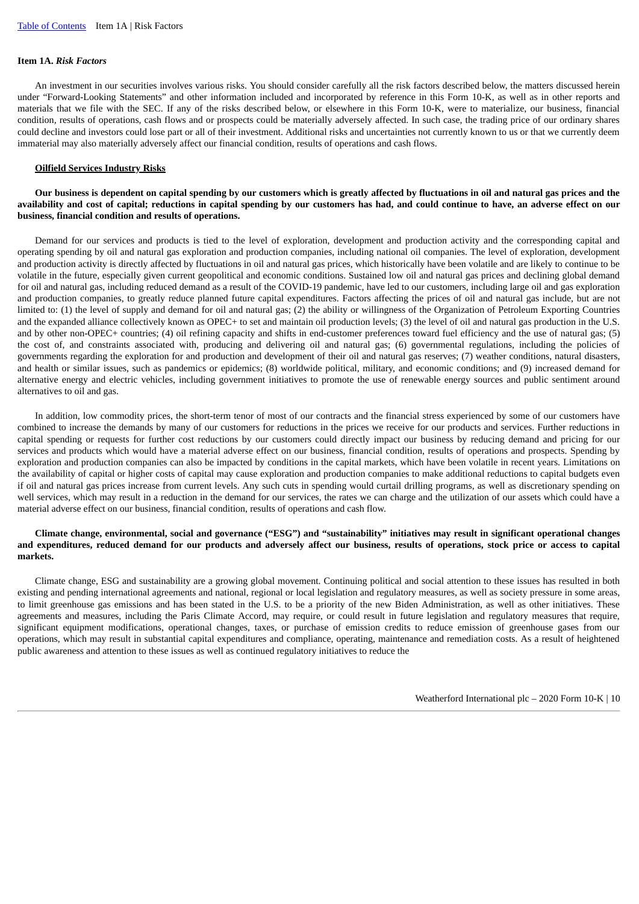## Item 1A. *Risk Factors*

An investment in our securities involves various risks. You should consider carefully all the risk factors described below, the matters discussed herein under "Forward-Looking Statements" and other information included and incorporated by reference in this Form 10-K, as well as in other reports and materials that we file with the SEC. If any of the risks described below, or elsewhere in this Form 10-K, were to materialize, our business, financial condition, results of operations, cash flows and or prospects could be materially adversely affected. In such case, the trading price of our ordinary shares could decline and investors could lose part or all of their investment. Additional risks and uncertainties not currently known to us or that we currently deem immaterial may also materially adversely affect our financial condition, results of operations and cash flows.

### Oilfield Services Industry Risks

**Our business is dependent on capital spending by our customers which is greatly affected by fluctuations in oil and natural gas prices and the availability and cost of capital; reductions in capital spending by our customers has had, and could continue to have, an adverse effect on our business, financial condition and results of operations.**

Demand for our services and products is tied to the level of exploration, development and production activity and the corresponding capital and operating spending by oil and natural gas exploration and production companies, including national oil companies. The level of exploration, development and production activity is directly affected by fluctuations in oil and natural gas prices, which historically have been volatile and are likely to continue to be volatile in the future, especially given current geopolitical and economic conditions. Sustained low oil and natural gas prices and declining global demand for oil and natural gas, including reduced demand as a result of the COVID-19 pandemic, have led to our customers, including large oil and gas exploration and production companies, to greatly reduce planned future capital expenditures. Factors affecting the prices of oil and natural gas include, but are not limited to: (1) the level of supply and demand for oil and natural gas; (2) the ability or willingness of the Organization of Petroleum Exporting Countries and the expanded alliance collectively known as OPEC+ to set and maintain oil production levels; (3) the level of oil and natural gas production in the U.S. and by other non-OPEC+ countries; (4) oil refining capacity and shifts in end-customer preferences toward fuel efficiency and the use of natural gas; (5) the cost of, and constraints associated with, producing and delivering oil and natural gas; (6) governmental regulations, including the policies of governments regarding the exploration for and production and development of their oil and natural gas reserves; (7) weather conditions, natural disasters, and health or similar issues, such as pandemics or epidemics; (8) worldwide political, military, and economic conditions; and (9) increased demand for alternative energy and electric vehicles, including government initiatives to promote the use of renewable energy sources and public sentiment around alternatives to oil and gas.

In addition, low commodity prices, the short-term tenor of most of our contracts and the financial stress experienced by some of our customers have combined to increase the demands by many of our customers for reductions in the prices we receive for our products and services. Further reductions in capital spending or requests for further cost reductions by our customers could directly impact our business by reducing demand and pricing for our services and products which would have a material adverse effect on our business, financial condition, results of operations and prospects. Spending by exploration and production companies can also be impacted by conditions in the capital markets, which have been volatile in recent years. Limitations on the availability of capital or higher costs of capital may cause exploration and production companies to make additional reductions to capital budgets even if oil and natural gas prices increase from current levels. Any such cuts in spending would curtail drilling programs, as well as discretionary spending on well services, which may result in a reduction in the demand for our services, the rates we can charge and the utilization of our assets which could have a material adverse effect on our business, financial condition, results of operations and cash flow.

**Climate change, environmental, social and governance ("ESG") and "sustainability" initiatives may result in significant operational changes and expenditures, reduced demand for our products and adversely affect our business, results of operations, stock price or access to capital markets.**

Climate change, ESG and sustainability are a growing global movement. Continuing political and social attention to these issues has resulted in both existing and pending international agreements and national, regional or local legislation and regulatory measures, as well as society pressure in some areas, to limit greenhouse gas emissions and has been stated in the U.S. to be a priority of the new Biden Administration, as well as other initiatives. These agreements and measures, including the Paris Climate Accord, may require, or could result in future legislation and regulatory measures that require, significant equipment modifications, operational changes, taxes, or purchase of emission credits to reduce emission of greenhouse gases from our operations, which may result in substantial capital expenditures and compliance, operating, maintenance and remediation costs. As a result of heightened public awareness and attention to these issues as well as continued regulatory initiatives to reduce the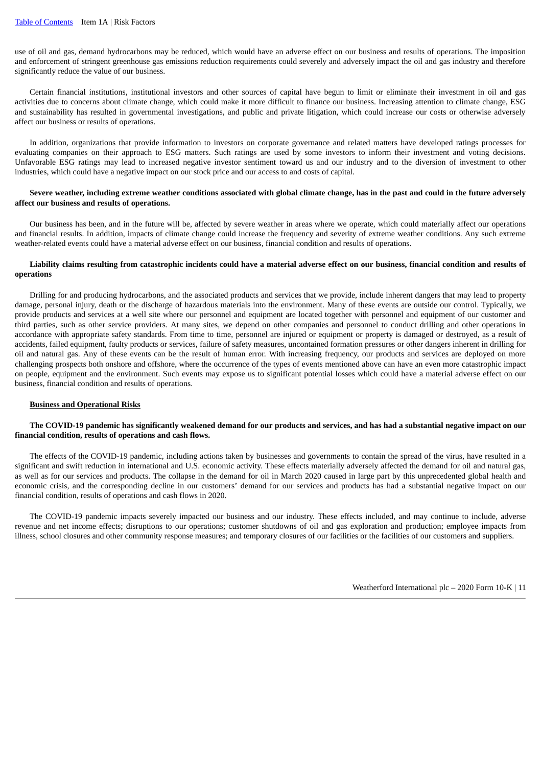use of oil and gas, demand hydrocarbons may be reduced, which would have an adverse effect on our business and results of operations. The imposition and enforcement of stringent greenhouse gas emissions reduction requirements could severely and adversely impact the oil and gas industry and therefore significantly reduce the value of our business.

Certain financial institutions, institutional investors and other sources of capital have begun to limit or eliminate their investment in oil and gas activities due to concerns about climate change, which could make it more difficult to finance our business. Increasing attention to climate change, ESG and sustainability has resulted in governmental investigations, and public and private litigation, which could increase our costs or otherwise adversely affect our business or results of operations.

In addition, organizations that provide information to investors on corporate governance and related matters have developed ratings processes for evaluating companies on their approach to ESG matters. Such ratings are used by some investors to inform their investment and voting decisions. Unfavorable ESG ratings may lead to increased negative investor sentiment toward us and our industry and to the diversion of investment to other industries, which could have a negative impact on our stock price and our access to and costs of capital.

**Severe weather, including extreme weather conditions associated with global climate change, has in the past and could in the future adversely affect our business and results of operations.**

Our business has been, and in the future will be, affected by severe weather in areas where we operate, which could materially affect our operations and financial results. In addition, impacts of climate change could increase the frequency and severity of extreme weather conditions. Any such extreme weather-related events could have a material adverse effect on our business, financial condition and results of operations.

**Liability claims resulting from catastrophic incidents could have a material adverse effect on our business, financial condition and results of operations**

Drilling for and producing hydrocarbons, and the associated products and services that we provide, include inherent dangers that may lead to property damage, personal injury, death or the discharge of hazardous materials into the environment. Many of these events are outside our control. Typically, we provide products and services at a well site where our personnel and equipment are located together with personnel and equipment of our customer and third parties, such as other service providers. At many sites, we depend on other companies and personnel to conduct drilling and other operations in accordance with appropriate safety standards. From time to time, personnel are injured or equipment or property is damaged or destroyed, as a result of accidents, failed equipment, faulty products or services, failure of safety measures, uncontained formation pressures or other dangers inherent in drilling for oil and natural gas. Any of these events can be the result of human error. With increasing frequency, our products and services are deployed on more challenging prospects both onshore and offshore, where the occurrence of the types of events mentioned above can have an even more catastrophic impact on people, equipment and the environment. Such events may expose us to significant potential losses which could have a material adverse effect on our business, financial condition and results of operations.

**Business and Operational Risks**

**The COVID-19 pandemic has significantly weakened demand for our products and services, and has had a substantial negative impact on our financial condition, results of operations and cash flows.**

The effects of the COVID-19 pandemic, including actions taken by businesses and governments to contain the spread of the virus, have resulted in a significant and swift reduction in international and U.S. economic activity. These effects materially adversely affected the demand for oil and natural gas, as well as for our services and products. The collapse in the demand for oil in March 2020 caused in large part by this unprecedented global health and economic crisis, and the corresponding decline in our customers' demand for our services and products has had a substantial negative impact on our financial condition, results of operations and cash flows in 2020.

The COVID-19 pandemic impacts severely impacted our business and our industry. These effects included, and may continue to include, adverse revenue and net income effects; disruptions to our operations; customer shutdowns of oil and gas exploration and production; employee impacts from illness, school closures and other community response measures; and temporary closures of our facilities or the facilities of our customers and suppliers.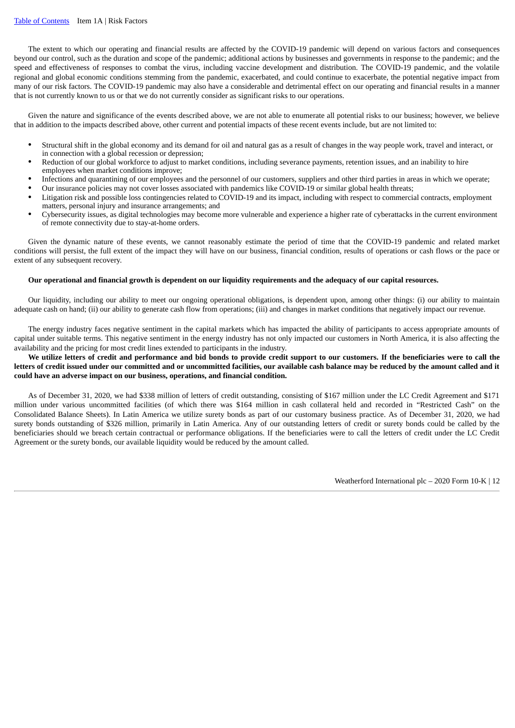The extent to which our operating and financial results are affected by the COVID-19 pandemic will depend on various factors and consequences beyond our control, such as the duration and scope of the pandemic; additional actions by businesses and governments in response to the pandemic; and the speed and effectiveness of responses to combat the virus, including vaccine development and distribution. The COVID-19 pandemic, and the volatile regional and global economic conditions stemming from the pandemic, exacerbated, and could continue to exacerbate, the potential negative impact from many of our risk factors. The COVID-19 pandemic may also have a considerable and detrimental effect on our operating and financial results in a manner that is not currently known to us or that we do not currently consider as significant risks to our operations.

Given the nature and significance of the events described above, we are not able to enumerate all potential risks to our business; however, we believe that in addition to the impacts described above, other current and potential impacts of these recent events include, but are not limited to:

- Structural shift in the global economy and its demand for oil and natural gas as a result of changes in the way people work, travel and interact, or in connection with a global recession or depression;
- Reduction of our global workforce to adjust to market conditions, including severance payments, retention issues, and an inability to hire employees when market conditions improve;
- Infections and quarantining of our employees and the personnel of our customers, suppliers and other third parties in areas in which we operate;
- Our insurance policies may not cover losses associated with pandemics like COVID-19 or similar global health threats;
- Litigation risk and possible loss contingencies related to COVID-19 and its impact, including with respect to commercial contracts, employment matters, personal injury and insurance arrangements; and
- Cybersecurity issues, as digital technologies may become more vulnerable and experience a higher rate of cyberattacks in the current environment of remote connectivity due to stay-at-home orders.

Given the dynamic nature of these events, we cannot reasonably estimate the period of time that the COVID-19 pandemic and related market conditions will persist, the full extent of the impact they will have on our business, financial condition, results of operations or cash flows or the pace or extent of any subsequent recovery.

**Our operational and financial growth is dependent on our liquidity requirements and the adequacy of our capital resources.**

Our liquidity, including our ability to meet our ongoing operational obligations, is dependent upon, among other things: (i) our ability to maintain adequate cash on hand; (ii) our ability to generate cash flow from operations; (iii) and changes in market conditions that negatively impact our revenue.

The energy industry faces negative sentiment in the capital markets which has impacted the ability of participants to access appropriate amounts of capital under suitable terms. This negative sentiment in the energy industry has not only impacted our customers in North America, it is also affecting the availability and the pricing for most credit lines extended to participants in the industry.

**We utilize letters of credit and performance and bid bonds to provide credit support to our customers. If the beneficiaries were to call the letters of credit issued under our committed and or uncommitted facilities, our available cash balance may be reduced by the amount called and it could have an adverse impact on our business, operations, and financial condition.**

As of December 31, 2020, we had $338 million of letters of credit outstanding, consisting of $167 million under the LC Credit Agreement and $171 million under various uncommitted facilities (of which there was $164 million in cash collateral held and recorded in "Restricted Cash" on the Consolidated Balance Sheets). In Latin America we utilize surety bonds as part of our customary business practice. As of December 31, 2020, we had surety bonds outstanding of $326 million, primarily in Latin America. Any of our outstanding letters of credit or surety bonds could be called by the beneficiaries should we breach certain contractual or performance obligations. If the beneficiaries were to call the letters of credit under the LC Credit Agreement or the surety bonds, our available liquidity would be reduced by the amount called.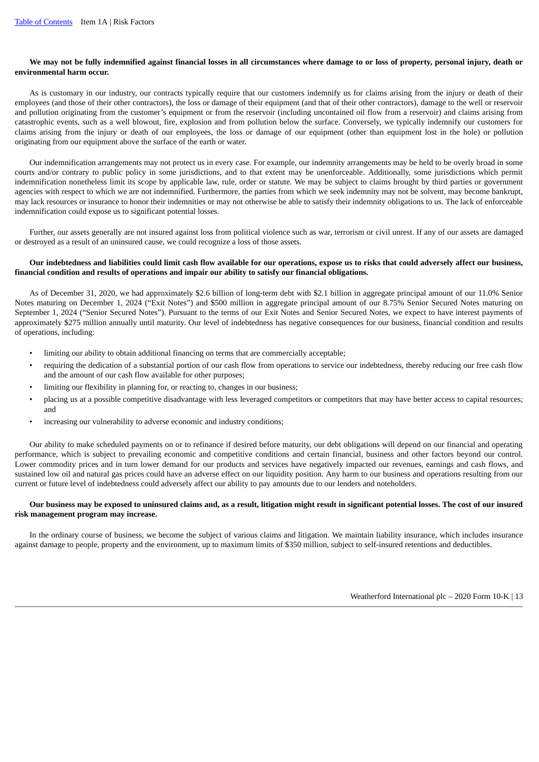**We may not be fully indemnified against financial losses in all circumstances where damage to or loss of property, personal injury, death or environmental harm occur.**

As is customary in our industry, our contracts typically require that our customers indemnify us for claims arising from the injury or death of their employees (and those of their other contractors), the loss or damage of their equipment (and that of their other contractors), damage to the well or reservoir and pollution originating from the customer's equipment or from the reservoir (including uncontained oil flow from a reservoir) and claims arising from catastrophic events, such as a well blowout, fire, explosion and from pollution below the surface. Conversely, we typically indemnify our customers for claims arising from the injury or death of our employees, the loss or damage of our equipment (other than equipment lost in the hole) or pollution originating from our equipment above the surface of the earth or water.

Our indemnification arrangements may not protect us in every case. For example, our indemnity arrangements may be held to be overly broad in some courts and/or contrary to public policy in some jurisdictions, and to that extent may be unenforceable. Additionally, some jurisdictions which permit indemnification nonetheless limit its scope by applicable law, rule, order or statute. We may be subject to claims brought by third parties or government agencies with respect to which we are not indemnified. Furthermore, the parties from which we seek indemnity may not be solvent, may become bankrupt, may lack resources or insurance to honor their indemnities or may not otherwise be able to satisfy their indemnity obligations to us. The lack of enforceable indemnification could expose us to significant potential losses.

Further, our assets generally are not insured against loss from political violence such as war, terrorism or civil unrest. If any of our assets are damaged or destroyed as a result of an uninsured cause, we could recognize a loss of those assets.

**Our indebtedness and liabilities could limit cash flow available for our operations, expose us to risks that could adversely affect our business, financial condition and results of operations and impair our ability to satisfy our financial obligations.**

As of December 31, 2020, we had approximately $2.6 billion of long-term debt with $2.1 billion in aggregate principal amount of our 11.0% Senior Notes maturing on December 1, 2024 ("Exit Notes") and $500 million in aggregate principal amount of our 8.75% Senior Secured Notes maturing on September 1, 2024 ("Senior Secured Notes"). Pursuant to the terms of our Exit Notes and Senior Secured Notes, we expect to have interest payments of approximately $275 million annually until maturity. Our level of indebtedness has negative consequences for our business, financial condition and results of operations, including:

- limiting our ability to obtain additional financing on terms that are commercially acceptable;
- requiring the dedication of a substantial portion of our cash flow from operations to service our indebtedness, thereby reducing our free cash flow and the amount of our cash flow available for other purposes;
- limiting our flexibility in planning for, or reacting to, changes in our business;
- placing us at a possible competitive disadvantage with less leveraged competitors or competitors that may have better access to capital resources; and
- increasing our vulnerability to adverse economic and industry conditions;

Our ability to make scheduled payments on or to refinance if desired before maturity, our debt obligations will depend on our financial and operating performance, which is subject to prevailing economic and competitive conditions and certain financial, business and other factors beyond our control. Lower commodity prices and in turn lower demand for our products and services have negatively impacted our revenues, earnings and cash flows, and sustained low oil and natural gas prices could have an adverse effect on our liquidity position. Any harm to our business and operations resulting from our current or future level of indebtedness could adversely affect our ability to pay amounts due to our lenders and noteholders.

**Our business may be exposed to uninsured claims and, as a result, litigation might result in significant potential losses. The cost of our insured risk management program may increase.**

In the ordinary course of business, we become the subject of various claims and litigation. We maintain liability insurance, which includes insurance against damage to people, property and the environment, up to maximum limits of $350 million, subject to self-insured retentions and deductibles.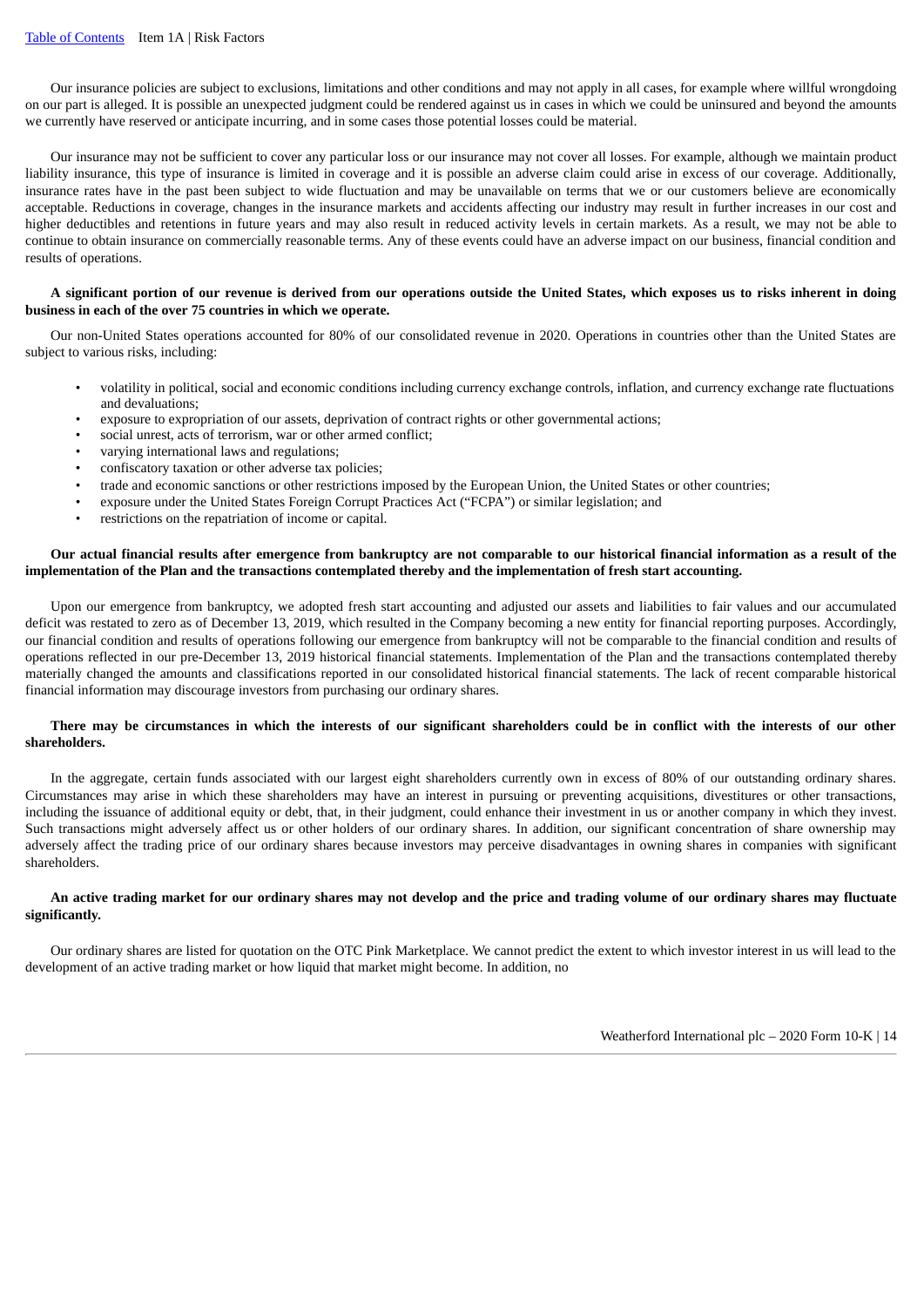Our insurance policies are subject to exclusions, limitations and other conditions and may not apply in all cases, for example where willful wrongdoing on our part is alleged. It is possible an unexpected judgment could be rendered against us in cases in which we could be uninsured and beyond the amounts we currently have reserved or anticipate incurring, and in some cases those potential losses could be material.

Our insurance may not be sufficient to cover any particular loss or our insurance may not cover all losses. For example, although we maintain product liability insurance, this type of insurance is limited in coverage and it is possible an adverse claim could arise in excess of our coverage. Additionally, insurance rates have in the past been subject to wide fluctuation and may be unavailable on terms that we or our customers believe are economically acceptable. Reductions in coverage, changes in the insurance markets and accidents affecting our industry may result in further increases in our cost and higher deductibles and retentions in future years and may also result in reduced activity levels in certain markets. As a result, we may not be able to continue to obtain insurance on commercially reasonable terms. Any of these events could have an adverse impact on our business, financial condition and results of operations.

**A significant portion of our revenue is derived from our operations outside the United States, which exposes us to risks inherent in doing business in each of the over 75 countries in which we operate.**

Our non-United States operations accounted for 80% of our consolidated revenue in 2020. Operations in countries other than the United States are subject to various risks, including:

- volatility in political, social and economic conditions including currency exchange controls, inflation, and currency exchange rate fluctuations and devaluations;
- exposure to expropriation of our assets, deprivation of contract rights or other governmental actions;
- social unrest, acts of terrorism, war or other armed conflict;
- varying international laws and regulations;
- confiscatory taxation or other adverse tax policies;
- trade and economic sanctions or other restrictions imposed by the European Union, the United States or other countries;
- exposure under the United States Foreign Corrupt Practices Act ("FCPA") or similar legislation; and
- restrictions on the repatriation of income or capital.

**Our actual financial results after emergence from bankruptcy are not comparable to our historical financial information as a result of the implementation of the Plan and the transactions contemplated thereby and the implementation of fresh start accounting.**

Upon our emergence from bankruptcy, we adopted fresh start accounting and adjusted our assets and liabilities to fair values and our accumulated deficit was restated to zero as of December 13, 2019, which resulted in the Company becoming a new entity for financial reporting purposes. Accordingly, our financial condition and results of operations following our emergence from bankruptcy will not be comparable to the financial condition and results of operations reflected in our pre-December 13, 2019 historical financial statements. Implementation of the Plan and the transactions contemplated thereby materially changed the amounts and classifications reported in our consolidated historical financial statements. The lack of recent comparable historical financial information may discourage investors from purchasing our ordinary shares.

**There may be circumstances in which the interests of our significant shareholders could be in conflict with the interests of our other shareholders.**

In the aggregate, certain funds associated with our largest eight shareholders currently own in excess of 80% of our outstanding ordinary shares. Circumstances may arise in which these shareholders may have an interest in pursuing or preventing acquisitions, divestitures or other transactions, including the issuance of additional equity or debt, that, in their judgment, could enhance their investment in us or another company in which they invest. Such transactions might adversely affect us or other holders of our ordinary shares. In addition, our significant concentration of share ownership may adversely affect the trading price of our ordinary shares because investors may perceive disadvantages in owning shares in companies with significant shareholders.

**An active trading market for our ordinary shares may not develop and the price and trading volume of our ordinary shares may fluctuate significantly.**

Our ordinary shares are listed for quotation on the OTC Pink Marketplace. We cannot predict the extent to which investor interest in us will lead to the development of an active trading market or how liquid that market might become. In addition, no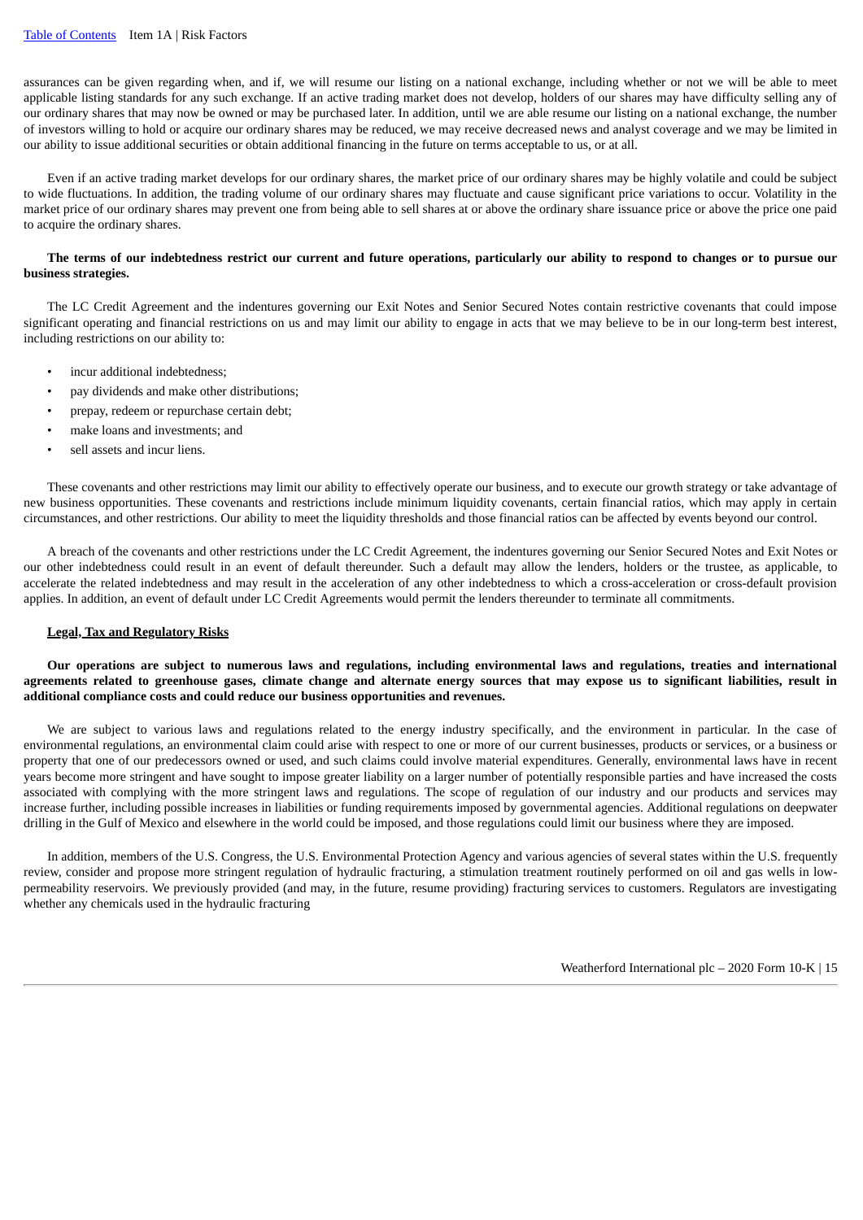assurances can be given regarding when, and if, we will resume our listing on a national exchange, including whether or not we will be able to meet applicable listing standards for any such exchange. If an active trading market does not develop, holders of our shares may have difficulty selling any of our ordinary shares that may now be owned or may be purchased later. In addition, until we are able resume our listing on a national exchange, the number of investors willing to hold or acquire our ordinary shares may be reduced, we may receive decreased news and analyst coverage and we may be limited in our ability to issue additional securities or obtain additional financing in the future on terms acceptable to us, or at all.

Even if an active trading market develops for our ordinary shares, the market price of our ordinary shares may be highly volatile and could be subject to wide fluctuations. In addition, the trading volume of our ordinary shares may fluctuate and cause significant price variations to occur. Volatility in the market price of our ordinary shares may prevent one from being able to sell shares at or above the ordinary share issuance price or above the price one paid to acquire the ordinary shares.

**The terms of our indebtedness restrict our current and future operations, particularly our ability to respond to changes or to pursue our business strategies.**

The LC Credit Agreement and the indentures governing our Exit Notes and Senior Secured Notes contain restrictive covenants that could impose significant operating and financial restrictions on us and may limit our ability to engage in acts that we may believe to be in our long-term best interest, including restrictions on our ability to:

- incur additional indebtedness;
- pay dividends and make other distributions;
- prepay, redeem or repurchase certain debt;
- make loans and investments; and
- sell assets and incur liens.

These covenants and other restrictions may limit our ability to effectively operate our business, and to execute our growth strategy or take advantage of new business opportunities. These covenants and restrictions include minimum liquidity covenants, certain financial ratios, which may apply in certain circumstances, and other restrictions. Our ability to meet the liquidity thresholds and those financial ratios can be affected by events beyond our control.

A breach of the covenants and other restrictions under the LC Credit Agreement, the indentures governing our Senior Secured Notes and Exit Notes or our other indebtedness could result in an event of default thereunder. Such a default may allow the lenders, holders or the trustee, as applicable, to accelerate the related indebtedness and may result in the acceleration of any other indebtedness to which a cross-acceleration or cross-default provision applies. In addition, an event of default under LC Credit Agreements would permit the lenders thereunder to terminate all commitments.

## Legal, Tax and Regulatory Risks

**Our operations are subject to numerous laws and regulations, including environmental laws and regulations, treaties and international agreements related to greenhouse gases, climate change and alternate energy sources that may expose us to significant liabilities, result in additional compliance costs and could reduce our business opportunities and revenues.**

We are subject to various laws and regulations related to the energy industry specifically, and the environment in particular. In the case of environmental regulations, an environmental claim could arise with respect to one or more of our current businesses, products or services, or a business or property that one of our predecessors owned or used, and such claims could involve material expenditures. Generally, environmental laws have in recent years become more stringent and have sought to impose greater liability on a larger number of potentially responsible parties and have increased the costs associated with complying with the more stringent laws and regulations. The scope of regulation of our industry and our products and services may increase further, including possible increases in liabilities or funding requirements imposed by governmental agencies. Additional regulations on deepwater drilling in the Gulf of Mexico and elsewhere in the world could be imposed, and those regulations could limit our business where they are imposed.

In addition, members of the U.S. Congress, the U.S. Environmental Protection Agency and various agencies of several states within the U.S. frequently review, consider and propose more stringent regulation of hydraulic fracturing, a stimulation treatment routinely performed on oil and gas wells in low-permeability reservoirs. We previously provided (and may, in the future, resume providing) fracturing services to customers. Regulators are investigating whether any chemicals used in the hydraulic fracturing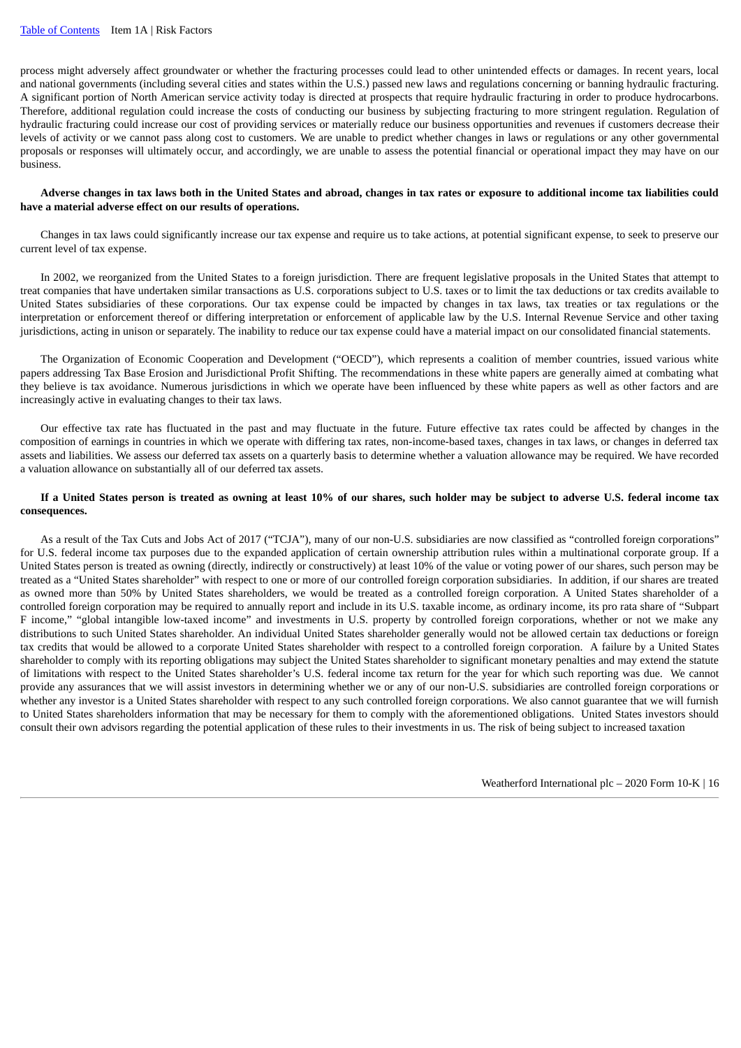process might adversely affect groundwater or whether the fracturing processes could lead to other unintended effects or damages. In recent years, local and national governments (including several cities and states within the U.S.) passed new laws and regulations concerning or banning hydraulic fracturing. A significant portion of North American service activity today is directed at prospects that require hydraulic fracturing in order to produce hydrocarbons. Therefore, additional regulation could increase the costs of conducting our business by subjecting fracturing to more stringent regulation. Regulation of hydraulic fracturing could increase our cost of providing services or materially reduce our business opportunities and revenues if customers decrease their levels of activity or we cannot pass along cost to customers. We are unable to predict whether changes in laws or regulations or any other governmental proposals or responses will ultimately occur, and accordingly, we are unable to assess the potential financial or operational impact they may have on our business.

**Adverse changes in tax laws both in the United States and abroad, changes in tax rates or exposure to additional income tax liabilities could have a material adverse effect on our results of operations.**

Changes in tax laws could significantly increase our tax expense and require us to take actions, at potential significant expense, to seek to preserve our current level of tax expense.

In 2002, we reorganized from the United States to a foreign jurisdiction. There are frequent legislative proposals in the United States that attempt to treat companies that have undertaken similar transactions as U.S. corporations subject to U.S. taxes or to limit the tax deductions or tax credits available to United States subsidiaries of these corporations. Our tax expense could be impacted by changes in tax laws, tax treaties or tax regulations or the interpretation or enforcement thereof or differing interpretation or enforcement of applicable law by the U.S. Internal Revenue Service and other taxing jurisdictions, acting in unison or separately. The inability to reduce our tax expense could have a material impact on our consolidated financial statements.

The Organization of Economic Cooperation and Development ("OECD"), which represents a coalition of member countries, issued various white papers addressing Tax Base Erosion and Jurisdictional Profit Shifting. The recommendations in these white papers are generally aimed at combating what they believe is tax avoidance. Numerous jurisdictions in which we operate have been influenced by these white papers as well as other factors and are increasingly active in evaluating changes to their tax laws.

Our effective tax rate has fluctuated in the past and may fluctuate in the future. Future effective tax rates could be affected by changes in the composition of earnings in countries in which we operate with differing tax rates, non-income-based taxes, changes in tax laws, or changes in deferred tax assets and liabilities. We assess our deferred tax assets on a quarterly basis to determine whether a valuation allowance may be required. We have recorded a valuation allowance on substantially all of our deferred tax assets.

**If a United States person is treated as owning at least 10% of our shares, such holder may be subject to adverse U.S. federal income tax consequences.**

As a result of the Tax Cuts and Jobs Act of 2017 ("TCJA"), many of our non-U.S. subsidiaries are now classified as "controlled foreign corporations" for U.S. federal income tax purposes due to the expanded application of certain ownership attribution rules within a multinational corporate group. If a United States person is treated as owning (directly, indirectly or constructively) at least 10% of the value or voting power of our shares, such person may be treated as a "United States shareholder" with respect to one or more of our controlled foreign corporation subsidiaries. In addition, if our shares are treated as owned more than 50% by United States shareholders, we would be treated as a controlled foreign corporation. A United States shareholder of a controlled foreign corporation may be required to annually report and include in its U.S. taxable income, as ordinary income, its pro rata share of "Subpart F income," "global intangible low-taxed income" and investments in U.S. property by controlled foreign corporations, whether or not we make any distributions to such United States shareholder. An individual United States shareholder generally would not be allowed certain tax deductions or foreign tax credits that would be allowed to a corporate United States shareholder with respect to a controlled foreign corporation. A failure by a United States shareholder to comply with its reporting obligations may subject the United States shareholder to significant monetary penalties and may extend the statute of limitations with respect to the United States shareholder's U.S. federal income tax return for the year for which such reporting was due. We cannot provide any assurances that we will assist investors in determining whether we or any of our non-U.S. subsidiaries are controlled foreign corporations or whether any investor is a United States shareholder with respect to any such controlled foreign corporations. We also cannot guarantee that we will furnish to United States shareholders information that may be necessary for them to comply with the aforementioned obligations. United States investors should consult their own advisors regarding the potential application of these rules to their investments in us. The risk of being subject to increased taxation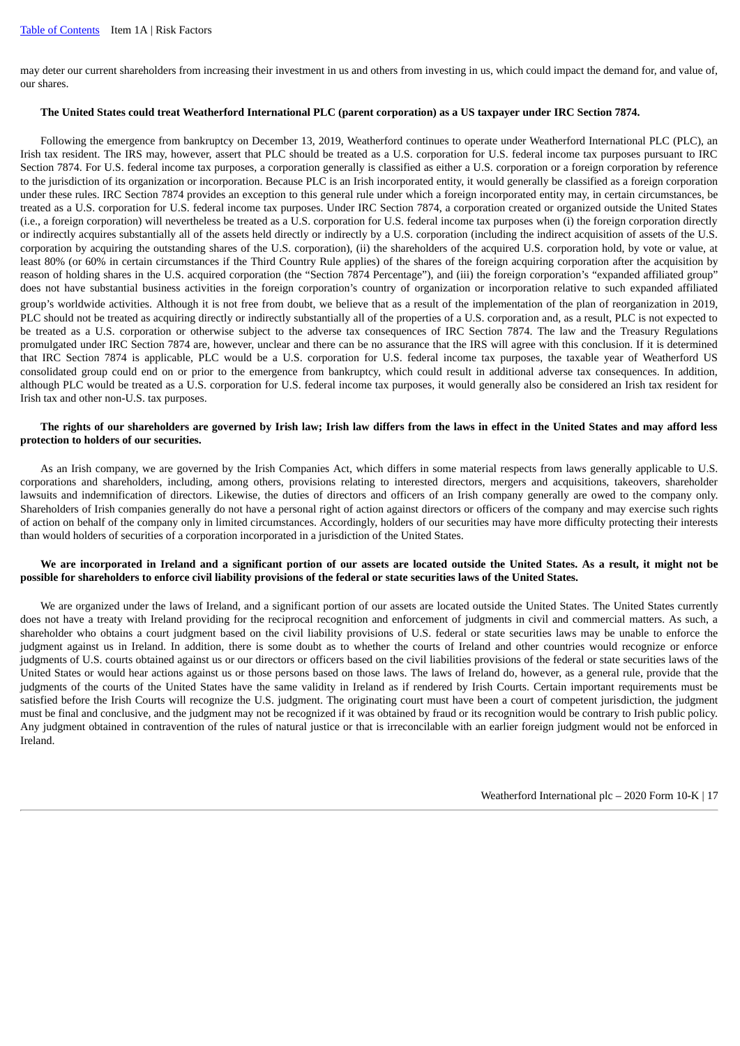may deter our current shareholders from increasing their investment in us and others from investing in us, which could impact the demand for, and value of, our shares.

**The United States could treat Weatherford International PLC (parent corporation) as a US taxpayer under IRC Section 7874.**

Following the emergence from bankruptcy on December 13, 2019, Weatherford continues to operate under Weatherford International PLC (PLC), an Irish tax resident. The IRS may, however, assert that PLC should be treated as a U.S. corporation for U.S. federal income tax purposes pursuant to IRC Section 7874. For U.S. federal income tax purposes, a corporation generally is classified as either a U.S. corporation or a foreign corporation by reference to the jurisdiction of its organization or incorporation. Because PLC is an Irish incorporated entity, it would generally be classified as a foreign corporation under these rules. IRC Section 7874 provides an exception to this general rule under which a foreign incorporated entity may, in certain circumstances, be treated as a U.S. corporation for U.S. federal income tax purposes. Under IRC Section 7874, a corporation created or organized outside the United States (i.e., a foreign corporation) will nevertheless be treated as a U.S. corporation for U.S. federal income tax purposes when (i) the foreign corporation directly or indirectly acquires substantially all of the assets held directly or indirectly by a U.S. corporation (including the indirect acquisition of assets of the U.S. corporation by acquiring the outstanding shares of the U.S. corporation), (ii) the shareholders of the acquired U.S. corporation hold, by vote or value, at least 80% (or 60% in certain circumstances if the Third Country Rule applies) of the shares of the foreign acquiring corporation after the acquisition by reason of holding shares in the U.S. acquired corporation (the "Section 7874 Percentage"), and (iii) the foreign corporation's "expanded affiliated group" does not have substantial business activities in the foreign corporation's country of organization or incorporation relative to such expanded affiliated group's worldwide activities. Although it is not free from doubt, we believe that as a result of the implementation of the plan of reorganization in 2019, PLC should not be treated as acquiring directly or indirectly substantially all of the properties of a U.S. corporation and, as a result, PLC is not expected to be treated as a U.S. corporation or otherwise subject to the adverse tax consequences of IRC Section 7874. The law and the Treasury Regulations promulgated under IRC Section 7874 are, however, unclear and there can be no assurance that the IRS will agree with this conclusion. If it is determined that IRC Section 7874 is applicable, PLC would be a U.S. corporation for U.S. federal income tax purposes, the taxable year of Weatherford US consolidated group could end on or prior to the emergence from bankruptcy, which could result in additional adverse tax consequences. In addition, although PLC would be treated as a U.S. corporation for U.S. federal income tax purposes, it would generally also be considered an Irish tax resident for Irish tax and other non-U.S. tax purposes.

**The rights of our shareholders are governed by Irish law; Irish law differs from the laws in effect in the United States and may afford less protection to holders of our securities.**

As an Irish company, we are governed by the Irish Companies Act, which differs in some material respects from laws generally applicable to U.S. corporations and shareholders, including, among others, provisions relating to interested directors, mergers and acquisitions, takeovers, shareholder lawsuits and indemnification of directors. Likewise, the duties of directors and officers of an Irish company generally are owed to the company only. Shareholders of Irish companies generally do not have a personal right of action against directors or officers of the company and may exercise such rights of action on behalf of the company only in limited circumstances. Accordingly, holders of our securities may have more difficulty protecting their interests than would holders of securities of a corporation incorporated in a jurisdiction of the United States.

**We are incorporated in Ireland and a significant portion of our assets are located outside the United States. As a result, it might not be possible for shareholders to enforce civil liability provisions of the federal or state securities laws of the United States.**

We are organized under the laws of Ireland, and a significant portion of our assets are located outside the United States. The United States currently does not have a treaty with Ireland providing for the reciprocal recognition and enforcement of judgments in civil and commercial matters. As such, a shareholder who obtains a court judgment based on the civil liability provisions of U.S. federal or state securities laws may be unable to enforce the judgment against us in Ireland. In addition, there is some doubt as to whether the courts of Ireland and other countries would recognize or enforce judgments of U.S. courts obtained against us or our directors or officers based on the civil liabilities provisions of the federal or state securities laws of the United States or would hear actions against us or those persons based on those laws. The laws of Ireland do, however, as a general rule, provide that the judgments of the courts of the United States have the same validity in Ireland as if rendered by Irish Courts. Certain important requirements must be satisfied before the Irish Courts will recognize the U.S. judgment. The originating court must have been a court of competent jurisdiction, the judgment must be final and conclusive, and the judgment may not be recognized if it was obtained by fraud or its recognition would be contrary to Irish public policy. Any judgment obtained in contravention of the rules of natural justice or that is irreconcilable with an earlier foreign judgment would not be enforced in Ireland.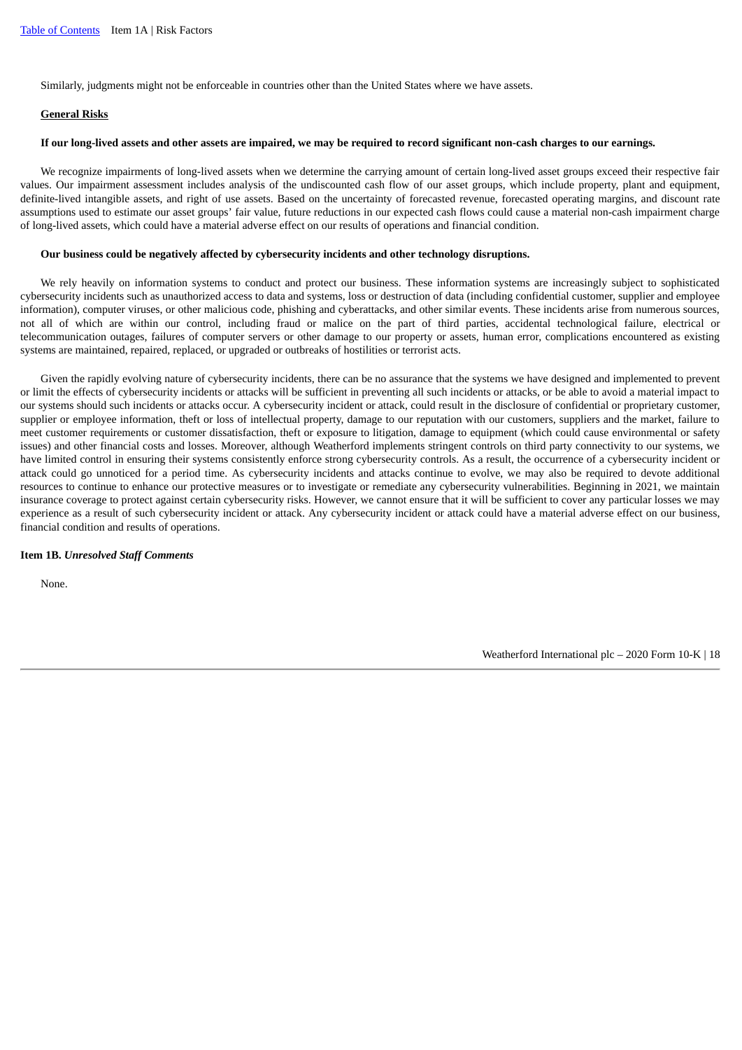Similarly, judgments might not be enforceable in countries other than the United States where we have assets.

## General Risks

**If our long-lived assets and other assets are impaired, we may be required to record significant non-cash charges to our earnings.**

We recognize impairments of long-lived assets when we determine the carrying amount of certain long-lived asset groups exceed their respective fair values. Our impairment assessment includes analysis of the undiscounted cash flow of our asset groups, which include property, plant and equipment, definite-lived intangible assets, and right of use assets. Based on the uncertainty of forecasted revenue, forecasted operating margins, and discount rate assumptions used to estimate our asset groups' fair value, future reductions in our expected cash flows could cause a material non-cash impairment charge of long-lived assets, which could have a material adverse effect on our results of operations and financial condition.

**Our business could be negatively affected by cybersecurity incidents and other technology disruptions.**

We rely heavily on information systems to conduct and protect our business. These information systems are increasingly subject to sophisticated cybersecurity incidents such as unauthorized access to data and systems, loss or destruction of data (including confidential customer, supplier and employee information), computer viruses, or other malicious code, phishing and cyberattacks, and other similar events. These incidents arise from numerous sources, not all of which are within our control, including fraud or malice on the part of third parties, accidental technological failure, electrical or telecommunication outages, failures of computer servers or other damage to our property or assets, human error, complications encountered as existing systems are maintained, repaired, replaced, or upgraded or outbreaks of hostilities or terrorist acts.

Given the rapidly evolving nature of cybersecurity incidents, there can be no assurance that the systems we have designed and implemented to prevent or limit the effects of cybersecurity incidents or attacks will be sufficient in preventing all such incidents or attacks, or be able to avoid a material impact to our systems should such incidents or attacks occur. A cybersecurity incident or attack, could result in the disclosure of confidential or proprietary customer, supplier or employee information, theft or loss of intellectual property, damage to our reputation with our customers, suppliers and the market, failure to meet customer requirements or customer dissatisfaction, theft or exposure to litigation, damage to equipment (which could cause environmental or safety issues) and other financial costs and losses. Moreover, although Weatherford implements stringent controls on third party connectivity to our systems, we have limited control in ensuring their systems consistently enforce strong cybersecurity controls. As a result, the occurrence of a cybersecurity incident or attack could go unnoticed for a period time. As cybersecurity incidents and attacks continue to evolve, we may also be required to devote additional resources to continue to enhance our protective measures or to investigate or remediate any cybersecurity vulnerabilities. Beginning in 2021, we maintain insurance coverage to protect against certain cybersecurity risks. However, we cannot ensure that it will be sufficient to cover any particular losses we may experience as a result of such cybersecurity incident or attack. Any cybersecurity incident or attack could have a material adverse effect on our business, financial condition and results of operations.

## Item 1B. *Unresolved Staff Comments*

None.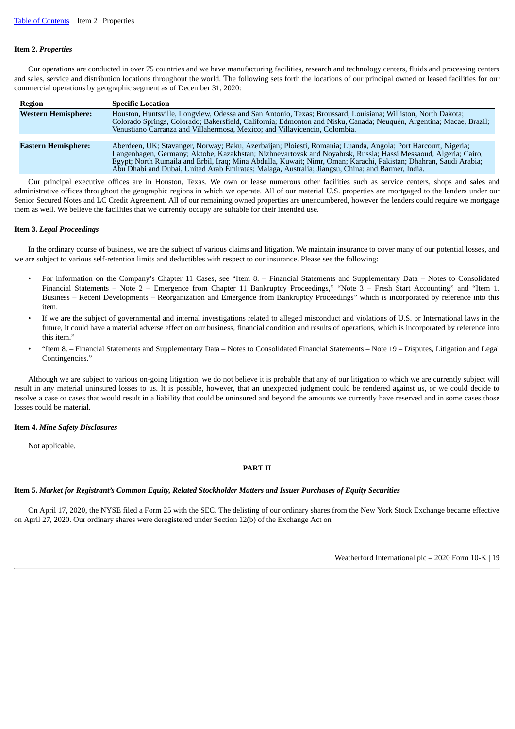### Item 2. *Properties*

Our operations are conducted in over 75 countries and we have manufacturing facilities, research and technology centers, fluids and processing centers and sales, service and distribution locations throughout the world. The following sets forth the locations of our principal owned or leased facilities for our commercial operations by geographic segment as of December 31, 2020:

| Region | Specific Location |
|---|---|
| **Western Hemisphere:** | Houston, Huntsville, Longview, Odessa and San Antonio, Texas; Broussard, Louisiana; Williston, North Dakota; Colorado Springs, Colorado; Bakersfield, California; Edmonton and Nisku, Canada; Neuquén, Argentina; Macae, Brazil; Venustiano Carranza and Villahermosa, Mexico; and Villavicencio, Colombia. |
| **Eastern Hemisphere:** | Aberdeen, UK; Stavanger, Norway; Baku, Azerbaijan; Ploiesti, Romania; Luanda, Angola; Port Harcourt, Nigeria; Langenhagen, Germany; Aktobe, Kazakhstan; Nizhnevartovsk and Noyabrsk, Russia; Hassi Messaoud, Algeria; Cairo, Egypt; North Rumaila and Erbil, Iraq; Mina Abdulla, Kuwait; Nimr, Oman; Karachi, Pakistan; Dhahran, Saudi Arabia; Abu Dhabi and Dubai, United Arab Emirates; Malaga, Australia; Jiangsu, China; and Barmer, India. |

Our principal executive offices are in Houston, Texas. We own or lease numerous other facilities such as service centers, shops and sales and administrative offices throughout the geographic regions in which we operate. All of our material U.S. properties are mortgaged to the lenders under our Senior Secured Notes and LC Credit Agreement. All of our remaining owned properties are unencumbered, however the lenders could require we mortgage them as well. We believe the facilities that we currently occupy are suitable for their intended use.

### Item 3. *Legal Proceedings*

In the ordinary course of business, we are the subject of various claims and litigation. We maintain insurance to cover many of our potential losses, and we are subject to various self-retention limits and deductibles with respect to our insurance. Please see the following:

- For information on the Company's Chapter 11 Cases, see "Item 8. – Financial Statements and Supplementary Data – Notes to Consolidated Financial Statements – Note 2 – Emergence from Chapter 11 Bankruptcy Proceedings," "Note 3 – Fresh Start Accounting" and "Item 1. Business – Recent Developments – Reorganization and Emergence from Bankruptcy Proceedings" which is incorporated by reference into this item.
- If we are the subject of governmental and internal investigations related to alleged misconduct and violations of U.S. or International laws in the future, it could have a material adverse effect on our business, financial condition and results of operations, which is incorporated by reference into this item."
- "Item 8. – Financial Statements and Supplementary Data – Notes to Consolidated Financial Statements – Note 19 – Disputes, Litigation and Legal Contingencies."

Although we are subject to various on-going litigation, we do not believe it is probable that any of our litigation to which we are currently subject will result in any material uninsured losses to us. It is possible, however, that an unexpected judgment could be rendered against us, or we could decide to resolve a case or cases that would result in a liability that could be uninsured and beyond the amounts we currently have reserved and in some cases those losses could be material.

### Item 4. *Mine Safety Disclosures*

Not applicable.

## PART II

### Item 5. *Market for Registrant's Common Equity, Related Stockholder Matters and Issuer Purchases of Equity Securities*

On April 17, 2020, the NYSE filed a Form 25 with the SEC. The delisting of our ordinary shares from the New York Stock Exchange became effective on April 27, 2020. Our ordinary shares were deregistered under Section 12(b) of the Exchange Act on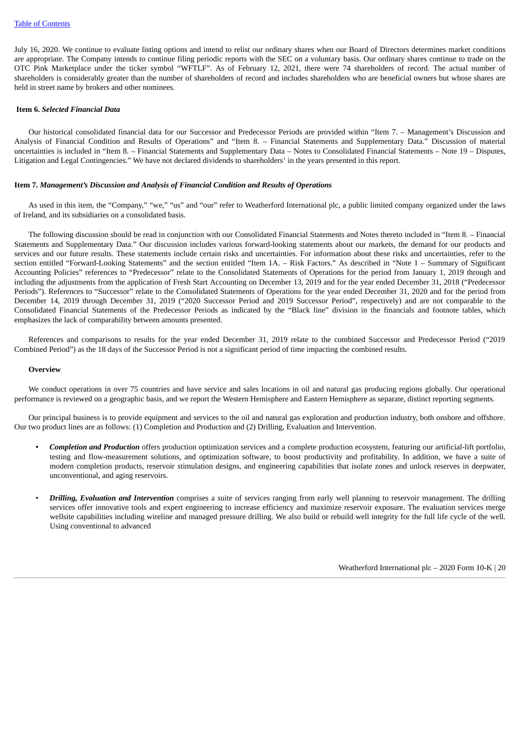July 16, 2020. We continue to evaluate listing options and intend to relist our ordinary shares when our Board of Directors determines market conditions are appropriate. The Company intends to continue filing periodic reports with the SEC on a voluntary basis. Our ordinary shares continue to trade on the OTC Pink Marketplace under the ticker symbol "WFTLF". As of February 12, 2021, there were 74 shareholders of record. The actual number of shareholders is considerably greater than the number of shareholders of record and includes shareholders who are beneficial owners but whose shares are held in street name by brokers and other nominees.

## Item 6. *Selected Financial Data*

Our historical consolidated financial data for our Successor and Predecessor Periods are provided within "Item 7. – Management's Discussion and Analysis of Financial Condition and Results of Operations" and "Item 8. – Financial Statements and Supplementary Data." Discussion of material uncertainties is included in "Item 8. – Financial Statements and Supplementary Data – Notes to Consolidated Financial Statements – Note 19 – Disputes, Litigation and Legal Contingencies." We have not declared dividends to shareholders' in the years presented in this report.

## Item 7. *Management's Discussion and Analysis of Financial Condition and Results of Operations*

As used in this item, the "Company," "we," "us" and "our" refer to Weatherford International plc, a public limited company organized under the laws of Ireland, and its subsidiaries on a consolidated basis.

The following discussion should be read in conjunction with our Consolidated Financial Statements and Notes thereto included in "Item 8. – Financial Statements and Supplementary Data." Our discussion includes various forward-looking statements about our markets, the demand for our products and services and our future results. These statements include certain risks and uncertainties. For information about these risks and uncertainties, refer to the section entitled "Forward-Looking Statements" and the section entitled "Item 1A. – Risk Factors." As described in "Note 1 – Summary of Significant Accounting Policies" references to "Predecessor" relate to the Consolidated Statements of Operations for the period from January 1, 2019 through and including the adjustments from the application of Fresh Start Accounting on December 13, 2019 and for the year ended December 31, 2018 ("Predecessor Periods"). References to "Successor" relate to the Consolidated Statements of Operations for the year ended December 31, 2020 and for the period from December 14, 2019 through December 31, 2019 ("2020 Successor Period and 2019 Successor Period", respectively) and are not comparable to the Consolidated Financial Statements of the Predecessor Periods as indicated by the "Black line" division in the financials and footnote tables, which emphasizes the lack of comparability between amounts presented.

References and comparisons to results for the year ended December 31, 2019 relate to the combined Successor and Predecessor Period ("2019 Combined Period") as the 18 days of the Successor Period is not a significant period of time impacting the combined results.

### Overview

We conduct operations in over 75 countries and have service and sales locations in oil and natural gas producing regions globally. Our operational performance is reviewed on a geographic basis, and we report the Western Hemisphere and Eastern Hemisphere as separate, distinct reporting segments.

Our principal business is to provide equipment and services to the oil and natural gas exploration and production industry, both onshore and offshore. Our two product lines are as follows: (1) Completion and Production and (2) Drilling, Evaluation and Intervention.

- ***Completion and Production*** offers production optimization services and a complete production ecosystem, featuring our artificial-lift portfolio, testing and flow-measurement solutions, and optimization software, to boost productivity and profitability. In addition, we have a suite of modern completion products, reservoir stimulation designs, and engineering capabilities that isolate zones and unlock reserves in deepwater, unconventional, and aging reservoirs.
- ***Drilling, Evaluation and Intervention*** comprises a suite of services ranging from early well planning to reservoir management. The drilling services offer innovative tools and expert engineering to increase efficiency and maximize reservoir exposure. The evaluation services merge wellsite capabilities including wireline and managed pressure drilling. We also build or rebuild well integrity for the full life cycle of the well. Using conventional to advanced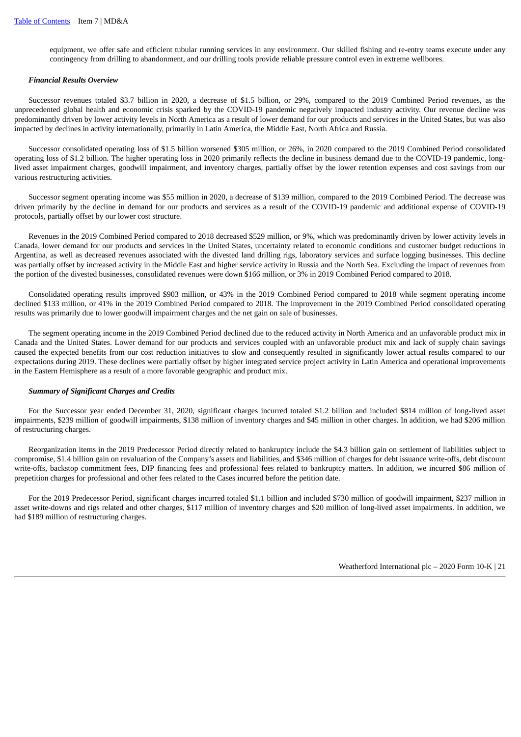equipment, we offer safe and efficient tubular running services in any environment. Our skilled fishing and re-entry teams execute under any contingency from drilling to abandonment, and our drilling tools provide reliable pressure control even in extreme wellbores.

### *Financial Results Overview*

Successor revenues totaled $3.7 billion in 2020, a decrease of $1.5 billion, or 29%, compared to the 2019 Combined Period revenues, as the unprecedented global health and economic crisis sparked by the COVID-19 pandemic negatively impacted industry activity. Our revenue decline was predominantly driven by lower activity levels in North America as a result of lower demand for our products and services in the United States, but was also impacted by declines in activity internationally, primarily in Latin America, the Middle East, North Africa and Russia.

Successor consolidated operating loss of $1.5 billion worsened $305 million, or 26%, in 2020 compared to the 2019 Combined Period consolidated operating loss of $1.2 billion. The higher operating loss in 2020 primarily reflects the decline in business demand due to the COVID-19 pandemic, long-lived asset impairment charges, goodwill impairment, and inventory charges, partially offset by the lower retention expenses and cost savings from our various restructuring activities.

Successor segment operating income was $55 million in 2020, a decrease of $139 million, compared to the 2019 Combined Period. The decrease was driven primarily by the decline in demand for our products and services as a result of the COVID-19 pandemic and additional expense of COVID-19 protocols, partially offset by our lower cost structure.

Revenues in the 2019 Combined Period compared to 2018 decreased $529 million, or 9%, which was predominantly driven by lower activity levels in Canada, lower demand for our products and services in the United States, uncertainty related to economic conditions and customer budget reductions in Argentina, as well as decreased revenues associated with the divested land drilling rigs, laboratory services and surface logging businesses. This decline was partially offset by increased activity in the Middle East and higher service activity in Russia and the North Sea. Excluding the impact of revenues from the portion of the divested businesses, consolidated revenues were down $166 million, or 3% in 2019 Combined Period compared to 2018.

Consolidated operating results improved $903 million, or 43% in the 2019 Combined Period compared to 2018 while segment operating income declined $133 million, or 41% in the 2019 Combined Period compared to 2018. The improvement in the 2019 Combined Period consolidated operating results was primarily due to lower goodwill impairment charges and the net gain on sale of businesses.

The segment operating income in the 2019 Combined Period declined due to the reduced activity in North America and an unfavorable product mix in Canada and the United States. Lower demand for our products and services coupled with an unfavorable product mix and lack of supply chain savings caused the expected benefits from our cost reduction initiatives to slow and consequently resulted in significantly lower actual results compared to our expectations during 2019. These declines were partially offset by higher integrated service project activity in Latin America and operational improvements in the Eastern Hemisphere as a result of a more favorable geographic and product mix.

### *Summary of Significant Charges and Credits*

For the Successor year ended December 31, 2020, significant charges incurred totaled $1.2 billion and included $814 million of long-lived asset impairments, $239 million of goodwill impairments, $138 million of inventory charges and $45 million in other charges. In addition, we had $206 million of restructuring charges.

Reorganization items in the 2019 Predecessor Period directly related to bankruptcy include the $4.3 billion gain on settlement of liabilities subject to compromise, $1.4 billion gain on revaluation of the Company's assets and liabilities, and $346 million of charges for debt issuance write-offs, debt discount write-offs, backstop commitment fees, DIP financing fees and professional fees related to bankruptcy matters. In addition, we incurred $86 million of prepetition charges for professional and other fees related to the Cases incurred before the petition date.

For the 2019 Predecessor Period, significant charges incurred totaled $1.1 billion and included $730 million of goodwill impairment, $237 million in asset write-downs and rigs related and other charges, $117 million of inventory charges and $20 million of long-lived asset impairments. In addition, we had $189 million of restructuring charges.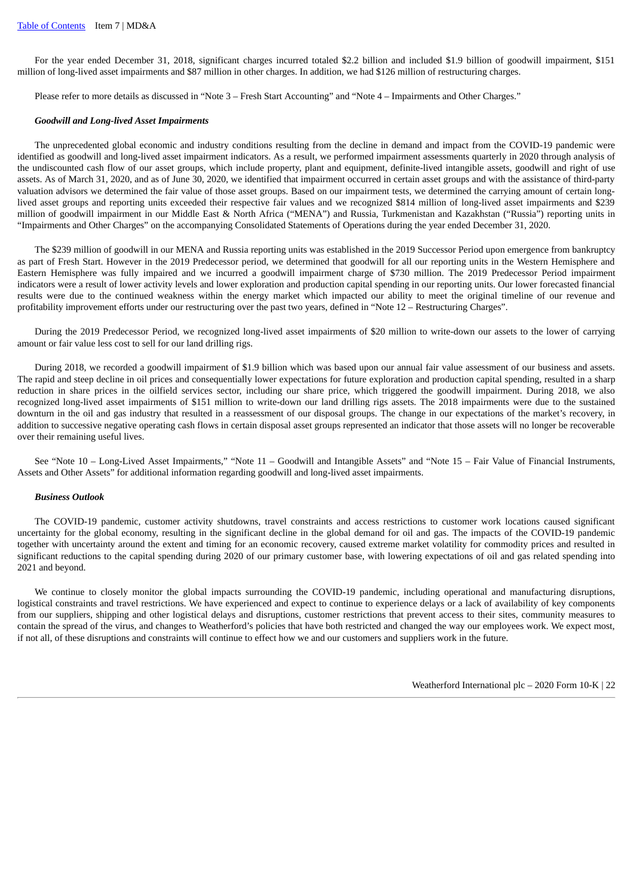For the year ended December 31, 2018, significant charges incurred totaled $2.2 billion and included $1.9 billion of goodwill impairment, $151 million of long-lived asset impairments and $87 million in other charges. In addition, we had $126 million of restructuring charges.

Please refer to more details as discussed in "Note 3 – Fresh Start Accounting" and "Note 4 – Impairments and Other Charges."

***Goodwill and Long-lived Asset Impairments***

The unprecedented global economic and industry conditions resulting from the decline in demand and impact from the COVID-19 pandemic were identified as goodwill and long-lived asset impairment indicators. As a result, we performed impairment assessments quarterly in 2020 through analysis of the undiscounted cash flow of our asset groups, which include property, plant and equipment, definite-lived intangible assets, goodwill and right of use assets. As of March 31, 2020, and as of June 30, 2020, we identified that impairment occurred in certain asset groups and with the assistance of third-party valuation advisors we determined the fair value of those asset groups. Based on our impairment tests, we determined the carrying amount of certain long-lived asset groups and reporting units exceeded their respective fair values and we recognized $814 million of long-lived asset impairments and $239 million of goodwill impairment in our Middle East & North Africa ("MENA") and Russia, Turkmenistan and Kazakhstan ("Russia") reporting units in "Impairments and Other Charges" on the accompanying Consolidated Statements of Operations during the year ended December 31, 2020.

The $239 million of goodwill in our MENA and Russia reporting units was established in the 2019 Successor Period upon emergence from bankruptcy as part of Fresh Start. However in the 2019 Predecessor period, we determined that goodwill for all our reporting units in the Western Hemisphere and Eastern Hemisphere was fully impaired and we incurred a goodwill impairment charge of $730 million. The 2019 Predecessor Period impairment indicators were a result of lower activity levels and lower exploration and production capital spending in our reporting units. Our lower forecasted financial results were due to the continued weakness within the energy market which impacted our ability to meet the original timeline of our revenue and profitability improvement efforts under our restructuring over the past two years, defined in "Note 12 – Restructuring Charges".

During the 2019 Predecessor Period, we recognized long-lived asset impairments of $20 million to write-down our assets to the lower of carrying amount or fair value less cost to sell for our land drilling rigs.

During 2018, we recorded a goodwill impairment of $1.9 billion which was based upon our annual fair value assessment of our business and assets. The rapid and steep decline in oil prices and consequentially lower expectations for future exploration and production capital spending, resulted in a sharp reduction in share prices in the oilfield services sector, including our share price, which triggered the goodwill impairment. During 2018, we also recognized long-lived asset impairments of $151 million to write-down our land drilling rigs assets. The 2018 impairments were due to the sustained downturn in the oil and gas industry that resulted in a reassessment of our disposal groups. The change in our expectations of the market's recovery, in addition to successive negative operating cash flows in certain disposal asset groups represented an indicator that those assets will no longer be recoverable over their remaining useful lives.

See "Note 10 – Long-Lived Asset Impairments," "Note 11 – Goodwill and Intangible Assets" and "Note 15 – Fair Value of Financial Instruments, Assets and Other Assets" for additional information regarding goodwill and long-lived asset impairments.

***Business Outlook***

The COVID-19 pandemic, customer activity shutdowns, travel constraints and access restrictions to customer work locations caused significant uncertainty for the global economy, resulting in the significant decline in the global demand for oil and gas. The impacts of the COVID-19 pandemic together with uncertainty around the extent and timing for an economic recovery, caused extreme market volatility for commodity prices and resulted in significant reductions to the capital spending during 2020 of our primary customer base, with lowering expectations of oil and gas related spending into 2021 and beyond.

We continue to closely monitor the global impacts surrounding the COVID-19 pandemic, including operational and manufacturing disruptions, logistical constraints and travel restrictions. We have experienced and expect to continue to experience delays or a lack of availability of key components from our suppliers, shipping and other logistical delays and disruptions, customer restrictions that prevent access to their sites, community measures to contain the spread of the virus, and changes to Weatherford's policies that have both restricted and changed the way our employees work. We expect most, if not all, of these disruptions and constraints will continue to effect how we and our customers and suppliers work in the future.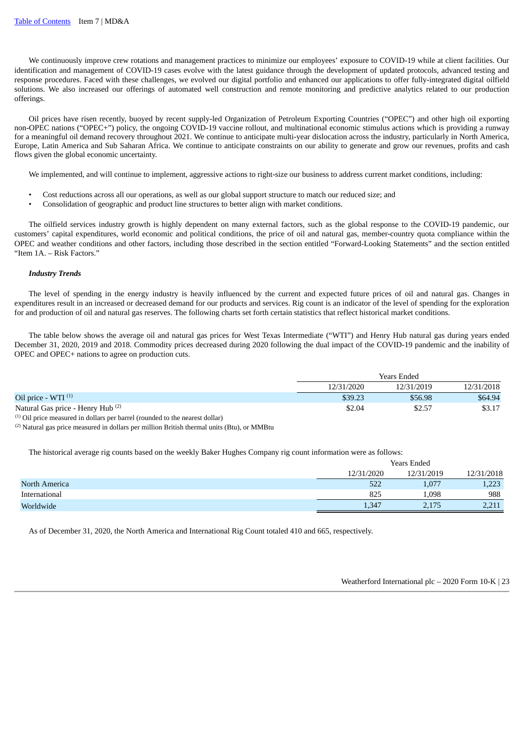We continuously improve crew rotations and management practices to minimize our employees' exposure to COVID-19 while at client facilities. Our identification and management of COVID-19 cases evolve with the latest guidance through the development of updated protocols, advanced testing and response procedures. Faced with these challenges, we evolved our digital portfolio and enhanced our applications to offer fully-integrated digital oilfield solutions. We also increased our offerings of automated well construction and remote monitoring and predictive analytics related to our production offerings.

Oil prices have risen recently, buoyed by recent supply-led Organization of Petroleum Exporting Countries ("OPEC") and other high oil exporting non-OPEC nations ("OPEC+") policy, the ongoing COVID-19 vaccine rollout, and multinational economic stimulus actions which is providing a runway for a meaningful oil demand recovery throughout 2021. We continue to anticipate multi-year dislocation across the industry, particularly in North America, Europe, Latin America and Sub Saharan Africa. We continue to anticipate constraints on our ability to generate and grow our revenues, profits and cash flows given the global economic uncertainty.

We implemented, and will continue to implement, aggressive actions to right-size our business to address current market conditions, including:

- Cost reductions across all our operations, as well as our global support structure to match our reduced size; and
- Consolidation of geographic and product line structures to better align with market conditions.

The oilfield services industry growth is highly dependent on many external factors, such as the global response to the COVID-19 pandemic, our customers' capital expenditures, world economic and political conditions, the price of oil and natural gas, member-country quota compliance within the OPEC and weather conditions and other factors, including those described in the section entitled "Forward-Looking Statements" and the section entitled "Item 1A. – Risk Factors."

***Industry Trends***

The level of spending in the energy industry is heavily influenced by the current and expected future prices of oil and natural gas. Changes in expenditures result in an increased or decreased demand for our products and services. Rig count is an indicator of the level of spending for the exploration for and production of oil and natural gas reserves. The following charts set forth certain statistics that reflect historical market conditions.

The table below shows the average oil and natural gas prices for West Texas Intermediate ("WTI") and Henry Hub natural gas during years ended December 31, 2020, 2019 and 2018. Commodity prices decreased during 2020 following the dual impact of the COVID-19 pandemic and the inability of OPEC and OPEC+ nations to agree on production cuts.

| | Years Ended | | |
|---|---|---|---|
| | 12/31/2020 | 12/31/2019 | 12/31/2018 |
| Oil price - WTI [1] | $39.23 | $56.98 | $64.94 |
| Natural Gas price - Henry Hub [2] | $2.04 | $2.57 | $3.17 |

[1] Oil price measured in dollars per barrel (rounded to the nearest dollar)

[2] Natural gas price measured in dollars per million British thermal units (Btu), or MMBtu

The historical average rig counts based on the weekly Baker Hughes Company rig count information were as follows:

| | Years Ended | | |
|---|---|---|---|
| | 12/31/2020 | 12/31/2019 | 12/31/2018 |
| North America | 522 | 1,077 | 1,223 |
| International | 825 | 1,098 | 988 |
| Worldwide | 1,347 | 2,175 | 2,211 |

As of December 31, 2020, the North America and International Rig Count totaled 410 and 665, respectively.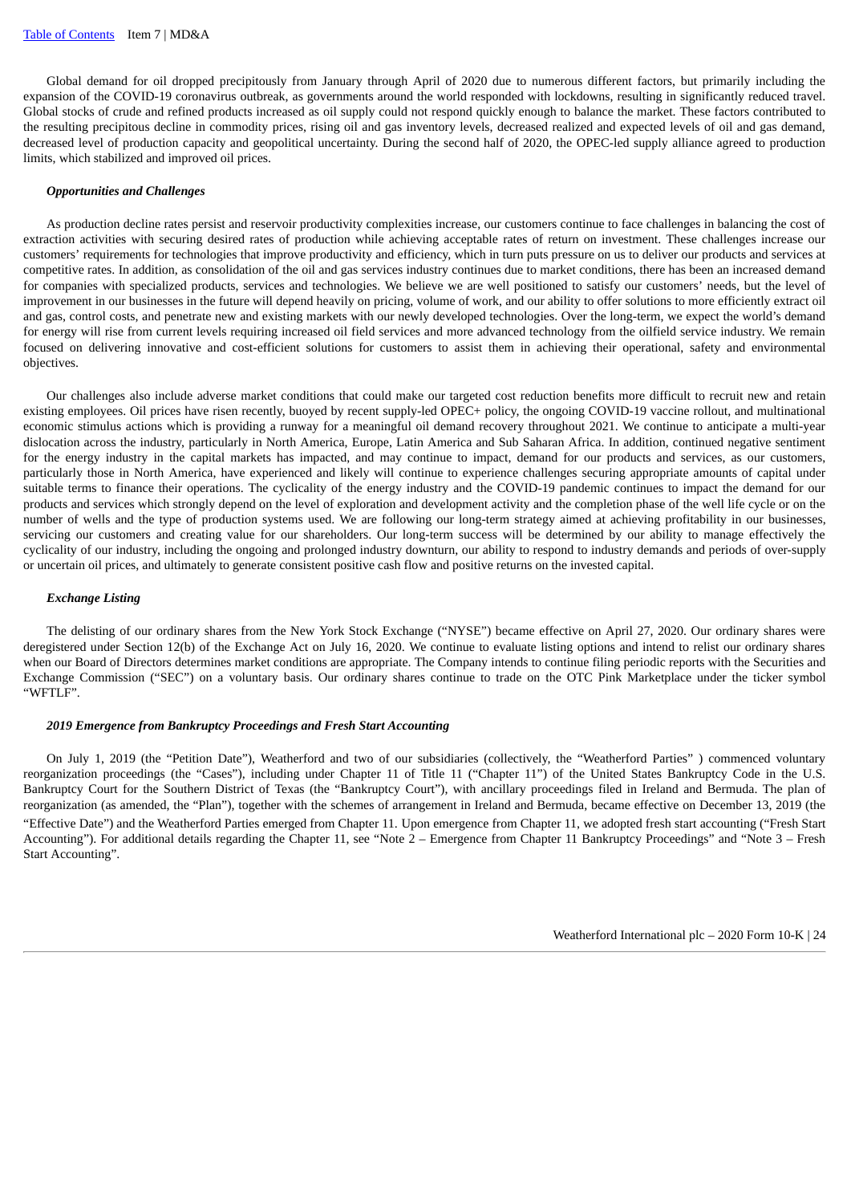Global demand for oil dropped precipitously from January through April of 2020 due to numerous different factors, but primarily including the expansion of the COVID-19 coronavirus outbreak, as governments around the world responded with lockdowns, resulting in significantly reduced travel. Global stocks of crude and refined products increased as oil supply could not respond quickly enough to balance the market. These factors contributed to the resulting precipitous decline in commodity prices, rising oil and gas inventory levels, decreased realized and expected levels of oil and gas demand, decreased level of production capacity and geopolitical uncertainty. During the second half of 2020, the OPEC-led supply alliance agreed to production limits, which stabilized and improved oil prices.

***Opportunities and Challenges***

As production decline rates persist and reservoir productivity complexities increase, our customers continue to face challenges in balancing the cost of extraction activities with securing desired rates of production while achieving acceptable rates of return on investment. These challenges increase our customers' requirements for technologies that improve productivity and efficiency, which in turn puts pressure on us to deliver our products and services at competitive rates. In addition, as consolidation of the oil and gas services industry continues due to market conditions, there has been an increased demand for companies with specialized products, services and technologies. We believe we are well positioned to satisfy our customers' needs, but the level of improvement in our businesses in the future will depend heavily on pricing, volume of work, and our ability to offer solutions to more efficiently extract oil and gas, control costs, and penetrate new and existing markets with our newly developed technologies. Over the long-term, we expect the world's demand for energy will rise from current levels requiring increased oil field services and more advanced technology from the oilfield service industry. We remain focused on delivering innovative and cost-efficient solutions for customers to assist them in achieving their operational, safety and environmental objectives.

Our challenges also include adverse market conditions that could make our targeted cost reduction benefits more difficult to recruit new and retain existing employees. Oil prices have risen recently, buoyed by recent supply-led OPEC+ policy, the ongoing COVID-19 vaccine rollout, and multinational economic stimulus actions which is providing a runway for a meaningful oil demand recovery throughout 2021. We continue to anticipate a multi-year dislocation across the industry, particularly in North America, Europe, Latin America and Sub Saharan Africa. In addition, continued negative sentiment for the energy industry in the capital markets has impacted, and may continue to impact, demand for our products and services, as our customers, particularly those in North America, have experienced and likely will continue to experience challenges securing appropriate amounts of capital under suitable terms to finance their operations. The cyclicality of the energy industry and the COVID-19 pandemic continues to impact the demand for our products and services which strongly depend on the level of exploration and development activity and the completion phase of the well life cycle or on the number of wells and the type of production systems used. We are following our long-term strategy aimed at achieving profitability in our businesses, servicing our customers and creating value for our shareholders. Our long-term success will be determined by our ability to manage effectively the cyclicality of our industry, including the ongoing and prolonged industry downturn, our ability to respond to industry demands and periods of over-supply or uncertain oil prices, and ultimately to generate consistent positive cash flow and positive returns on the invested capital.

***Exchange Listing***

The delisting of our ordinary shares from the New York Stock Exchange ("NYSE") became effective on April 27, 2020. Our ordinary shares were deregistered under Section 12(b) of the Exchange Act on July 16, 2020. We continue to evaluate listing options and intend to relist our ordinary shares when our Board of Directors determines market conditions are appropriate. The Company intends to continue filing periodic reports with the Securities and Exchange Commission ("SEC") on a voluntary basis. Our ordinary shares continue to trade on the OTC Pink Marketplace under the ticker symbol "WFTLF".

***2019 Emergence from Bankruptcy Proceedings and Fresh Start Accounting***

On July 1, 2019 (the "Petition Date"), Weatherford and two of our subsidiaries (collectively, the "Weatherford Parties" ) commenced voluntary reorganization proceedings (the "Cases"), including under Chapter 11 of Title 11 ("Chapter 11") of the United States Bankruptcy Code in the U.S. Bankruptcy Court for the Southern District of Texas (the "Bankruptcy Court"), with ancillary proceedings filed in Ireland and Bermuda. The plan of reorganization (as amended, the "Plan"), together with the schemes of arrangement in Ireland and Bermuda, became effective on December 13, 2019 (the "Effective Date") and the Weatherford Parties emerged from Chapter 11. Upon emergence from Chapter 11, we adopted fresh start accounting ("Fresh Start Accounting"). For additional details regarding the Chapter 11, see "Note 2 – Emergence from Chapter 11 Bankruptcy Proceedings" and "Note 3 – Fresh Start Accounting".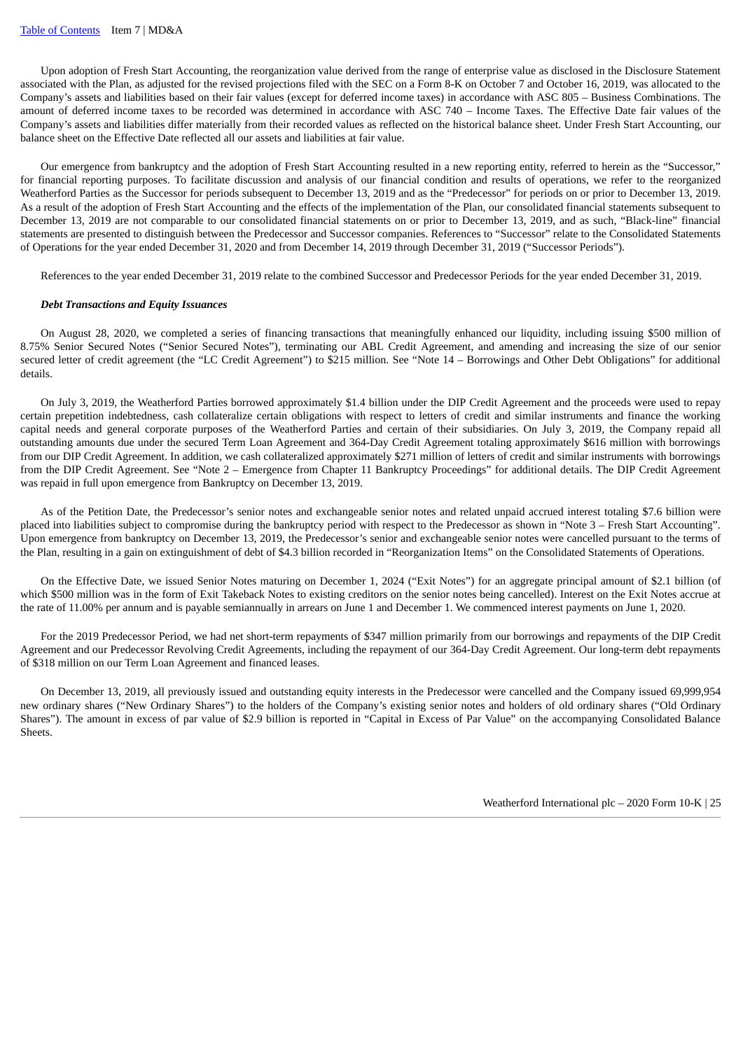Upon adoption of Fresh Start Accounting, the reorganization value derived from the range of enterprise value as disclosed in the Disclosure Statement associated with the Plan, as adjusted for the revised projections filed with the SEC on a Form 8-K on October 7 and October 16, 2019, was allocated to the Company's assets and liabilities based on their fair values (except for deferred income taxes) in accordance with ASC 805 – Business Combinations. The amount of deferred income taxes to be recorded was determined in accordance with ASC 740 – Income Taxes. The Effective Date fair values of the Company's assets and liabilities differ materially from their recorded values as reflected on the historical balance sheet. Under Fresh Start Accounting, our balance sheet on the Effective Date reflected all our assets and liabilities at fair value.

Our emergence from bankruptcy and the adoption of Fresh Start Accounting resulted in a new reporting entity, referred to herein as the "Successor," for financial reporting purposes. To facilitate discussion and analysis of our financial condition and results of operations, we refer to the reorganized Weatherford Parties as the Successor for periods subsequent to December 13, 2019 and as the "Predecessor" for periods on or prior to December 13, 2019. As a result of the adoption of Fresh Start Accounting and the effects of the implementation of the Plan, our consolidated financial statements subsequent to December 13, 2019 are not comparable to our consolidated financial statements on or prior to December 13, 2019, and as such, "Black-line" financial statements are presented to distinguish between the Predecessor and Successor companies. References to "Successor" relate to the Consolidated Statements of Operations for the year ended December 31, 2020 and from December 14, 2019 through December 31, 2019 ("Successor Periods").

References to the year ended December 31, 2019 relate to the combined Successor and Predecessor Periods for the year ended December 31, 2019.

***Debt Transactions and Equity Issuances***

On August 28, 2020, we completed a series of financing transactions that meaningfully enhanced our liquidity, including issuing $500 million of 8.75% Senior Secured Notes ("Senior Secured Notes"), terminating our ABL Credit Agreement, and amending and increasing the size of our senior secured letter of credit agreement (the "LC Credit Agreement") to $215 million. See "Note 14 – Borrowings and Other Debt Obligations" for additional details.

On July 3, 2019, the Weatherford Parties borrowed approximately $1.4 billion under the DIP Credit Agreement and the proceeds were used to repay certain prepetition indebtedness, cash collateralize certain obligations with respect to letters of credit and similar instruments and finance the working capital needs and general corporate purposes of the Weatherford Parties and certain of their subsidiaries. On July 3, 2019, the Company repaid all outstanding amounts due under the secured Term Loan Agreement and 364-Day Credit Agreement totaling approximately $616 million with borrowings from our DIP Credit Agreement. In addition, we cash collateralized approximately $271 million of letters of credit and similar instruments with borrowings from the DIP Credit Agreement. See "Note 2 – Emergence from Chapter 11 Bankruptcy Proceedings" for additional details. The DIP Credit Agreement was repaid in full upon emergence from Bankruptcy on December 13, 2019.

As of the Petition Date, the Predecessor's senior notes and exchangeable senior notes and related unpaid accrued interest totaling $7.6 billion were placed into liabilities subject to compromise during the bankruptcy period with respect to the Predecessor as shown in "Note 3 – Fresh Start Accounting". Upon emergence from bankruptcy on December 13, 2019, the Predecessor's senior and exchangeable senior notes were cancelled pursuant to the terms of the Plan, resulting in a gain on extinguishment of debt of $4.3 billion recorded in "Reorganization Items" on the Consolidated Statements of Operations.

On the Effective Date, we issued Senior Notes maturing on December 1, 2024 ("Exit Notes") for an aggregate principal amount of $2.1 billion (of which $500 million was in the form of Exit Takeback Notes to existing creditors on the senior notes being cancelled). Interest on the Exit Notes accrue at the rate of 11.00% per annum and is payable semiannually in arrears on June 1 and December 1. We commenced interest payments on June 1, 2020.

For the 2019 Predecessor Period, we had net short-term repayments of $347 million primarily from our borrowings and repayments of the DIP Credit Agreement and our Predecessor Revolving Credit Agreements, including the repayment of our 364-Day Credit Agreement. Our long-term debt repayments of $318 million on our Term Loan Agreement and financed leases.

On December 13, 2019, all previously issued and outstanding equity interests in the Predecessor were cancelled and the Company issued 69,999,954 new ordinary shares ("New Ordinary Shares") to the holders of the Company's existing senior notes and holders of old ordinary shares ("Old Ordinary Shares"). The amount in excess of par value of $2.9 billion is reported in "Capital in Excess of Par Value" on the accompanying Consolidated Balance Sheets.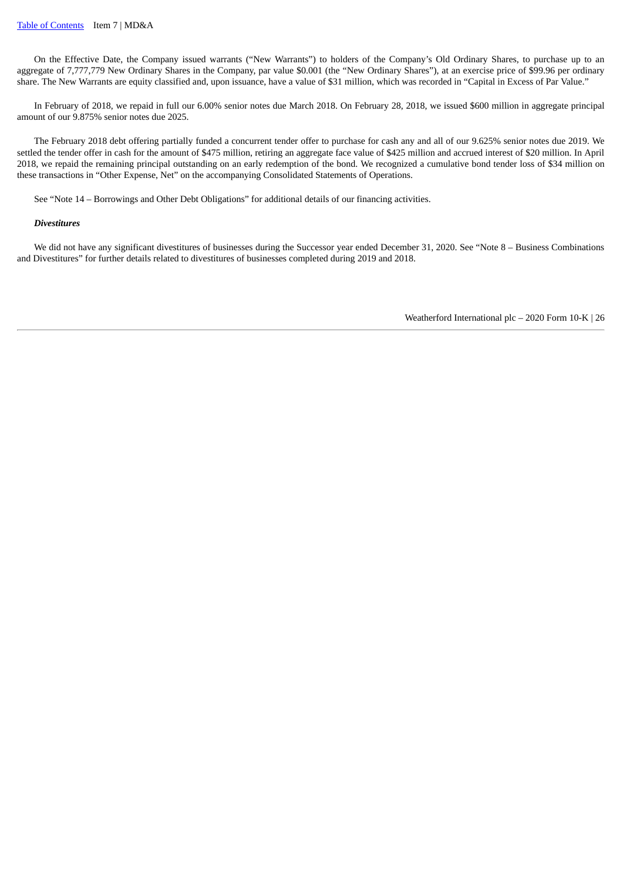On the Effective Date, the Company issued warrants ("New Warrants") to holders of the Company's Old Ordinary Shares, to purchase up to an aggregate of 7,777,779 New Ordinary Shares in the Company, par value $0.001 (the "New Ordinary Shares"), at an exercise price of $99.96 per ordinary share. The New Warrants are equity classified and, upon issuance, have a value of $31 million, which was recorded in "Capital in Excess of Par Value."

In February of 2018, we repaid in full our 6.00% senior notes due March 2018. On February 28, 2018, we issued $600 million in aggregate principal amount of our 9.875% senior notes due 2025.

The February 2018 debt offering partially funded a concurrent tender offer to purchase for cash any and all of our 9.625% senior notes due 2019. We settled the tender offer in cash for the amount of $475 million, retiring an aggregate face value of $425 million and accrued interest of $20 million. In April 2018, we repaid the remaining principal outstanding on an early redemption of the bond. We recognized a cumulative bond tender loss of $34 million on these transactions in "Other Expense, Net" on the accompanying Consolidated Statements of Operations.

See "Note 14 – Borrowings and Other Debt Obligations" for additional details of our financing activities.

***Divestitures***

We did not have any significant divestitures of businesses during the Successor year ended December 31, 2020. See "Note 8 – Business Combinations and Divestitures" for further details related to divestitures of businesses completed during 2019 and 2018.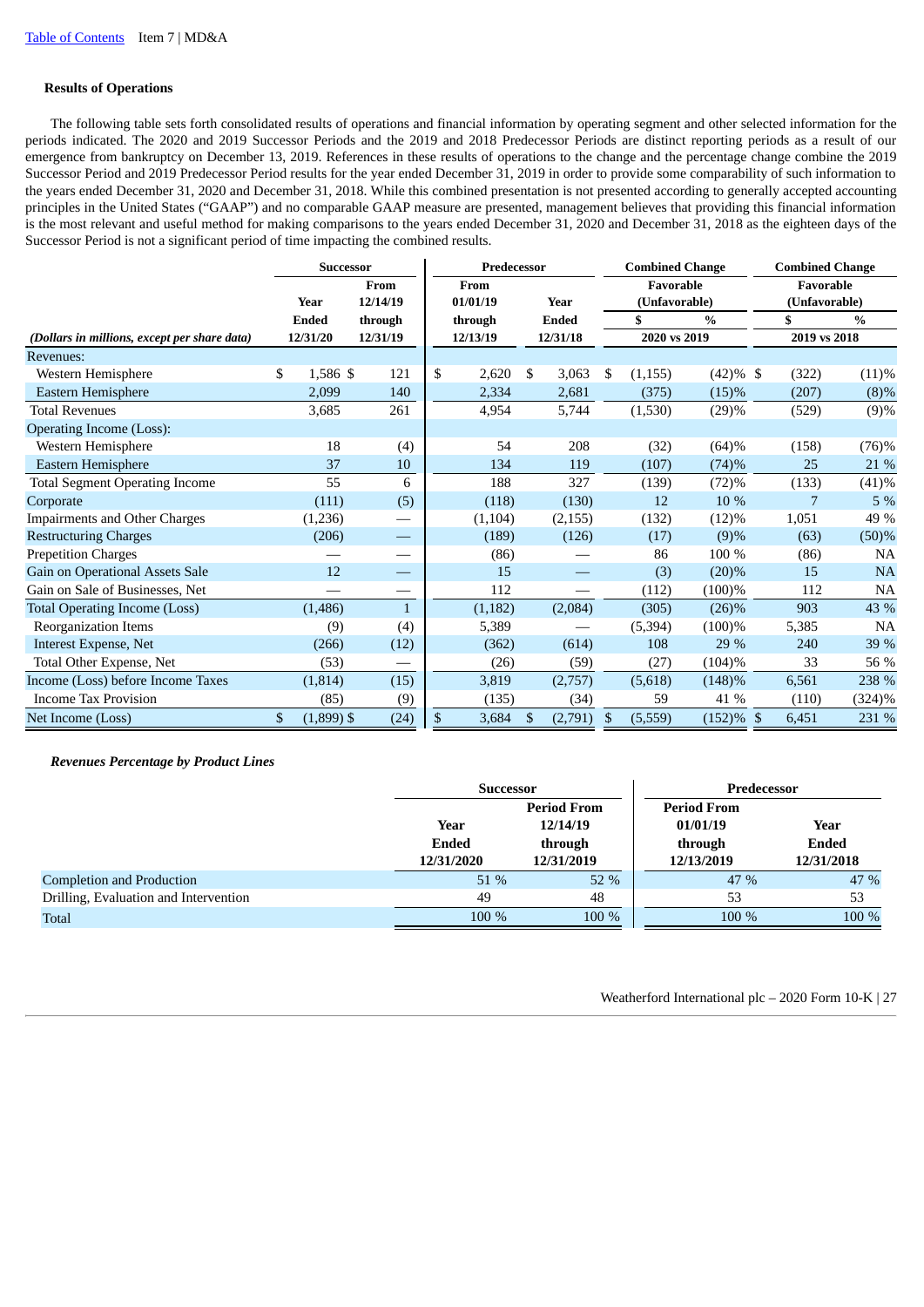### Results of Operations

The following table sets forth consolidated results of operations and financial information by operating segment and other selected information for the periods indicated. The 2020 and 2019 Successor Periods and the 2019 and 2018 Predecessor Periods are distinct reporting periods as a result of our emergence from bankruptcy on December 13, 2019. References in these results of operations to the change and the percentage change combine the 2019 Successor Period and 2019 Predecessor Period results for the year ended December 31, 2019 in order to provide some comparability of such information to the years ended December 31, 2020 and December 31, 2018. While this combined presentation is not presented according to generally accepted accounting principles in the United States ("GAAP") and no comparable GAAP measure are presented, management believes that providing this financial information is the most relevant and useful method for making comparisons to the years ended December 31, 2020 and December 31, 2018 as the eighteen days of the Successor Period is not a significant period of time impacting the combined results.

| | Successor | | Predecessor | | Combined Change Favorable (Unfavorable) | | Combined Change Favorable (Unfavorable) | |
|---|---|---|---|---|---|---|---|---|
| | Year Ended | From 12/14/19 through | From 01/01/19 through | Year Ended | $ | % | $ | % |
| *(Dollars in millions, except per share data)* | 12/31/20 | 12/31/19 | 12/13/19 | 12/31/18 | 2020 vs 2019 | | 2019 vs 2018 | |
| Revenues: | | | | | | | | |
| Western Hemisphere | $ 1,586 | $ 121 | $ 2,620 | $ 3,063 | $ (1,155) | (42)% | $ (322) | (11)% |
| Eastern Hemisphere | 2,099 | 140 | 2,334 | 2,681 | (375) | (15)% | (207) | (8)% |
| Total Revenues | 3,685 | 261 | 4,954 | 5,744 | (1,530) | (29)% | (529) | (9)% |
| Operating Income (Loss): | | | | | | | | |
| Western Hemisphere | 18 | (4) | 54 | 208 | (32) | (64)% | (158) | (76)% |
| Eastern Hemisphere | 37 | 10 | 134 | 119 | (107) | (74)% | 25 | 21 % |
| Total Segment Operating Income | 55 | 6 | 188 | 327 | (139) | (72)% | (133) | (41)% |
| Corporate | (111) | (5) | (118) | (130) | 12 | 10 % | 7 | 5 % |
| Impairments and Other Charges | (1,236) | — | (1,104) | (2,155) | (132) | (12)% | 1,051 | 49 % |
| Restructuring Charges | (206) | — | (189) | (126) | (17) | (9)% | (63) | (50)% |
| Prepetition Charges | — | — | (86) | — | 86 | 100 % | (86) | NA |
| Gain on Operational Assets Sale | 12 | — | 15 | — | (3) | (20)% | 15 | NA |
| Gain on Sale of Businesses, Net | — | — | 112 | — | (112) | (100)% | 112 | NA |
| Total Operating Income (Loss) | (1,486) | 1 | (1,182) | (2,084) | (305) | (26)% | 903 | 43 % |
| Reorganization Items | (9) | (4) | 5,389 | — | (5,394) | (100)% | 5,385 | NA |
| Interest Expense, Net | (266) | (12) | (362) | (614) | 108 | 29 % | 240 | 39 % |
| Total Other Expense, Net | (53) | — | (26) | (59) | (27) | (104)% | 33 | 56 % |
| Income (Loss) before Income Taxes | (1,814) | (15) | 3,819 | (2,757) | (5,618) | (148)% | 6,561 | 238 % |
| Income Tax Provision | (85) | (9) | (135) | (34) | 59 | 41 % | (110) | (324)% |
| Net Income (Loss) | $ (1,899) | $ (24) | $ 3,684 | $ (2,791) | $ (5,559) | (152)% | $ 6,451 | 231 % |

***Revenues Percentage by Product Lines***

| | Successor | | Predecessor | |
|---|---|---|---|---|
| | Year Ended 12/31/2020 | Period From 12/14/19 through 12/31/2019 | Period From 01/01/19 through 12/13/2019 | Year Ended 12/31/2018 |
| Completion and Production | 51 % | 52 % | 47 % | 47 % |
| Drilling, Evaluation and Intervention | 49 | 48 | 53 | 53 |
| Total | 100 % | 100 % | 100 % | 100 % |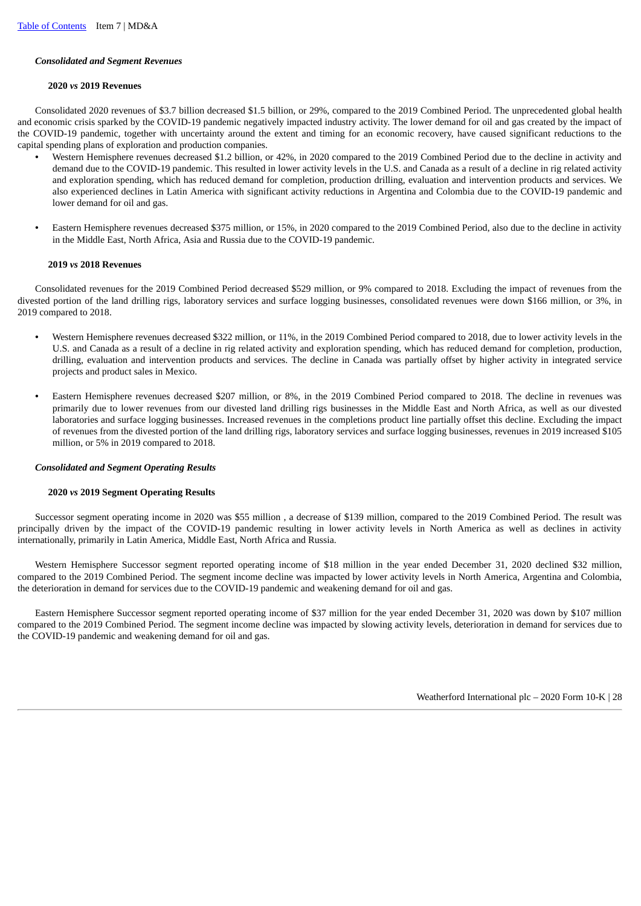### *Consolidated and Segment Revenues*

#### **2020 *vs* 2019 Revenues**

Consolidated 2020 revenues of $3.7 billion decreased $1.5 billion, or 29%, compared to the 2019 Combined Period. The unprecedented global health and economic crisis sparked by the COVID-19 pandemic negatively impacted industry activity. The lower demand for oil and gas created by the impact of the COVID-19 pandemic, together with uncertainty around the extent and timing for an economic recovery, have caused significant reductions to the capital spending plans of exploration and production companies.

- Western Hemisphere revenues decreased $1.2 billion, or 42%, in 2020 compared to the 2019 Combined Period due to the decline in activity and demand due to the COVID-19 pandemic. This resulted in lower activity levels in the U.S. and Canada as a result of a decline in rig related activity and exploration spending, which has reduced demand for completion, production drilling, evaluation and intervention products and services. We also experienced declines in Latin America with significant activity reductions in Argentina and Colombia due to the COVID-19 pandemic and lower demand for oil and gas.

- Eastern Hemisphere revenues decreased $375 million, or 15%, in 2020 compared to the 2019 Combined Period, also due to the decline in activity in the Middle East, North Africa, Asia and Russia due to the COVID-19 pandemic.

#### **2019 *vs* 2018 Revenues**

Consolidated revenues for the 2019 Combined Period decreased $529 million, or 9% compared to 2018. Excluding the impact of revenues from the divested portion of the land drilling rigs, laboratory services and surface logging businesses, consolidated revenues were down $166 million, or 3%, in 2019 compared to 2018.

- Western Hemisphere revenues decreased $322 million, or 11%, in the 2019 Combined Period compared to 2018, due to lower activity levels in the U.S. and Canada as a result of a decline in rig related activity and exploration spending, which has reduced demand for completion, production, drilling, evaluation and intervention products and services. The decline in Canada was partially offset by higher activity in integrated service projects and product sales in Mexico.

- Eastern Hemisphere revenues decreased $207 million, or 8%, in the 2019 Combined Period compared to 2018. The decline in revenues was primarily due to lower revenues from our divested land drilling rigs businesses in the Middle East and North Africa, as well as our divested laboratories and surface logging businesses. Increased revenues in the completions product line partially offset this decline. Excluding the impact of revenues from the divested portion of the land drilling rigs, laboratory services and surface logging businesses, revenues in 2019 increased $105 million, or 5% in 2019 compared to 2018.

### *Consolidated and Segment Operating Results*

#### **2020 *vs* 2019 Segment Operating Results**

Successor segment operating income in 2020 was $55 million , a decrease of $139 million, compared to the 2019 Combined Period. The result was principally driven by the impact of the COVID-19 pandemic resulting in lower activity levels in North America as well as declines in activity internationally, primarily in Latin America, Middle East, North Africa and Russia.

Western Hemisphere Successor segment reported operating income of $18 million in the year ended December 31, 2020 declined $32 million, compared to the 2019 Combined Period. The segment income decline was impacted by lower activity levels in North America, Argentina and Colombia, the deterioration in demand for services due to the COVID-19 pandemic and weakening demand for oil and gas.

Eastern Hemisphere Successor segment reported operating income of $37 million for the year ended December 31, 2020 was down by $107 million compared to the 2019 Combined Period. The segment income decline was impacted by slowing activity levels, deterioration in demand for services due to the COVID-19 pandemic and weakening demand for oil and gas.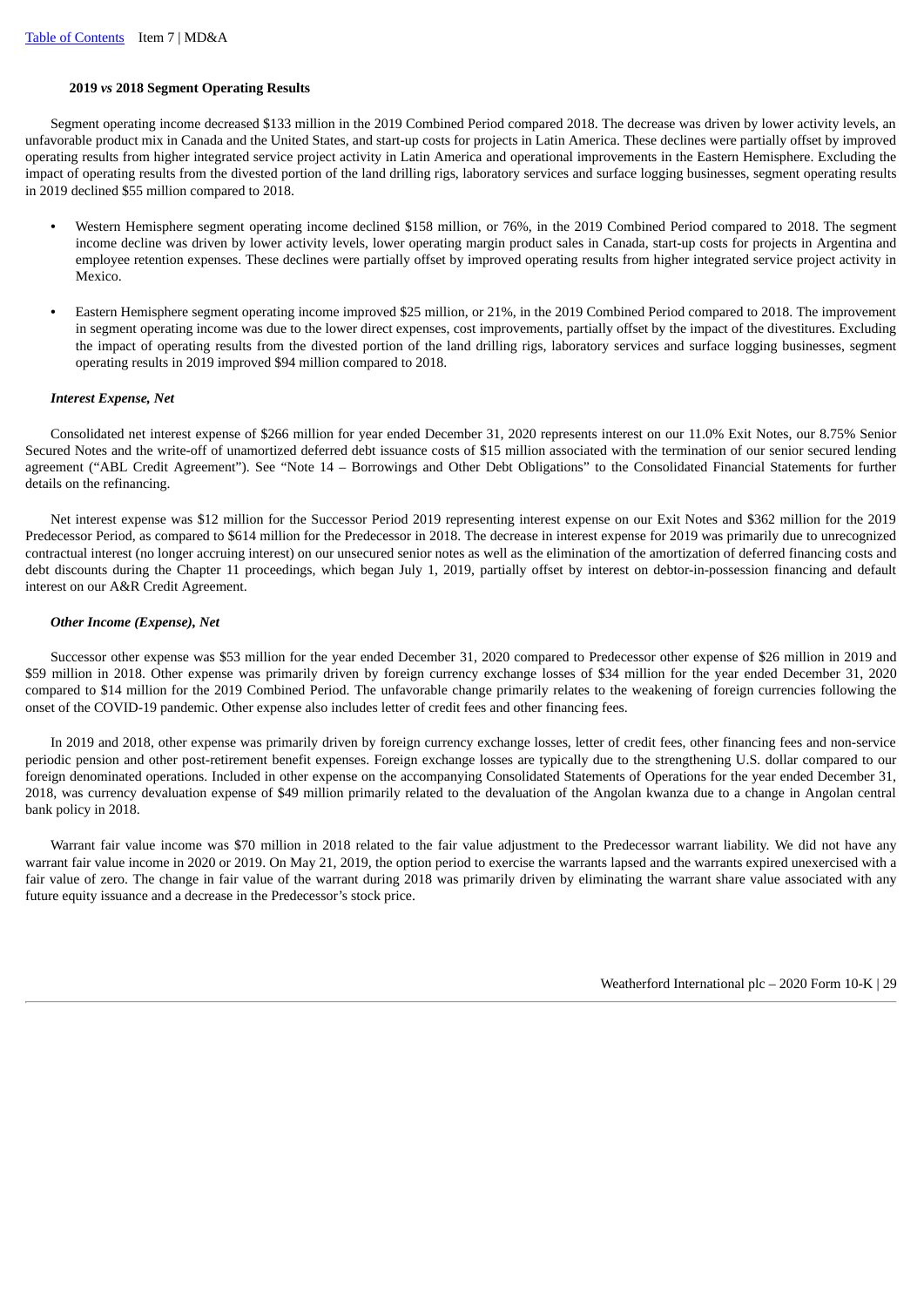#### 2019 *vs* 2018 Segment Operating Results

Segment operating income decreased $133 million in the 2019 Combined Period compared 2018. The decrease was driven by lower activity levels, an unfavorable product mix in Canada and the United States, and start-up costs for projects in Latin America. These declines were partially offset by improved operating results from higher integrated service project activity in Latin America and operational improvements in the Eastern Hemisphere. Excluding the impact of operating results from the divested portion of the land drilling rigs, laboratory services and surface logging businesses, segment operating results in 2019 declined $55 million compared to 2018.

- Western Hemisphere segment operating income declined $158 million, or 76%, in the 2019 Combined Period compared to 2018. The segment income decline was driven by lower activity levels, lower operating margin product sales in Canada, start-up costs for projects in Argentina and employee retention expenses. These declines were partially offset by improved operating results from higher integrated service project activity in Mexico.

- Eastern Hemisphere segment operating income improved $25 million, or 21%, in the 2019 Combined Period compared to 2018. The improvement in segment operating income was due to the lower direct expenses, cost improvements, partially offset by the impact of the divestitures. Excluding the impact of operating results from the divested portion of the land drilling rigs, laboratory services and surface logging businesses, segment operating results in 2019 improved $94 million compared to 2018.

### *Interest Expense, Net*

Consolidated net interest expense of $266 million for year ended December 31, 2020 represents interest on our 11.0% Exit Notes, our 8.75% Senior Secured Notes and the write-off of unamortized deferred debt issuance costs of $15 million associated with the termination of our senior secured lending agreement ("ABL Credit Agreement"). See "Note 14 – Borrowings and Other Debt Obligations" to the Consolidated Financial Statements for further details on the refinancing.

Net interest expense was $12 million for the Successor Period 2019 representing interest expense on our Exit Notes and $362 million for the 2019 Predecessor Period, as compared to $614 million for the Predecessor in 2018. The decrease in interest expense for 2019 was primarily due to unrecognized contractual interest (no longer accruing interest) on our unsecured senior notes as well as the elimination of the amortization of deferred financing costs and debt discounts during the Chapter 11 proceedings, which began July 1, 2019, partially offset by interest on debtor-in-possession financing and default interest on our A&R Credit Agreement.

### *Other Income (Expense), Net*

Successor other expense was $53 million for the year ended December 31, 2020 compared to Predecessor other expense of $26 million in 2019 and $59 million in 2018. Other expense was primarily driven by foreign currency exchange losses of $34 million for the year ended December 31, 2020 compared to $14 million for the 2019 Combined Period. The unfavorable change primarily relates to the weakening of foreign currencies following the onset of the COVID-19 pandemic. Other expense also includes letter of credit fees and other financing fees.

In 2019 and 2018, other expense was primarily driven by foreign currency exchange losses, letter of credit fees, other financing fees and non-service periodic pension and other post-retirement benefit expenses. Foreign exchange losses are typically due to the strengthening U.S. dollar compared to our foreign denominated operations. Included in other expense on the accompanying Consolidated Statements of Operations for the year ended December 31, 2018, was currency devaluation expense of $49 million primarily related to the devaluation of the Angolan kwanza due to a change in Angolan central bank policy in 2018.

Warrant fair value income was $70 million in 2018 related to the fair value adjustment to the Predecessor warrant liability. We did not have any warrant fair value income in 2020 or 2019. On May 21, 2019, the option period to exercise the warrants lapsed and the warrants expired unexercised with a fair value of zero. The change in fair value of the warrant during 2018 was primarily driven by eliminating the warrant share value associated with any future equity issuance and a decrease in the Predecessor's stock price.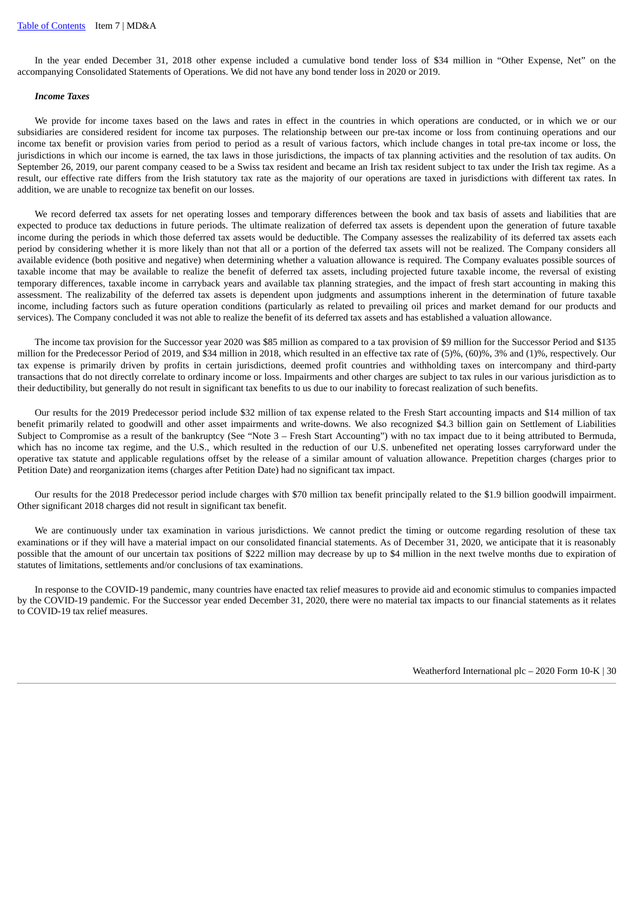In the year ended December 31, 2018 other expense included a cumulative bond tender loss of $34 million in "Other Expense, Net" on the accompanying Consolidated Statements of Operations. We did not have any bond tender loss in 2020 or 2019.

***Income Taxes***

We provide for income taxes based on the laws and rates in effect in the countries in which operations are conducted, or in which we or our subsidiaries are considered resident for income tax purposes. The relationship between our pre-tax income or loss from continuing operations and our income tax benefit or provision varies from period to period as a result of various factors, which include changes in total pre-tax income or loss, the jurisdictions in which our income is earned, the tax laws in those jurisdictions, the impacts of tax planning activities and the resolution of tax audits. On September 26, 2019, our parent company ceased to be a Swiss tax resident and became an Irish tax resident subject to tax under the Irish tax regime. As a result, our effective rate differs from the Irish statutory tax rate as the majority of our operations are taxed in jurisdictions with different tax rates. In addition, we are unable to recognize tax benefit on our losses.

We record deferred tax assets for net operating losses and temporary differences between the book and tax basis of assets and liabilities that are expected to produce tax deductions in future periods. The ultimate realization of deferred tax assets is dependent upon the generation of future taxable income during the periods in which those deferred tax assets would be deductible. The Company assesses the realizability of its deferred tax assets each period by considering whether it is more likely than not that all or a portion of the deferred tax assets will not be realized. The Company considers all available evidence (both positive and negative) when determining whether a valuation allowance is required. The Company evaluates possible sources of taxable income that may be available to realize the benefit of deferred tax assets, including projected future taxable income, the reversal of existing temporary differences, taxable income in carryback years and available tax planning strategies, and the impact of fresh start accounting in making this assessment. The realizability of the deferred tax assets is dependent upon judgments and assumptions inherent in the determination of future taxable income, including factors such as future operation conditions (particularly as related to prevailing oil prices and market demand for our products and services). The Company concluded it was not able to realize the benefit of its deferred tax assets and has established a valuation allowance.

The income tax provision for the Successor year 2020 was $85 million as compared to a tax provision of $9 million for the Successor Period and $135 million for the Predecessor Period of 2019, and $34 million in 2018, which resulted in an effective tax rate of (5)%, (60)%, 3% and (1)%, respectively. Our tax expense is primarily driven by profits in certain jurisdictions, deemed profit countries and withholding taxes on intercompany and third-party transactions that do not directly correlate to ordinary income or loss. Impairments and other charges are subject to tax rules in our various jurisdiction as to their deductibility, but generally do not result in significant tax benefits to us due to our inability to forecast realization of such benefits.

Our results for the 2019 Predecessor period include $32 million of tax expense related to the Fresh Start accounting impacts and $14 million of tax benefit primarily related to goodwill and other asset impairments and write-downs. We also recognized $4.3 billion gain on Settlement of Liabilities Subject to Compromise as a result of the bankruptcy (See "Note 3 – Fresh Start Accounting") with no tax impact due to it being attributed to Bermuda, which has no income tax regime, and the U.S., which resulted in the reduction of our U.S. unbenefited net operating losses carryforward under the operative tax statute and applicable regulations offset by the release of a similar amount of valuation allowance. Prepetition charges (charges prior to Petition Date) and reorganization items (charges after Petition Date) had no significant tax impact.

Our results for the 2018 Predecessor period include charges with $70 million tax benefit principally related to the $1.9 billion goodwill impairment. Other significant 2018 charges did not result in significant tax benefit.

We are continuously under tax examination in various jurisdictions. We cannot predict the timing or outcome regarding resolution of these tax examinations or if they will have a material impact on our consolidated financial statements. As of December 31, 2020, we anticipate that it is reasonably possible that the amount of our uncertain tax positions of $222 million may decrease by up to $4 million in the next twelve months due to expiration of statutes of limitations, settlements and/or conclusions of tax examinations.

In response to the COVID-19 pandemic, many countries have enacted tax relief measures to provide aid and economic stimulus to companies impacted by the COVID-19 pandemic. For the Successor year ended December 31, 2020, there were no material tax impacts to our financial statements as it relates to COVID-19 tax relief measures.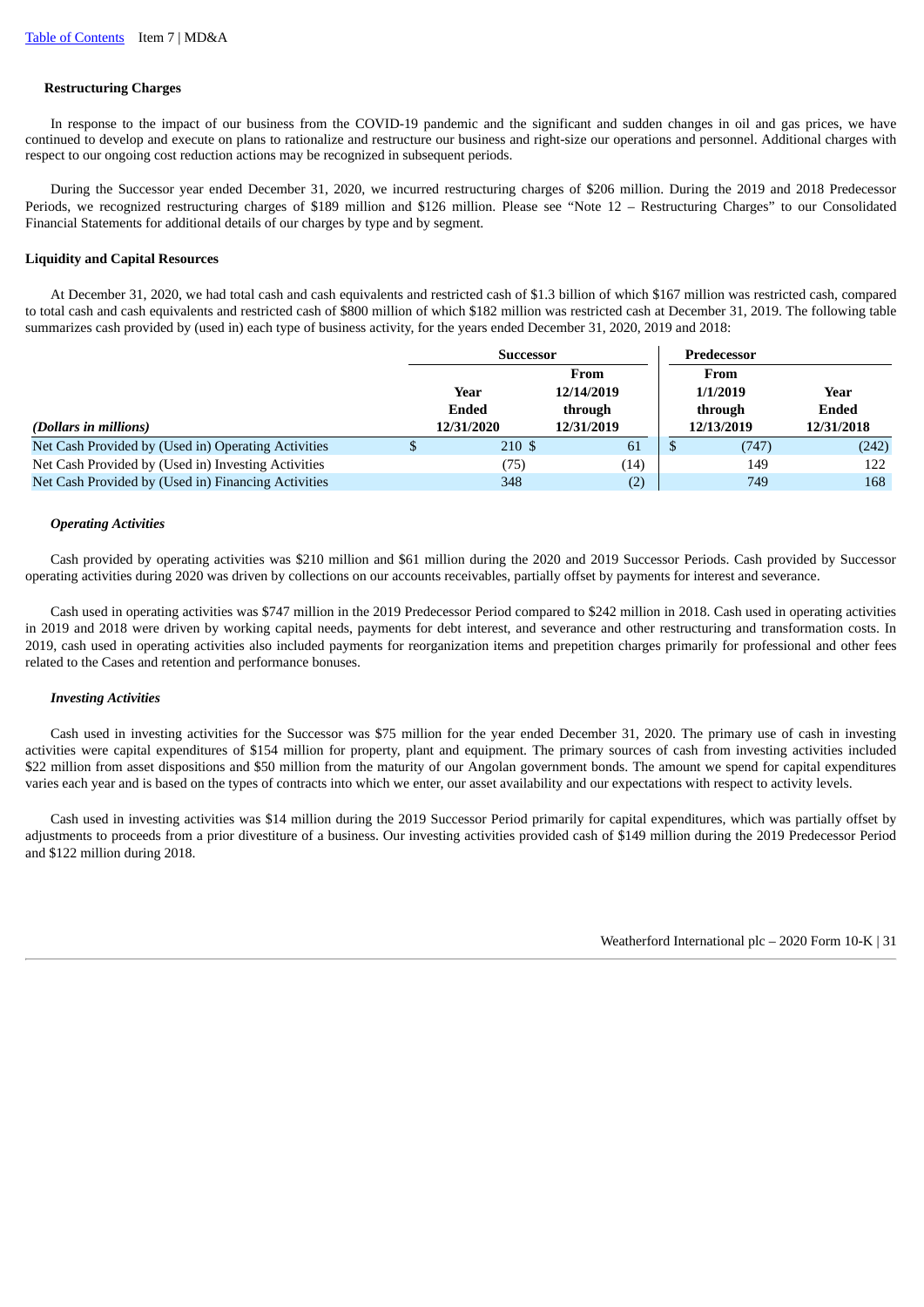### Restructuring Charges

In response to the impact of our business from the COVID-19 pandemic and the significant and sudden changes in oil and gas prices, we have continued to develop and execute on plans to rationalize and restructure our business and right-size our operations and personnel. Additional charges with respect to our ongoing cost reduction actions may be recognized in subsequent periods.

During the Successor year ended December 31, 2020, we incurred restructuring charges of $206 million. During the 2019 and 2018 Predecessor Periods, we recognized restructuring charges of $189 million and $126 million. Please see "Note 12 – Restructuring Charges" to our Consolidated Financial Statements for additional details of our charges by type and by segment.

### Liquidity and Capital Resources

At December 31, 2020, we had total cash and cash equivalents and restricted cash of $1.3 billion of which $167 million was restricted cash, compared to total cash and cash equivalents and restricted cash of $800 million of which $182 million was restricted cash at December 31, 2019. The following table summarizes cash provided by (used in) each type of business activity, for the years ended December 31, 2020, 2019 and 2018:

| | Successor | | Predecessor | |
|---|---|---|---|---|
| *(Dollars in millions)* | Year Ended 12/31/2020 | From 12/14/2019 through 12/31/2019 | From 1/1/2019 through 12/13/2019 | Year Ended 12/31/2018 |
| Net Cash Provided by (Used in) Operating Activities | $ 210 | $ 61 | $ (747) | (242) |
| Net Cash Provided by (Used in) Investing Activities | (75) | (14) | 149 | 122 |
| Net Cash Provided by (Used in) Financing Activities | 348 | (2) | 749 | 168 |

#### *Operating Activities*

Cash provided by operating activities was $210 million and $61 million during the 2020 and 2019 Successor Periods. Cash provided by Successor operating activities during 2020 was driven by collections on our accounts receivables, partially offset by payments for interest and severance.

Cash used in operating activities was $747 million in the 2019 Predecessor Period compared to $242 million in 2018. Cash used in operating activities in 2019 and 2018 were driven by working capital needs, payments for debt interest, and severance and other restructuring and transformation costs. In 2019, cash used in operating activities also included payments for reorganization items and prepetition charges primarily for professional and other fees related to the Cases and retention and performance bonuses.

#### *Investing Activities*

Cash used in investing activities for the Successor was $75 million for the year ended December 31, 2020. The primary use of cash in investing activities were capital expenditures of $154 million for property, plant and equipment. The primary sources of cash from investing activities included $22 million from asset dispositions and $50 million from the maturity of our Angolan government bonds. The amount we spend for capital expenditures varies each year and is based on the types of contracts into which we enter, our asset availability and our expectations with respect to activity levels.

Cash used in investing activities was $14 million during the 2019 Successor Period primarily for capital expenditures, which was partially offset by adjustments to proceeds from a prior divestiture of a business. Our investing activities provided cash of $149 million during the 2019 Predecessor Period and $122 million during 2018.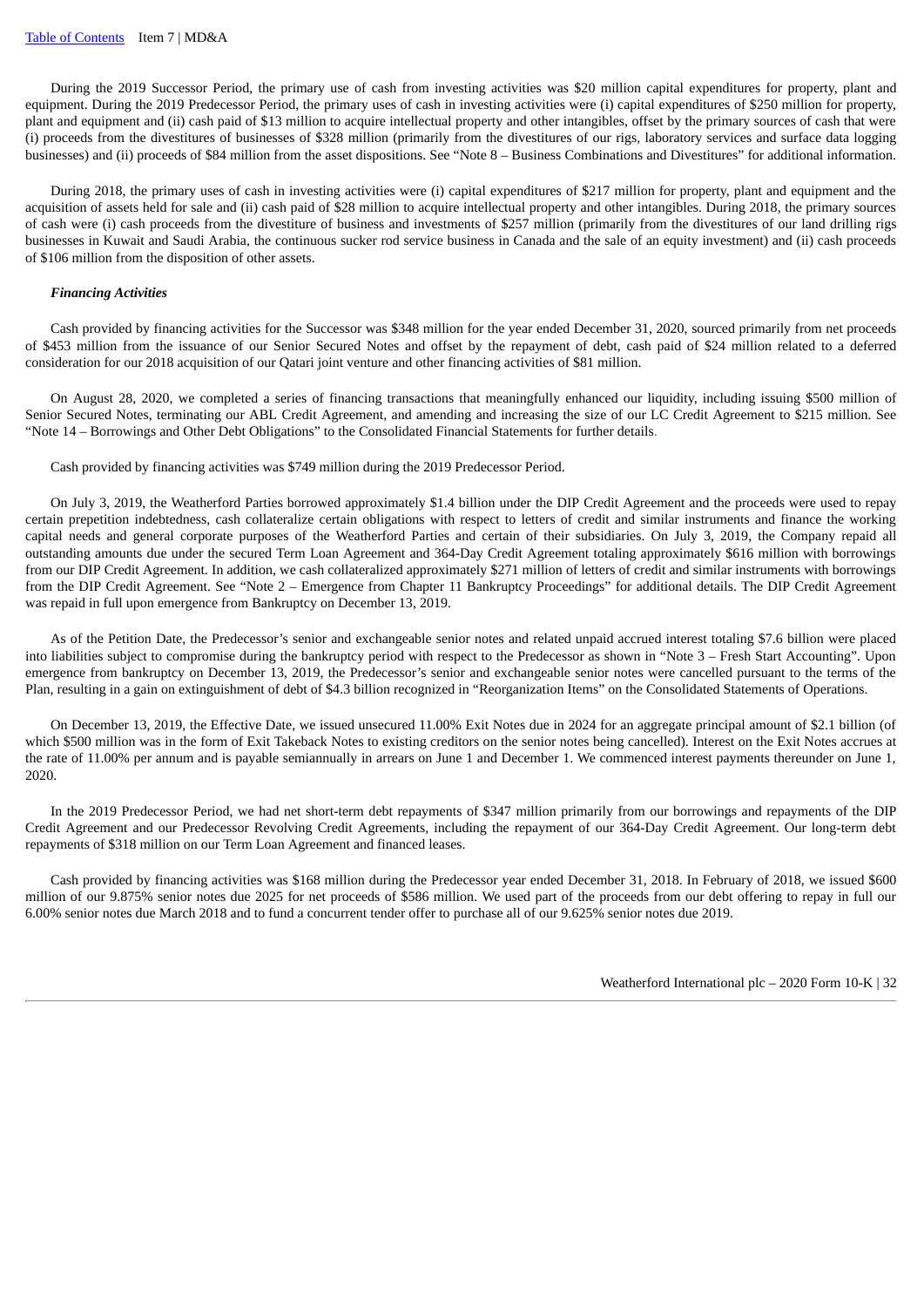During the 2019 Successor Period, the primary use of cash from investing activities was $20 million capital expenditures for property, plant and equipment. During the 2019 Predecessor Period, the primary uses of cash in investing activities were (i) capital expenditures of $250 million for property, plant and equipment and (ii) cash paid of $13 million to acquire intellectual property and other intangibles, offset by the primary sources of cash that were (i) proceeds from the divestitures of businesses of $328 million (primarily from the divestitures of our rigs, laboratory services and surface data logging businesses) and (ii) proceeds of $84 million from the asset dispositions. See "Note 8 – Business Combinations and Divestitures" for additional information.

During 2018, the primary uses of cash in investing activities were (i) capital expenditures of $217 million for property, plant and equipment and the acquisition of assets held for sale and (ii) cash paid of $28 million to acquire intellectual property and other intangibles. During 2018, the primary sources of cash were (i) cash proceeds from the divestiture of business and investments of $257 million (primarily from the divestitures of our land drilling rigs businesses in Kuwait and Saudi Arabia, the continuous sucker rod service business in Canada and the sale of an equity investment) and (ii) cash proceeds of $106 million from the disposition of other assets.

***Financing Activities***

Cash provided by financing activities for the Successor was $348 million for the year ended December 31, 2020, sourced primarily from net proceeds of $453 million from the issuance of our Senior Secured Notes and offset by the repayment of debt, cash paid of $24 million related to a deferred consideration for our 2018 acquisition of our Qatari joint venture and other financing activities of $81 million.

On August 28, 2020, we completed a series of financing transactions that meaningfully enhanced our liquidity, including issuing $500 million of Senior Secured Notes, terminating our ABL Credit Agreement, and amending and increasing the size of our LC Credit Agreement to $215 million. See "Note 14 – Borrowings and Other Debt Obligations" to the Consolidated Financial Statements for further details.

Cash provided by financing activities was $749 million during the 2019 Predecessor Period.

On July 3, 2019, the Weatherford Parties borrowed approximately $1.4 billion under the DIP Credit Agreement and the proceeds were used to repay certain prepetition indebtedness, cash collateralize certain obligations with respect to letters of credit and similar instruments and finance the working capital needs and general corporate purposes of the Weatherford Parties and certain of their subsidiaries. On July 3, 2019, the Company repaid all outstanding amounts due under the secured Term Loan Agreement and 364-Day Credit Agreement totaling approximately $616 million with borrowings from our DIP Credit Agreement. In addition, we cash collateralized approximately $271 million of letters of credit and similar instruments with borrowings from the DIP Credit Agreement. See "Note 2 – Emergence from Chapter 11 Bankruptcy Proceedings" for additional details. The DIP Credit Agreement was repaid in full upon emergence from Bankruptcy on December 13, 2019.

As of the Petition Date, the Predecessor's senior and exchangeable senior notes and related unpaid accrued interest totaling $7.6 billion were placed into liabilities subject to compromise during the bankruptcy period with respect to the Predecessor as shown in "Note 3 – Fresh Start Accounting". Upon emergence from bankruptcy on December 13, 2019, the Predecessor's senior and exchangeable senior notes were cancelled pursuant to the terms of the Plan, resulting in a gain on extinguishment of debt of $4.3 billion recognized in "Reorganization Items" on the Consolidated Statements of Operations.

On December 13, 2019, the Effective Date, we issued unsecured 11.00% Exit Notes due in 2024 for an aggregate principal amount of $2.1 billion (of which $500 million was in the form of Exit Takeback Notes to existing creditors on the senior notes being cancelled). Interest on the Exit Notes accrues at the rate of 11.00% per annum and is payable semiannually in arrears on June 1 and December 1. We commenced interest payments thereunder on June 1, 2020.

In the 2019 Predecessor Period, we had net short-term debt repayments of $347 million primarily from our borrowings and repayments of the DIP Credit Agreement and our Predecessor Revolving Credit Agreements, including the repayment of our 364-Day Credit Agreement. Our long-term debt repayments of $318 million on our Term Loan Agreement and financed leases.

Cash provided by financing activities was $168 million during the Predecessor year ended December 31, 2018. In February of 2018, we issued $600 million of our 9.875% senior notes due 2025 for net proceeds of $586 million. We used part of the proceeds from our debt offering to repay in full our 6.00% senior notes due March 2018 and to fund a concurrent tender offer to purchase all of our 9.625% senior notes due 2019.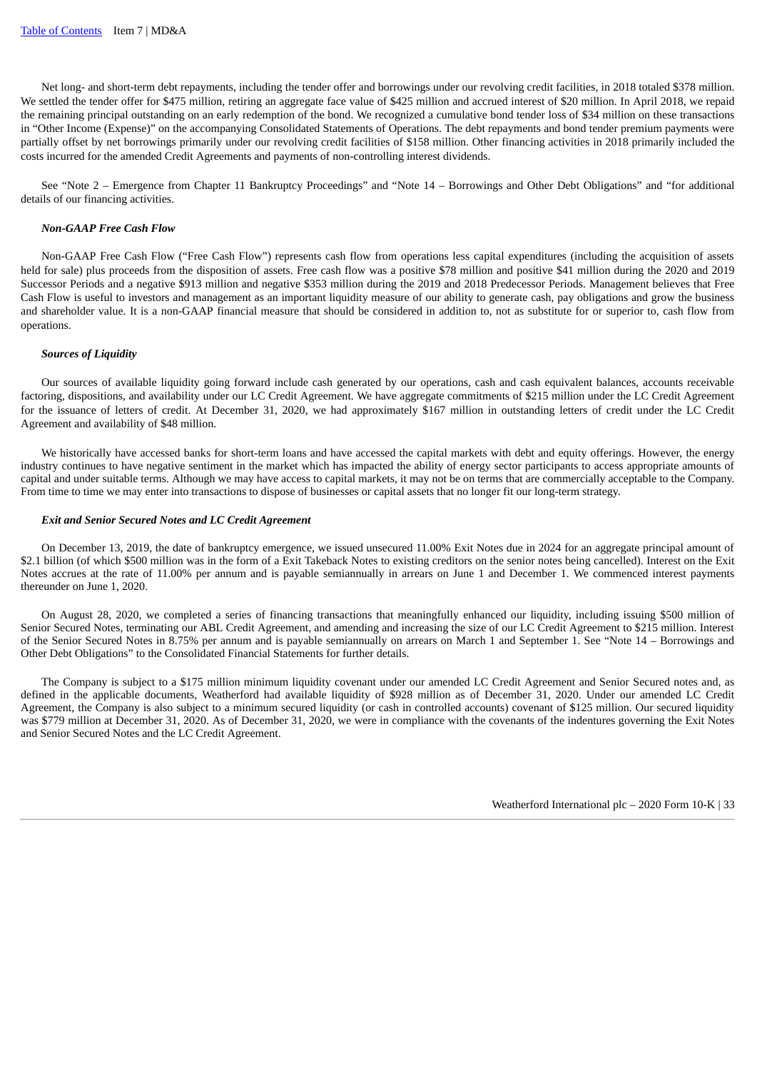Net long- and short-term debt repayments, including the tender offer and borrowings under our revolving credit facilities, in 2018 totaled $378 million. We settled the tender offer for $475 million, retiring an aggregate face value of $425 million and accrued interest of $20 million. In April 2018, we repaid the remaining principal outstanding on an early redemption of the bond. We recognized a cumulative bond tender loss of $34 million on these transactions in "Other Income (Expense)" on the accompanying Consolidated Statements of Operations. The debt repayments and bond tender premium payments were partially offset by net borrowings primarily under our revolving credit facilities of $158 million. Other financing activities in 2018 primarily included the costs incurred for the amended Credit Agreements and payments of non-controlling interest dividends.

See "Note 2 – Emergence from Chapter 11 Bankruptcy Proceedings" and "Note 14 – Borrowings and Other Debt Obligations" and "for additional details of our financing activities.

***Non-GAAP Free Cash Flow***

Non-GAAP Free Cash Flow ("Free Cash Flow") represents cash flow from operations less capital expenditures (including the acquisition of assets held for sale) plus proceeds from the disposition of assets. Free cash flow was a positive $78 million and positive $41 million during the 2020 and 2019 Successor Periods and a negative $913 million and negative $353 million during the 2019 and 2018 Predecessor Periods. Management believes that Free Cash Flow is useful to investors and management as an important liquidity measure of our ability to generate cash, pay obligations and grow the business and shareholder value. It is a non-GAAP financial measure that should be considered in addition to, not as substitute for or superior to, cash flow from operations.

***Sources of Liquidity***

Our sources of available liquidity going forward include cash generated by our operations, cash and cash equivalent balances, accounts receivable factoring, dispositions, and availability under our LC Credit Agreement. We have aggregate commitments of $215 million under the LC Credit Agreement for the issuance of letters of credit. At December 31, 2020, we had approximately $167 million in outstanding letters of credit under the LC Credit Agreement and availability of $48 million.

We historically have accessed banks for short-term loans and have accessed the capital markets with debt and equity offerings. However, the energy industry continues to have negative sentiment in the market which has impacted the ability of energy sector participants to access appropriate amounts of capital and under suitable terms. Although we may have access to capital markets, it may not be on terms that are commercially acceptable to the Company. From time to time we may enter into transactions to dispose of businesses or capital assets that no longer fit our long-term strategy.

***Exit and Senior Secured Notes and LC Credit Agreement***

On December 13, 2019, the date of bankruptcy emergence, we issued unsecured 11.00% Exit Notes due in 2024 for an aggregate principal amount of $2.1 billion (of which $500 million was in the form of a Exit Takeback Notes to existing creditors on the senior notes being cancelled). Interest on the Exit Notes accrues at the rate of 11.00% per annum and is payable semiannually in arrears on June 1 and December 1. We commenced interest payments thereunder on June 1, 2020.

On August 28, 2020, we completed a series of financing transactions that meaningfully enhanced our liquidity, including issuing $500 million of Senior Secured Notes, terminating our ABL Credit Agreement, and amending and increasing the size of our LC Credit Agreement to $215 million. Interest of the Senior Secured Notes in 8.75% per annum and is payable semiannually on arrears on March 1 and September 1. See "Note 14 – Borrowings and Other Debt Obligations" to the Consolidated Financial Statements for further details.

The Company is subject to a $175 million minimum liquidity covenant under our amended LC Credit Agreement and Senior Secured notes and, as defined in the applicable documents, Weatherford had available liquidity of $928 million as of December 31, 2020. Under our amended LC Credit Agreement, the Company is also subject to a minimum secured liquidity (or cash in controlled accounts) covenant of $125 million. Our secured liquidity was $779 million at December 31, 2020. As of December 31, 2020, we were in compliance with the covenants of the indentures governing the Exit Notes and Senior Secured Notes and the LC Credit Agreement.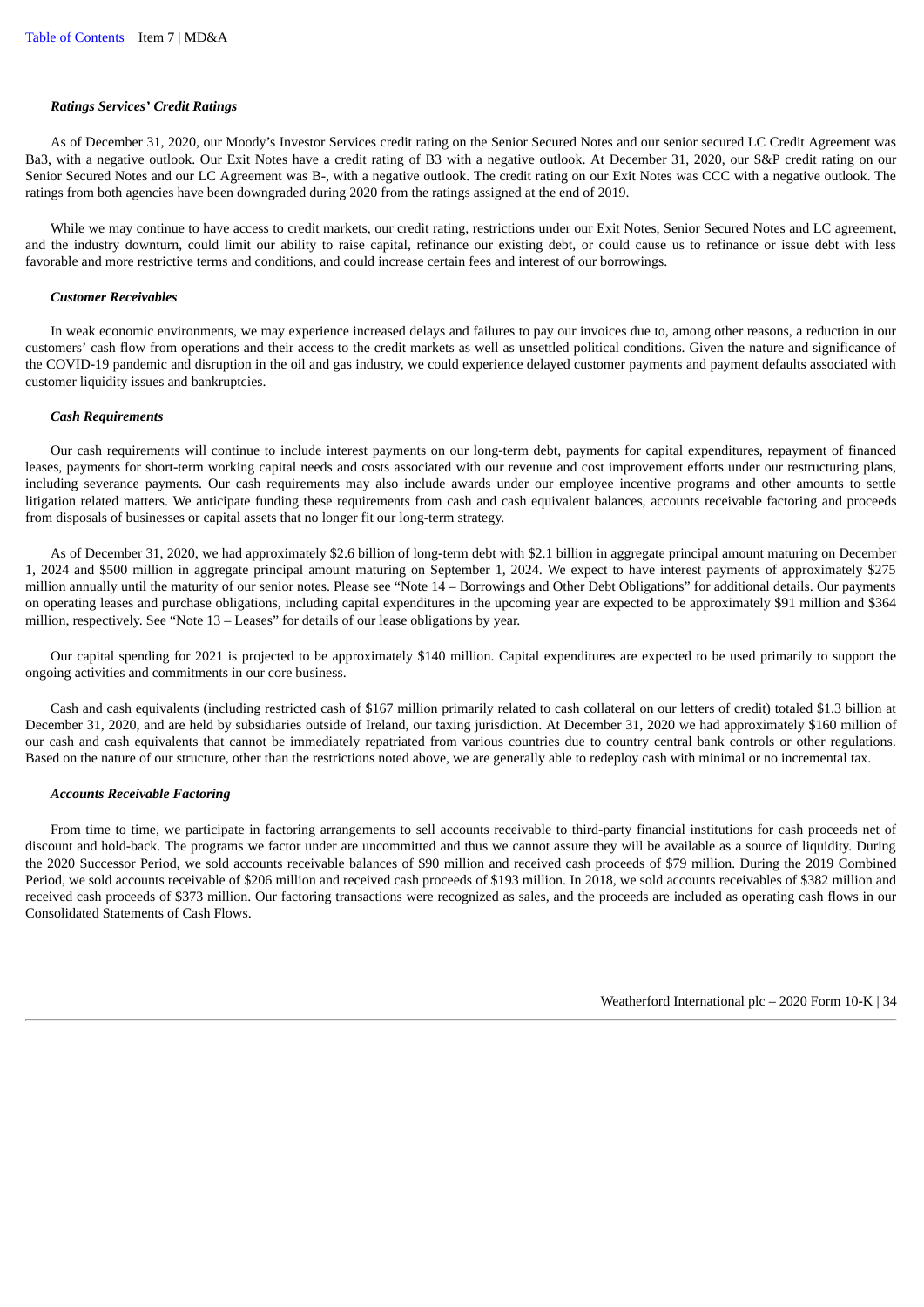***Ratings Services' Credit Ratings***

As of December 31, 2020, our Moody's Investor Services credit rating on the Senior Secured Notes and our senior secured LC Credit Agreement was Ba3, with a negative outlook. Our Exit Notes have a credit rating of B3 with a negative outlook. At December 31, 2020, our S&P credit rating on our Senior Secured Notes and our LC Agreement was B-, with a negative outlook. The credit rating on our Exit Notes was CCC with a negative outlook. The ratings from both agencies have been downgraded during 2020 from the ratings assigned at the end of 2019.

While we may continue to have access to credit markets, our credit rating, restrictions under our Exit Notes, Senior Secured Notes and LC agreement, and the industry downturn, could limit our ability to raise capital, refinance our existing debt, or could cause us to refinance or issue debt with less favorable and more restrictive terms and conditions, and could increase certain fees and interest of our borrowings.

***Customer Receivables***

In weak economic environments, we may experience increased delays and failures to pay our invoices due to, among other reasons, a reduction in our customers' cash flow from operations and their access to the credit markets as well as unsettled political conditions. Given the nature and significance of the COVID-19 pandemic and disruption in the oil and gas industry, we could experience delayed customer payments and payment defaults associated with customer liquidity issues and bankruptcies.

***Cash Requirements***

Our cash requirements will continue to include interest payments on our long-term debt, payments for capital expenditures, repayment of financed leases, payments for short-term working capital needs and costs associated with our revenue and cost improvement efforts under our restructuring plans, including severance payments. Our cash requirements may also include awards under our employee incentive programs and other amounts to settle litigation related matters. We anticipate funding these requirements from cash and cash equivalent balances, accounts receivable factoring and proceeds from disposals of businesses or capital assets that no longer fit our long-term strategy.

As of December 31, 2020, we had approximately $2.6 billion of long-term debt with $2.1 billion in aggregate principal amount maturing on December 1, 2024 and $500 million in aggregate principal amount maturing on September 1, 2024. We expect to have interest payments of approximately $275 million annually until the maturity of our senior notes. Please see "Note 14 – Borrowings and Other Debt Obligations" for additional details. Our payments on operating leases and purchase obligations, including capital expenditures in the upcoming year are expected to be approximately $91 million and $364 million, respectively. See "Note 13 – Leases" for details of our lease obligations by year.

Our capital spending for 2021 is projected to be approximately $140 million. Capital expenditures are expected to be used primarily to support the ongoing activities and commitments in our core business.

Cash and cash equivalents (including restricted cash of $167 million primarily related to cash collateral on our letters of credit) totaled $1.3 billion at December 31, 2020, and are held by subsidiaries outside of Ireland, our taxing jurisdiction. At December 31, 2020 we had approximately $160 million of our cash and cash equivalents that cannot be immediately repatriated from various countries due to country central bank controls or other regulations. Based on the nature of our structure, other than the restrictions noted above, we are generally able to redeploy cash with minimal or no incremental tax.

***Accounts Receivable Factoring***

From time to time, we participate in factoring arrangements to sell accounts receivable to third-party financial institutions for cash proceeds net of discount and hold-back. The programs we factor under are uncommitted and thus we cannot assure they will be available as a source of liquidity. During the 2020 Successor Period, we sold accounts receivable balances of $90 million and received cash proceeds of $79 million. During the 2019 Combined Period, we sold accounts receivable of $206 million and received cash proceeds of $193 million. In 2018, we sold accounts receivables of $382 million and received cash proceeds of $373 million. Our factoring transactions were recognized as sales, and the proceeds are included as operating cash flows in our Consolidated Statements of Cash Flows.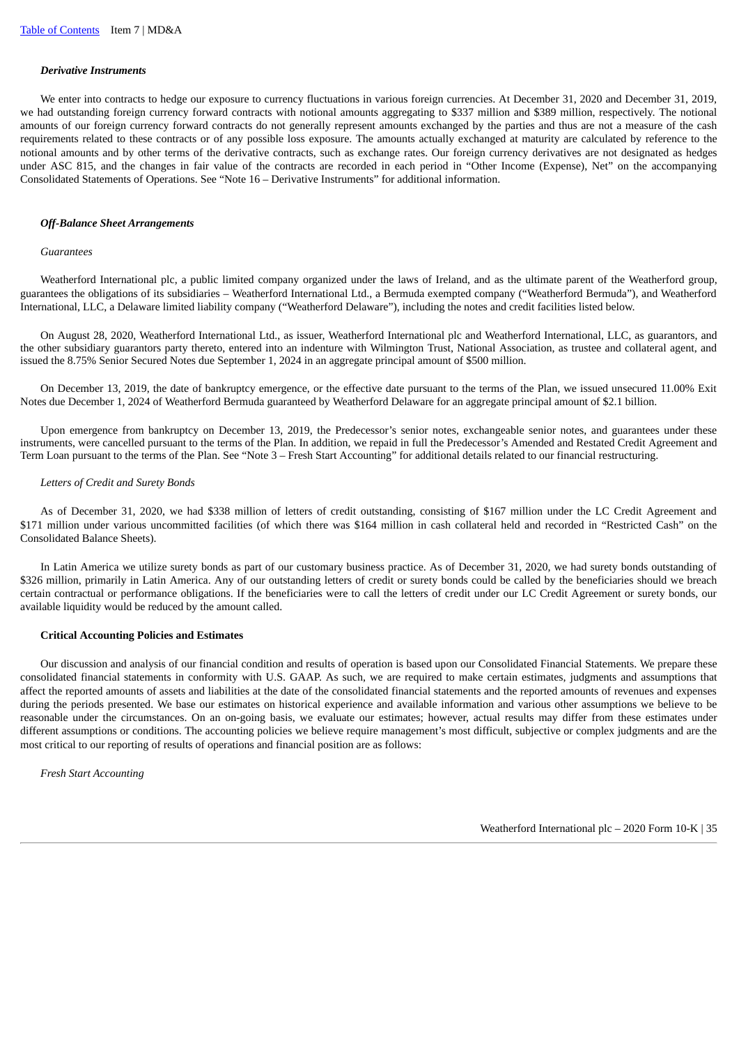### *Derivative Instruments*

We enter into contracts to hedge our exposure to currency fluctuations in various foreign currencies. At December 31, 2020 and December 31, 2019, we had outstanding foreign currency forward contracts with notional amounts aggregating to $337 million and $389 million, respectively. The notional amounts of our foreign currency forward contracts do not generally represent amounts exchanged by the parties and thus are not a measure of the cash requirements related to these contracts or of any possible loss exposure. The amounts actually exchanged at maturity are calculated by reference to the notional amounts and by other terms of the derivative contracts, such as exchange rates. Our foreign currency derivatives are not designated as hedges under ASC 815, and the changes in fair value of the contracts are recorded in each period in "Other Income (Expense), Net" on the accompanying Consolidated Statements of Operations. See "Note 16 – Derivative Instruments" for additional information.

### *Off-Balance Sheet Arrangements*

*Guarantees*

Weatherford International plc, a public limited company organized under the laws of Ireland, and as the ultimate parent of the Weatherford group, guarantees the obligations of its subsidiaries – Weatherford International Ltd., a Bermuda exempted company ("Weatherford Bermuda"), and Weatherford International, LLC, a Delaware limited liability company ("Weatherford Delaware"), including the notes and credit facilities listed below.

On August 28, 2020, Weatherford International Ltd., as issuer, Weatherford International plc and Weatherford International, LLC, as guarantors, and the other subsidiary guarantors party thereto, entered into an indenture with Wilmington Trust, National Association, as trustee and collateral agent, and issued the 8.75% Senior Secured Notes due September 1, 2024 in an aggregate principal amount of $500 million.

On December 13, 2019, the date of bankruptcy emergence, or the effective date pursuant to the terms of the Plan, we issued unsecured 11.00% Exit Notes due December 1, 2024 of Weatherford Bermuda guaranteed by Weatherford Delaware for an aggregate principal amount of $2.1 billion.

Upon emergence from bankruptcy on December 13, 2019, the Predecessor's senior notes, exchangeable senior notes, and guarantees under these instruments, were cancelled pursuant to the terms of the Plan. In addition, we repaid in full the Predecessor's Amended and Restated Credit Agreement and Term Loan pursuant to the terms of the Plan. See "Note 3 – Fresh Start Accounting" for additional details related to our financial restructuring.

*Letters of Credit and Surety Bonds*

As of December 31, 2020, we had $338 million of letters of credit outstanding, consisting of $167 million under the LC Credit Agreement and $171 million under various uncommitted facilities (of which there was $164 million in cash collateral held and recorded in "Restricted Cash" on the Consolidated Balance Sheets).

In Latin America we utilize surety bonds as part of our customary business practice. As of December 31, 2020, we had surety bonds outstanding of $326 million, primarily in Latin America. Any of our outstanding letters of credit or surety bonds could be called by the beneficiaries should we breach certain contractual or performance obligations. If the beneficiaries were to call the letters of credit under our LC Credit Agreement or surety bonds, our available liquidity would be reduced by the amount called.

### Critical Accounting Policies and Estimates

Our discussion and analysis of our financial condition and results of operation is based upon our Consolidated Financial Statements. We prepare these consolidated financial statements in conformity with U.S. GAAP. As such, we are required to make certain estimates, judgments and assumptions that affect the reported amounts of assets and liabilities at the date of the consolidated financial statements and the reported amounts of revenues and expenses during the periods presented. We base our estimates on historical experience and available information and various other assumptions we believe to be reasonable under the circumstances. On an on-going basis, we evaluate our estimates; however, actual results may differ from these estimates under different assumptions or conditions. The accounting policies we believe require management's most difficult, subjective or complex judgments and are the most critical to our reporting of results of operations and financial position are as follows:

*Fresh Start Accounting*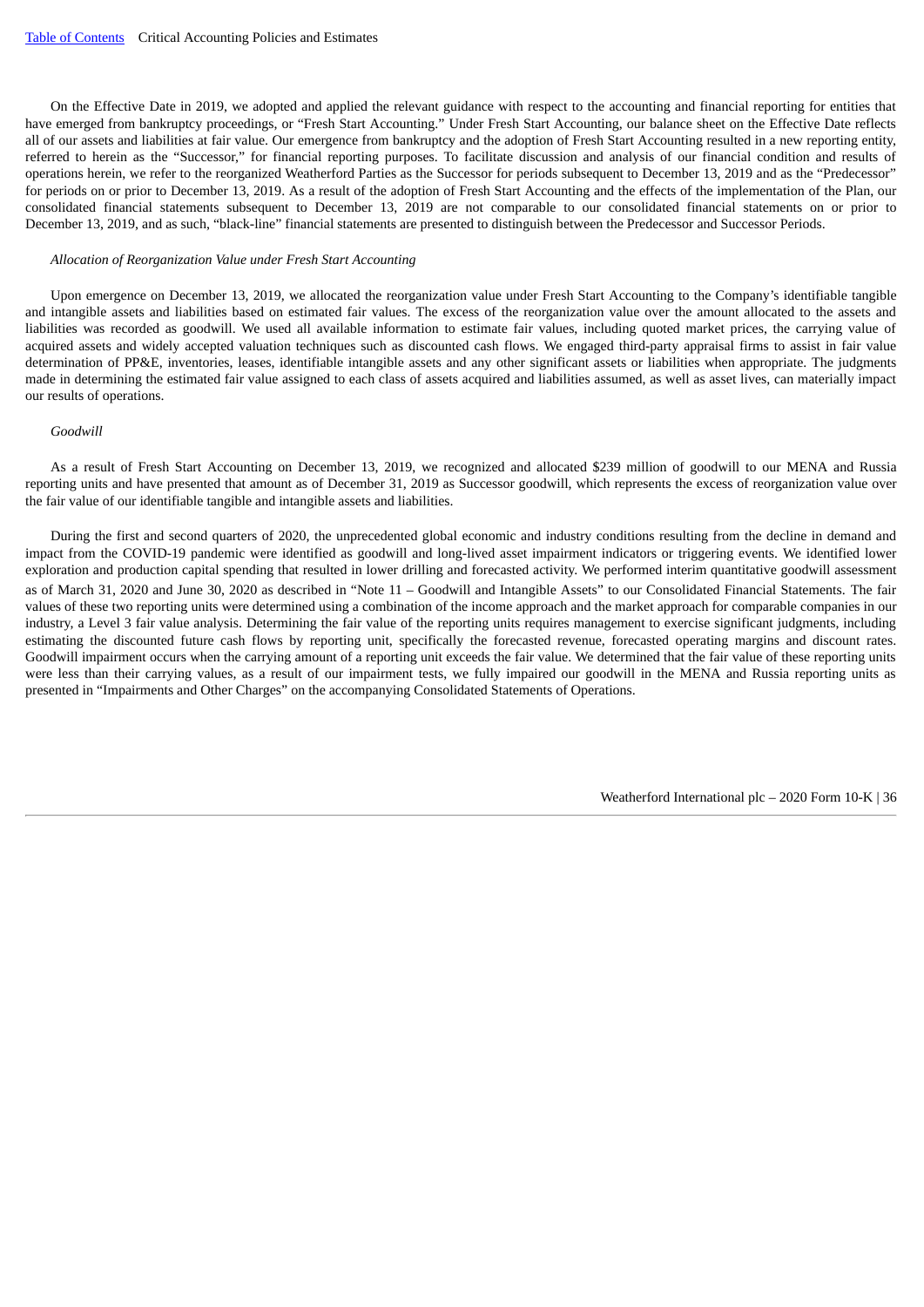On the Effective Date in 2019, we adopted and applied the relevant guidance with respect to the accounting and financial reporting for entities that have emerged from bankruptcy proceedings, or "Fresh Start Accounting." Under Fresh Start Accounting, our balance sheet on the Effective Date reflects all of our assets and liabilities at fair value. Our emergence from bankruptcy and the adoption of Fresh Start Accounting resulted in a new reporting entity, referred to herein as the "Successor," for financial reporting purposes. To facilitate discussion and analysis of our financial condition and results of operations herein, we refer to the reorganized Weatherford Parties as the Successor for periods subsequent to December 13, 2019 and as the "Predecessor" for periods on or prior to December 13, 2019. As a result of the adoption of Fresh Start Accounting and the effects of the implementation of the Plan, our consolidated financial statements subsequent to December 13, 2019 are not comparable to our consolidated financial statements on or prior to December 13, 2019, and as such, "black-line" financial statements are presented to distinguish between the Predecessor and Successor Periods.

*Allocation of Reorganization Value under Fresh Start Accounting*

Upon emergence on December 13, 2019, we allocated the reorganization value under Fresh Start Accounting to the Company's identifiable tangible and intangible assets and liabilities based on estimated fair values. The excess of the reorganization value over the amount allocated to the assets and liabilities was recorded as goodwill. We used all available information to estimate fair values, including quoted market prices, the carrying value of acquired assets and widely accepted valuation techniques such as discounted cash flows. We engaged third-party appraisal firms to assist in fair value determination of PP&E, inventories, leases, identifiable intangible assets and any other significant assets or liabilities when appropriate. The judgments made in determining the estimated fair value assigned to each class of assets acquired and liabilities assumed, as well as asset lives, can materially impact our results of operations.

*Goodwill*

As a result of Fresh Start Accounting on December 13, 2019, we recognized and allocated $239 million of goodwill to our MENA and Russia reporting units and have presented that amount as of December 31, 2019 as Successor goodwill, which represents the excess of reorganization value over the fair value of our identifiable tangible and intangible assets and liabilities.

During the first and second quarters of 2020, the unprecedented global economic and industry conditions resulting from the decline in demand and impact from the COVID-19 pandemic were identified as goodwill and long-lived asset impairment indicators or triggering events. We identified lower exploration and production capital spending that resulted in lower drilling and forecasted activity. We performed interim quantitative goodwill assessment as of March 31, 2020 and June 30, 2020 as described in "Note 11 – Goodwill and Intangible Assets" to our Consolidated Financial Statements. The fair values of these two reporting units were determined using a combination of the income approach and the market approach for comparable companies in our industry, a Level 3 fair value analysis. Determining the fair value of the reporting units requires management to exercise significant judgments, including estimating the discounted future cash flows by reporting unit, specifically the forecasted revenue, forecasted operating margins and discount rates. Goodwill impairment occurs when the carrying amount of a reporting unit exceeds the fair value. We determined that the fair value of these reporting units were less than their carrying values, as a result of our impairment tests, we fully impaired our goodwill in the MENA and Russia reporting units as presented in "Impairments and Other Charges" on the accompanying Consolidated Statements of Operations.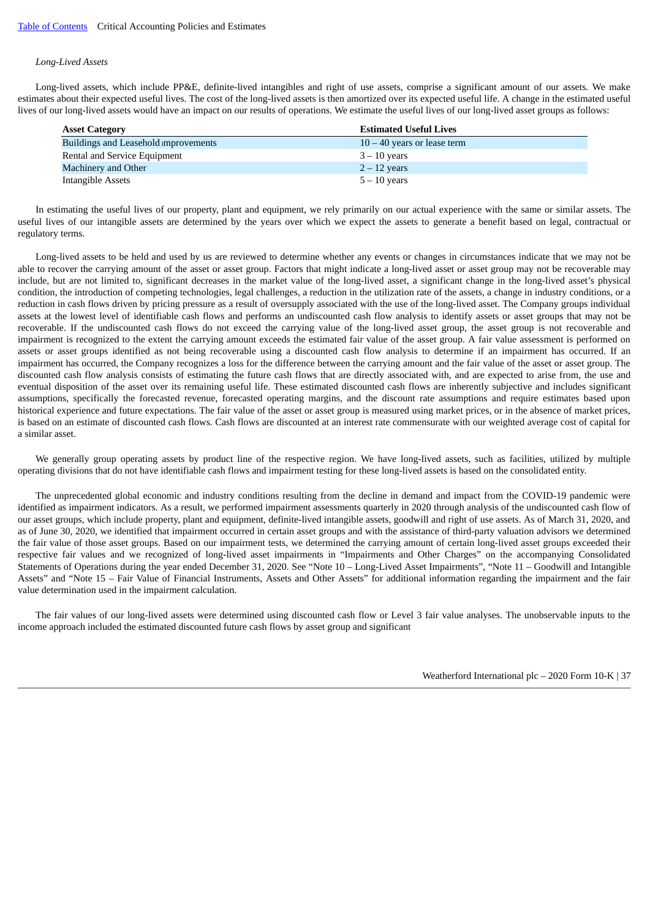*Long-Lived Assets*

Long-lived assets, which include PP&E, definite-lived intangibles and right of use assets, comprise a significant amount of our assets. We make estimates about their expected useful lives. The cost of the long-lived assets is then amortized over its expected useful life. A change in the estimated useful lives of our long-lived assets would have an impact on our results of operations. We estimate the useful lives of our long-lived asset groups as follows:

| Asset Category | Estimated Useful Lives |
|---|---|
| Buildings and Leasehold Improvements | 10 – 40 years or lease term |
| Rental and Service Equipment | 3 – 10 years |
| Machinery and Other | 2 – 12 years |
| Intangible Assets | 5 – 10 years |

In estimating the useful lives of our property, plant and equipment, we rely primarily on our actual experience with the same or similar assets. The useful lives of our intangible assets are determined by the years over which we expect the assets to generate a benefit based on legal, contractual or regulatory terms.

Long-lived assets to be held and used by us are reviewed to determine whether any events or changes in circumstances indicate that we may not be able to recover the carrying amount of the asset or asset group. Factors that might indicate a long-lived asset or asset group may not be recoverable may include, but are not limited to, significant decreases in the market value of the long-lived asset, a significant change in the long-lived asset's physical condition, the introduction of competing technologies, legal challenges, a reduction in the utilization rate of the assets, a change in industry conditions, or a reduction in cash flows driven by pricing pressure as a result of oversupply associated with the use of the long-lived asset. The Company groups individual assets at the lowest level of identifiable cash flows and performs an undiscounted cash flow analysis to identify assets or asset groups that may not be recoverable. If the undiscounted cash flows do not exceed the carrying value of the long-lived asset group, the asset group is not recoverable and impairment is recognized to the extent the carrying amount exceeds the estimated fair value of the asset group. A fair value assessment is performed on assets or asset groups identified as not being recoverable using a discounted cash flow analysis to determine if an impairment has occurred. If an impairment has occurred, the Company recognizes a loss for the difference between the carrying amount and the fair value of the asset or asset group. The discounted cash flow analysis consists of estimating the future cash flows that are directly associated with, and are expected to arise from, the use and eventual disposition of the asset over its remaining useful life. These estimated discounted cash flows are inherently subjective and includes significant assumptions, specifically the forecasted revenue, forecasted operating margins, and the discount rate assumptions and require estimates based upon historical experience and future expectations. The fair value of the asset or asset group is measured using market prices, or in the absence of market prices, is based on an estimate of discounted cash flows. Cash flows are discounted at an interest rate commensurate with our weighted average cost of capital for a similar asset.

We generally group operating assets by product line of the respective region. We have long-lived assets, such as facilities, utilized by multiple operating divisions that do not have identifiable cash flows and impairment testing for these long-lived assets is based on the consolidated entity.

The unprecedented global economic and industry conditions resulting from the decline in demand and impact from the COVID-19 pandemic were identified as impairment indicators. As a result, we performed impairment assessments quarterly in 2020 through analysis of the undiscounted cash flow of our asset groups, which include property, plant and equipment, definite-lived intangible assets, goodwill and right of use assets. As of March 31, 2020, and as of June 30, 2020, we identified that impairment occurred in certain asset groups and with the assistance of third-party valuation advisors we determined the fair value of those asset groups. Based on our impairment tests, we determined the carrying amount of certain long-lived asset groups exceeded their respective fair values and we recognized of long-lived asset impairments in "Impairments and Other Charges" on the accompanying Consolidated Statements of Operations during the year ended December 31, 2020. See "Note 10 – Long-Lived Asset Impairments", "Note 11 – Goodwill and Intangible Assets" and "Note 15 – Fair Value of Financial Instruments, Assets and Other Assets" for additional information regarding the impairment and the fair value determination used in the impairment calculation.

The fair values of our long-lived assets were determined using discounted cash flow or Level 3 fair value analyses. The unobservable inputs to the income approach included the estimated discounted future cash flows by asset group and significant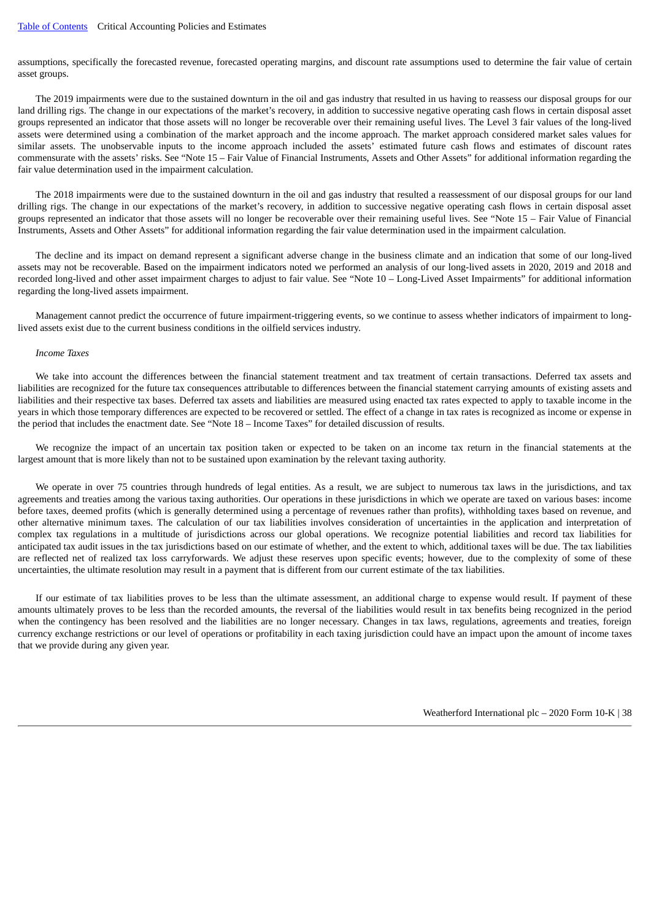assumptions, specifically the forecasted revenue, forecasted operating margins, and discount rate assumptions used to determine the fair value of certain asset groups.

The 2019 impairments were due to the sustained downturn in the oil and gas industry that resulted in us having to reassess our disposal groups for our land drilling rigs. The change in our expectations of the market's recovery, in addition to successive negative operating cash flows in certain disposal asset groups represented an indicator that those assets will no longer be recoverable over their remaining useful lives. The Level 3 fair values of the long-lived assets were determined using a combination of the market approach and the income approach. The market approach considered market sales values for similar assets. The unobservable inputs to the income approach included the assets' estimated future cash flows and estimates of discount rates commensurate with the assets' risks. See "Note 15 – Fair Value of Financial Instruments, Assets and Other Assets" for additional information regarding the fair value determination used in the impairment calculation.

The 2018 impairments were due to the sustained downturn in the oil and gas industry that resulted a reassessment of our disposal groups for our land drilling rigs. The change in our expectations of the market's recovery, in addition to successive negative operating cash flows in certain disposal asset groups represented an indicator that those assets will no longer be recoverable over their remaining useful lives. See "Note 15 – Fair Value of Financial Instruments, Assets and Other Assets" for additional information regarding the fair value determination used in the impairment calculation.

The decline and its impact on demand represent a significant adverse change in the business climate and an indication that some of our long-lived assets may not be recoverable. Based on the impairment indicators noted we performed an analysis of our long-lived assets in 2020, 2019 and 2018 and recorded long-lived and other asset impairment charges to adjust to fair value. See "Note 10 – Long-Lived Asset Impairments" for additional information regarding the long-lived assets impairment.

Management cannot predict the occurrence of future impairment-triggering events, so we continue to assess whether indicators of impairment to long-lived assets exist due to the current business conditions in the oilfield services industry.

*Income Taxes*

We take into account the differences between the financial statement treatment and tax treatment of certain transactions. Deferred tax assets and liabilities are recognized for the future tax consequences attributable to differences between the financial statement carrying amounts of existing assets and liabilities and their respective tax bases. Deferred tax assets and liabilities are measured using enacted tax rates expected to apply to taxable income in the years in which those temporary differences are expected to be recovered or settled. The effect of a change in tax rates is recognized as income or expense in the period that includes the enactment date. See "Note 18 – Income Taxes" for detailed discussion of results.

We recognize the impact of an uncertain tax position taken or expected to be taken on an income tax return in the financial statements at the largest amount that is more likely than not to be sustained upon examination by the relevant taxing authority.

We operate in over 75 countries through hundreds of legal entities. As a result, we are subject to numerous tax laws in the jurisdictions, and tax agreements and treaties among the various taxing authorities. Our operations in these jurisdictions in which we operate are taxed on various bases: income before taxes, deemed profits (which is generally determined using a percentage of revenues rather than profits), withholding taxes based on revenue, and other alternative minimum taxes. The calculation of our tax liabilities involves consideration of uncertainties in the application and interpretation of complex tax regulations in a multitude of jurisdictions across our global operations. We recognize potential liabilities and record tax liabilities for anticipated tax audit issues in the tax jurisdictions based on our estimate of whether, and the extent to which, additional taxes will be due. The tax liabilities are reflected net of realized tax loss carryforwards. We adjust these reserves upon specific events; however, due to the complexity of some of these uncertainties, the ultimate resolution may result in a payment that is different from our current estimate of the tax liabilities.

If our estimate of tax liabilities proves to be less than the ultimate assessment, an additional charge to expense would result. If payment of these amounts ultimately proves to be less than the recorded amounts, the reversal of the liabilities would result in tax benefits being recognized in the period when the contingency has been resolved and the liabilities are no longer necessary. Changes in tax laws, regulations, agreements and treaties, foreign currency exchange restrictions or our level of operations or profitability in each taxing jurisdiction could have an impact upon the amount of income taxes that we provide during any given year.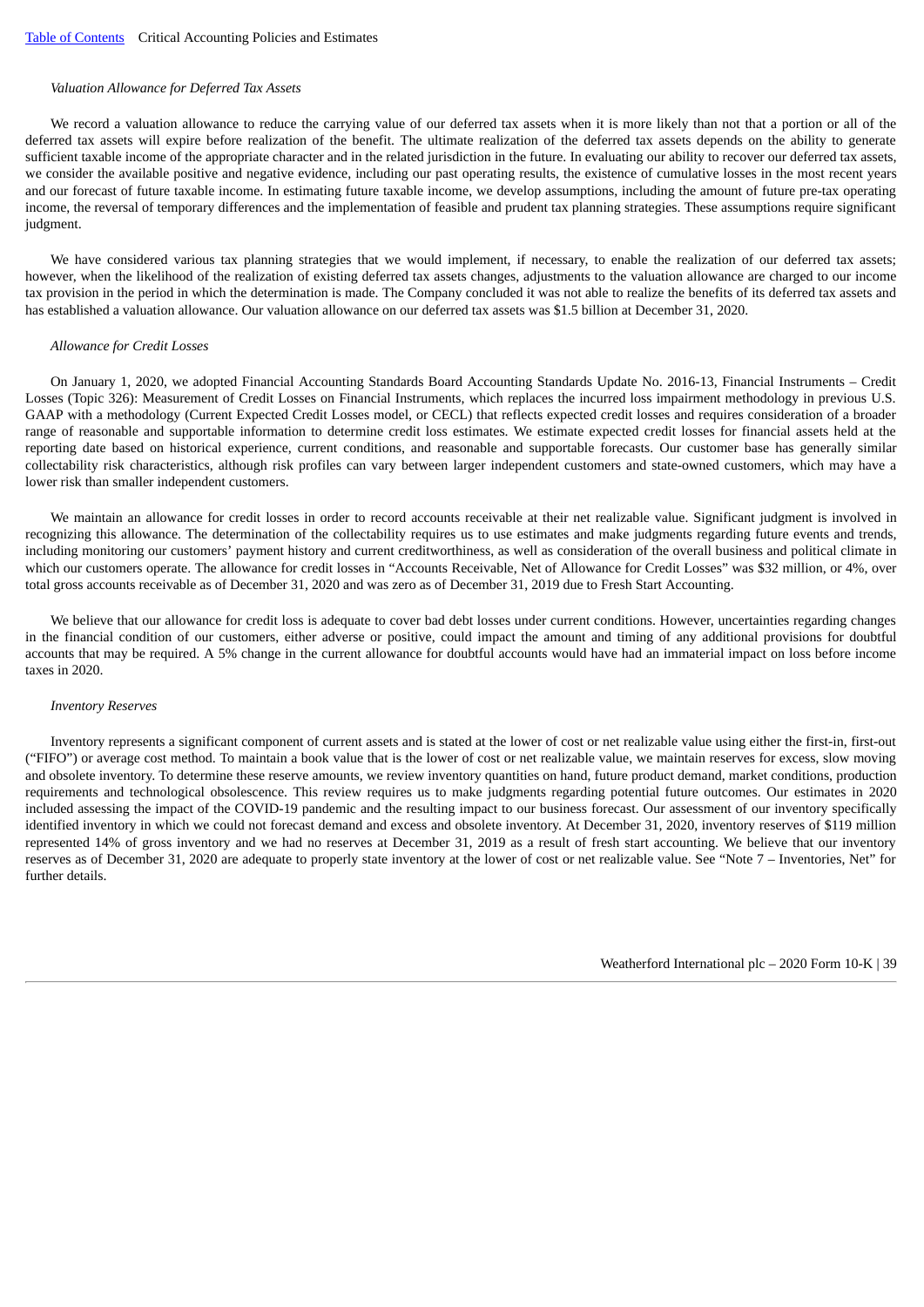*Valuation Allowance for Deferred Tax Assets*

We record a valuation allowance to reduce the carrying value of our deferred tax assets when it is more likely than not that a portion or all of the deferred tax assets will expire before realization of the benefit. The ultimate realization of the deferred tax assets depends on the ability to generate sufficient taxable income of the appropriate character and in the related jurisdiction in the future. In evaluating our ability to recover our deferred tax assets, we consider the available positive and negative evidence, including our past operating results, the existence of cumulative losses in the most recent years and our forecast of future taxable income. In estimating future taxable income, we develop assumptions, including the amount of future pre-tax operating income, the reversal of temporary differences and the implementation of feasible and prudent tax planning strategies. These assumptions require significant judgment.

We have considered various tax planning strategies that we would implement, if necessary, to enable the realization of our deferred tax assets; however, when the likelihood of the realization of existing deferred tax assets changes, adjustments to the valuation allowance are charged to our income tax provision in the period in which the determination is made. The Company concluded it was not able to realize the benefits of its deferred tax assets and has established a valuation allowance. Our valuation allowance on our deferred tax assets was $1.5 billion at December 31, 2020.

*Allowance for Credit Losses*

On January 1, 2020, we adopted Financial Accounting Standards Board Accounting Standards Update No. 2016-13, Financial Instruments – Credit Losses (Topic 326): Measurement of Credit Losses on Financial Instruments, which replaces the incurred loss impairment methodology in previous U.S. GAAP with a methodology (Current Expected Credit Losses model, or CECL) that reflects expected credit losses and requires consideration of a broader range of reasonable and supportable information to determine credit loss estimates. We estimate expected credit losses for financial assets held at the reporting date based on historical experience, current conditions, and reasonable and supportable forecasts. Our customer base has generally similar collectability risk characteristics, although risk profiles can vary between larger independent customers and state-owned customers, which may have a lower risk than smaller independent customers.

We maintain an allowance for credit losses in order to record accounts receivable at their net realizable value. Significant judgment is involved in recognizing this allowance. The determination of the collectability requires us to use estimates and make judgments regarding future events and trends, including monitoring our customers' payment history and current creditworthiness, as well as consideration of the overall business and political climate in which our customers operate. The allowance for credit losses in "Accounts Receivable, Net of Allowance for Credit Losses" was $32 million, or 4%, over total gross accounts receivable as of December 31, 2020 and was zero as of December 31, 2019 due to Fresh Start Accounting.

We believe that our allowance for credit loss is adequate to cover bad debt losses under current conditions. However, uncertainties regarding changes in the financial condition of our customers, either adverse or positive, could impact the amount and timing of any additional provisions for doubtful accounts that may be required. A 5% change in the current allowance for doubtful accounts would have had an immaterial impact on loss before income taxes in 2020.

*Inventory Reserves*

Inventory represents a significant component of current assets and is stated at the lower of cost or net realizable value using either the first-in, first-out ("FIFO") or average cost method. To maintain a book value that is the lower of cost or net realizable value, we maintain reserves for excess, slow moving and obsolete inventory. To determine these reserve amounts, we review inventory quantities on hand, future product demand, market conditions, production requirements and technological obsolescence. This review requires us to make judgments regarding potential future outcomes. Our estimates in 2020 included assessing the impact of the COVID-19 pandemic and the resulting impact to our business forecast. Our assessment of our inventory specifically identified inventory in which we could not forecast demand and excess and obsolete inventory. At December 31, 2020, inventory reserves of $119 million represented 14% of gross inventory and we had no reserves at December 31, 2019 as a result of fresh start accounting. We believe that our inventory reserves as of December 31, 2020 are adequate to properly state inventory at the lower of cost or net realizable value. See "Note 7 – Inventories, Net" for further details.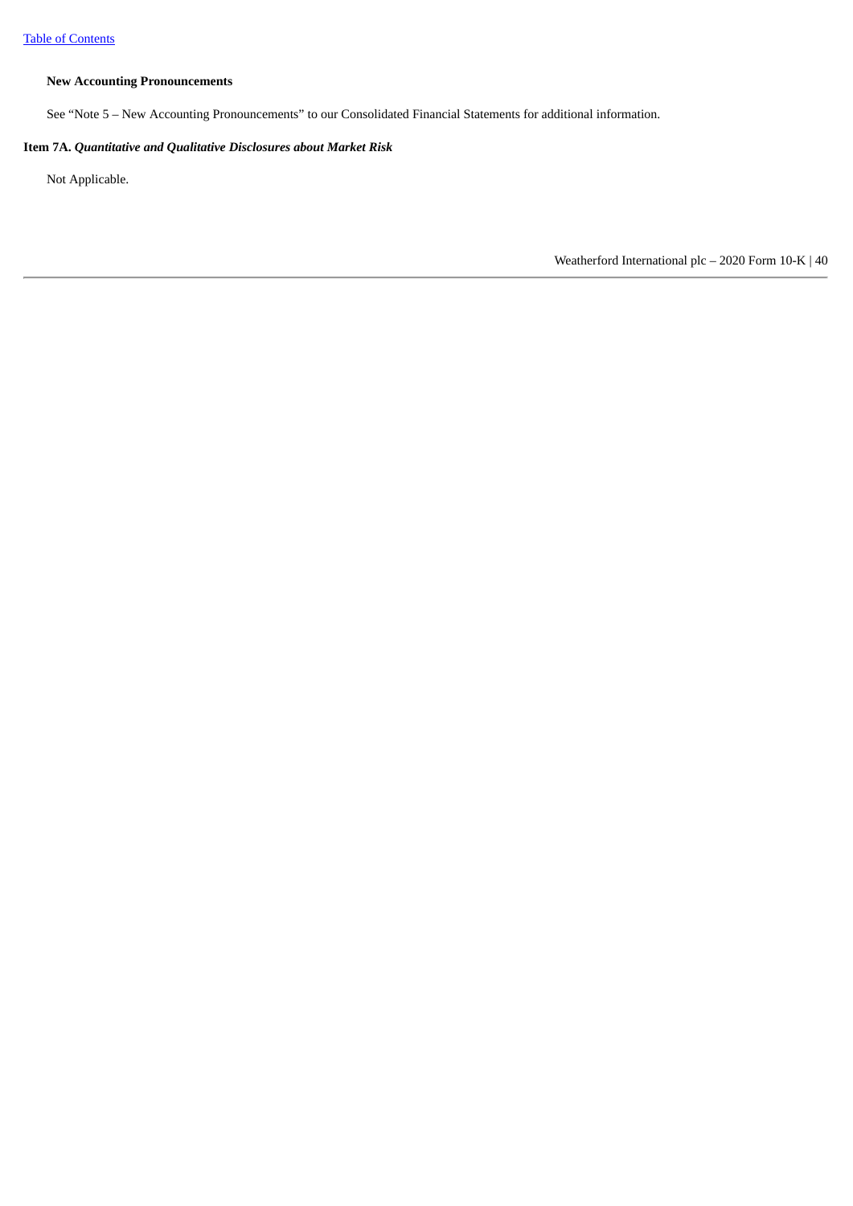### New Accounting Pronouncements

See “Note 5 – New Accounting Pronouncements” to our Consolidated Financial Statements for additional information.

## Item 7A. *Quantitative and Qualitative Disclosures about Market Risk*

Not Applicable.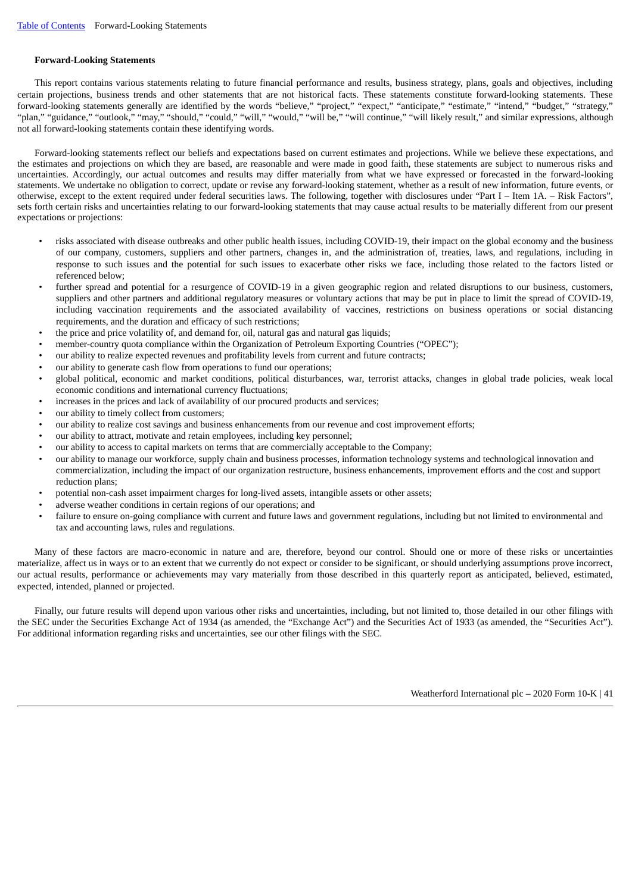### Forward-Looking Statements

This report contains various statements relating to future financial performance and results, business strategy, plans, goals and objectives, including certain projections, business trends and other statements that are not historical facts. These statements constitute forward-looking statements. These forward-looking statements generally are identified by the words "believe," "project," "expect," "anticipate," "estimate," "intend," "budget," "strategy," "plan," "guidance," "outlook," "may," "should," "could," "will," "would," "will be," "will continue," "will likely result," and similar expressions, although not all forward-looking statements contain these identifying words.

Forward-looking statements reflect our beliefs and expectations based on current estimates and projections. While we believe these expectations, and the estimates and projections on which they are based, are reasonable and were made in good faith, these statements are subject to numerous risks and uncertainties. Accordingly, our actual outcomes and results may differ materially from what we have expressed or forecasted in the forward-looking statements. We undertake no obligation to correct, update or revise any forward-looking statement, whether as a result of new information, future events, or otherwise, except to the extent required under federal securities laws. The following, together with disclosures under "Part I – Item 1A. – Risk Factors", sets forth certain risks and uncertainties relating to our forward-looking statements that may cause actual results to be materially different from our present expectations or projections:

- risks associated with disease outbreaks and other public health issues, including COVID-19, their impact on the global economy and the business of our company, customers, suppliers and other partners, changes in, and the administration of, treaties, laws, and regulations, including in response to such issues and the potential for such issues to exacerbate other risks we face, including those related to the factors listed or referenced below;
- further spread and potential for a resurgence of COVID-19 in a given geographic region and related disruptions to our business, customers, suppliers and other partners and additional regulatory measures or voluntary actions that may be put in place to limit the spread of COVID-19, including vaccination requirements and the associated availability of vaccines, restrictions on business operations or social distancing requirements, and the duration and efficacy of such restrictions;
- the price and price volatility of, and demand for, oil, natural gas and natural gas liquids;
- member-country quota compliance within the Organization of Petroleum Exporting Countries ("OPEC");
- our ability to realize expected revenues and profitability levels from current and future contracts;
- our ability to generate cash flow from operations to fund our operations;
- global political, economic and market conditions, political disturbances, war, terrorist attacks, changes in global trade policies, weak local economic conditions and international currency fluctuations;
- increases in the prices and lack of availability of our procured products and services;
- our ability to timely collect from customers;
- our ability to realize cost savings and business enhancements from our revenue and cost improvement efforts;
- our ability to attract, motivate and retain employees, including key personnel;
- our ability to access to capital markets on terms that are commercially acceptable to the Company;
- our ability to manage our workforce, supply chain and business processes, information technology systems and technological innovation and commercialization, including the impact of our organization restructure, business enhancements, improvement efforts and the cost and support reduction plans;
- potential non-cash asset impairment charges for long-lived assets, intangible assets or other assets;
- adverse weather conditions in certain regions of our operations; and
- failure to ensure on-going compliance with current and future laws and government regulations, including but not limited to environmental and tax and accounting laws, rules and regulations.

Many of these factors are macro-economic in nature and are, therefore, beyond our control. Should one or more of these risks or uncertainties materialize, affect us in ways or to an extent that we currently do not expect or consider to be significant, or should underlying assumptions prove incorrect, our actual results, performance or achievements may vary materially from those described in this quarterly report as anticipated, believed, estimated, expected, intended, planned or projected.

Finally, our future results will depend upon various other risks and uncertainties, including, but not limited to, those detailed in our other filings with the SEC under the Securities Exchange Act of 1934 (as amended, the "Exchange Act") and the Securities Act of 1933 (as amended, the "Securities Act"). For additional information regarding risks and uncertainties, see our other filings with the SEC.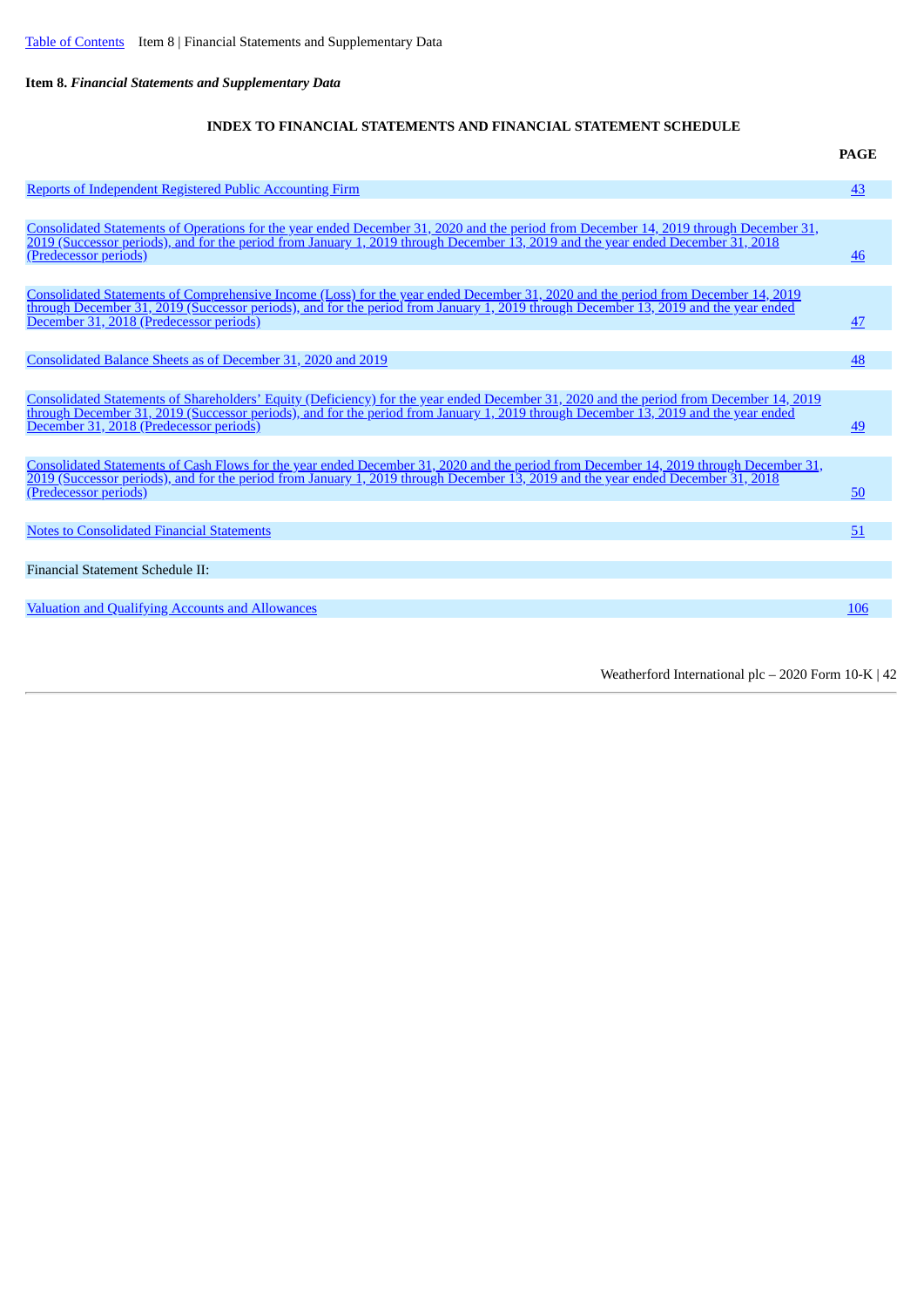**Item 8.** ***Financial Statements and Supplementary Data***

**INDEX TO FINANCIAL STATEMENTS AND FINANCIAL STATEMENT SCHEDULE**

| | **PAGE** |
|---|---|
| Reports of Independent Registered Public Accounting Firm | 43 |
| Consolidated Statements of Operations for the year ended December 31, 2020 and the period from December 14, 2019 through December 31, 2019 (Successor periods), and for the period from January 1, 2019 through December 13, 2019 and the year ended December 31, 2018 (Predecessor periods) | 46 |
| Consolidated Statements of Comprehensive Income (Loss) for the year ended December 31, 2020 and the period from December 14, 2019 through December 31, 2019 (Successor periods), and for the period from January 1, 2019 through December 13, 2019 and the year ended December 31, 2018 (Predecessor periods) | 47 |
| Consolidated Balance Sheets as of December 31, 2020 and 2019 | 48 |
| Consolidated Statements of Shareholders' Equity (Deficiency) for the year ended December 31, 2020 and the period from December 14, 2019 through December 31, 2019 (Successor periods), and for the period from January 1, 2019 through December 13, 2019 and the year ended December 31, 2018 (Predecessor periods) | 49 |
| Consolidated Statements of Cash Flows for the year ended December 31, 2020 and the period from December 14, 2019 through December 31, 2019 (Successor periods), and for the period from January 1, 2019 through December 13, 2019 and the year ended December 31, 2018 (Predecessor periods) | 50 |
| Notes to Consolidated Financial Statements | 51 |
| Financial Statement Schedule II: | |
| Valuation and Qualifying Accounts and Allowances | 106 |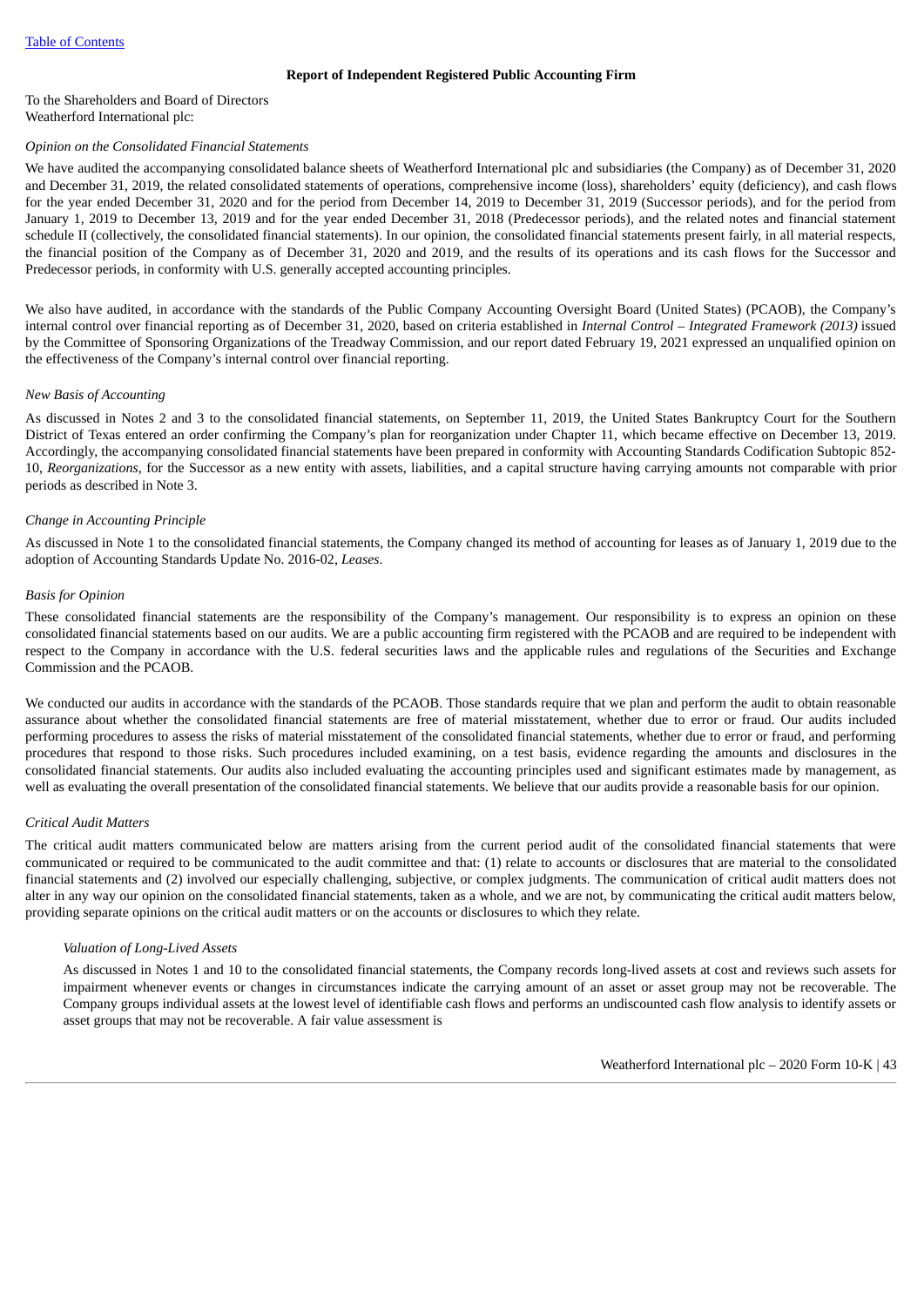## Report of Independent Registered Public Accounting Firm

To the Shareholders and Board of Directors
Weatherford International plc:

*Opinion on the Consolidated Financial Statements*

We have audited the accompanying consolidated balance sheets of Weatherford International plc and subsidiaries (the Company) as of December 31, 2020 and December 31, 2019, the related consolidated statements of operations, comprehensive income (loss), shareholders' equity (deficiency), and cash flows for the year ended December 31, 2020 and for the period from December 14, 2019 to December 31, 2019 (Successor periods), and for the period from January 1, 2019 to December 13, 2019 and for the year ended December 31, 2018 (Predecessor periods), and the related notes and financial statement schedule II (collectively, the consolidated financial statements). In our opinion, the consolidated financial statements present fairly, in all material respects, the financial position of the Company as of December 31, 2020 and 2019, and the results of its operations and its cash flows for the Successor and Predecessor periods, in conformity with U.S. generally accepted accounting principles.

We also have audited, in accordance with the standards of the Public Company Accounting Oversight Board (United States) (PCAOB), the Company's internal control over financial reporting as of December 31, 2020, based on criteria established in *Internal Control – Integrated Framework (2013)* issued by the Committee of Sponsoring Organizations of the Treadway Commission, and our report dated February 19, 2021 expressed an unqualified opinion on the effectiveness of the Company's internal control over financial reporting.

*New Basis of Accounting*

As discussed in Notes 2 and 3 to the consolidated financial statements, on September 11, 2019, the United States Bankruptcy Court for the Southern District of Texas entered an order confirming the Company's plan for reorganization under Chapter 11, which became effective on December 13, 2019. Accordingly, the accompanying consolidated financial statements have been prepared in conformity with Accounting Standards Codification Subtopic 852-10, *Reorganizations*, for the Successor as a new entity with assets, liabilities, and a capital structure having carrying amounts not comparable with prior periods as described in Note 3.

*Change in Accounting Principle*

As discussed in Note 1 to the consolidated financial statements, the Company changed its method of accounting for leases as of January 1, 2019 due to the adoption of Accounting Standards Update No. 2016-02, *Leases*.

*Basis for Opinion*

These consolidated financial statements are the responsibility of the Company's management. Our responsibility is to express an opinion on these consolidated financial statements based on our audits. We are a public accounting firm registered with the PCAOB and are required to be independent with respect to the Company in accordance with the U.S. federal securities laws and the applicable rules and regulations of the Securities and Exchange Commission and the PCAOB.

We conducted our audits in accordance with the standards of the PCAOB. Those standards require that we plan and perform the audit to obtain reasonable assurance about whether the consolidated financial statements are free of material misstatement, whether due to error or fraud. Our audits included performing procedures to assess the risks of material misstatement of the consolidated financial statements, whether due to error or fraud, and performing procedures that respond to those risks. Such procedures included examining, on a test basis, evidence regarding the amounts and disclosures in the consolidated financial statements. Our audits also included evaluating the accounting principles used and significant estimates made by management, as well as evaluating the overall presentation of the consolidated financial statements. We believe that our audits provide a reasonable basis for our opinion.

*Critical Audit Matters*

The critical audit matters communicated below are matters arising from the current period audit of the consolidated financial statements that were communicated or required to be communicated to the audit committee and that: (1) relate to accounts or disclosures that are material to the consolidated financial statements and (2) involved our especially challenging, subjective, or complex judgments. The communication of critical audit matters does not alter in any way our opinion on the consolidated financial statements, taken as a whole, and we are not, by communicating the critical audit matters below, providing separate opinions on the critical audit matters or on the accounts or disclosures to which they relate.

*Valuation of Long-Lived Assets*

As discussed in Notes 1 and 10 to the consolidated financial statements, the Company records long-lived assets at cost and reviews such assets for impairment whenever events or changes in circumstances indicate the carrying amount of an asset or asset group may not be recoverable. The Company groups individual assets at the lowest level of identifiable cash flows and performs an undiscounted cash flow analysis to identify assets or asset groups that may not be recoverable. A fair value assessment is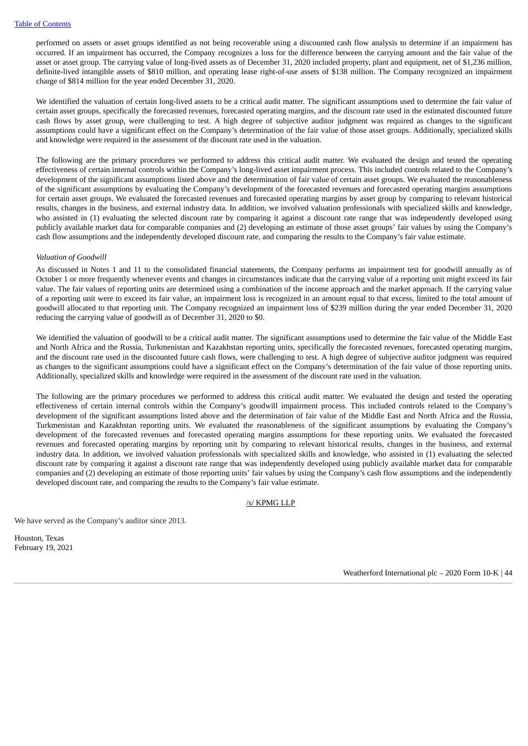performed on assets or asset groups identified as not being recoverable using a discounted cash flow analysis to determine if an impairment has occurred. If an impairment has occurred, the Company recognizes a loss for the difference between the carrying amount and the fair value of the asset or asset group. The carrying value of long-lived assets as of December 31, 2020 included property, plant and equipment, net of $1,236 million, definite-lived intangible assets of $810 million, and operating lease right-of-use assets of $138 million. The Company recognized an impairment charge of $814 million for the year ended December 31, 2020.

We identified the valuation of certain long-lived assets to be a critical audit matter. The significant assumptions used to determine the fair value of certain asset groups, specifically the forecasted revenues, forecasted operating margins, and the discount rate used in the estimated discounted future cash flows by asset group, were challenging to test. A high degree of subjective auditor judgment was required as changes to the significant assumptions could have a significant effect on the Company's determination of the fair value of those asset groups. Additionally, specialized skills and knowledge were required in the assessment of the discount rate used in the valuation.

The following are the primary procedures we performed to address this critical audit matter. We evaluated the design and tested the operating effectiveness of certain internal controls within the Company's long-lived asset impairment process. This included controls related to the Company's development of the significant assumptions listed above and the determination of fair value of certain asset groups. We evaluated the reasonableness of the significant assumptions by evaluating the Company's development of the forecasted revenues and forecasted operating margins assumptions for certain asset groups. We evaluated the forecasted revenues and forecasted operating margins by asset group by comparing to relevant historical results, changes in the business, and external industry data. In addition, we involved valuation professionals with specialized skills and knowledge, who assisted in (1) evaluating the selected discount rate by comparing it against a discount rate range that was independently developed using publicly available market data for comparable companies and (2) developing an estimate of those asset groups' fair values by using the Company's cash flow assumptions and the independently developed discount rate, and comparing the results to the Company's fair value estimate.

*Valuation of Goodwill*

As discussed in Notes 1 and 11 to the consolidated financial statements, the Company performs an impairment test for goodwill annually as of October 1 or more frequently whenever events and changes in circumstances indicate that the carrying value of a reporting unit might exceed its fair value. The fair values of reporting units are determined using a combination of the income approach and the market approach. If the carrying value of a reporting unit were to exceed its fair value, an impairment loss is recognized in an amount equal to that excess, limited to the total amount of goodwill allocated to that reporting unit. The Company recognized an impairment loss of $239 million during the year ended December 31, 2020 reducing the carrying value of goodwill as of December 31, 2020 to $0.

We identified the valuation of goodwill to be a critical audit matter. The significant assumptions used to determine the fair value of the Middle East and North Africa and the Russia, Turkmenistan and Kazakhstan reporting units, specifically the forecasted revenues, forecasted operating margins, and the discount rate used in the discounted future cash flows, were challenging to test. A high degree of subjective auditor judgment was required as changes to the significant assumptions could have a significant effect on the Company's determination of the fair value of those reporting units. Additionally, specialized skills and knowledge were required in the assessment of the discount rate used in the valuation.

The following are the primary procedures we performed to address this critical audit matter. We evaluated the design and tested the operating effectiveness of certain internal controls within the Company's goodwill impairment process. This included controls related to the Company's development of the significant assumptions listed above and the determination of fair value of the Middle East and North Africa and the Russia, Turkmenistan and Kazakhstan reporting units. We evaluated the reasonableness of the significant assumptions by evaluating the Company's development of the forecasted revenues and forecasted operating margins assumptions for these reporting units. We evaluated the forecasted revenues and forecasted operating margins by reporting unit by comparing to relevant historical results, changes in the business, and external industry data. In addition, we involved valuation professionals with specialized skills and knowledge, who assisted in (1) evaluating the selected discount rate by comparing it against a discount rate range that was independently developed using publicly available market data for comparable companies and (2) developing an estimate of those reporting units' fair values by using the Company's cash flow assumptions and the independently developed discount rate, and comparing the results to the Company's fair value estimate.

/s/ KPMG LLP

We have served as the Company's auditor since 2013.

Houston, Texas
February 19, 2021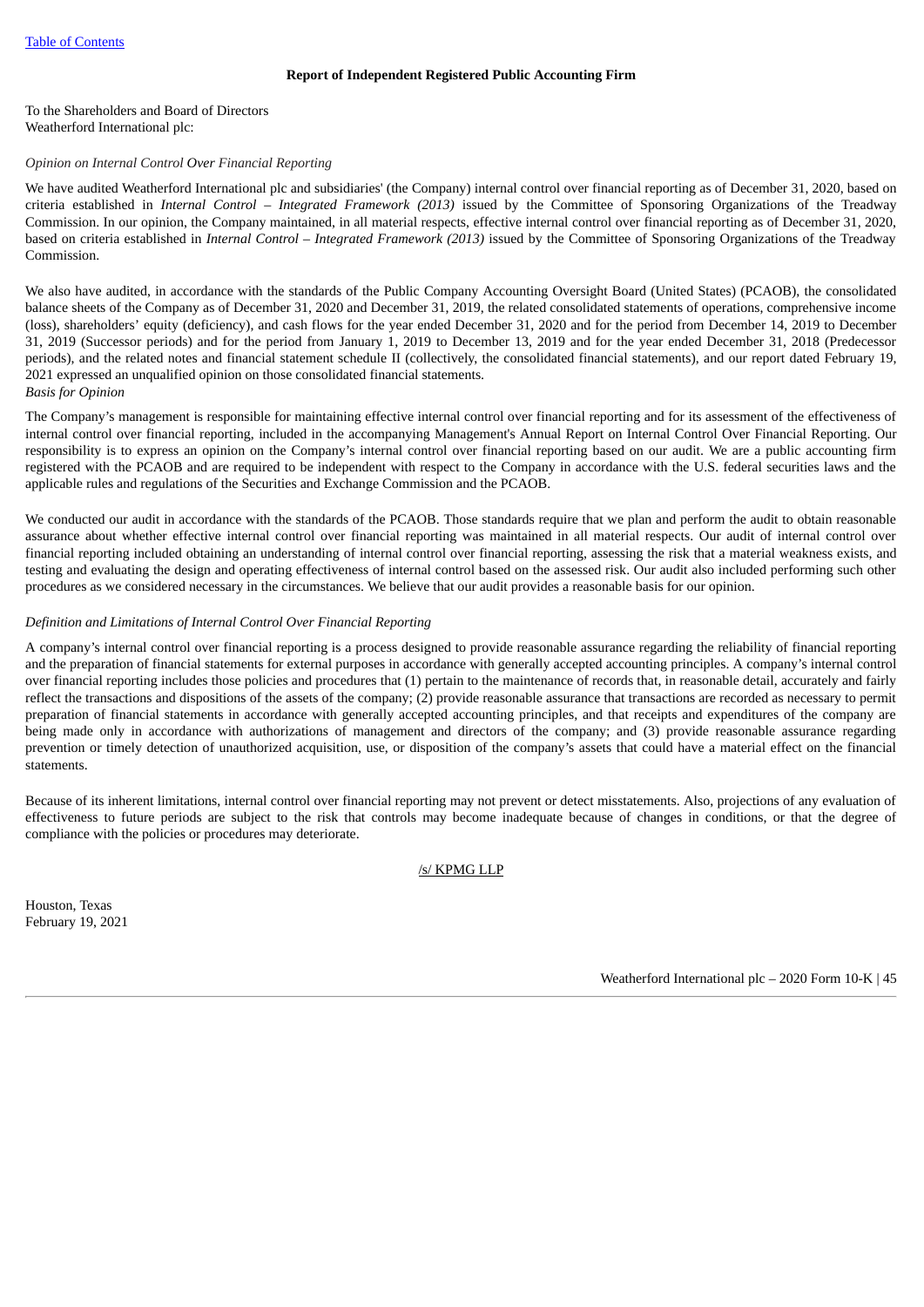## Report of Independent Registered Public Accounting Firm

To the Shareholders and Board of Directors
Weatherford International plc:

*Opinion on Internal Control Over Financial Reporting*

We have audited Weatherford International plc and subsidiaries' (the Company) internal control over financial reporting as of December 31, 2020, based on criteria established in *Internal Control – Integrated Framework (2013)* issued by the Committee of Sponsoring Organizations of the Treadway Commission. In our opinion, the Company maintained, in all material respects, effective internal control over financial reporting as of December 31, 2020, based on criteria established in *Internal Control – Integrated Framework (2013)* issued by the Committee of Sponsoring Organizations of the Treadway Commission.

We also have audited, in accordance with the standards of the Public Company Accounting Oversight Board (United States) (PCAOB), the consolidated balance sheets of the Company as of December 31, 2020 and December 31, 2019, the related consolidated statements of operations, comprehensive income (loss), shareholders' equity (deficiency), and cash flows for the year ended December 31, 2020 and for the period from December 14, 2019 to December 31, 2019 (Successor periods) and for the period from January 1, 2019 to December 13, 2019 and for the year ended December 31, 2018 (Predecessor periods), and the related notes and financial statement schedule II (collectively, the consolidated financial statements), and our report dated February 19, 2021 expressed an unqualified opinion on those consolidated financial statements.

*Basis for Opinion*

The Company's management is responsible for maintaining effective internal control over financial reporting and for its assessment of the effectiveness of internal control over financial reporting, included in the accompanying Management's Annual Report on Internal Control Over Financial Reporting. Our responsibility is to express an opinion on the Company's internal control over financial reporting based on our audit. We are a public accounting firm registered with the PCAOB and are required to be independent with respect to the Company in accordance with the U.S. federal securities laws and the applicable rules and regulations of the Securities and Exchange Commission and the PCAOB.

We conducted our audit in accordance with the standards of the PCAOB. Those standards require that we plan and perform the audit to obtain reasonable assurance about whether effective internal control over financial reporting was maintained in all material respects. Our audit of internal control over financial reporting included obtaining an understanding of internal control over financial reporting, assessing the risk that a material weakness exists, and testing and evaluating the design and operating effectiveness of internal control based on the assessed risk. Our audit also included performing such other procedures as we considered necessary in the circumstances. We believe that our audit provides a reasonable basis for our opinion.

*Definition and Limitations of Internal Control Over Financial Reporting*

A company's internal control over financial reporting is a process designed to provide reasonable assurance regarding the reliability of financial reporting and the preparation of financial statements for external purposes in accordance with generally accepted accounting principles. A company's internal control over financial reporting includes those policies and procedures that (1) pertain to the maintenance of records that, in reasonable detail, accurately and fairly reflect the transactions and dispositions of the assets of the company; (2) provide reasonable assurance that transactions are recorded as necessary to permit preparation of financial statements in accordance with generally accepted accounting principles, and that receipts and expenditures of the company are being made only in accordance with authorizations of management and directors of the company; and (3) provide reasonable assurance regarding prevention or timely detection of unauthorized acquisition, use, or disposition of the company's assets that could have a material effect on the financial statements.

Because of its inherent limitations, internal control over financial reporting may not prevent or detect misstatements. Also, projections of any evaluation of effectiveness to future periods are subject to the risk that controls may become inadequate because of changes in conditions, or that the degree of compliance with the policies or procedures may deteriorate.

/s/ KPMG LLP

Houston, Texas
February 19, 2021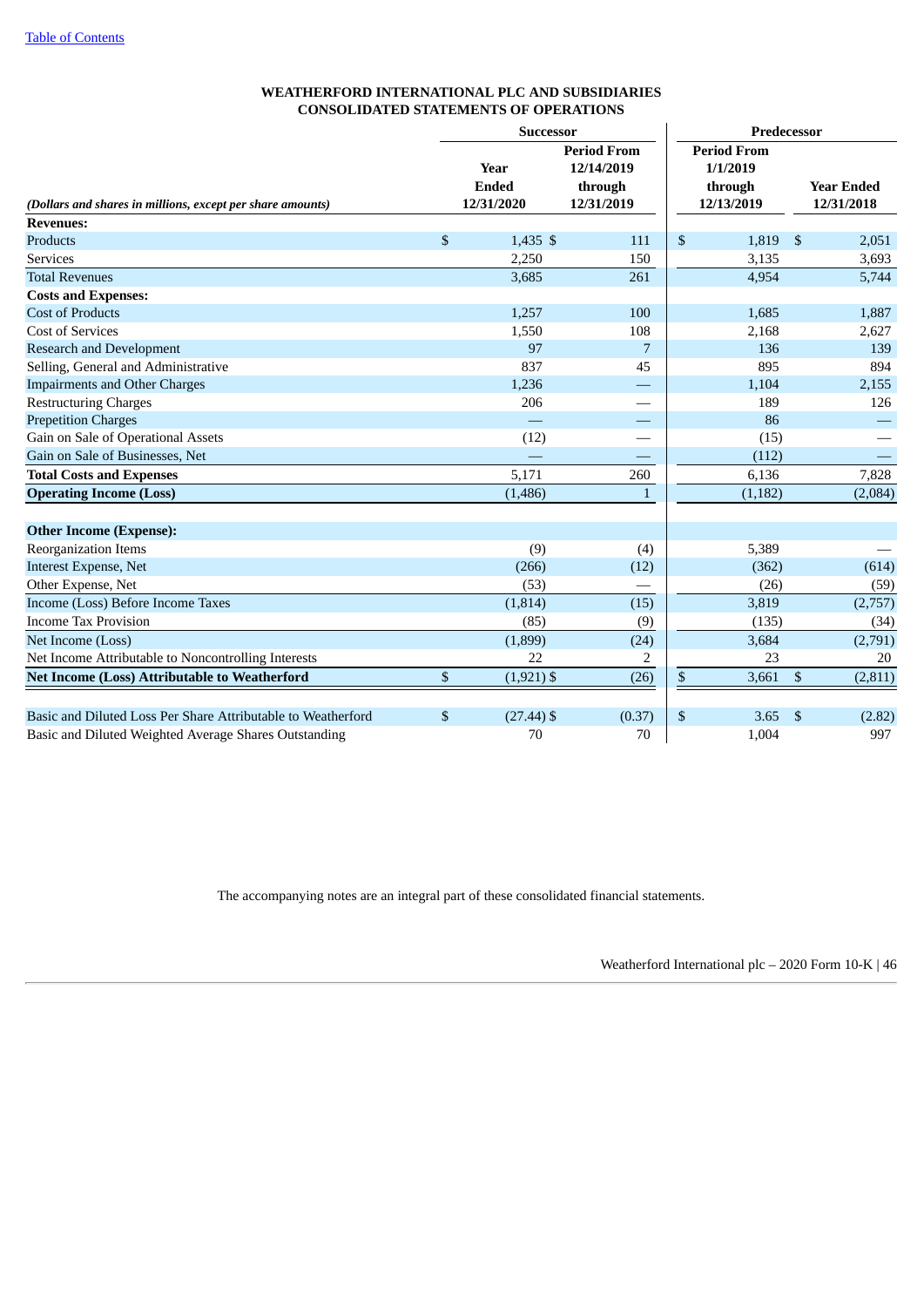[Table of Contents](#)

## WEATHERFORD INTERNATIONAL PLC AND SUBSIDIARIES
## CONSOLIDATED STATEMENTS OF OPERATIONS

| *(Dollars and shares in millions, except per share amounts)* | Successor | | Predecessor | |
|---|---|---|---|---|
| | Year Ended 12/31/2020 | Period From 12/14/2019 through 12/31/2019 | Period From 1/1/2019 through 12/13/2019 | Year Ended 12/31/2018 |
| **Revenues:** | | | | |
| Products | $ 1,435 | $ 111 | $ 1,819 | $ 2,051 |
| Services | 2,250 | 150 | 3,135 | 3,693 |
| Total Revenues | 3,685 | 261 | 4,954 | 5,744 |
| **Costs and Expenses:** | | | | |
| Cost of Products | 1,257 | 100 | 1,685 | 1,887 |
| Cost of Services | 1,550 | 108 | 2,168 | 2,627 |
| Research and Development | 97 | 7 | 136 | 139 |
| Selling, General and Administrative | 837 | 45 | 895 | 894 |
| Impairments and Other Charges | 1,236 | — | 1,104 | 2,155 |
| Restructuring Charges | 206 | — | 189 | 126 |
| Prepetition Charges | — | — | 86 | — |
| Gain on Sale of Operational Assets | (12) | — | (15) | — |
| Gain on Sale of Businesses, Net | — | — | (112) | — |
| **Total Costs and Expenses** | 5,171 | 260 | 6,136 | 7,828 |
| **Operating Income (Loss)** | (1,486) | 1 | (1,182) | (2,084) |
| | | | | |
| **Other Income (Expense):** | | | | |
| Reorganization Items | (9) | (4) | 5,389 | — |
| Interest Expense, Net | (266) | (12) | (362) | (614) |
| Other Expense, Net | (53) | — | (26) | (59) |
| Income (Loss) Before Income Taxes | (1,814) | (15) | 3,819 | (2,757) |
| Income Tax Provision | (85) | (9) | (135) | (34) |
| Net Income (Loss) | (1,899) | (24) | 3,684 | (2,791) |
| Net Income Attributable to Noncontrolling Interests | 22 | 2 | 23 | 20 |
| **Net Income (Loss) Attributable to Weatherford** | $ (1,921) | $ (26) | $ 3,661 | $ (2,811) |
| | | | | |
| Basic and Diluted Loss Per Share Attributable to Weatherford | $ (27.44) | $ (0.37) | $ 3.65 | $ (2.82) |
| Basic and Diluted Weighted Average Shares Outstanding | 70 | 70 | 1,004 | 997 |

The accompanying notes are an integral part of these consolidated financial statements.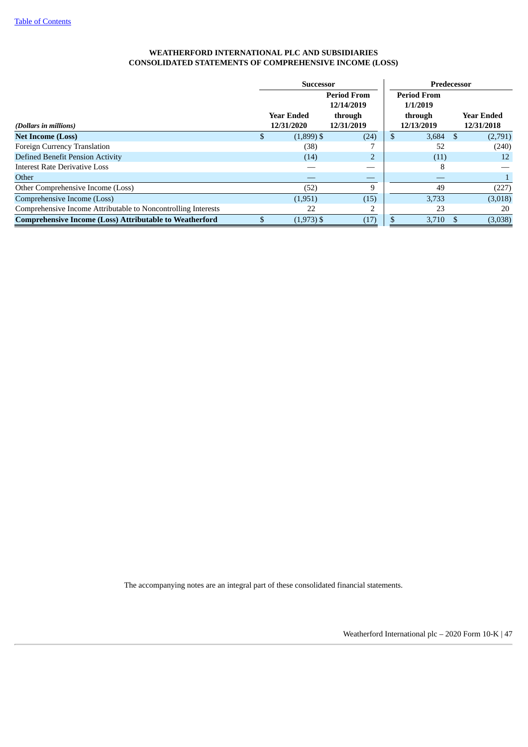[Table of Contents](#)

# WEATHERFORD INTERNATIONAL PLC AND SUBSIDIARIES
## CONSOLIDATED STATEMENTS OF COMPREHENSIVE INCOME (LOSS)

| | Successor | | Predecessor | |
|---|---|---|---|---|
| *(Dollars in millions)* | Year Ended 12/31/2020 | Period From 12/14/2019 through 12/31/2019 | Period From 1/1/2019 through 12/13/2019 | Year Ended 12/31/2018 |
| **Net Income (Loss)** | $ (1,899) | $ (24) | $ 3,684 | $ (2,791) |
| Foreign Currency Translation | (38) | 7 | 52 | (240) |
| Defined Benefit Pension Activity | (14) | 2 | (11) | 12 |
| Interest Rate Derivative Loss | — | — | 8 | — |
| Other | — | — | — | 1 |
| Other Comprehensive Income (Loss) | (52) | 9 | 49 | (227) |
| Comprehensive Income (Loss) | (1,951) | (15) | 3,733 | (3,018) |
| Comprehensive Income Attributable to Noncontrolling Interests | 22 | 2 | 23 | 20 |
| **Comprehensive Income (Loss) Attributable to Weatherford** | $ (1,973) | $ (17) | $ 3,710 | $ (3,038) |

The accompanying notes are an integral part of these consolidated financial statements.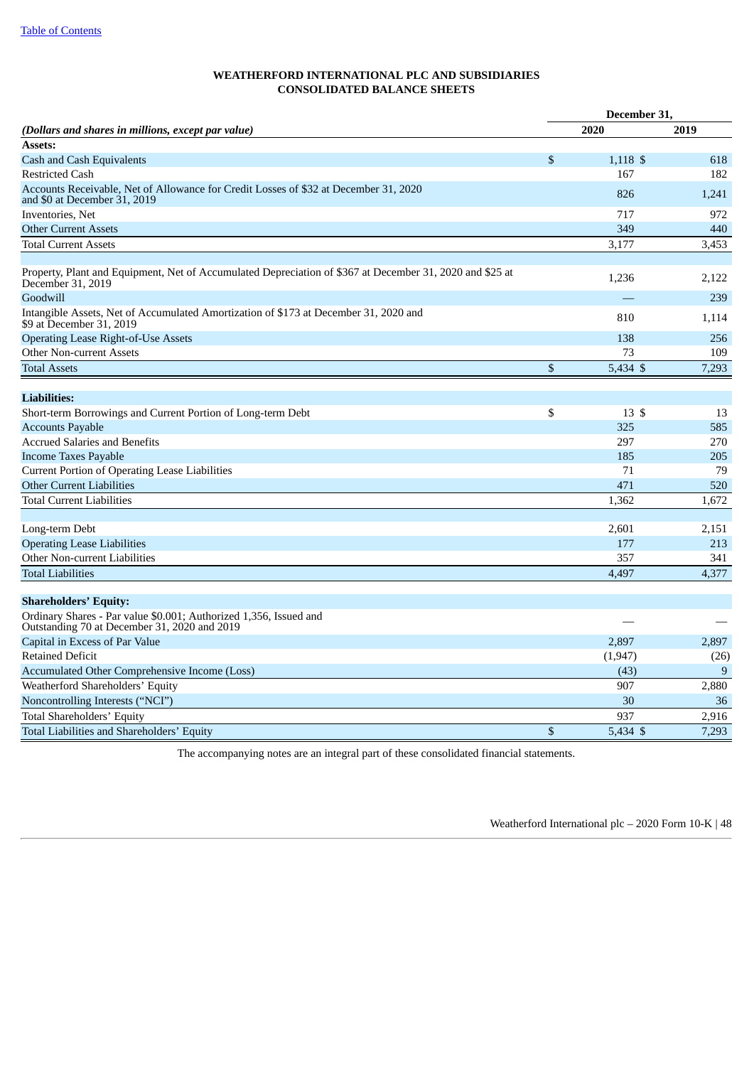**WEATHERFORD INTERNATIONAL PLC AND SUBSIDIARIES**
**CONSOLIDATED BALANCE SHEETS**

| | December 31, | |
|---|---|---|
| *(Dollars and shares in millions, except par value)* | 2020 | 2019 |
| **Assets:** | | |
| Cash and Cash Equivalents | $ 1,118 | $ 618 |
| Restricted Cash | 167 | 182 |
| Accounts Receivable, Net of Allowance for Credit Losses of $32 at December 31, 2020 and $0 at December 31, 2019 | 826 | 1,241 |
| Inventories, Net | 717 | 972 |
| Other Current Assets | 349 | 440 |
| Total Current Assets | 3,177 | 3,453 |
| | | |
| Property, Plant and Equipment, Net of Accumulated Depreciation of $367 at December 31, 2020 and $25 at December 31, 2019 | 1,236 | 2,122 |
| Goodwill | — | 239 |
| Intangible Assets, Net of Accumulated Amortization of $173 at December 31, 2020 and $9 at December 31, 2019 | 810 | 1,114 |
| Operating Lease Right-of-Use Assets | 138 | 256 |
| Other Non-current Assets | 73 | 109 |
| Total Assets | $ 5,434 | $ 7,293 |
| | | |
| **Liabilities:** | | |
| Short-term Borrowings and Current Portion of Long-term Debt | $ 13 | $ 13 |
| Accounts Payable | 325 | 585 |
| Accrued Salaries and Benefits | 297 | 270 |
| Income Taxes Payable | 185 | 205 |
| Current Portion of Operating Lease Liabilities | 71 | 79 |
| Other Current Liabilities | 471 | 520 |
| Total Current Liabilities | 1,362 | 1,672 |
| | | |
| Long-term Debt | 2,601 | 2,151 |
| Operating Lease Liabilities | 177 | 213 |
| Other Non-current Liabilities | 357 | 341 |
| Total Liabilities | 4,497 | 4,377 |
| | | |
| **Shareholders' Equity:** | | |
| Ordinary Shares - Par value $0.001; Authorized 1,356, Issued and Outstanding 70 at December 31, 2020 and 2019 | — | — |
| Capital in Excess of Par Value | 2,897 | 2,897 |
| Retained Deficit | (1,947) | (26) |
| Accumulated Other Comprehensive Income (Loss) | (43) | 9 |
| Weatherford Shareholders' Equity | 907 | 2,880 |
| Noncontrolling Interests ("NCI") | 30 | 36 |
| Total Shareholders' Equity | 937 | 2,916 |
| Total Liabilities and Shareholders' Equity | $ 5,434 | $ 7,293 |

The accompanying notes are an integral part of these consolidated financial statements.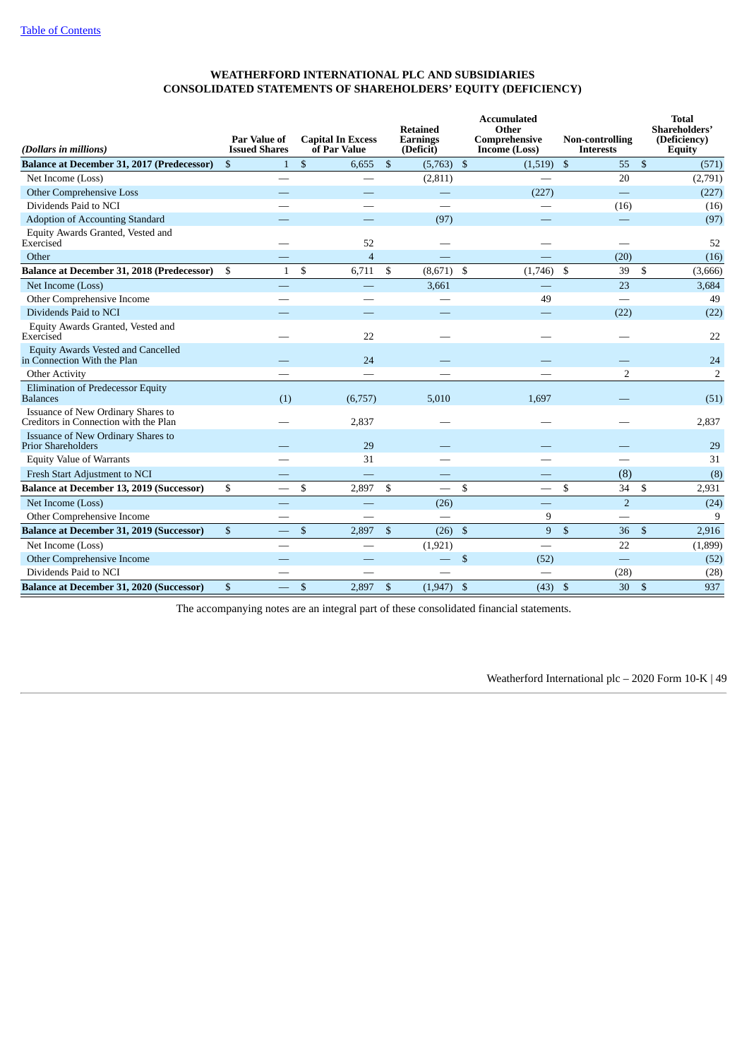# WEATHERFORD INTERNATIONAL PLC AND SUBSIDIARIES
## CONSOLIDATED STATEMENTS OF SHAREHOLDERS' EQUITY (DEFICIENCY)

| *(Dollars in millions)* | Par Value of Issued Shares | Capital In Excess of Par Value | Retained Earnings (Deficit) | Accumulated Other Comprehensive Income (Loss) | Non-controlling Interests | Total Shareholders' (Deficiency) Equity |
|---|---|---|---|---|---|---|
| **Balance at December 31, 2017 (Predecessor)** | $ 1 | $ 6,655 | $ (5,763) | $ (1,519) | $ 55 | $ (571) |
| Net Income (Loss) | — | — | (2,811) | — | 20 | (2,791) |
| Other Comprehensive Loss | — | — | — | (227) | — | (227) |
| Dividends Paid to NCI | — | — | — | — | (16) | (16) |
| Adoption of Accounting Standard | — | — | (97) | — | — | (97) |
| Equity Awards Granted, Vested and Exercised | — | 52 | — | — | — | 52 |
| Other | — | 4 | — | — | (20) | (16) |
| **Balance at December 31, 2018 (Predecessor)** | $ 1 | $ 6,711 | $ (8,671) | $ (1,746) | $ 39 | $ (3,666) |
| Net Income (Loss) | — | — | 3,661 | — | 23 | 3,684 |
| Other Comprehensive Income | — | — | — | 49 | — | 49 |
| Dividends Paid to NCI | — | — | — | — | (22) | (22) |
| Equity Awards Granted, Vested and Exercised | — | 22 | — | — | — | 22 |
| Equity Awards Vested and Cancelled in Connection With the Plan | — | 24 | — | — | — | 24 |
| Other Activity | — | — | — | — | 2 | 2 |
| Elimination of Predecessor Equity Balances | (1) | (6,757) | 5,010 | 1,697 | — | (51) |
| Issuance of New Ordinary Shares to Creditors in Connection with the Plan | — | 2,837 | — | — | — | 2,837 |
| Issuance of New Ordinary Shares to Prior Shareholders | — | 29 | — | — | — | 29 |
| Equity Value of Warrants | — | 31 | — | — | — | 31 |
| Fresh Start Adjustment to NCI | — | — | — | — | (8) | (8) |
| **Balance at December 13, 2019 (Successor)** | $ — | $ 2,897 | $ — | $ — | $ 34 | $ 2,931 |
| Net Income (Loss) | — | — | (26) | — | 2 | (24) |
| Other Comprehensive Income | — | — | — | 9 | — | 9 |
| **Balance at December 31, 2019 (Successor)** | $ — | $ 2,897 | $ (26) | $ 9 | $ 36 | $ 2,916 |
| Net Income (Loss) | — | — | (1,921) | — | 22 | (1,899) |
| Other Comprehensive Income | — | — | — | $ (52) | — | (52) |
| Dividends Paid to NCI | — | — | — | — | (28) | (28) |
| **Balance at December 31, 2020 (Successor)** | $ — | $ 2,897 | $ (1,947) | $ (43) | $ 30 | $ 937 |

The accompanying notes are an integral part of these consolidated financial statements.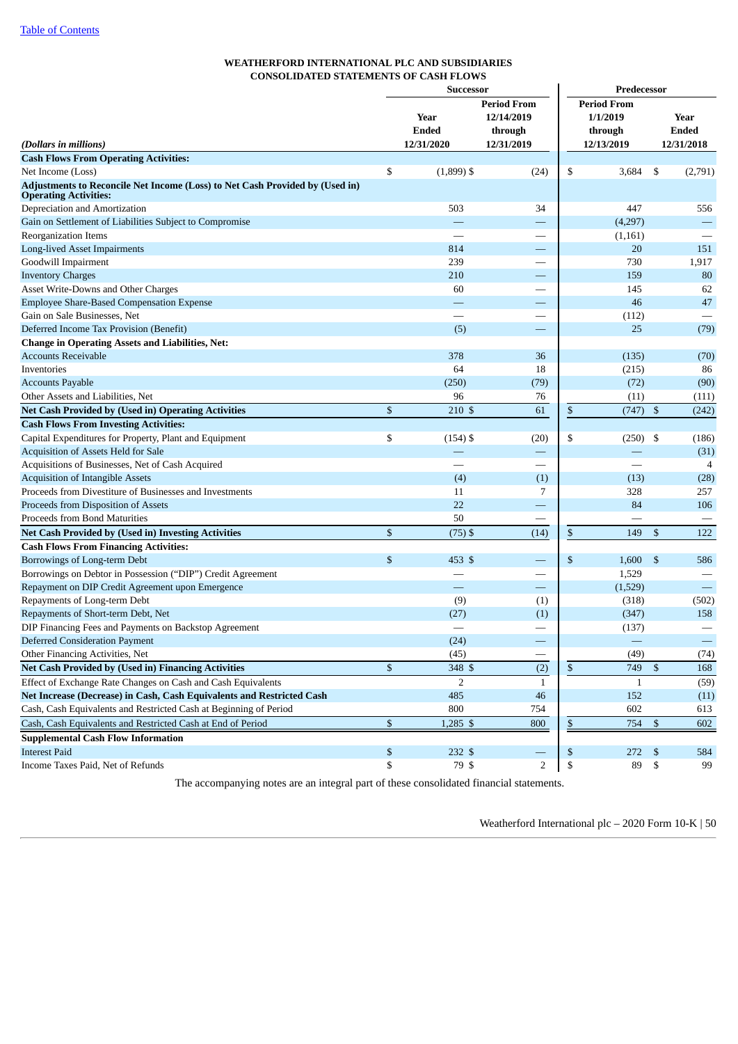[Table of Contents](#)

**WEATHERFORD INTERNATIONAL PLC AND SUBSIDIARIES**
**CONSOLIDATED STATEMENTS OF CASH FLOWS**

| *(Dollars in millions)* | Successor | | Predecessor | |
|---|---|---|---|---|
| | Year Ended 12/31/2020 | Period From 12/14/2019 through 12/31/2019 | Period From 1/1/2019 through 12/13/2019 | Year Ended 12/31/2018 |
| **Cash Flows From Operating Activities:** | | | | |
| Net Income (Loss) | $ (1,899) | $ (24) | $ 3,684 | $ (2,791) |
| **Adjustments to Reconcile Net Income (Loss) to Net Cash Provided by (Used in) Operating Activities:** | | | | |
| Depreciation and Amortization | 503 | 34 | 447 | 556 |
| Gain on Settlement of Liabilities Subject to Compromise | — | — | (4,297) | — |
| Reorganization Items | — | — | (1,161) | — |
| Long-lived Asset Impairments | 814 | — | 20 | 151 |
| Goodwill Impairment | 239 | — | 730 | 1,917 |
| Inventory Charges | 210 | — | 159 | 80 |
| Asset Write-Downs and Other Charges | 60 | — | 145 | 62 |
| Employee Share-Based Compensation Expense | — | — | 46 | 47 |
| Gain on Sale Businesses, Net | — | — | (112) | — |
| Deferred Income Tax Provision (Benefit) | (5) | — | 25 | (79) |
| **Change in Operating Assets and Liabilities, Net:** | | | | |
| Accounts Receivable | 378 | 36 | (135) | (70) |
| Inventories | 64 | 18 | (215) | 86 |
| Accounts Payable | (250) | (79) | (72) | (90) |
| Other Assets and Liabilities, Net | 96 | 76 | (11) | (111) |
| **Net Cash Provided by (Used in) Operating Activities** | $ 210 | $ 61 | $ (747) | $ (242) |
| **Cash Flows From Investing Activities:** | | | | |
| Capital Expenditures for Property, Plant and Equipment | $ (154) | $ (20) | $ (250) | $ (186) |
| Acquisition of Assets Held for Sale | — | — | — | (31) |
| Acquisitions of Businesses, Net of Cash Acquired | — | — | — | 4 |
| Acquisition of Intangible Assets | (4) | (1) | (13) | (28) |
| Proceeds from Divestiture of Businesses and Investments | 11 | 7 | 328 | 257 |
| Proceeds from Disposition of Assets | 22 | — | 84 | 106 |
| Proceeds from Bond Maturities | 50 | — | — | — |
| **Net Cash Provided by (Used in) Investing Activities** | $ (75) | $ (14) | $ 149 | $ 122 |
| **Cash Flows From Financing Activities:** | | | | |
| Borrowings of Long-term Debt | $ 453 | $ — | $ 1,600 | $ 586 |
| Borrowings on Debtor in Possession ("DIP") Credit Agreement | — | — | 1,529 | — |
| Repayment on DIP Credit Agreement upon Emergence | — | — | (1,529) | — |
| Repayments of Long-term Debt | (9) | (1) | (318) | (502) |
| Repayments of Short-term Debt, Net | (27) | (1) | (347) | 158 |
| DIP Financing Fees and Payments on Backstop Agreement | — | — | (137) | — |
| Deferred Consideration Payment | (24) | — | — | — |
| Other Financing Activities, Net | (45) | — | (49) | (74) |
| **Net Cash Provided by (Used in) Financing Activities** | $ 348 | $ (2) | $ 749 | $ 168 |
| Effect of Exchange Rate Changes on Cash and Cash Equivalents | 2 | 1 | 1 | (59) |
| **Net Increase (Decrease) in Cash, Cash Equivalents and Restricted Cash** | 485 | 46 | 152 | (11) |
| Cash, Cash Equivalents and Restricted Cash at Beginning of Period | 800 | 754 | 602 | 613 |
| Cash, Cash Equivalents and Restricted Cash at End of Period | $ 1,285 | $ 800 | $ 754 | $ 602 |
| **Supplemental Cash Flow Information** | | | | |
| Interest Paid | $ 232 | $ — | $ 272 | $ 584 |
| Income Taxes Paid, Net of Refunds | $ 79 | $ 2 | $ 89 | $ 99 |

The accompanying notes are an integral part of these consolidated financial statements.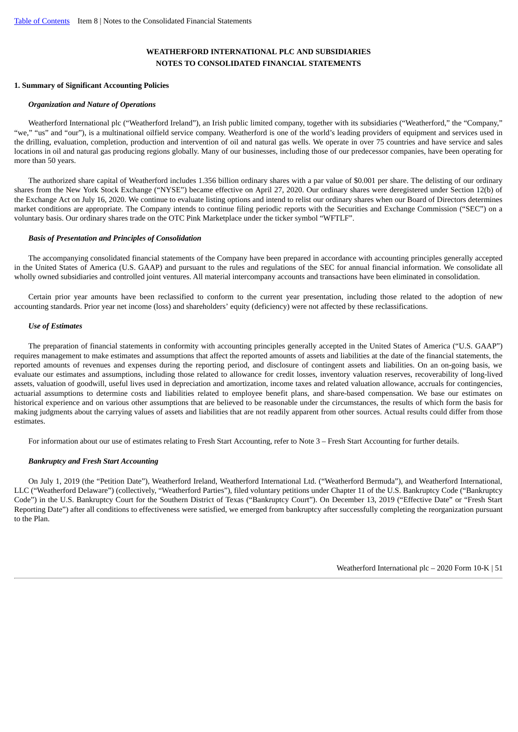**WEATHERFORD INTERNATIONAL PLC AND SUBSIDIARIES**
**NOTES TO CONSOLIDATED FINANCIAL STATEMENTS**

## 1. Summary of Significant Accounting Policies

### *Organization and Nature of Operations*

Weatherford International plc ("Weatherford Ireland"), an Irish public limited company, together with its subsidiaries ("Weatherford," the "Company," "we," "us" and "our"), is a multinational oilfield service company. Weatherford is one of the world's leading providers of equipment and services used in the drilling, evaluation, completion, production and intervention of oil and natural gas wells. We operate in over 75 countries and have service and sales locations in oil and natural gas producing regions globally. Many of our businesses, including those of our predecessor companies, have been operating for more than 50 years.

The authorized share capital of Weatherford includes 1.356 billion ordinary shares with a par value of $0.001 per share. The delisting of our ordinary shares from the New York Stock Exchange ("NYSE") became effective on April 27, 2020. Our ordinary shares were deregistered under Section 12(b) of the Exchange Act on July 16, 2020. We continue to evaluate listing options and intend to relist our ordinary shares when our Board of Directors determines market conditions are appropriate. The Company intends to continue filing periodic reports with the Securities and Exchange Commission ("SEC") on a voluntary basis. Our ordinary shares trade on the OTC Pink Marketplace under the ticker symbol "WFTLF".

### *Basis of Presentation and Principles of Consolidation*

The accompanying consolidated financial statements of the Company have been prepared in accordance with accounting principles generally accepted in the United States of America (U.S. GAAP) and pursuant to the rules and regulations of the SEC for annual financial information. We consolidate all wholly owned subsidiaries and controlled joint ventures. All material intercompany accounts and transactions have been eliminated in consolidation.

Certain prior year amounts have been reclassified to conform to the current year presentation, including those related to the adoption of new accounting standards. Prior year net income (loss) and shareholders' equity (deficiency) were not affected by these reclassifications.

### *Use of Estimates*

The preparation of financial statements in conformity with accounting principles generally accepted in the United States of America ("U.S. GAAP") requires management to make estimates and assumptions that affect the reported amounts of assets and liabilities at the date of the financial statements, the reported amounts of revenues and expenses during the reporting period, and disclosure of contingent assets and liabilities. On an on-going basis, we evaluate our estimates and assumptions, including those related to allowance for credit losses, inventory valuation reserves, recoverability of long-lived assets, valuation of goodwill, useful lives used in depreciation and amortization, income taxes and related valuation allowance, accruals for contingencies, actuarial assumptions to determine costs and liabilities related to employee benefit plans, and share-based compensation. We base our estimates on historical experience and on various other assumptions that are believed to be reasonable under the circumstances, the results of which form the basis for making judgments about the carrying values of assets and liabilities that are not readily apparent from other sources. Actual results could differ from those estimates.

For information about our use of estimates relating to Fresh Start Accounting, refer to Note 3 – Fresh Start Accounting for further details.

### *Bankruptcy and Fresh Start Accounting*

On July 1, 2019 (the "Petition Date"), Weatherford Ireland, Weatherford International Ltd. ("Weatherford Bermuda"), and Weatherford International, LLC ("Weatherford Delaware") (collectively, "Weatherford Parties"), filed voluntary petitions under Chapter 11 of the U.S. Bankruptcy Code ("Bankruptcy Code") in the U.S. Bankruptcy Court for the Southern District of Texas ("Bankruptcy Court"). On December 13, 2019 ("Effective Date" or "Fresh Start Reporting Date") after all conditions to effectiveness were satisfied, we emerged from bankruptcy after successfully completing the reorganization pursuant to the Plan.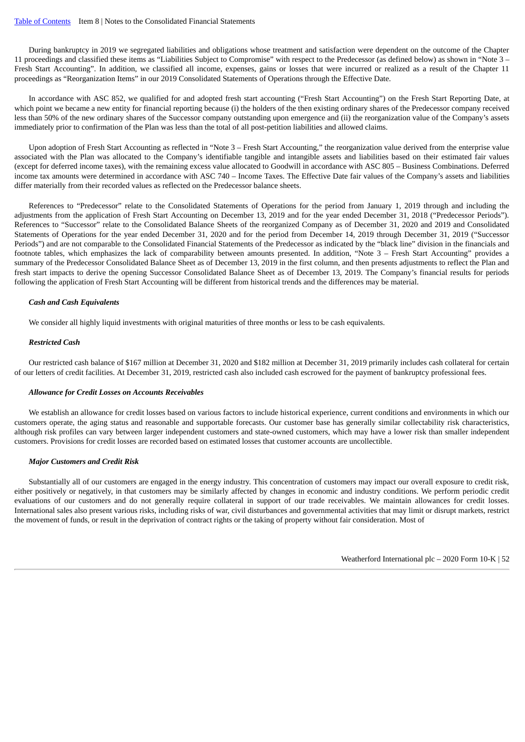During bankruptcy in 2019 we segregated liabilities and obligations whose treatment and satisfaction were dependent on the outcome of the Chapter 11 proceedings and classified these items as "Liabilities Subject to Compromise" with respect to the Predecessor (as defined below) as shown in "Note 3 – Fresh Start Accounting". In addition, we classified all income, expenses, gains or losses that were incurred or realized as a result of the Chapter 11 proceedings as "Reorganization Items" in our 2019 Consolidated Statements of Operations through the Effective Date.

In accordance with ASC 852, we qualified for and adopted fresh start accounting ("Fresh Start Accounting") on the Fresh Start Reporting Date, at which point we became a new entity for financial reporting because (i) the holders of the then existing ordinary shares of the Predecessor company received less than 50% of the new ordinary shares of the Successor company outstanding upon emergence and (ii) the reorganization value of the Company's assets immediately prior to confirmation of the Plan was less than the total of all post-petition liabilities and allowed claims.

Upon adoption of Fresh Start Accounting as reflected in "Note 3 – Fresh Start Accounting," the reorganization value derived from the enterprise value associated with the Plan was allocated to the Company's identifiable tangible and intangible assets and liabilities based on their estimated fair values (except for deferred income taxes), with the remaining excess value allocated to Goodwill in accordance with ASC 805 – Business Combinations. Deferred income tax amounts were determined in accordance with ASC 740 – Income Taxes. The Effective Date fair values of the Company's assets and liabilities differ materially from their recorded values as reflected on the Predecessor balance sheets.

References to "Predecessor" relate to the Consolidated Statements of Operations for the period from January 1, 2019 through and including the adjustments from the application of Fresh Start Accounting on December 13, 2019 and for the year ended December 31, 2018 ("Predecessor Periods"). References to "Successor" relate to the Consolidated Balance Sheets of the reorganized Company as of December 31, 2020 and 2019 and Consolidated Statements of Operations for the year ended December 31, 2020 and for the period from December 14, 2019 through December 31, 2019 ("Successor Periods") and are not comparable to the Consolidated Financial Statements of the Predecessor as indicated by the "black line" division in the financials and footnote tables, which emphasizes the lack of comparability between amounts presented. In addition, "Note 3 – Fresh Start Accounting" provides a summary of the Predecessor Consolidated Balance Sheet as of December 13, 2019 in the first column, and then presents adjustments to reflect the Plan and fresh start impacts to derive the opening Successor Consolidated Balance Sheet as of December 13, 2019. The Company's financial results for periods following the application of Fresh Start Accounting will be different from historical trends and the differences may be material.

***Cash and Cash Equivalents***

We consider all highly liquid investments with original maturities of three months or less to be cash equivalents.

***Restricted Cash***

Our restricted cash balance of $167 million at December 31, 2020 and $182 million at December 31, 2019 primarily includes cash collateral for certain of our letters of credit facilities. At December 31, 2019, restricted cash also included cash escrowed for the payment of bankruptcy professional fees.

***Allowance for Credit Losses on Accounts Receivables***

We establish an allowance for credit losses based on various factors to include historical experience, current conditions and environments in which our customers operate, the aging status and reasonable and supportable forecasts. Our customer base has generally similar collectability risk characteristics, although risk profiles can vary between larger independent customers and state-owned customers, which may have a lower risk than smaller independent customers. Provisions for credit losses are recorded based on estimated losses that customer accounts are uncollectible.

***Major Customers and Credit Risk***

Substantially all of our customers are engaged in the energy industry. This concentration of customers may impact our overall exposure to credit risk, either positively or negatively, in that customers may be similarly affected by changes in economic and industry conditions. We perform periodic credit evaluations of our customers and do not generally require collateral in support of our trade receivables. We maintain allowances for credit losses. International sales also present various risks, including risks of war, civil disturbances and governmental activities that may limit or disrupt markets, restrict the movement of funds, or result in the deprivation of contract rights or the taking of property without fair consideration. Most of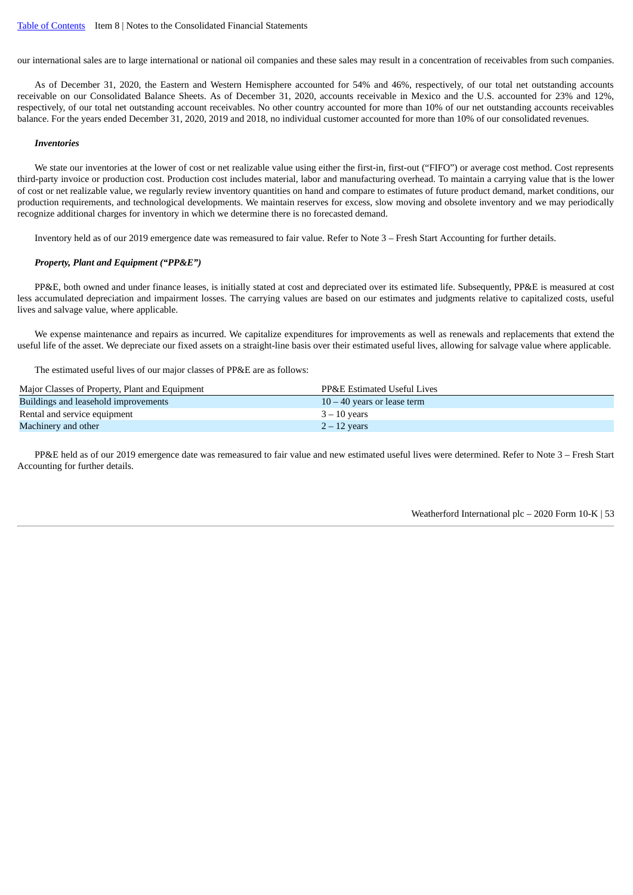our international sales are to large international or national oil companies and these sales may result in a concentration of receivables from such companies.

As of December 31, 2020, the Eastern and Western Hemisphere accounted for 54% and 46%, respectively, of our total net outstanding accounts receivable on our Consolidated Balance Sheets. As of December 31, 2020, accounts receivable in Mexico and the U.S. accounted for 23% and 12%, respectively, of our total net outstanding account receivables. No other country accounted for more than 10% of our net outstanding accounts receivables balance. For the years ended December 31, 2020, 2019 and 2018, no individual customer accounted for more than 10% of our consolidated revenues.

***Inventories***

We state our inventories at the lower of cost or net realizable value using either the first-in, first-out ("FIFO") or average cost method. Cost represents third-party invoice or production cost. Production cost includes material, labor and manufacturing overhead. To maintain a carrying value that is the lower of cost or net realizable value, we regularly review inventory quantities on hand and compare to estimates of future product demand, market conditions, our production requirements, and technological developments. We maintain reserves for excess, slow moving and obsolete inventory and we may periodically recognize additional charges for inventory in which we determine there is no forecasted demand.

Inventory held as of our 2019 emergence date was remeasured to fair value. Refer to Note 3 – Fresh Start Accounting for further details.

***Property, Plant and Equipment ("PP&E")***

PP&E, both owned and under finance leases, is initially stated at cost and depreciated over its estimated life. Subsequently, PP&E is measured at cost less accumulated depreciation and impairment losses. The carrying values are based on our estimates and judgments relative to capitalized costs, useful lives and salvage value, where applicable.

We expense maintenance and repairs as incurred. We capitalize expenditures for improvements as well as renewals and replacements that extend the useful life of the asset. We depreciate our fixed assets on a straight-line basis over their estimated useful lives, allowing for salvage value where applicable.

The estimated useful lives of our major classes of PP&E are as follows:

| Major Classes of Property, Plant and Equipment | PP&E Estimated Useful Lives |
|---|---|
| Buildings and leasehold improvements | 10 – 40 years or lease term |
| Rental and service equipment | 3 – 10 years |
| Machinery and other | 2 – 12 years |

PP&E held as of our 2019 emergence date was remeasured to fair value and new estimated useful lives were determined. Refer to Note 3 – Fresh Start Accounting for further details.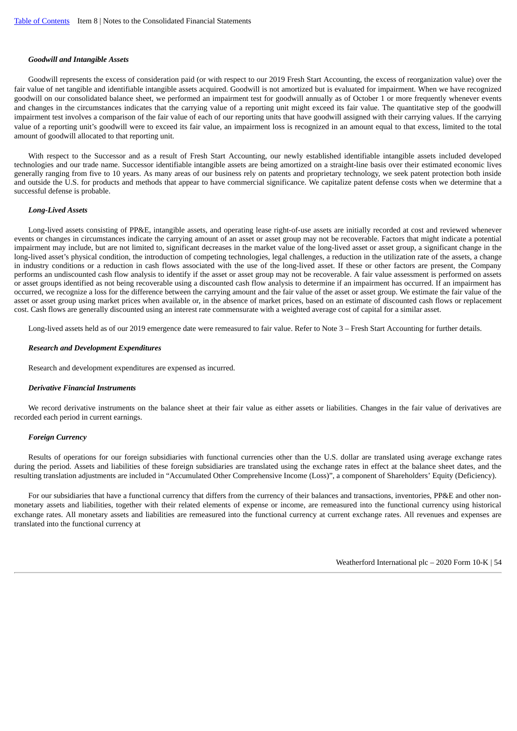#### *Goodwill and Intangible Assets*

Goodwill represents the excess of consideration paid (or with respect to our 2019 Fresh Start Accounting, the excess of reorganization value) over the fair value of net tangible and identifiable intangible assets acquired. Goodwill is not amortized but is evaluated for impairment. When we have recognized goodwill on our consolidated balance sheet, we performed an impairment test for goodwill annually as of October 1 or more frequently whenever events and changes in the circumstances indicates that the carrying value of a reporting unit might exceed its fair value. The quantitative step of the goodwill impairment test involves a comparison of the fair value of each of our reporting units that have goodwill assigned with their carrying values. If the carrying value of a reporting unit's goodwill were to exceed its fair value, an impairment loss is recognized in an amount equal to that excess, limited to the total amount of goodwill allocated to that reporting unit.

With respect to the Successor and as a result of Fresh Start Accounting, our newly established identifiable intangible assets included developed technologies and our trade name. Successor identifiable intangible assets are being amortized on a straight-line basis over their estimated economic lives generally ranging from five to 10 years. As many areas of our business rely on patents and proprietary technology, we seek patent protection both inside and outside the U.S. for products and methods that appear to have commercial significance. We capitalize patent defense costs when we determine that a successful defense is probable.

#### *Long-Lived Assets*

Long-lived assets consisting of PP&E, intangible assets, and operating lease right-of-use assets are initially recorded at cost and reviewed whenever events or changes in circumstances indicate the carrying amount of an asset or asset group may not be recoverable. Factors that might indicate a potential impairment may include, but are not limited to, significant decreases in the market value of the long-lived asset or asset group, a significant change in the long-lived asset's physical condition, the introduction of competing technologies, legal challenges, a reduction in the utilization rate of the assets, a change in industry conditions or a reduction in cash flows associated with the use of the long-lived asset. If these or other factors are present, the Company performs an undiscounted cash flow analysis to identify if the asset or asset group may not be recoverable. A fair value assessment is performed on assets or asset groups identified as not being recoverable using a discounted cash flow analysis to determine if an impairment has occurred. If an impairment has occurred, we recognize a loss for the difference between the carrying amount and the fair value of the asset or asset group. We estimate the fair value of the asset or asset group using market prices when available or, in the absence of market prices, based on an estimate of discounted cash flows or replacement cost. Cash flows are generally discounted using an interest rate commensurate with a weighted average cost of capital for a similar asset.

Long-lived assets held as of our 2019 emergence date were remeasured to fair value. Refer to Note 3 – Fresh Start Accounting for further details.

#### *Research and Development Expenditures*

Research and development expenditures are expensed as incurred.

#### *Derivative Financial Instruments*

We record derivative instruments on the balance sheet at their fair value as either assets or liabilities. Changes in the fair value of derivatives are recorded each period in current earnings.

#### *Foreign Currency*

Results of operations for our foreign subsidiaries with functional currencies other than the U.S. dollar are translated using average exchange rates during the period. Assets and liabilities of these foreign subsidiaries are translated using the exchange rates in effect at the balance sheet dates, and the resulting translation adjustments are included in "Accumulated Other Comprehensive Income (Loss)", a component of Shareholders' Equity (Deficiency).

For our subsidiaries that have a functional currency that differs from the currency of their balances and transactions, inventories, PP&E and other non-monetary assets and liabilities, together with their related elements of expense or income, are remeasured into the functional currency using historical exchange rates. All monetary assets and liabilities are remeasured into the functional currency at current exchange rates. All revenues and expenses are translated into the functional currency at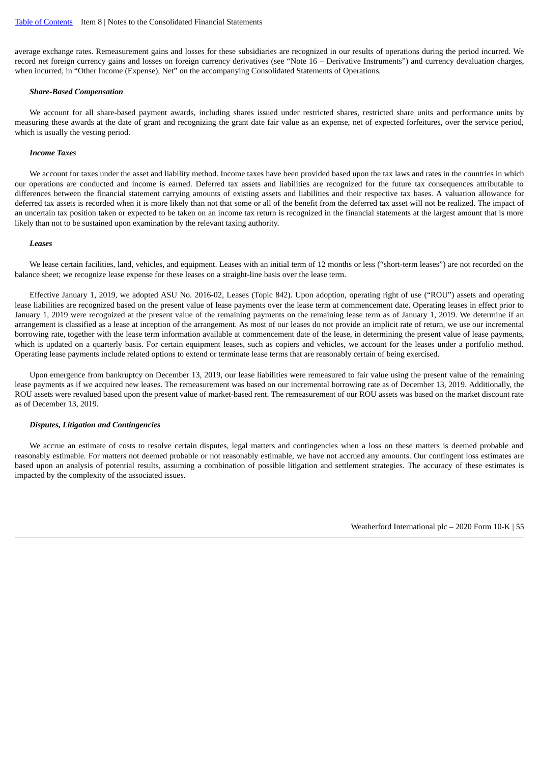average exchange rates. Remeasurement gains and losses for these subsidiaries are recognized in our results of operations during the period incurred. We record net foreign currency gains and losses on foreign currency derivatives (see "Note 16 – Derivative Instruments") and currency devaluation charges, when incurred, in "Other Income (Expense), Net" on the accompanying Consolidated Statements of Operations.

***Share-Based Compensation***

We account for all share-based payment awards, including shares issued under restricted shares, restricted share units and performance units by measuring these awards at the date of grant and recognizing the grant date fair value as an expense, net of expected forfeitures, over the service period, which is usually the vesting period.

***Income Taxes***

We account for taxes under the asset and liability method. Income taxes have been provided based upon the tax laws and rates in the countries in which our operations are conducted and income is earned. Deferred tax assets and liabilities are recognized for the future tax consequences attributable to differences between the financial statement carrying amounts of existing assets and liabilities and their respective tax bases. A valuation allowance for deferred tax assets is recorded when it is more likely than not that some or all of the benefit from the deferred tax asset will not be realized. The impact of an uncertain tax position taken or expected to be taken on an income tax return is recognized in the financial statements at the largest amount that is more likely than not to be sustained upon examination by the relevant taxing authority.

***Leases***

We lease certain facilities, land, vehicles, and equipment. Leases with an initial term of 12 months or less ("short-term leases") are not recorded on the balance sheet; we recognize lease expense for these leases on a straight-line basis over the lease term.

Effective January 1, 2019, we adopted ASU No. 2016-02, Leases (Topic 842). Upon adoption, operating right of use ("ROU") assets and operating lease liabilities are recognized based on the present value of lease payments over the lease term at commencement date. Operating leases in effect prior to January 1, 2019 were recognized at the present value of the remaining payments on the remaining lease term as of January 1, 2019. We determine if an arrangement is classified as a lease at inception of the arrangement. As most of our leases do not provide an implicit rate of return, we use our incremental borrowing rate, together with the lease term information available at commencement date of the lease, in determining the present value of lease payments, which is updated on a quarterly basis. For certain equipment leases, such as copiers and vehicles, we account for the leases under a portfolio method. Operating lease payments include related options to extend or terminate lease terms that are reasonably certain of being exercised.

Upon emergence from bankruptcy on December 13, 2019, our lease liabilities were remeasured to fair value using the present value of the remaining lease payments as if we acquired new leases. The remeasurement was based on our incremental borrowing rate as of December 13, 2019. Additionally, the ROU assets were revalued based upon the present value of market-based rent. The remeasurement of our ROU assets was based on the market discount rate as of December 13, 2019.

***Disputes, Litigation and Contingencies***

We accrue an estimate of costs to resolve certain disputes, legal matters and contingencies when a loss on these matters is deemed probable and reasonably estimable. For matters not deemed probable or not reasonably estimable, we have not accrued any amounts. Our contingent loss estimates are based upon an analysis of potential results, assuming a combination of possible litigation and settlement strategies. The accuracy of these estimates is impacted by the complexity of the associated issues.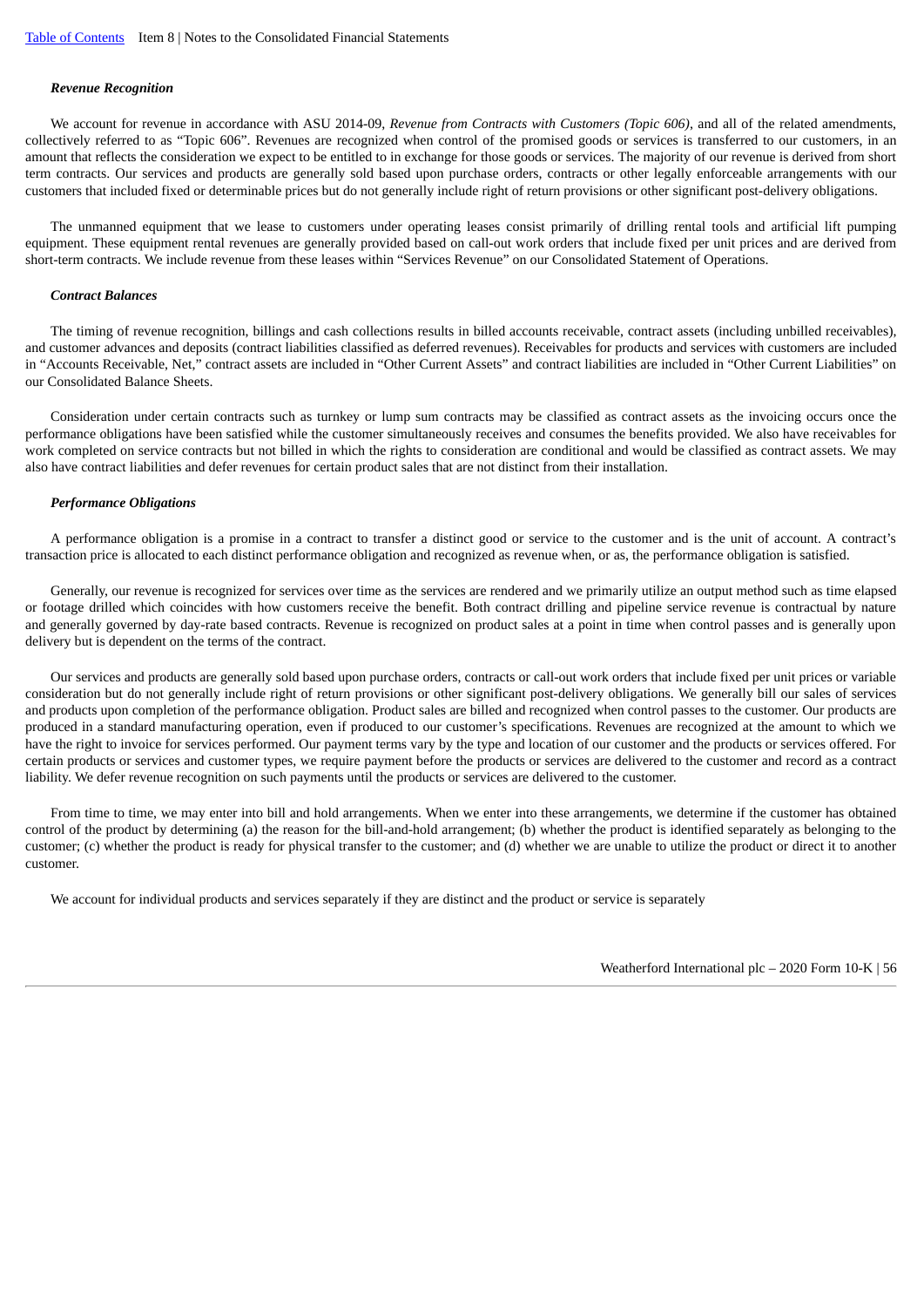### *Revenue Recognition*

We account for revenue in accordance with ASU 2014-09, *Revenue from Contracts with Customers (Topic 606)*, and all of the related amendments, collectively referred to as "Topic 606". Revenues are recognized when control of the promised goods or services is transferred to our customers, in an amount that reflects the consideration we expect to be entitled to in exchange for those goods or services. The majority of our revenue is derived from short term contracts. Our services and products are generally sold based upon purchase orders, contracts or other legally enforceable arrangements with our customers that included fixed or determinable prices but do not generally include right of return provisions or other significant post-delivery obligations.

The unmanned equipment that we lease to customers under operating leases consist primarily of drilling rental tools and artificial lift pumping equipment. These equipment rental revenues are generally provided based on call-out work orders that include fixed per unit prices and are derived from short-term contracts. We include revenue from these leases within "Services Revenue" on our Consolidated Statement of Operations.

### *Contract Balances*

The timing of revenue recognition, billings and cash collections results in billed accounts receivable, contract assets (including unbilled receivables), and customer advances and deposits (contract liabilities classified as deferred revenues). Receivables for products and services with customers are included in "Accounts Receivable, Net," contract assets are included in "Other Current Assets" and contract liabilities are included in "Other Current Liabilities" on our Consolidated Balance Sheets.

Consideration under certain contracts such as turnkey or lump sum contracts may be classified as contract assets as the invoicing occurs once the performance obligations have been satisfied while the customer simultaneously receives and consumes the benefits provided. We also have receivables for work completed on service contracts but not billed in which the rights to consideration are conditional and would be classified as contract assets. We may also have contract liabilities and defer revenues for certain product sales that are not distinct from their installation.

### *Performance Obligations*

A performance obligation is a promise in a contract to transfer a distinct good or service to the customer and is the unit of account. A contract's transaction price is allocated to each distinct performance obligation and recognized as revenue when, or as, the performance obligation is satisfied.

Generally, our revenue is recognized for services over time as the services are rendered and we primarily utilize an output method such as time elapsed or footage drilled which coincides with how customers receive the benefit. Both contract drilling and pipeline service revenue is contractual by nature and generally governed by day-rate based contracts. Revenue is recognized on product sales at a point in time when control passes and is generally upon delivery but is dependent on the terms of the contract.

Our services and products are generally sold based upon purchase orders, contracts or call-out work orders that include fixed per unit prices or variable consideration but do not generally include right of return provisions or other significant post-delivery obligations. We generally bill our sales of services and products upon completion of the performance obligation. Product sales are billed and recognized when control passes to the customer. Our products are produced in a standard manufacturing operation, even if produced to our customer's specifications. Revenues are recognized at the amount to which we have the right to invoice for services performed. Our payment terms vary by the type and location of our customer and the products or services offered. For certain products or services and customer types, we require payment before the products or services are delivered to the customer and record as a contract liability. We defer revenue recognition on such payments until the products or services are delivered to the customer.

From time to time, we may enter into bill and hold arrangements. When we enter into these arrangements, we determine if the customer has obtained control of the product by determining (a) the reason for the bill-and-hold arrangement; (b) whether the product is identified separately as belonging to the customer; (c) whether the product is ready for physical transfer to the customer; and (d) whether we are unable to utilize the product or direct it to another customer.

We account for individual products and services separately if they are distinct and the product or service is separately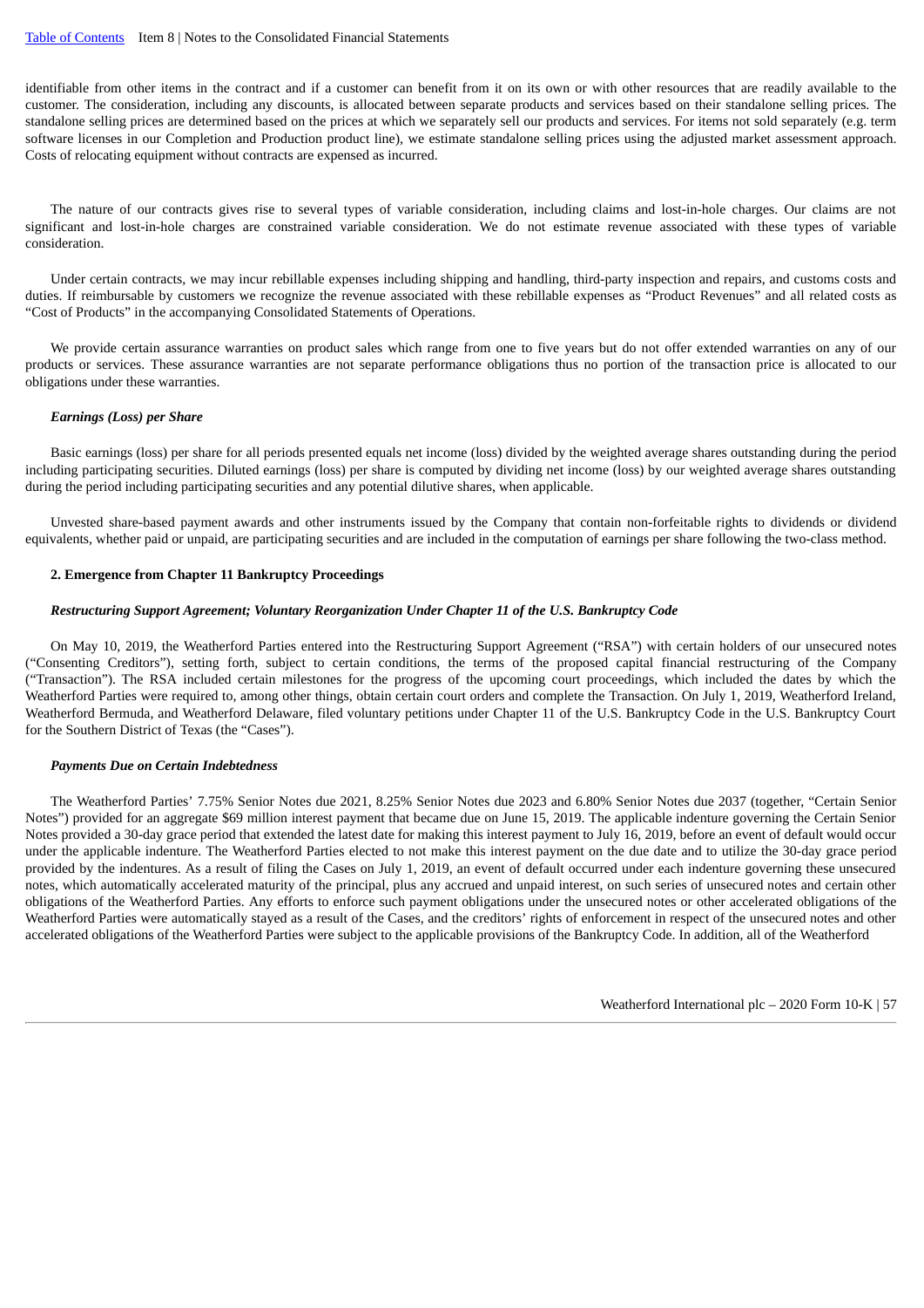identifiable from other items in the contract and if a customer can benefit from it on its own or with other resources that are readily available to the customer. The consideration, including any discounts, is allocated between separate products and services based on their standalone selling prices. The standalone selling prices are determined based on the prices at which we separately sell our products and services. For items not sold separately (e.g. term software licenses in our Completion and Production product line), we estimate standalone selling prices using the adjusted market assessment approach. Costs of relocating equipment without contracts are expensed as incurred.

The nature of our contracts gives rise to several types of variable consideration, including claims and lost-in-hole charges. Our claims are not significant and lost-in-hole charges are constrained variable consideration. We do not estimate revenue associated with these types of variable consideration.

Under certain contracts, we may incur rebillable expenses including shipping and handling, third-party inspection and repairs, and customs costs and duties. If reimbursable by customers we recognize the revenue associated with these rebillable expenses as "Product Revenues" and all related costs as "Cost of Products" in the accompanying Consolidated Statements of Operations.

We provide certain assurance warranties on product sales which range from one to five years but do not offer extended warranties on any of our products or services. These assurance warranties are not separate performance obligations thus no portion of the transaction price is allocated to our obligations under these warranties.

*Earnings (Loss) per Share*

Basic earnings (loss) per share for all periods presented equals net income (loss) divided by the weighted average shares outstanding during the period including participating securities. Diluted earnings (loss) per share is computed by dividing net income (loss) by our weighted average shares outstanding during the period including participating securities and any potential dilutive shares, when applicable.

Unvested share-based payment awards and other instruments issued by the Company that contain non-forfeitable rights to dividends or dividend equivalents, whether paid or unpaid, are participating securities and are included in the computation of earnings per share following the two-class method.

## 2. Emergence from Chapter 11 Bankruptcy Proceedings

*Restructuring Support Agreement; Voluntary Reorganization Under Chapter 11 of the U.S. Bankruptcy Code*

On May 10, 2019, the Weatherford Parties entered into the Restructuring Support Agreement ("RSA") with certain holders of our unsecured notes ("Consenting Creditors"), setting forth, subject to certain conditions, the terms of the proposed capital financial restructuring of the Company ("Transaction"). The RSA included certain milestones for the progress of the upcoming court proceedings, which included the dates by which the Weatherford Parties were required to, among other things, obtain certain court orders and complete the Transaction. On July 1, 2019, Weatherford Ireland, Weatherford Bermuda, and Weatherford Delaware, filed voluntary petitions under Chapter 11 of the U.S. Bankruptcy Code in the U.S. Bankruptcy Court for the Southern District of Texas (the "Cases").

*Payments Due on Certain Indebtedness*

The Weatherford Parties' 7.75% Senior Notes due 2021, 8.25% Senior Notes due 2023 and 6.80% Senior Notes due 2037 (together, "Certain Senior Notes") provided for an aggregate $69 million interest payment that became due on June 15, 2019. The applicable indenture governing the Certain Senior Notes provided a 30-day grace period that extended the latest date for making this interest payment to July 16, 2019, before an event of default would occur under the applicable indenture. The Weatherford Parties elected to not make this interest payment on the due date and to utilize the 30-day grace period provided by the indentures. As a result of filing the Cases on July 1, 2019, an event of default occurred under each indenture governing these unsecured notes, which automatically accelerated maturity of the principal, plus any accrued and unpaid interest, on such series of unsecured notes and certain other obligations of the Weatherford Parties. Any efforts to enforce such payment obligations under the unsecured notes or other accelerated obligations of the Weatherford Parties were automatically stayed as a result of the Cases, and the creditors' rights of enforcement in respect of the unsecured notes and other accelerated obligations of the Weatherford Parties were subject to the applicable provisions of the Bankruptcy Code. In addition, all of the Weatherford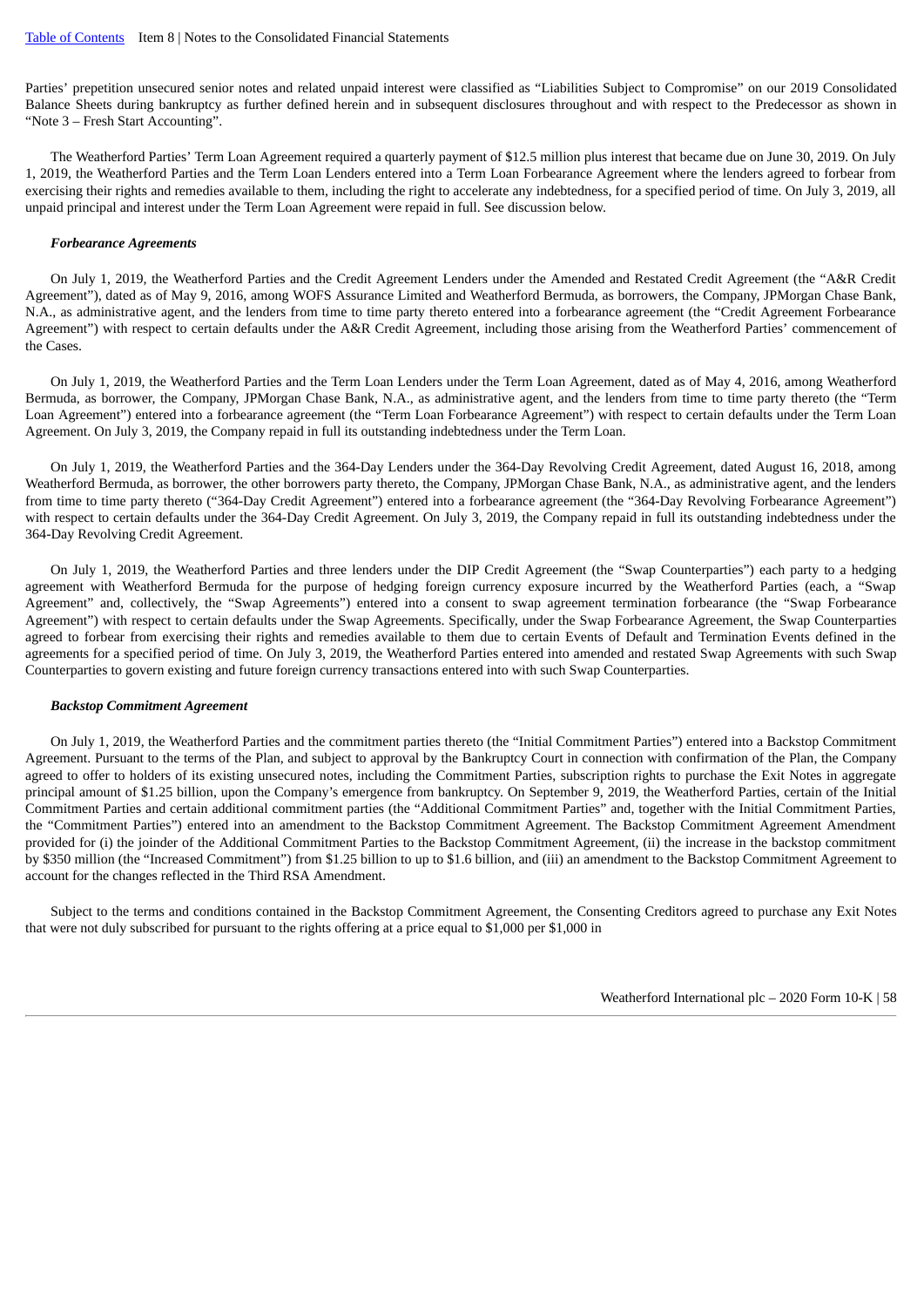Parties' prepetition unsecured senior notes and related unpaid interest were classified as "Liabilities Subject to Compromise" on our 2019 Consolidated Balance Sheets during bankruptcy as further defined herein and in subsequent disclosures throughout and with respect to the Predecessor as shown in "Note 3 – Fresh Start Accounting".

The Weatherford Parties' Term Loan Agreement required a quarterly payment of $12.5 million plus interest that became due on June 30, 2019. On July 1, 2019, the Weatherford Parties and the Term Loan Lenders entered into a Term Loan Forbearance Agreement where the lenders agreed to forbear from exercising their rights and remedies available to them, including the right to accelerate any indebtedness, for a specified period of time. On July 3, 2019, all unpaid principal and interest under the Term Loan Agreement were repaid in full. See discussion below.

***Forbearance Agreements***

On July 1, 2019, the Weatherford Parties and the Credit Agreement Lenders under the Amended and Restated Credit Agreement (the "A&R Credit Agreement"), dated as of May 9, 2016, among WOFS Assurance Limited and Weatherford Bermuda, as borrowers, the Company, JPMorgan Chase Bank, N.A., as administrative agent, and the lenders from time to time party thereto entered into a forbearance agreement (the "Credit Agreement Forbearance Agreement") with respect to certain defaults under the A&R Credit Agreement, including those arising from the Weatherford Parties' commencement of the Cases.

On July 1, 2019, the Weatherford Parties and the Term Loan Lenders under the Term Loan Agreement, dated as of May 4, 2016, among Weatherford Bermuda, as borrower, the Company, JPMorgan Chase Bank, N.A., as administrative agent, and the lenders from time to time party thereto (the "Term Loan Agreement") entered into a forbearance agreement (the "Term Loan Forbearance Agreement") with respect to certain defaults under the Term Loan Agreement. On July 3, 2019, the Company repaid in full its outstanding indebtedness under the Term Loan.

On July 1, 2019, the Weatherford Parties and the 364-Day Lenders under the 364-Day Revolving Credit Agreement, dated August 16, 2018, among Weatherford Bermuda, as borrower, the other borrowers party thereto, the Company, JPMorgan Chase Bank, N.A., as administrative agent, and the lenders from time to time party thereto ("364-Day Credit Agreement") entered into a forbearance agreement (the "364-Day Revolving Forbearance Agreement") with respect to certain defaults under the 364-Day Credit Agreement. On July 3, 2019, the Company repaid in full its outstanding indebtedness under the 364-Day Revolving Credit Agreement.

On July 1, 2019, the Weatherford Parties and three lenders under the DIP Credit Agreement (the "Swap Counterparties") each party to a hedging agreement with Weatherford Bermuda for the purpose of hedging foreign currency exposure incurred by the Weatherford Parties (each, a "Swap Agreement" and, collectively, the "Swap Agreements") entered into a consent to swap agreement termination forbearance (the "Swap Forbearance Agreement") with respect to certain defaults under the Swap Agreements. Specifically, under the Swap Forbearance Agreement, the Swap Counterparties agreed to forbear from exercising their rights and remedies available to them due to certain Events of Default and Termination Events defined in the agreements for a specified period of time. On July 3, 2019, the Weatherford Parties entered into amended and restated Swap Agreements with such Swap Counterparties to govern existing and future foreign currency transactions entered into with such Swap Counterparties.

***Backstop Commitment Agreement***

On July 1, 2019, the Weatherford Parties and the commitment parties thereto (the "Initial Commitment Parties") entered into a Backstop Commitment Agreement. Pursuant to the terms of the Plan, and subject to approval by the Bankruptcy Court in connection with confirmation of the Plan, the Company agreed to offer to holders of its existing unsecured notes, including the Commitment Parties, subscription rights to purchase the Exit Notes in aggregate principal amount of $1.25 billion, upon the Company's emergence from bankruptcy. On September 9, 2019, the Weatherford Parties, certain of the Initial Commitment Parties and certain additional commitment parties (the "Additional Commitment Parties" and, together with the Initial Commitment Parties, the "Commitment Parties") entered into an amendment to the Backstop Commitment Agreement. The Backstop Commitment Agreement Amendment provided for (i) the joinder of the Additional Commitment Parties to the Backstop Commitment Agreement, (ii) the increase in the backstop commitment by $350 million (the "Increased Commitment") from $1.25 billion to up to $1.6 billion, and (iii) an amendment to the Backstop Commitment Agreement to account for the changes reflected in the Third RSA Amendment.

Subject to the terms and conditions contained in the Backstop Commitment Agreement, the Consenting Creditors agreed to purchase any Exit Notes that were not duly subscribed for pursuant to the rights offering at a price equal to $1,000 per $1,000 in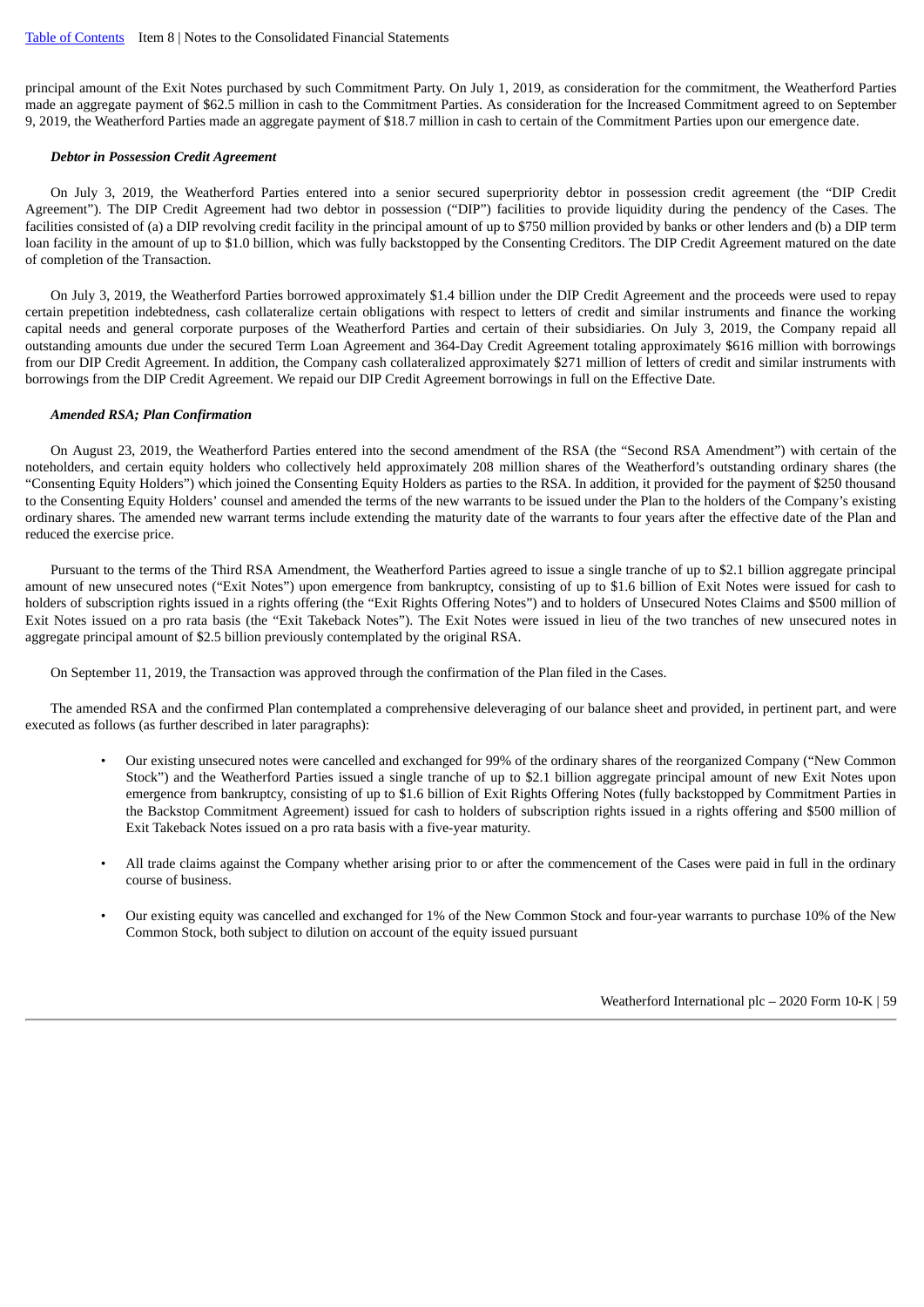principal amount of the Exit Notes purchased by such Commitment Party. On July 1, 2019, as consideration for the commitment, the Weatherford Parties made an aggregate payment of $62.5 million in cash to the Commitment Parties. As consideration for the Increased Commitment agreed to on September 9, 2019, the Weatherford Parties made an aggregate payment of $18.7 million in cash to certain of the Commitment Parties upon our emergence date.

***Debtor in Possession Credit Agreement***

On July 3, 2019, the Weatherford Parties entered into a senior secured superpriority debtor in possession credit agreement (the "DIP Credit Agreement"). The DIP Credit Agreement had two debtor in possession ("DIP") facilities to provide liquidity during the pendency of the Cases. The facilities consisted of (a) a DIP revolving credit facility in the principal amount of up to $750 million provided by banks or other lenders and (b) a DIP term loan facility in the amount of up to $1.0 billion, which was fully backstopped by the Consenting Creditors. The DIP Credit Agreement matured on the date of completion of the Transaction.

On July 3, 2019, the Weatherford Parties borrowed approximately $1.4 billion under the DIP Credit Agreement and the proceeds were used to repay certain prepetition indebtedness, cash collateralize certain obligations with respect to letters of credit and similar instruments and finance the working capital needs and general corporate purposes of the Weatherford Parties and certain of their subsidiaries. On July 3, 2019, the Company repaid all outstanding amounts due under the secured Term Loan Agreement and 364-Day Credit Agreement totaling approximately $616 million with borrowings from our DIP Credit Agreement. In addition, the Company cash collateralized approximately $271 million of letters of credit and similar instruments with borrowings from the DIP Credit Agreement. We repaid our DIP Credit Agreement borrowings in full on the Effective Date.

***Amended RSA; Plan Confirmation***

On August 23, 2019, the Weatherford Parties entered into the second amendment of the RSA (the "Second RSA Amendment") with certain of the noteholders, and certain equity holders who collectively held approximately 208 million shares of the Weatherford's outstanding ordinary shares (the "Consenting Equity Holders") which joined the Consenting Equity Holders as parties to the RSA. In addition, it provided for the payment of $250 thousand to the Consenting Equity Holders' counsel and amended the terms of the new warrants to be issued under the Plan to the holders of the Company's existing ordinary shares. The amended new warrant terms include extending the maturity date of the warrants to four years after the effective date of the Plan and reduced the exercise price.

Pursuant to the terms of the Third RSA Amendment, the Weatherford Parties agreed to issue a single tranche of up to $2.1 billion aggregate principal amount of new unsecured notes ("Exit Notes") upon emergence from bankruptcy, consisting of up to $1.6 billion of Exit Notes were issued for cash to holders of subscription rights issued in a rights offering (the "Exit Rights Offering Notes") and to holders of Unsecured Notes Claims and $500 million of Exit Notes issued on a pro rata basis (the "Exit Takeback Notes"). The Exit Notes were issued in lieu of the two tranches of new unsecured notes in aggregate principal amount of $2.5 billion previously contemplated by the original RSA.

On September 11, 2019, the Transaction was approved through the confirmation of the Plan filed in the Cases.

The amended RSA and the confirmed Plan contemplated a comprehensive deleveraging of our balance sheet and provided, in pertinent part, and were executed as follows (as further described in later paragraphs):

- Our existing unsecured notes were cancelled and exchanged for 99% of the ordinary shares of the reorganized Company ("New Common Stock") and the Weatherford Parties issued a single tranche of up to $2.1 billion aggregate principal amount of new Exit Notes upon emergence from bankruptcy, consisting of up to $1.6 billion of Exit Rights Offering Notes (fully backstopped by Commitment Parties in the Backstop Commitment Agreement) issued for cash to holders of subscription rights issued in a rights offering and $500 million of Exit Takeback Notes issued on a pro rata basis with a five-year maturity.

- All trade claims against the Company whether arising prior to or after the commencement of the Cases were paid in full in the ordinary course of business.

- Our existing equity was cancelled and exchanged for 1% of the New Common Stock and four-year warrants to purchase 10% of the New Common Stock, both subject to dilution on account of the equity issued pursuant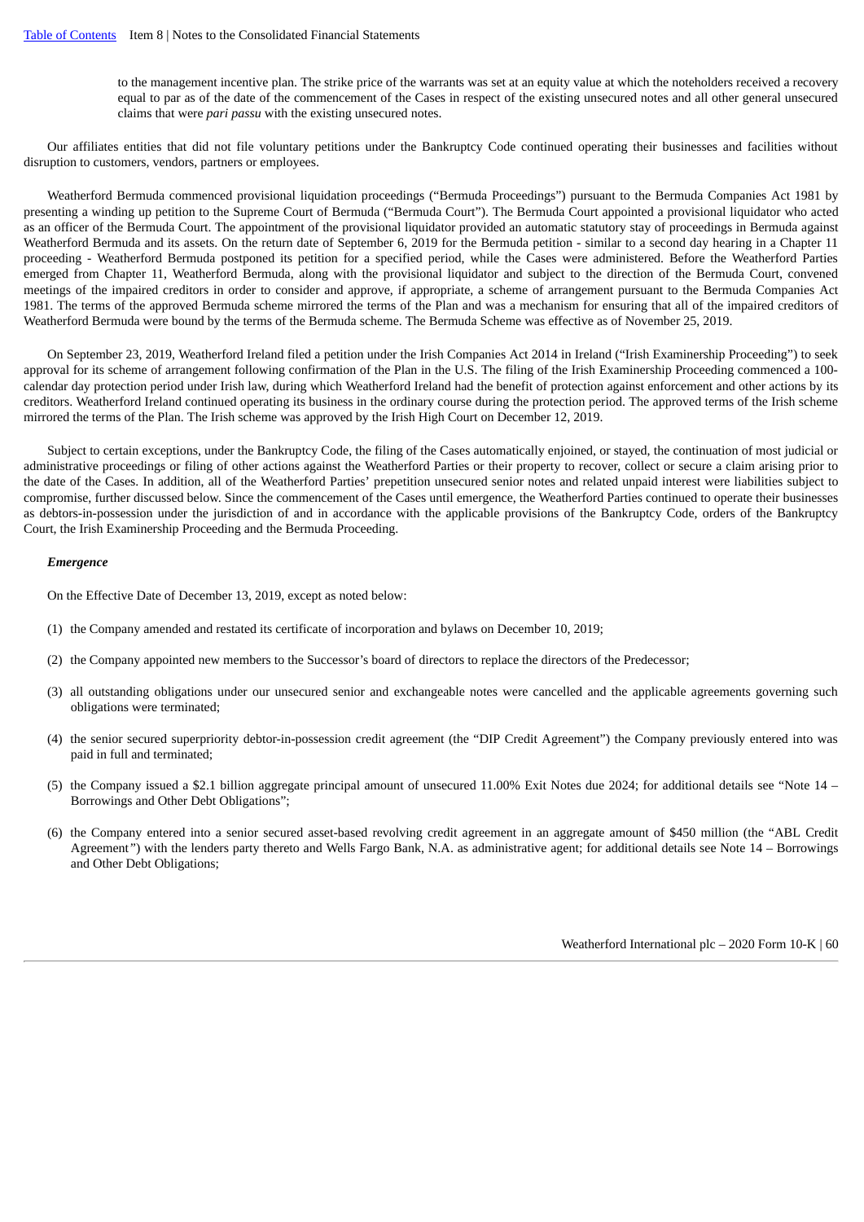to the management incentive plan. The strike price of the warrants was set at an equity value at which the noteholders received a recovery equal to par as of the date of the commencement of the Cases in respect of the existing unsecured notes and all other general unsecured claims that were *pari passu* with the existing unsecured notes.

Our affiliates entities that did not file voluntary petitions under the Bankruptcy Code continued operating their businesses and facilities without disruption to customers, vendors, partners or employees.

Weatherford Bermuda commenced provisional liquidation proceedings ("Bermuda Proceedings") pursuant to the Bermuda Companies Act 1981 by presenting a winding up petition to the Supreme Court of Bermuda ("Bermuda Court"). The Bermuda Court appointed a provisional liquidator who acted as an officer of the Bermuda Court. The appointment of the provisional liquidator provided an automatic statutory stay of proceedings in Bermuda against Weatherford Bermuda and its assets. On the return date of September 6, 2019 for the Bermuda petition - similar to a second day hearing in a Chapter 11 proceeding - Weatherford Bermuda postponed its petition for a specified period, while the Cases were administered. Before the Weatherford Parties emerged from Chapter 11, Weatherford Bermuda, along with the provisional liquidator and subject to the direction of the Bermuda Court, convened meetings of the impaired creditors in order to consider and approve, if appropriate, a scheme of arrangement pursuant to the Bermuda Companies Act 1981. The terms of the approved Bermuda scheme mirrored the terms of the Plan and was a mechanism for ensuring that all of the impaired creditors of Weatherford Bermuda were bound by the terms of the Bermuda scheme. The Bermuda Scheme was effective as of November 25, 2019.

On September 23, 2019, Weatherford Ireland filed a petition under the Irish Companies Act 2014 in Ireland ("Irish Examinership Proceeding") to seek approval for its scheme of arrangement following confirmation of the Plan in the U.S. The filing of the Irish Examinership Proceeding commenced a 100-calendar day protection period under Irish law, during which Weatherford Ireland had the benefit of protection against enforcement and other actions by its creditors. Weatherford Ireland continued operating its business in the ordinary course during the protection period. The approved terms of the Irish scheme mirrored the terms of the Plan. The Irish scheme was approved by the Irish High Court on December 12, 2019.

Subject to certain exceptions, under the Bankruptcy Code, the filing of the Cases automatically enjoined, or stayed, the continuation of most judicial or administrative proceedings or filing of other actions against the Weatherford Parties or their property to recover, collect or secure a claim arising prior to the date of the Cases. In addition, all of the Weatherford Parties' prepetition unsecured senior notes and related unpaid interest were liabilities subject to compromise, further discussed below. Since the commencement of the Cases until emergence, the Weatherford Parties continued to operate their businesses as debtors-in-possession under the jurisdiction of and in accordance with the applicable provisions of the Bankruptcy Code, orders of the Bankruptcy Court, the Irish Examinership Proceeding and the Bermuda Proceeding.

***Emergence***

On the Effective Date of December 13, 2019, except as noted below:

(1) the Company amended and restated its certificate of incorporation and bylaws on December 10, 2019;

(2) the Company appointed new members to the Successor's board of directors to replace the directors of the Predecessor;

(3) all outstanding obligations under our unsecured senior and exchangeable notes were cancelled and the applicable agreements governing such obligations were terminated;

(4) the senior secured superpriority debtor-in-possession credit agreement (the "DIP Credit Agreement") the Company previously entered into was paid in full and terminated;

(5) the Company issued a $2.1 billion aggregate principal amount of unsecured 11.00% Exit Notes due 2024; for additional details see "Note 14 – Borrowings and Other Debt Obligations";

(6) the Company entered into a senior secured asset-based revolving credit agreement in an aggregate amount of $450 million (the "ABL Credit Agreement") with the lenders party thereto and Wells Fargo Bank, N.A. as administrative agent; for additional details see Note 14 – Borrowings and Other Debt Obligations;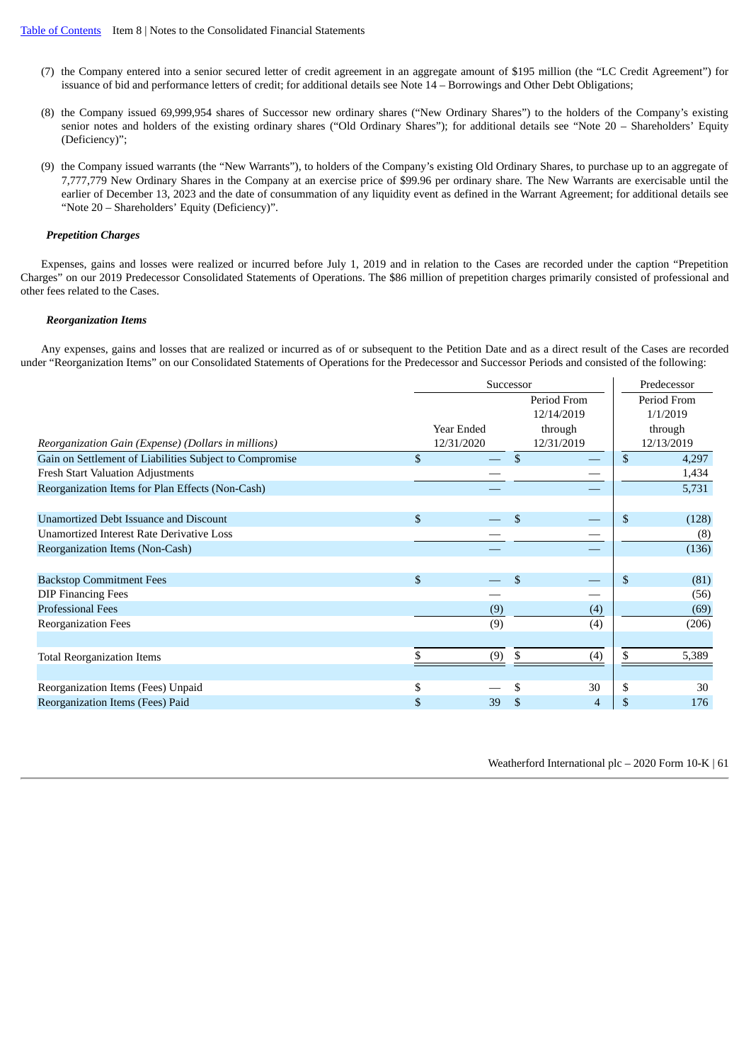(7) the Company entered into a senior secured letter of credit agreement in an aggregate amount of $195 million (the "LC Credit Agreement") for issuance of bid and performance letters of credit; for additional details see Note 14 – Borrowings and Other Debt Obligations;

(8) the Company issued 69,999,954 shares of Successor new ordinary shares ("New Ordinary Shares") to the holders of the Company's existing senior notes and holders of the existing ordinary shares ("Old Ordinary Shares"); for additional details see "Note 20 – Shareholders' Equity (Deficiency)";

(9) the Company issued warrants (the "New Warrants"), to holders of the Company's existing Old Ordinary Shares, to purchase up to an aggregate of 7,777,779 New Ordinary Shares in the Company at an exercise price of $99.96 per ordinary share. The New Warrants are exercisable until the earlier of December 13, 2023 and the date of consummation of any liquidity event as defined in the Warrant Agreement; for additional details see "Note 20 – Shareholders' Equity (Deficiency)".

***Prepetition Charges***

Expenses, gains and losses were realized or incurred before July 1, 2019 and in relation to the Cases are recorded under the caption "Prepetition Charges" on our 2019 Predecessor Consolidated Statements of Operations. The $86 million of prepetition charges primarily consisted of professional and other fees related to the Cases.

***Reorganization Items***

Any expenses, gains and losses that are realized or incurred as of or subsequent to the Petition Date and as a direct result of the Cases are recorded under "Reorganization Items" on our Consolidated Statements of Operations for the Predecessor and Successor Periods and consisted of the following:

| | Successor | | Predecessor |
|---|---|---|---|
| *Reorganization Gain (Expense) (Dollars in millions)* | Year Ended 12/31/2020 | Period From 12/14/2019 through 12/31/2019 | Period From 1/1/2019 through 12/13/2019 |
| Gain on Settlement of Liabilities Subject to Compromise | $ — | $ — | $ 4,297 |
| Fresh Start Valuation Adjustments | — | — | 1,434 |
| Reorganization Items for Plan Effects (Non-Cash) | — | — | 5,731 |
| | | | |
| Unamortized Debt Issuance and Discount | $ — | $ — | $ (128) |
| Unamortized Interest Rate Derivative Loss | — | — | (8) |
| Reorganization Items (Non-Cash) | — | — | (136) |
| | | | |
| Backstop Commitment Fees | $ — | $ — | $ (81) |
| DIP Financing Fees | — | — | (56) |
| Professional Fees | (9) | (4) | (69) |
| Reorganization Fees | (9) | (4) | (206) |
| | | | |
| Total Reorganization Items | $ (9) | $ (4) | $ 5,389 |
| | | | |
| Reorganization Items (Fees) Unpaid | $ — | $ 30 | $ 30 |
| Reorganization Items (Fees) Paid | $ 39 | $ 4 | $ 176 |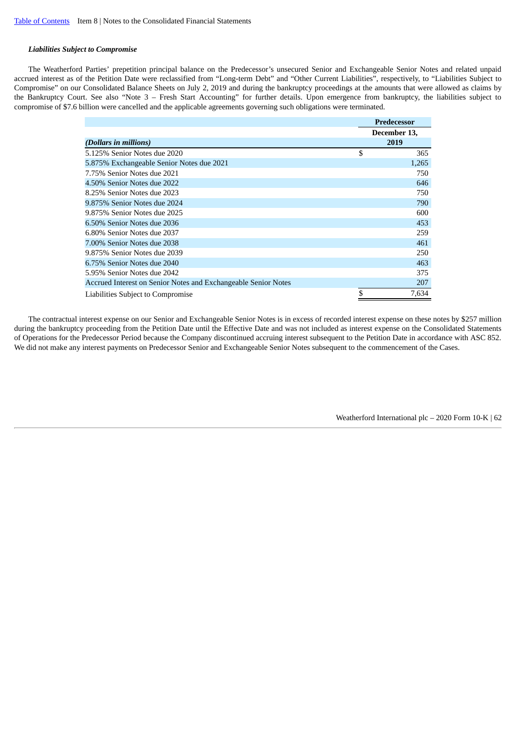***Liabilities Subject to Compromise***

The Weatherford Parties' prepetition principal balance on the Predecessor's unsecured Senior and Exchangeable Senior Notes and related unpaid accrued interest as of the Petition Date were reclassified from "Long-term Debt" and "Other Current Liabilities", respectively, to "Liabilities Subject to Compromise" on our Consolidated Balance Sheets on July 2, 2019 and during the bankruptcy proceedings at the amounts that were allowed as claims by the Bankruptcy Court. See also "Note 3 – Fresh Start Accounting" for further details. Upon emergence from bankruptcy, the liabilities subject to compromise of $7.6 billion were cancelled and the applicable agreements governing such obligations were terminated.

| | Predecessor |
|---|---|
| | December 13, |
| *(Dollars in millions)* | 2019 |
| 5.125% Senior Notes due 2020 | $ 365 |
| 5.875% Exchangeable Senior Notes due 2021 | 1,265 |
| 7.75% Senior Notes due 2021 | 750 |
| 4.50% Senior Notes due 2022 | 646 |
| 8.25% Senior Notes due 2023 | 750 |
| 9.875% Senior Notes due 2024 | 790 |
| 9.875% Senior Notes due 2025 | 600 |
| 6.50% Senior Notes due 2036 | 453 |
| 6.80% Senior Notes due 2037 | 259 |
| 7.00% Senior Notes due 2038 | 461 |
| 9.875% Senior Notes due 2039 | 250 |
| 6.75% Senior Notes due 2040 | 463 |
| 5.95% Senior Notes due 2042 | 375 |
| Accrued Interest on Senior Notes and Exchangeable Senior Notes | 207 |
| Liabilities Subject to Compromise | $ 7,634 |

The contractual interest expense on our Senior and Exchangeable Senior Notes is in excess of recorded interest expense on these notes by $257 million during the bankruptcy proceeding from the Petition Date until the Effective Date and was not included as interest expense on the Consolidated Statements of Operations for the Predecessor Period because the Company discontinued accruing interest subsequent to the Petition Date in accordance with ASC 852. We did not make any interest payments on Predecessor Senior and Exchangeable Senior Notes subsequent to the commencement of the Cases.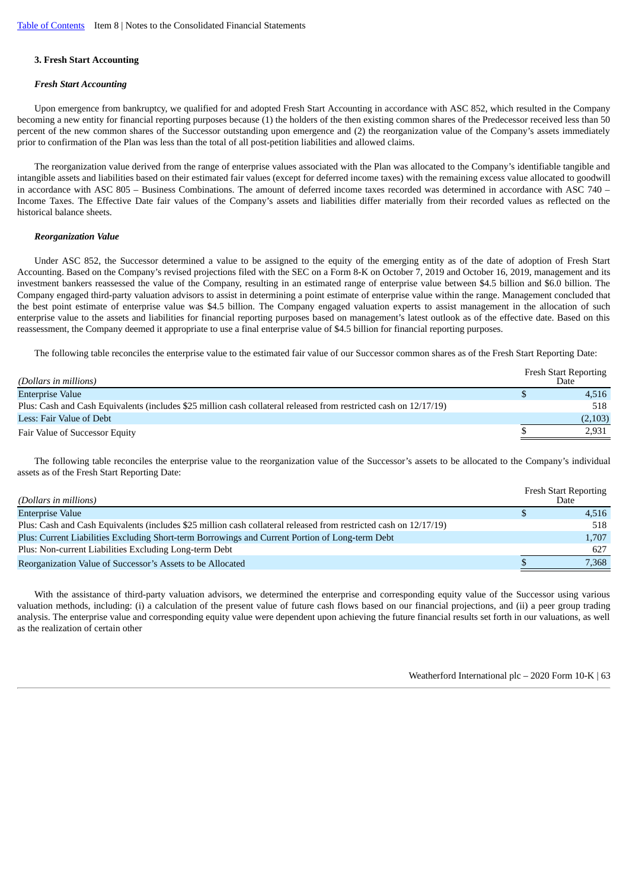### 3. Fresh Start Accounting

#### *Fresh Start Accounting*

Upon emergence from bankruptcy, we qualified for and adopted Fresh Start Accounting in accordance with ASC 852, which resulted in the Company becoming a new entity for financial reporting purposes because (1) the holders of the then existing common shares of the Predecessor received less than 50 percent of the new common shares of the Successor outstanding upon emergence and (2) the reorganization value of the Company's assets immediately prior to confirmation of the Plan was less than the total of all post-petition liabilities and allowed claims.

The reorganization value derived from the range of enterprise values associated with the Plan was allocated to the Company's identifiable tangible and intangible assets and liabilities based on their estimated fair values (except for deferred income taxes) with the remaining excess value allocated to goodwill in accordance with ASC 805 – Business Combinations. The amount of deferred income taxes recorded was determined in accordance with ASC 740 – Income Taxes. The Effective Date fair values of the Company's assets and liabilities differ materially from their recorded values as reflected on the historical balance sheets.

#### *Reorganization Value*

Under ASC 852, the Successor determined a value to be assigned to the equity of the emerging entity as of the date of adoption of Fresh Start Accounting. Based on the Company's revised projections filed with the SEC on a Form 8-K on October 7, 2019 and October 16, 2019, management and its investment bankers reassessed the value of the Company, resulting in an estimated range of enterprise values between $4.5 billion and $6.0 billion. The Company engaged third-party valuation advisors to assist in determining a point estimate of enterprise value within the range. Management concluded that the best point estimate of enterprise value was $4.5 billion. The Company engaged valuation experts to assist management in the allocation of such enterprise value to the assets and liabilities for financial reporting purposes based on management's latest outlook as of the effective date. Based on this reassessment, the Company deemed it appropriate to use a final enterprise value of $4.5 billion for financial reporting purposes.

The following table reconciles the enterprise value to the estimated fair value of our Successor common shares as of the Fresh Start Reporting Date:

| *(Dollars in millions)* | Fresh Start Reporting Date |
|---|---|
| Enterprise Value | $ 4,516 |
| Plus: Cash and Cash Equivalents (includes $25 million cash collateral released from restricted cash on 12/17/19) | 518 |
| Less: Fair Value of Debt | (2,103) |
| Fair Value of Successor Equity | $ 2,931 |

The following table reconciles the enterprise value to the reorganization value of the Successor's assets to be allocated to the Company's individual assets as of the Fresh Start Reporting Date:

| *(Dollars in millions)* | Fresh Start Reporting Date |
|---|---|
| Enterprise Value | $ 4,516 |
| Plus: Cash and Cash Equivalents (includes $25 million cash collateral released from restricted cash on 12/17/19) | 518 |
| Plus: Current Liabilities Excluding Short-term Borrowings and Current Portion of Long-term Debt | 1,707 |
| Plus: Non-current Liabilities Excluding Long-term Debt | 627 |
| Reorganization Value of Successor's Assets to be Allocated | $ 7,368 |

With the assistance of third-party valuation advisors, we determined the enterprise and corresponding equity value of the Successor using various valuation methods, including: (i) a calculation of the present value of future cash flows based on our financial projections, and (ii) a peer group trading analysis. The enterprise value and corresponding equity value were dependent upon achieving the future financial results set forth in our valuations, as well as the realization of certain other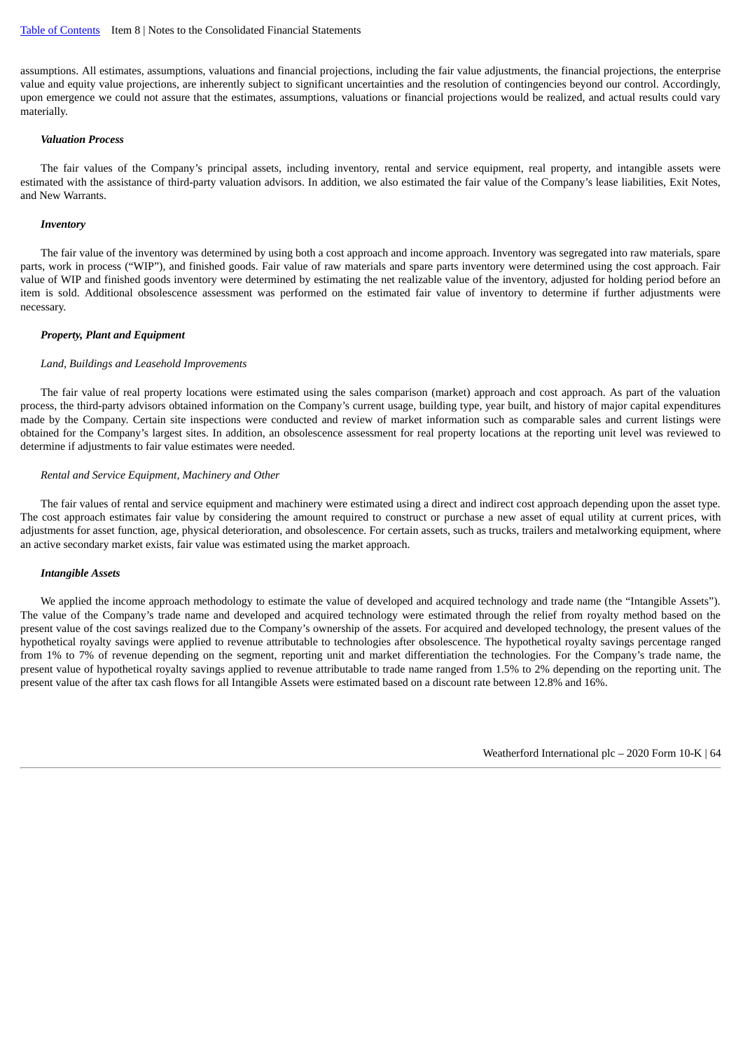assumptions. All estimates, assumptions, valuations and financial projections, including the fair value adjustments, the financial projections, the enterprise value and equity value projections, are inherently subject to significant uncertainties and the resolution of contingencies beyond our control. Accordingly, upon emergence we could not assure that the estimates, assumptions, valuations or financial projections would be realized, and actual results could vary materially.

***Valuation Process***

The fair values of the Company's principal assets, including inventory, rental and service equipment, real property, and intangible assets were estimated with the assistance of third-party valuation advisors. In addition, we also estimated the fair value of the Company's lease liabilities, Exit Notes, and New Warrants.

***Inventory***

The fair value of the inventory was determined by using both a cost approach and income approach. Inventory was segregated into raw materials, spare parts, work in process ("WIP"), and finished goods. Fair value of raw materials and spare parts inventory were determined using the cost approach. Fair value of WIP and finished goods inventory were determined by estimating the net realizable value of the inventory, adjusted for holding period before an item is sold. Additional obsolescence assessment was performed on the estimated fair value of inventory to determine if further adjustments were necessary.

***Property, Plant and Equipment***

*Land, Buildings and Leasehold Improvements*

The fair value of real property locations were estimated using the sales comparison (market) approach and cost approach. As part of the valuation process, the third-party advisors obtained information on the Company's current usage, building type, year built, and history of major capital expenditures made by the Company. Certain site inspections were conducted and review of market information such as comparable sales and current listings were obtained for the Company's largest sites. In addition, an obsolescence assessment for real property locations at the reporting unit level was reviewed to determine if adjustments to fair value estimates were needed.

*Rental and Service Equipment, Machinery and Other*

The fair values of rental and service equipment and machinery were estimated using a direct and indirect cost approach depending upon the asset type. The cost approach estimates fair value by considering the amount required to construct or purchase a new asset of equal utility at current prices, with adjustments for asset function, age, physical deterioration, and obsolescence. For certain assets, such as trucks, trailers and metalworking equipment, where an active secondary market exists, fair value was estimated using the market approach.

***Intangible Assets***

We applied the income approach methodology to estimate the value of developed and acquired technology and trade name (the "Intangible Assets"). The value of the Company's trade name and developed and acquired technology were estimated through the relief from royalty method based on the present value of the cost savings realized due to the Company's ownership of the assets. For acquired and developed technology, the present values of the hypothetical royalty savings were applied to revenue attributable to technologies after obsolescence. The hypothetical royalty savings percentage ranged from 1% to 7% of revenue depending on the segment, reporting unit and market differentiation the technologies. For the Company's trade name, the present value of hypothetical royalty savings applied to revenue attributable to trade name ranged from 1.5% to 2% depending on the reporting unit. The present value of the after tax cash flows for all Intangible Assets were estimated based on a discount rate between 12.8% and 16%.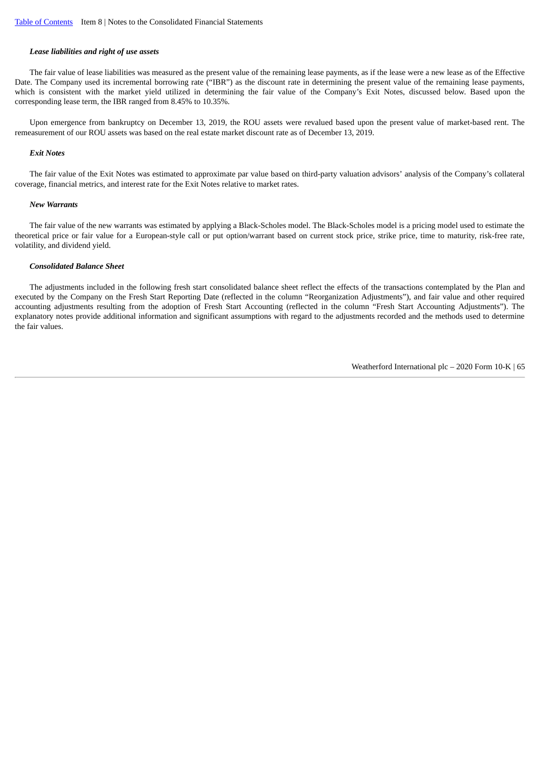***Lease liabilities and right of use assets***

The fair value of lease liabilities was measured as the present value of the remaining lease payments, as if the lease were a new lease as of the Effective Date. The Company used its incremental borrowing rate ("IBR") as the discount rate in determining the present value of the remaining lease payments, which is consistent with the market yield utilized in determining the fair value of the Company's Exit Notes, discussed below. Based upon the corresponding lease term, the IBR ranged from 8.45% to 10.35%.

Upon emergence from bankruptcy on December 13, 2019, the ROU assets were revalued based upon the present value of market-based rent. The remeasurement of our ROU assets was based on the real estate market discount rate as of December 13, 2019.

***Exit Notes***

The fair value of the Exit Notes was estimated to approximate par value based on third-party valuation advisors' analysis of the Company's collateral coverage, financial metrics, and interest rate for the Exit Notes relative to market rates.

***New Warrants***

The fair value of the new warrants was estimated by applying a Black-Scholes model. The Black-Scholes model is a pricing model used to estimate the theoretical price or fair value for a European-style call or put option/warrant based on current stock price, strike price, time to maturity, risk-free rate, volatility, and dividend yield.

***Consolidated Balance Sheet***

The adjustments included in the following fresh start consolidated balance sheet reflect the effects of the transactions contemplated by the Plan and executed by the Company on the Fresh Start Reporting Date (reflected in the column "Reorganization Adjustments"), and fair value and other required accounting adjustments resulting from the adoption of Fresh Start Accounting (reflected in the column "Fresh Start Accounting Adjustments"). The explanatory notes provide additional information and significant assumptions with regard to the adjustments recorded and the methods used to determine the fair values.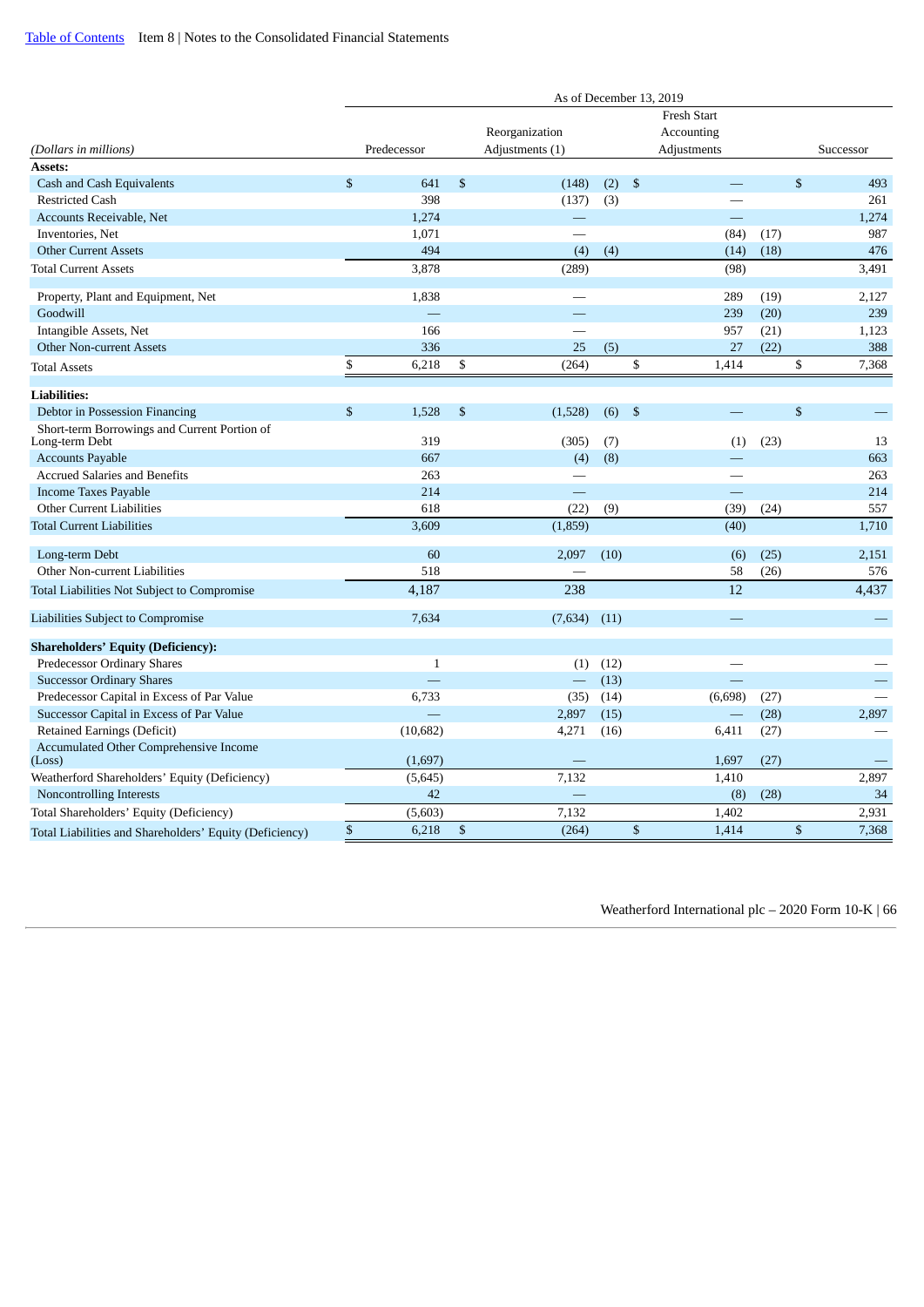| (Dollars in millions) | As of December 13, 2019 | | | | | |
|---|---|---|---|---|---|---|
| | Predecessor | Reorganization Adjustments (1) | | Fresh Start Accounting Adjustments | | Successor |
| **Assets:** | | | | | | |
| Cash and Cash Equivalents | $ 641 | $ (148) | (2) | $ — | | $ 493 |
| Restricted Cash | 398 | (137) | (3) | — | | 261 |
| Accounts Receivable, Net | 1,274 | — | | — | | 1,274 |
| Inventories, Net | 1,071 | — | | (84) | (17) | 987 |
| Other Current Assets | 494 | (4) | (4) | (14) | (18) | 476 |
| Total Current Assets | 3,878 | (289) | | (98) | | 3,491 |
| | | | | | | |
| Property, Plant and Equipment, Net | 1,838 | — | | 289 | (19) | 2,127 |
| Goodwill | — | — | | 239 | (20) | 239 |
| Intangible Assets, Net | 166 | — | | 957 | (21) | 1,123 |
| Other Non-current Assets | 336 | 25 | (5) | 27 | (22) | 388 |
| Total Assets | $ 6,218 | $ (264) | | $ 1,414 | | $ 7,368 |
| | | | | | | |
| **Liabilities:** | | | | | | |
| Debtor in Possession Financing | $ 1,528 | $ (1,528) | (6) | $ — | | $ — |
| Short-term Borrowings and Current Portion of Long-term Debt | 319 | (305) | (7) | (1) | (23) | 13 |
| Accounts Payable | 667 | (4) | (8) | — | | 663 |
| Accrued Salaries and Benefits | 263 | — | | — | | 263 |
| Income Taxes Payable | 214 | — | | — | | 214 |
| Other Current Liabilities | 618 | (22) | (9) | (39) | (24) | 557 |
| Total Current Liabilities | 3,609 | (1,859) | | (40) | | 1,710 |
| | | | | | | |
| Long-term Debt | 60 | 2,097 | (10) | (6) | (25) | 2,151 |
| Other Non-current Liabilities | 518 | — | | 58 | (26) | 576 |
| Total Liabilities Not Subject to Compromise | 4,187 | 238 | | 12 | | 4,437 |
| | | | | | | |
| Liabilities Subject to Compromise | 7,634 | (7,634) | (11) | — | | — |
| | | | | | | |
| **Shareholders' Equity (Deficiency):** | | | | | | |
| Predecessor Ordinary Shares | 1 | (1) | (12) | — | | — |
| Successor Ordinary Shares | — | — | (13) | — | | — |
| Predecessor Capital in Excess of Par Value | 6,733 | (35) | (14) | (6,698) | (27) | — |
| Successor Capital in Excess of Par Value | — | 2,897 | (15) | — | (28) | 2,897 |
| Retained Earnings (Deficit) | (10,682) | 4,271 | (16) | 6,411 | (27) | — |
| Accumulated Other Comprehensive Income (Loss) | (1,697) | — | | 1,697 | (27) | — |
| Weatherford Shareholders' Equity (Deficiency) | (5,645) | 7,132 | | 1,410 | | 2,897 |
| Noncontrolling Interests | 42 | — | | (8) | (28) | 34 |
| Total Shareholders' Equity (Deficiency) | (5,603) | 7,132 | | 1,402 | | 2,931 |
| Total Liabilities and Shareholders' Equity (Deficiency) | $ 6,218 | $ (264) | | $ 1,414 | | $ 7,368 |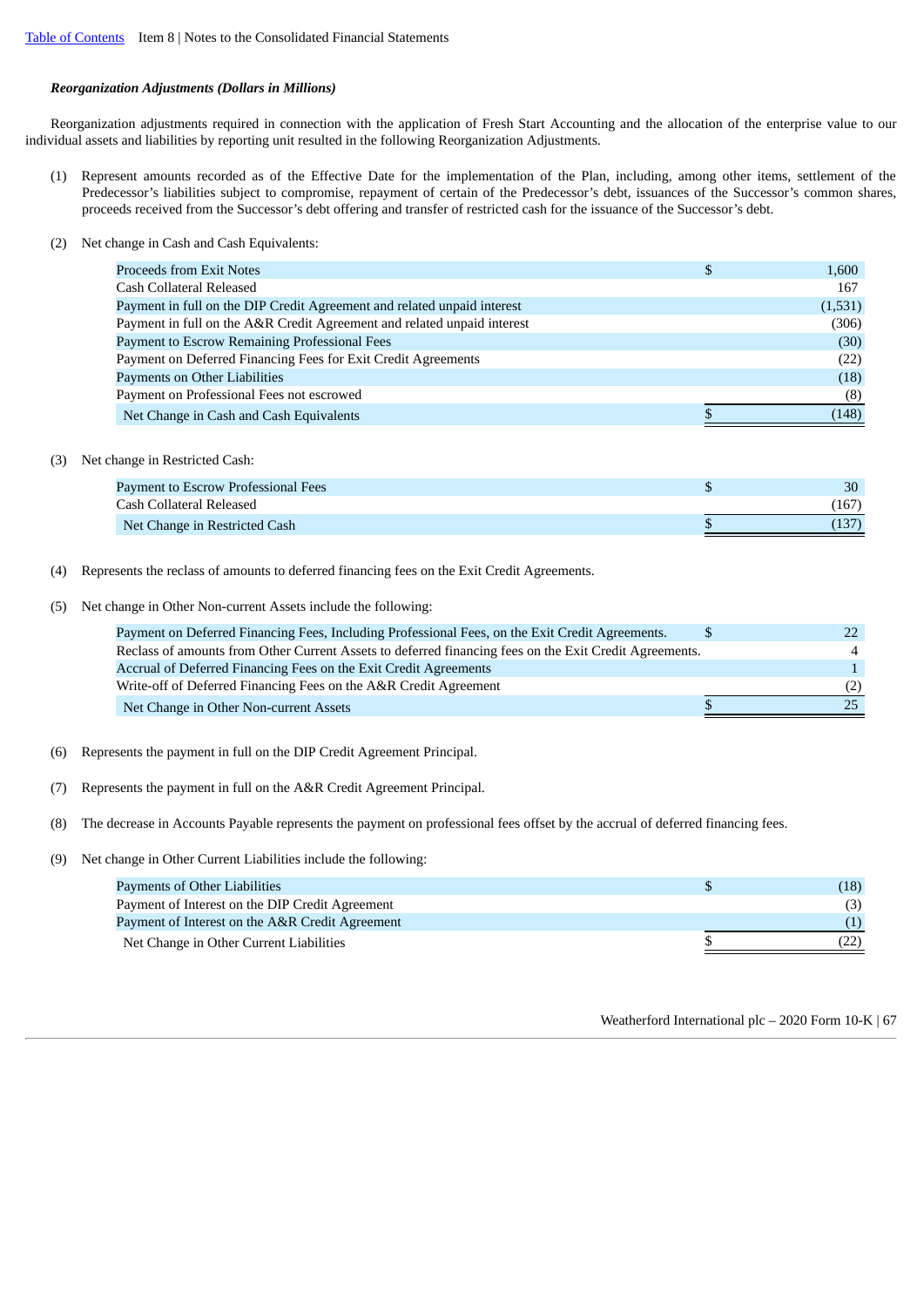***Reorganization Adjustments (Dollars in Millions)***

Reorganization adjustments required in connection with the application of Fresh Start Accounting and the allocation of the enterprise value to our individual assets and liabilities by reporting unit resulted in the following Reorganization Adjustments.

(1) Represent amounts recorded as of the Effective Date for the implementation of the Plan, including, among other items, settlement of the Predecessor's liabilities subject to compromise, repayment of certain of the Predecessor's debt, issuances of the Successor's common shares, proceeds received from the Successor's debt offering and transfer of restricted cash for the issuance of the Successor's debt.

(2) Net change in Cash and Cash Equivalents:

| | | |
|---|---|---|
| Proceeds from Exit Notes | $ | 1,600 |
| Cash Collateral Released | | 167 |
| Payment in full on the DIP Credit Agreement and related unpaid interest | | (1,531) |
| Payment in full on the A&R Credit Agreement and related unpaid interest | | (306) |
| Payment to Escrow Remaining Professional Fees | | (30) |
| Payment on Deferred Financing Fees for Exit Credit Agreements | | (22) |
| Payments on Other Liabilities | | (18) |
| Payment on Professional Fees not escrowed | | (8) |
| Net Change in Cash and Cash Equivalents | $ | (148) |

(3) Net change in Restricted Cash:

| | | |
|---|---|---|
| Payment to Escrow Professional Fees | $ | 30 |
| Cash Collateral Released | | (167) |
| Net Change in Restricted Cash | $ | (137) |

(4) Represents the reclass of amounts to deferred financing fees on the Exit Credit Agreements.

(5) Net change in Other Non-current Assets include the following:

| | | |
|---|---|---|
| Payment on Deferred Financing Fees, Including Professional Fees, on the Exit Credit Agreements. | $ | 22 |
| Reclass of amounts from Other Current Assets to deferred financing fees on the Exit Credit Agreements. | | 4 |
| Accrual of Deferred Financing Fees on the Exit Credit Agreements | | 1 |
| Write-off of Deferred Financing Fees on the A&R Credit Agreement | | (2) |
| Net Change in Other Non-current Assets | $ | 25 |

(6) Represents the payment in full on the DIP Credit Agreement Principal.

(7) Represents the payment in full on the A&R Credit Agreement Principal.

(8) The decrease in Accounts Payable represents the payment on professional fees offset by the accrual of deferred financing fees.

(9) Net change in Other Current Liabilities include the following:

| | | |
|---|---|---|
| Payments of Other Liabilities | $ | (18) |
| Payment of Interest on the DIP Credit Agreement | | (3) |
| Payment of Interest on the A&R Credit Agreement | | (1) |
| Net Change in Other Current Liabilities | $ | (22) |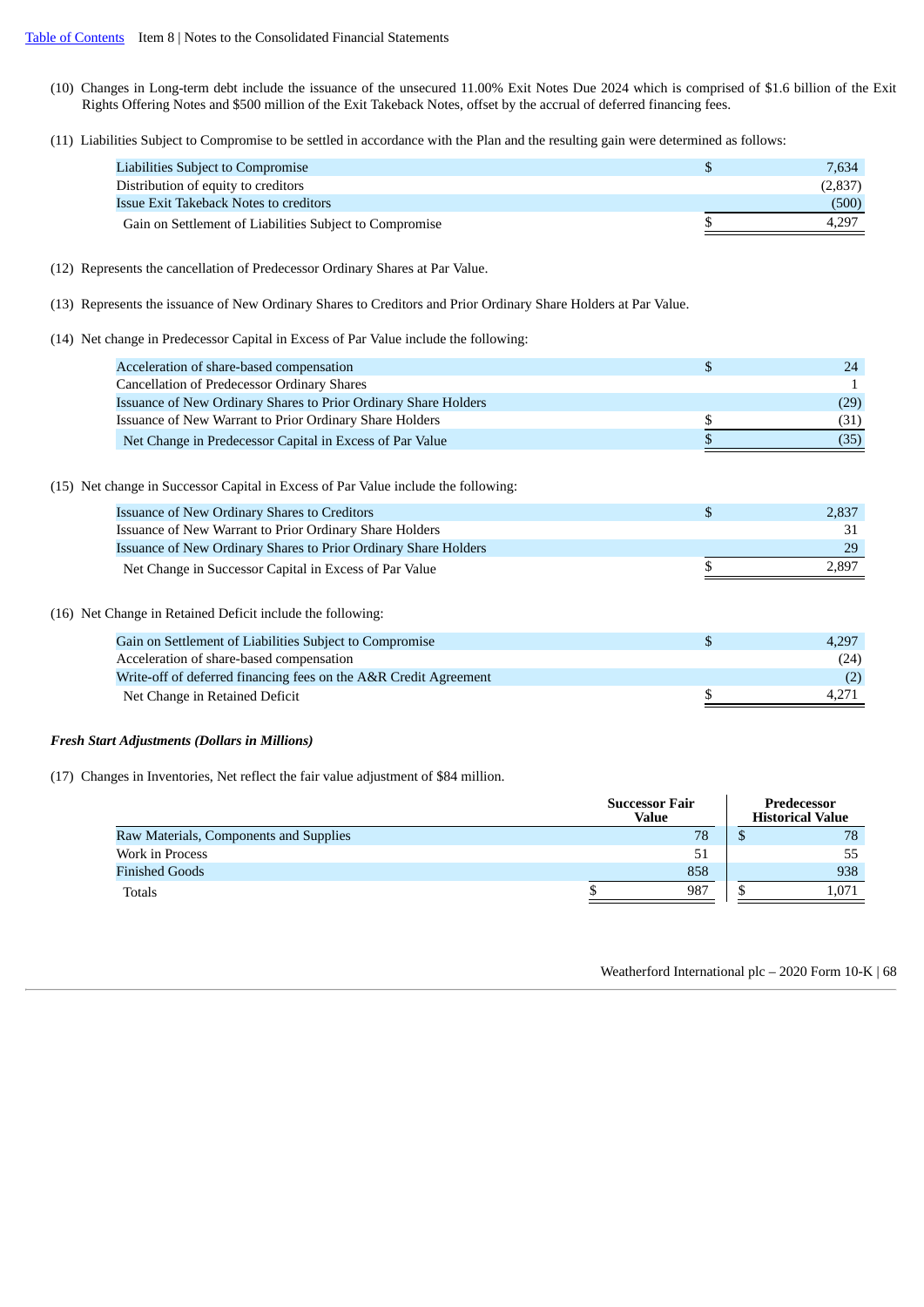(10) Changes in Long-term debt include the issuance of the unsecured 11.00% Exit Notes Due 2024 which is comprised of $1.6 billion of the Exit Rights Offering Notes and $500 million of the Exit Takeback Notes, offset by the accrual of deferred financing fees.

(11) Liabilities Subject to Compromise to be settled in accordance with the Plan and the resulting gain were determined as follows:

| | | |
|---|---|---|
| Liabilities Subject to Compromise | $ | 7,634 |
| Distribution of equity to creditors | | (2,837) |
| Issue Exit Takeback Notes to creditors | | (500) |
| Gain on Settlement of Liabilities Subject to Compromise | $ | 4,297 |

(12) Represents the cancellation of Predecessor Ordinary Shares at Par Value.

(13) Represents the issuance of New Ordinary Shares to Creditors and Prior Ordinary Share Holders at Par Value.

(14) Net change in Predecessor Capital in Excess of Par Value include the following:

| | | |
|---|---|---|
| Acceleration of share-based compensation | $ | 24 |
| Cancellation of Predecessor Ordinary Shares | | 1 |
| Issuance of New Ordinary Shares to Prior Ordinary Share Holders | | (29) |
| Issuance of New Warrant to Prior Ordinary Share Holders | $ | (31) |
| Net Change in Predecessor Capital in Excess of Par Value | $ | (35) |

(15) Net change in Successor Capital in Excess of Par Value include the following:

| | | |
|---|---|---|
| Issuance of New Ordinary Shares to Creditors | $ | 2,837 |
| Issuance of New Warrant to Prior Ordinary Share Holders | | 31 |
| Issuance of New Ordinary Shares to Prior Ordinary Share Holders | | 29 |
| Net Change in Successor Capital in Excess of Par Value | $ | 2,897 |

(16) Net Change in Retained Deficit include the following:

| | | |
|---|---|---|
| Gain on Settlement of Liabilities Subject to Compromise | $ | 4,297 |
| Acceleration of share-based compensation | | (24) |
| Write-off of deferred financing fees on the A&R Credit Agreement | | (2) |
| Net Change in Retained Deficit | $ | 4,271 |

***Fresh Start Adjustments (Dollars in Millions)***

(17) Changes in Inventories, Net reflect the fair value adjustment of $84 million.

| | | Successor Fair Value | | Predecessor Historical Value |
|---|---|---|---|---|
| Raw Materials, Components and Supplies | | 78 | $ | 78 |
| Work in Process | | 51 | | 55 |
| Finished Goods | | 858 | | 938 |
| Totals | $ | 987 | $ | 1,071 |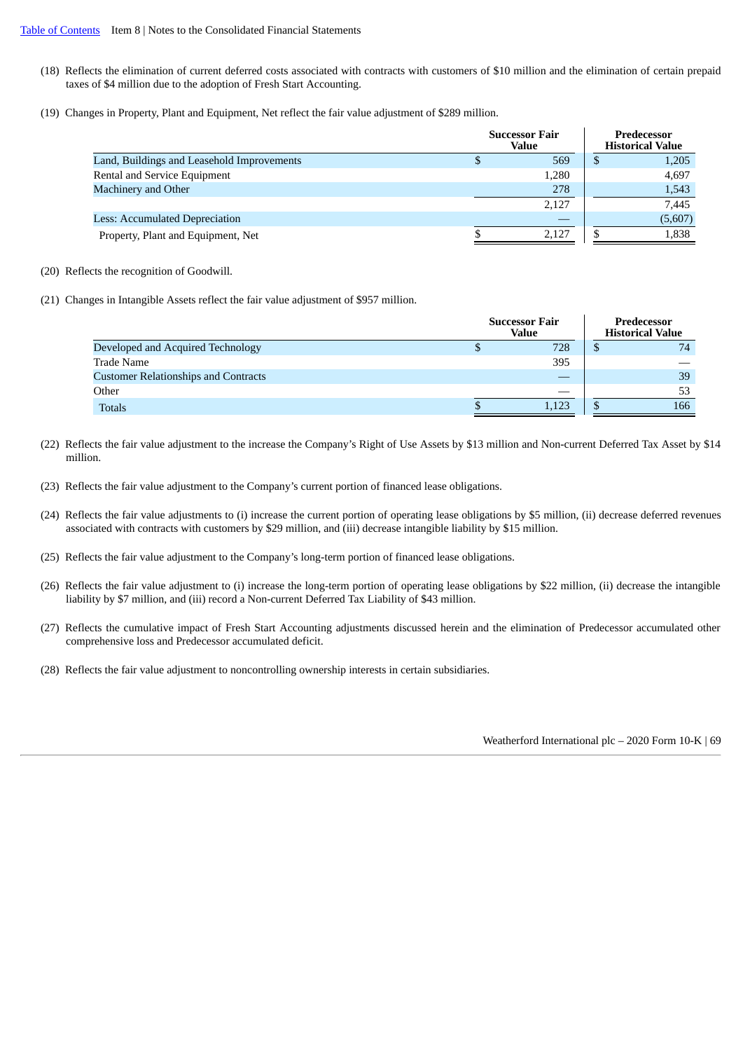(18) Reflects the elimination of current deferred costs associated with contracts with customers of $10 million and the elimination of certain prepaid taxes of $4 million due to the adoption of Fresh Start Accounting.

(19) Changes in Property, Plant and Equipment, Net reflect the fair value adjustment of $289 million.

| | Successor Fair Value | Predecessor Historical Value |
|---|---|---|
| Land, Buildings and Leasehold Improvements | $ 569 | $ 1,205 |
| Rental and Service Equipment | 1,280 | 4,697 |
| Machinery and Other | 278 | 1,543 |
| | 2,127 | 7,445 |
| Less: Accumulated Depreciation | — | (5,607) |
| Property, Plant and Equipment, Net | $ 2,127 | $ 1,838 |

(20) Reflects the recognition of Goodwill.

(21) Changes in Intangible Assets reflect the fair value adjustment of $957 million.

| | Successor Fair Value | Predecessor Historical Value |
|---|---|---|
| Developed and Acquired Technology | $ 728 | $ 74 |
| Trade Name | 395 | — |
| Customer Relationships and Contracts | — | 39 |
| Other | — | 53 |
| Totals | $ 1,123 | $ 166 |

(22) Reflects the fair value adjustment to the increase the Company's Right of Use Assets by $13 million and Non-current Deferred Tax Asset by $14 million.

(23) Reflects the fair value adjustment to the Company's current portion of financed lease obligations.

(24) Reflects the fair value adjustments to (i) increase the current portion of operating lease obligations by $5 million, (ii) decrease deferred revenues associated with contracts with customers by $29 million, and (iii) decrease intangible liability by $15 million.

(25) Reflects the fair value adjustment to the Company's long-term portion of financed lease obligations.

(26) Reflects the fair value adjustment to (i) increase the long-term portion of operating lease obligations by $22 million, (ii) decrease the intangible liability by $7 million, and (iii) record a Non-current Deferred Tax Liability of $43 million.

(27) Reflects the cumulative impact of Fresh Start Accounting adjustments discussed herein and the elimination of Predecessor accumulated other comprehensive loss and Predecessor accumulated deficit.

(28) Reflects the fair value adjustment to noncontrolling ownership interests in certain subsidiaries.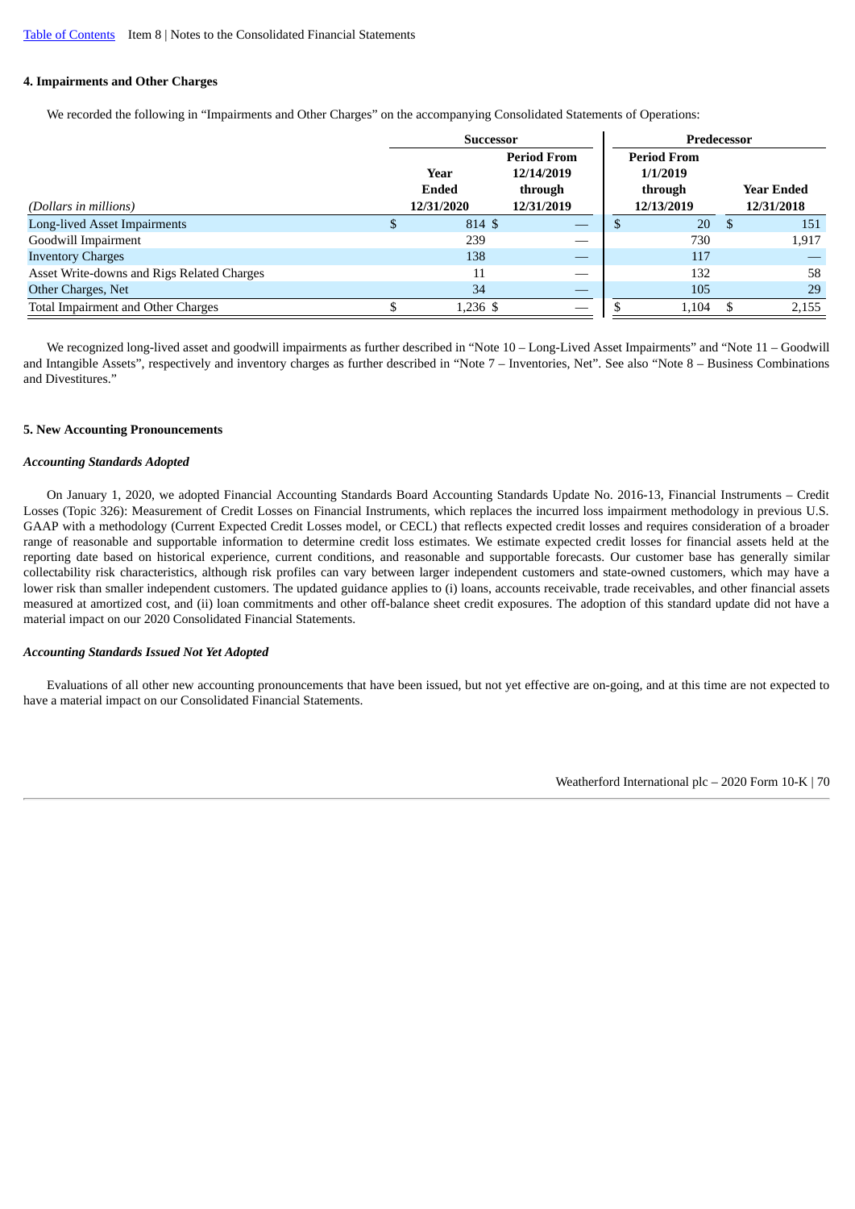## 4. Impairments and Other Charges

We recorded the following in "Impairments and Other Charges" on the accompanying Consolidated Statements of Operations:

| | Successor | | Predecessor | |
|---|---|---|---|---|
| *(Dollars in millions)* | Year Ended 12/31/2020 | Period From 12/14/2019 through 12/31/2019 | Period From 1/1/2019 through 12/13/2019 | Year Ended 12/31/2018 |
| Long-lived Asset Impairments | $ 814 | $ — | $ 20 | $ 151 |
| Goodwill Impairment | 239 | — | 730 | 1,917 |
| Inventory Charges | 138 | — | 117 | — |
| Asset Write-downs and Rigs Related Charges | 11 | — | 132 | 58 |
| Other Charges, Net | 34 | — | 105 | 29 |
| Total Impairment and Other Charges | $ 1,236 | $ — | $ 1,104 | $ 2,155 |

We recognized long-lived asset and goodwill impairments as further described in "Note 10 – Long-Lived Asset Impairments" and "Note 11 – Goodwill and Intangible Assets", respectively and inventory charges as further described in "Note 7 – Inventories, Net". See also "Note 8 – Business Combinations and Divestitures."

## 5. New Accounting Pronouncements

### *Accounting Standards Adopted*

On January 1, 2020, we adopted Financial Accounting Standards Board Accounting Standards Update No. 2016-13, Financial Instruments – Credit Losses (Topic 326): Measurement of Credit Losses on Financial Instruments, which replaces the incurred loss impairment methodology in previous U.S. GAAP with a methodology (Current Expected Credit Losses model, or CECL) that reflects expected credit losses and requires consideration of a broader range of reasonable and supportable information to determine credit loss estimates. We estimate expected credit losses for financial assets held at the reporting date based on historical experience, current conditions, and reasonable and supportable forecasts. Our customer base has generally similar collectability risk characteristics, although risk profiles can vary between larger independent customers and state-owned customers, which may have a lower risk than smaller independent customers. The updated guidance applies to (i) loans, accounts receivable, trade receivables, and other financial assets measured at amortized cost, and (ii) loan commitments and other off-balance sheet credit exposures. The adoption of this standard update did not have a material impact on our 2020 Consolidated Financial Statements.

### *Accounting Standards Issued Not Yet Adopted*

Evaluations of all other new accounting pronouncements that have been issued, but not yet effective are on-going, and at this time are not expected to have a material impact on our Consolidated Financial Statements.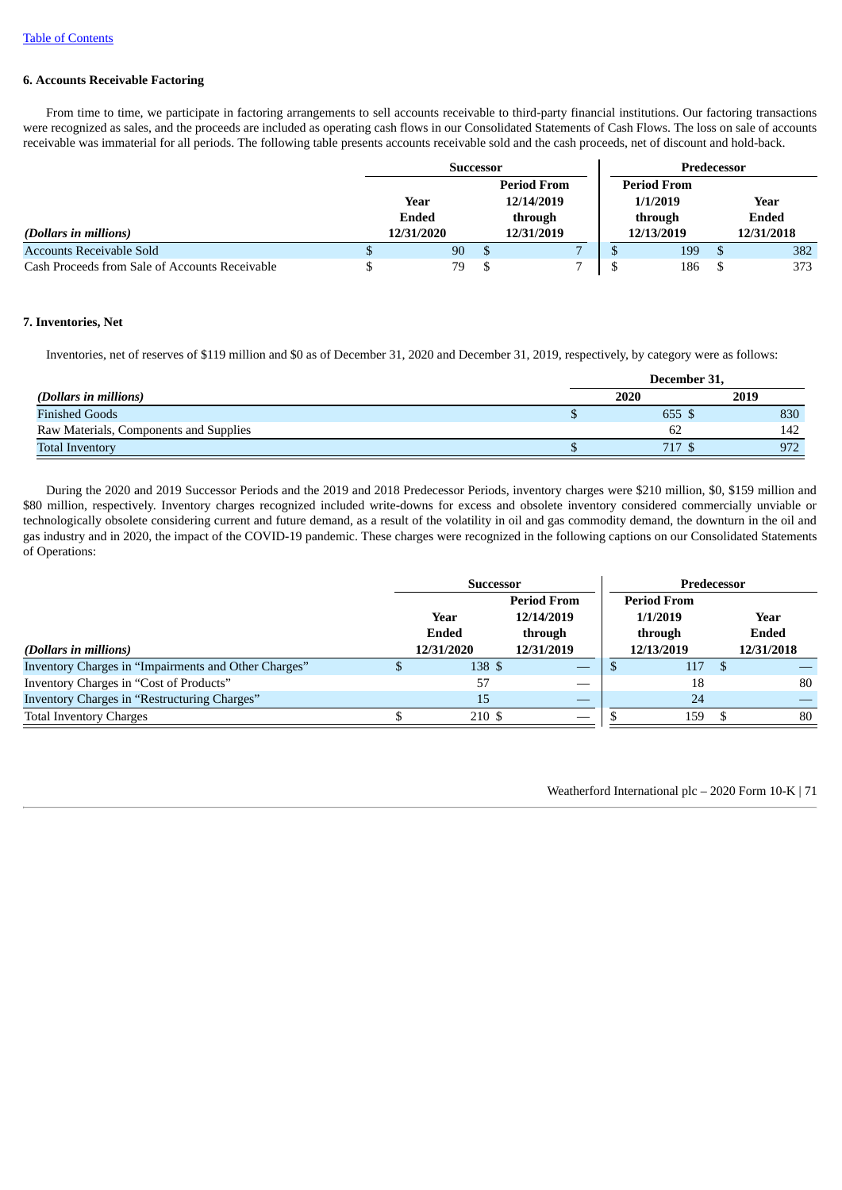[Table of Contents](#)

### 6. Accounts Receivable Factoring

From time to time, we participate in factoring arrangements to sell accounts receivable to third-party financial institutions. Our factoring transactions were recognized as sales, and the proceeds are included as operating cash flows in our Consolidated Statements of Cash Flows. The loss on sale of accounts receivable was immaterial for all periods. The following table presents accounts receivable sold and the cash proceeds, net of discount and hold-back.

| | Successor | | Predecessor | |
|---|---|---|---|---|
| *(Dollars in millions)* | Year Ended 12/31/2020 | Period From 12/14/2019 through 12/31/2019 | Period From 1/1/2019 through 12/13/2019 | Year Ended 12/31/2018 |
| Accounts Receivable Sold | $ 90 | $ 7 | $ 199 | $ 382 |
| Cash Proceeds from Sale of Accounts Receivable | $ 79 | $ 7 | $ 186 | $ 373 |

### 7. Inventories, Net

Inventories, net of reserves of $119 million and $0 as of December 31, 2020 and December 31, 2019, respectively, by category were as follows:

| | December 31, | |
|---|---|---|
| *(Dollars in millions)* | 2020 | 2019 |
| Finished Goods | $ 655 | $ 830 |
| Raw Materials, Components and Supplies | 62 | 142 |
| Total Inventory | $ 717 | $ 972 |

During the 2020 and 2019 Successor Periods and the 2019 and 2018 Predecessor Periods, inventory charges were $210 million, $0, $159 million and $80 million, respectively. Inventory charges recognized included write-downs for excess and obsolete inventory considered commercially unviable or technologically obsolete considering current and future demand, as a result of the volatility in oil and gas commodity demand, the downturn in the oil and gas industry and in 2020, the impact of the COVID-19 pandemic. These charges were recognized in the following captions on our Consolidated Statements of Operations:

| | Successor | | Predecessor | |
|---|---|---|---|---|
| *(Dollars in millions)* | Year Ended 12/31/2020 | Period From 12/14/2019 through 12/31/2019 | Period From 1/1/2019 through 12/13/2019 | Year Ended 12/31/2018 |
| Inventory Charges in "Impairments and Other Charges" | $ 138 | $ — | $ 117 | $ — |
| Inventory Charges in "Cost of Products" | 57 | — | 18 | 80 |
| Inventory Charges in "Restructuring Charges" | 15 | — | 24 | — |
| Total Inventory Charges | $ 210 | $ — | $ 159 | $ 80 |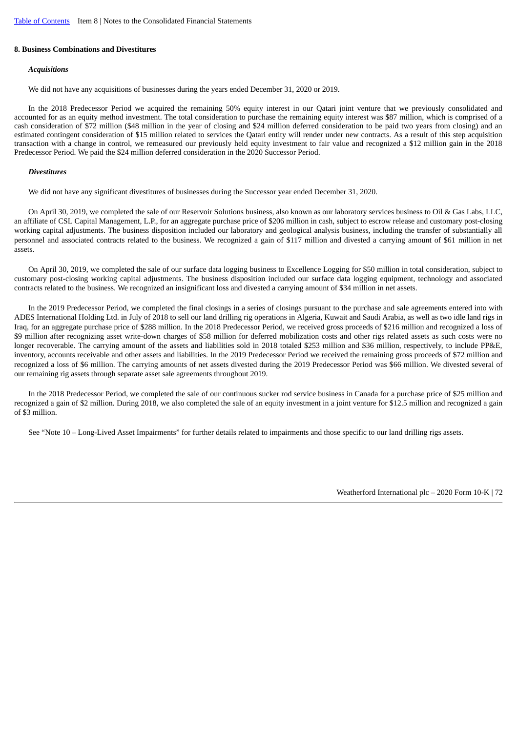## 8. Business Combinations and Divestitures

### *Acquisitions*

We did not have any acquisitions of businesses during the years ended December 31, 2020 or 2019.

In the 2018 Predecessor Period we acquired the remaining 50% equity interest in our Qatari joint venture that we previously consolidated and accounted for as an equity method investment. The total consideration to purchase the remaining equity interest was $87 million, which is comprised of a cash consideration of $72 million ($48 million in the year of closing and $24 million deferred consideration to be paid two years from closing) and an estimated contingent consideration of $15 million related to services the Qatari entity will render under new contracts. As a result of this step acquisition transaction with a change in control, we remeasured our previously held equity investment to fair value and recognized a $12 million gain in the 2018 Predecessor Period. We paid the $24 million deferred consideration in the 2020 Successor Period.

### *Divestitures*

We did not have any significant divestitures of businesses during the Successor year ended December 31, 2020.

On April 30, 2019, we completed the sale of our Reservoir Solutions business, also known as our laboratory services business to Oil & Gas Labs, LLC, an affiliate of CSL Capital Management, L.P., for an aggregate purchase price of $206 million in cash, subject to escrow release and customary post-closing working capital adjustments. The business disposition included our laboratory and geological analysis business, including the transfer of substantially all personnel and associated contracts related to the business. We recognized a gain of $117 million and divested a carrying amount of $61 million in net assets.

On April 30, 2019, we completed the sale of our surface data logging business to Excellence Logging for $50 million in total consideration, subject to customary post-closing working capital adjustments. The business disposition included our surface data logging equipment, technology and associated contracts related to the business. We recognized an insignificant loss and divested a carrying amount of $34 million in net assets.

In the 2019 Predecessor Period, we completed the final closings in a series of closings pursuant to the purchase and sale agreements entered into with ADES International Holding Ltd. in July of 2018 to sell our land drilling rig operations in Algeria, Kuwait and Saudi Arabia, as well as two idle land rigs in Iraq, for an aggregate purchase price of $288 million. In the 2018 Predecessor Period, we received gross proceeds of $216 million and recognized a loss of $9 million after recognizing asset write-down charges of $58 million for deferred mobilization costs and other rigs related assets as such costs were no longer recoverable. The carrying amount of the assets and liabilities sold in 2018 totaled $253 million and $36 million, respectively, to include PP&E, inventory, accounts receivable and other assets and liabilities. In the 2019 Predecessor Period we received the remaining gross proceeds of $72 million and recognized a loss of $6 million. The carrying amounts of net assets divested during the 2019 Predecessor Period was $66 million. We divested several of our remaining rig assets through separate asset sale agreements throughout 2019.

In the 2018 Predecessor Period, we completed the sale of our continuous sucker rod service business in Canada for a purchase price of $25 million and recognized a gain of $2 million. During 2018, we also completed the sale of an equity investment in a joint venture for $12.5 million and recognized a gain of $3 million.

See "Note 10 – Long-Lived Asset Impairments" for further details related to impairments and those specific to our land drilling rigs assets.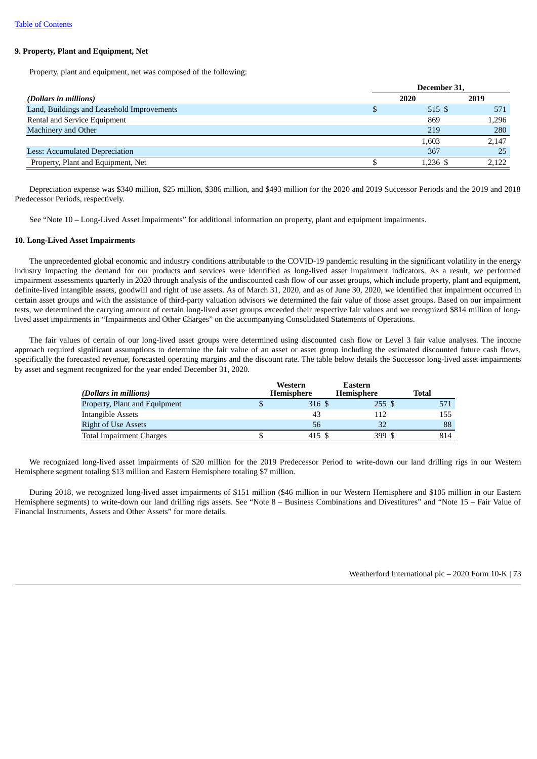[Table of Contents](#)

### 9. Property, Plant and Equipment, Net

Property, plant and equipment, net was composed of the following:

| *(Dollars in millions)* | December 31, 2020 | December 31, 2019 |
|---|---|---|
| Land, Buildings and Leasehold Improvements | $ 515 | $ 571 |
| Rental and Service Equipment | 869 | 1,296 |
| Machinery and Other | 219 | 280 |
| | 1,603 | 2,147 |
| Less: Accumulated Depreciation | 367 | 25 |
| Property, Plant and Equipment, Net | $ 1,236 | $ 2,122 |

Depreciation expense was $340 million, $25 million, $386 million, and $493 million for the 2020 and 2019 Successor Periods and the 2019 and 2018 Predecessor Periods, respectively.

See "Note 10 – Long-Lived Asset Impairments" for additional information on property, plant and equipment impairments.

### 10. Long-Lived Asset Impairments

The unprecedented global economic and industry conditions attributable to the COVID-19 pandemic resulting in the significant volatility in the energy industry impacting the demand for our products and services were identified as long-lived asset impairment indicators. As a result, we performed impairment assessments quarterly in 2020 through analysis of the undiscounted cash flow of our asset groups, which include property, plant and equipment, definite-lived intangible assets, goodwill and right of use assets. As of March 31, 2020, and as of June 30, 2020, we identified that impairment occurred in certain asset groups and with the assistance of third-party valuation advisors we determined the fair value of those asset groups. Based on our impairment tests, we determined the carrying amount of certain long-lived asset groups exceeded their respective fair values and we recognized $814 million of long-lived asset impairments in "Impairments and Other Charges" on the accompanying Consolidated Statements of Operations.

The fair values of certain of our long-lived asset groups were determined using discounted cash flow or Level 3 fair value analyses. The income approach required significant assumptions to determine the fair value of an asset or asset group including the estimated discounted future cash flows, specifically the forecasted revenue, forecasted operating margins and the discount rate. The table below details the Successor long-lived asset impairments by asset and segment recognized for the year ended December 31, 2020.

| *(Dollars in millions)* | Western Hemisphere | Eastern Hemisphere | Total |
|---|---|---|---|
| Property, Plant and Equipment | $ 316 | $ 255 | $ 571 |
| Intangible Assets | 43 | 112 | 155 |
| Right of Use Assets | 56 | 32 | 88 |
| Total Impairment Charges | $ 415 | $ 399 | $ 814 |

We recognized long-lived asset impairments of $20 million for the 2019 Predecessor Period to write-down our land drilling rigs in our Western Hemisphere segment totaling $13 million and Eastern Hemisphere totaling $7 million.

During 2018, we recognized long-lived asset impairments of $151 million ($46 million in our Western Hemisphere and $105 million in our Eastern Hemisphere segments) to write-down our land drilling rigs assets. See "Note 8 – Business Combinations and Divestitures" and "Note 15 – Fair Value of Financial Instruments, Assets and Other Assets" for more details.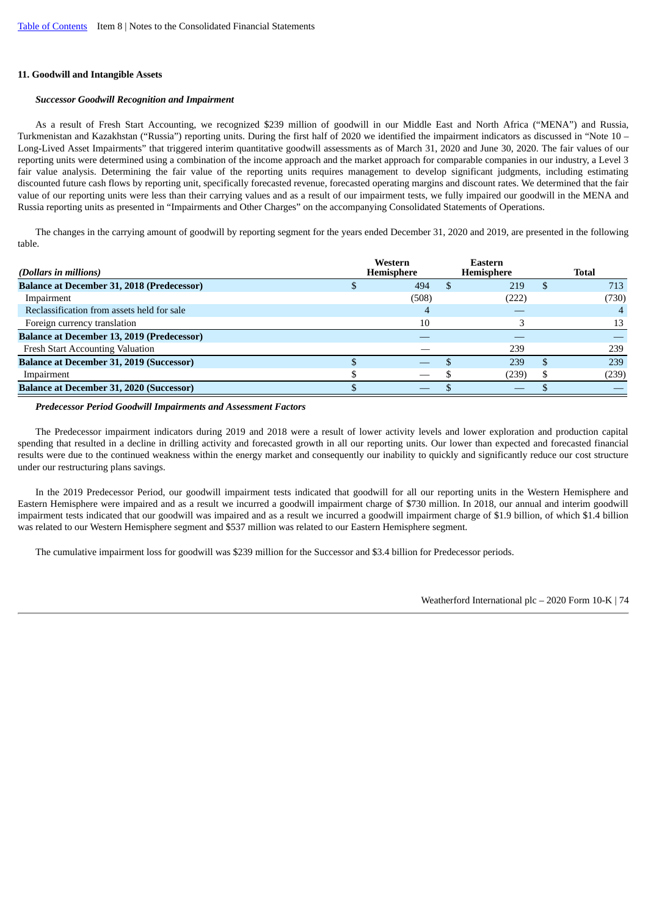## 11. Goodwill and Intangible Assets

### *Successor Goodwill Recognition and Impairment*

As a result of Fresh Start Accounting, we recognized $239 million of goodwill in our Middle East and North Africa ("MENA") and Russia, Turkmenistan and Kazakhstan ("Russia") reporting units. During the first half of 2020 we identified the impairment indicators as discussed in "Note 10 – Long-Lived Asset Impairments" that triggered interim quantitative goodwill assessments as of March 31, 2020 and June 30, 2020. The fair values of our reporting units were determined using a combination of the income approach and the market approach for comparable companies in our industry, a Level 3 fair value analysis. Determining the fair value of the reporting units requires management to develop significant judgments, including estimating discounted future cash flows by reporting unit, specifically forecasted revenue, forecasted operating margins and discount rates. We determined that the fair value of our reporting units were less than their carrying values and as a result of our impairment tests, we fully impaired our goodwill in the MENA and Russia reporting units as presented in "Impairments and Other Charges" on the accompanying Consolidated Statements of Operations.

The changes in the carrying amount of goodwill by reporting segment for the years ended December 31, 2020 and 2019, are presented in the following table.

| *(Dollars in millions)* | Western Hemisphere | Eastern Hemisphere | Total |
|---|---|---|---|
| **Balance at December 31, 2018 (Predecessor)** | $ 494 | $ 219 | $ 713 |
| Impairment | (508) | (222) | (730) |
| Reclassification from assets held for sale | 4 | — | 4 |
| Foreign currency translation | 10 | 3 | 13 |
| **Balance at December 13, 2019 (Predecessor)** | — | — | — |
| Fresh Start Accounting Valuation | — | 239 | 239 |
| **Balance at December 31, 2019 (Successor)** | $ — | $ 239 | $ 239 |
| Impairment | $ — | $ (239) | $ (239) |
| **Balance at December 31, 2020 (Successor)** | $ — | $ — | $ — |

### *Predecessor Period Goodwill Impairments and Assessment Factors*

The Predecessor impairment indicators during 2019 and 2018 were a result of lower activity levels and lower exploration and production capital spending that resulted in a decline in drilling activity and forecasted growth in all our reporting units. Our lower than expected and forecasted financial results were due to the continued weakness within the energy market and consequently our inability to quickly and significantly reduce our cost structure under our restructuring plans savings.

In the 2019 Predecessor Period, our goodwill impairment tests indicated that goodwill for all our reporting units in the Western Hemisphere and Eastern Hemisphere were impaired and as a result we incurred a goodwill impairment charge of $730 million. In 2018, our annual and interim goodwill impairment tests indicated that our goodwill was impaired and as a result we incurred a goodwill impairment charge of $1.9 billion, of which $1.4 billion was related to our Western Hemisphere segment and $537 million was related to our Eastern Hemisphere segment.

The cumulative impairment loss for goodwill was $239 million for the Successor and $3.4 billion for Predecessor periods.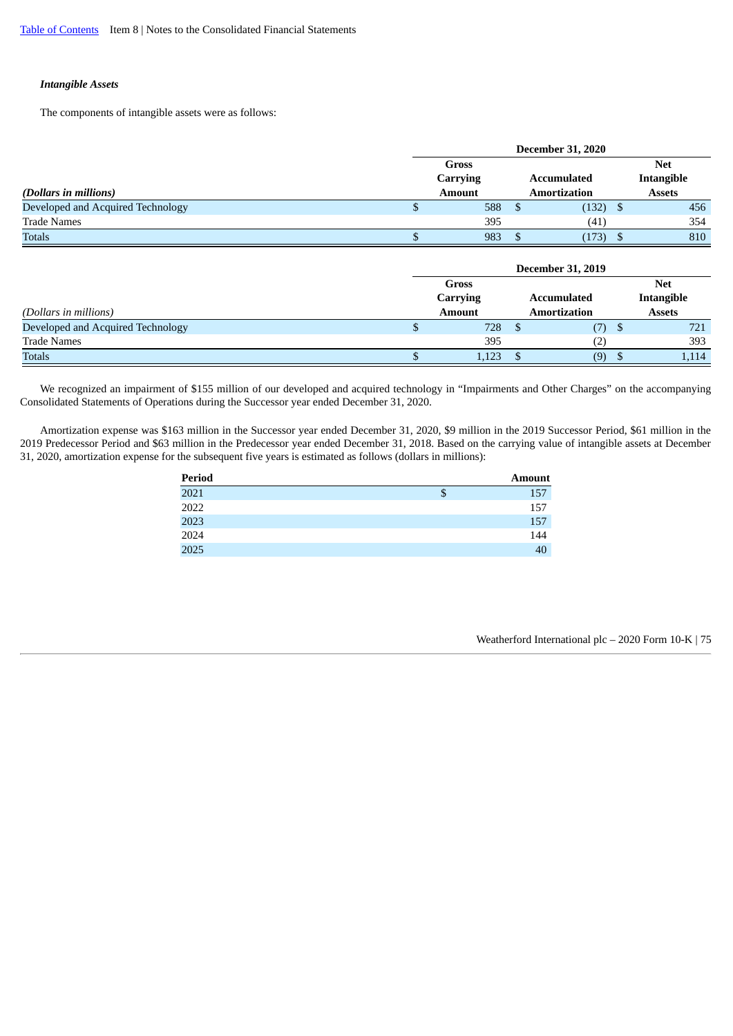### *Intangible Assets*

The components of intangible assets were as follows:

| | December 31, 2020 | | |
|---|---|---|---|
| ***(Dollars in millions)*** | **Gross Carrying Amount** | **Accumulated Amortization** | **Net Intangible Assets** |
| Developed and Acquired Technology | $ 588 | $ (132) | $ 456 |
| Trade Names | 395 | (41) | 354 |
| Totals | $ 983 | $ (173) | $ 810 |

| | December 31, 2019 | | |
|---|---|---|---|
| *(Dollars in millions)* | **Gross Carrying Amount** | **Accumulated Amortization** | **Net Intangible Assets** |
| Developed and Acquired Technology | $ 728 | $ (7) | $ 721 |
| Trade Names | 395 | (2) | 393 |
| Totals | $ 1,123 | $ (9) | $ 1,114 |

We recognized an impairment of $155 million of our developed and acquired technology in "Impairments and Other Charges" on the accompanying Consolidated Statements of Operations during the Successor year ended December 31, 2020.

Amortization expense was $163 million in the Successor year ended December 31, 2020, $9 million in the 2019 Successor Period, $61 million in the 2019 Predecessor Period and $63 million in the Predecessor year ended December 31, 2018. Based on the carrying value of intangible assets at December 31, 2020, amortization expense for the subsequent five years is estimated as follows (dollars in millions):

| Period | Amount |
|---|---|
| 2021 | $ 157 |
| 2022 | 157 |
| 2023 | 157 |
| 2024 | 144 |
| 2025 | 40 |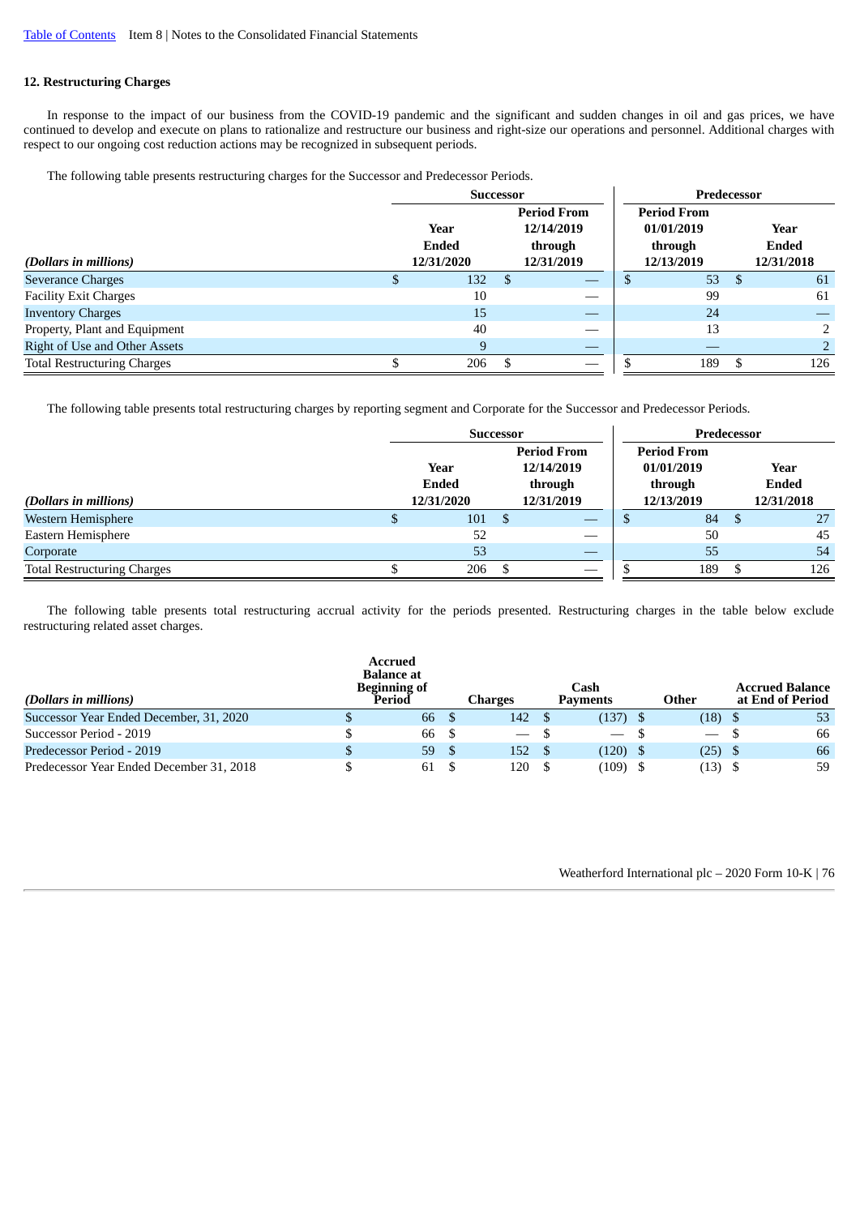## 12. Restructuring Charges

In response to the impact of our business from the COVID-19 pandemic and the significant and sudden changes in oil and gas prices, we have continued to develop and execute on plans to rationalize and restructure our business and right-size our operations and personnel. Additional charges with respect to our ongoing cost reduction actions may be recognized in subsequent periods.

The following table presents restructuring charges for the Successor and Predecessor Periods.

| | Successor | | Predecessor | |
|---|---|---|---|---|
| *(Dollars in millions)* | Year Ended 12/31/2020 | Period From 12/14/2019 through 12/31/2019 | Period From 01/01/2019 through 12/13/2019 | Year Ended 12/31/2018 |
| Severance Charges | $ 132 | $ — | $ 53 | $ 61 |
| Facility Exit Charges | 10 | — | 99 | 61 |
| Inventory Charges | 15 | — | 24 | — |
| Property, Plant and Equipment | 40 | — | 13 | 2 |
| Right of Use and Other Assets | 9 | — | — | 2 |
| Total Restructuring Charges | $ 206 | $ — | $ 189 | $ 126 |

The following table presents total restructuring charges by reporting segment and Corporate for the Successor and Predecessor Periods.

| | Successor | | Predecessor | |
|---|---|---|---|---|
| *(Dollars in millions)* | Year Ended 12/31/2020 | Period From 12/14/2019 through 12/31/2019 | Period From 01/01/2019 through 12/13/2019 | Year Ended 12/31/2018 |
| Western Hemisphere | $ 101 | $ — | $ 84 | $ 27 |
| Eastern Hemisphere | 52 | — | 50 | 45 |
| Corporate | 53 | — | 55 | 54 |
| Total Restructuring Charges | $ 206 | $ — | $ 189 | $ 126 |

The following table presents total restructuring accrual activity for the periods presented. Restructuring charges in the table below exclude restructuring related asset charges.

| *(Dollars in millions)* | Accrued Balance at Beginning of Period | Charges | Cash Payments | Other | Accrued Balance at End of Period |
|---|---|---|---|---|---|
| Successor Year Ended December, 31, 2020 | $ 66 | $ 142 | $ (137) | $ (18) | $ 53 |
| Successor Period - 2019 | $ 66 | $ — | $ — | $ — | $ 66 |
| Predecessor Period - 2019 | $ 59 | $ 152 | $ (120) | $ (25) | $ 66 |
| Predecessor Year Ended December 31, 2018 | $ 61 | $ 120 | $ (109) | $ (13) | $ 59 |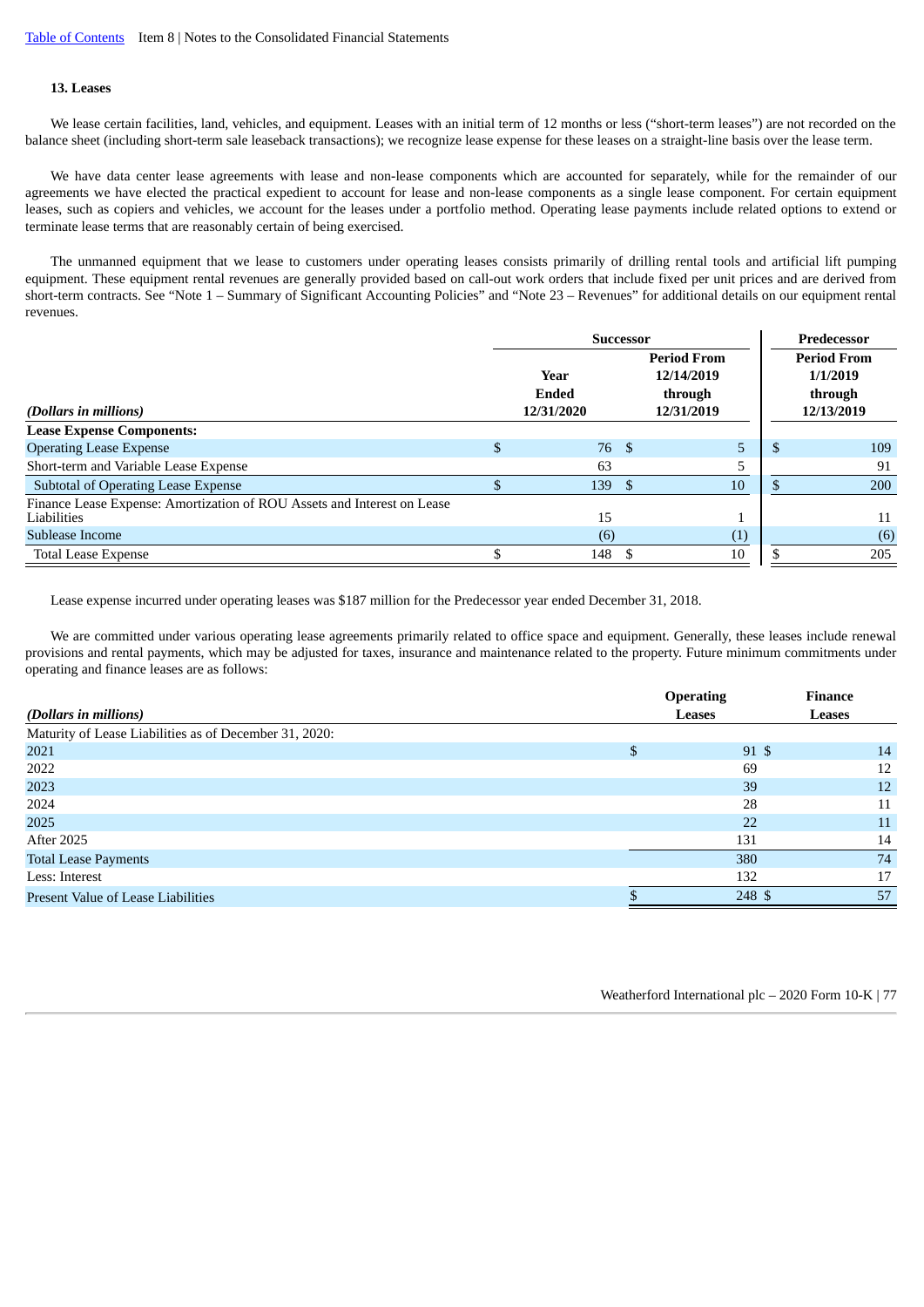### 13. Leases

We lease certain facilities, land, vehicles, and equipment. Leases with an initial term of 12 months or less ("short-term leases") are not recorded on the balance sheet (including short-term sale leaseback transactions); we recognize lease expense for these leases on a straight-line basis over the lease term.

We have data center lease agreements with lease and non-lease components which are accounted for separately, while for the remainder of our agreements we have elected the practical expedient to account for lease and non-lease components as a single lease component. For certain equipment leases, such as copiers and vehicles, we account for the leases under a portfolio method. Operating lease payments include related options to extend or terminate lease terms that are reasonably certain of being exercised.

The unmanned equipment that we lease to customers under operating leases consists primarily of drilling rental tools and artificial lift pumping equipment. These equipment rental revenues are generally provided based on call-out work orders that include fixed per unit prices and are derived from short-term contracts. See "Note 1 – Summary of Significant Accounting Policies" and "Note 23 – Revenues" for additional details on our equipment rental revenues.

| | Successor | | Predecessor |
|---|---|---|---|
| *(Dollars in millions)* | Year Ended 12/31/2020 | Period From 12/14/2019 through 12/31/2019 | Period From 1/1/2019 through 12/13/2019 |
| **Lease Expense Components:** | | | |
| Operating Lease Expense | $ 76 | $ 5 | $ 109 |
| Short-term and Variable Lease Expense | 63 | 5 | 91 |
| Subtotal of Operating Lease Expense | $ 139 | $ 10 | $ 200 |
| Finance Lease Expense: Amortization of ROU Assets and Interest on Lease Liabilities | 15 | 1 | 11 |
| Sublease Income | (6) | (1) | (6) |
| Total Lease Expense | $ 148 | $ 10 | $ 205 |

Lease expense incurred under operating leases was $187 million for the Predecessor year ended December 31, 2018.

We are committed under various operating lease agreements primarily related to office space and equipment. Generally, these leases include renewal provisions and rental payments, which may be adjusted for taxes, insurance and maintenance related to the property. Future minimum commitments under operating and finance leases are as follows:

| *(Dollars in millions)* | Operating Leases | Finance Leases |
|---|---|---|
| Maturity of Lease Liabilities as of December 31, 2020: | | |
| 2021 | $ 91 | $ 14 |
| 2022 | 69 | 12 |
| 2023 | 39 | 12 |
| 2024 | 28 | 11 |
| 2025 | 22 | 11 |
| After 2025 | 131 | 14 |
| Total Lease Payments | 380 | 74 |
| Less: Interest | 132 | 17 |
| Present Value of Lease Liabilities | $ 248 | $ 57 |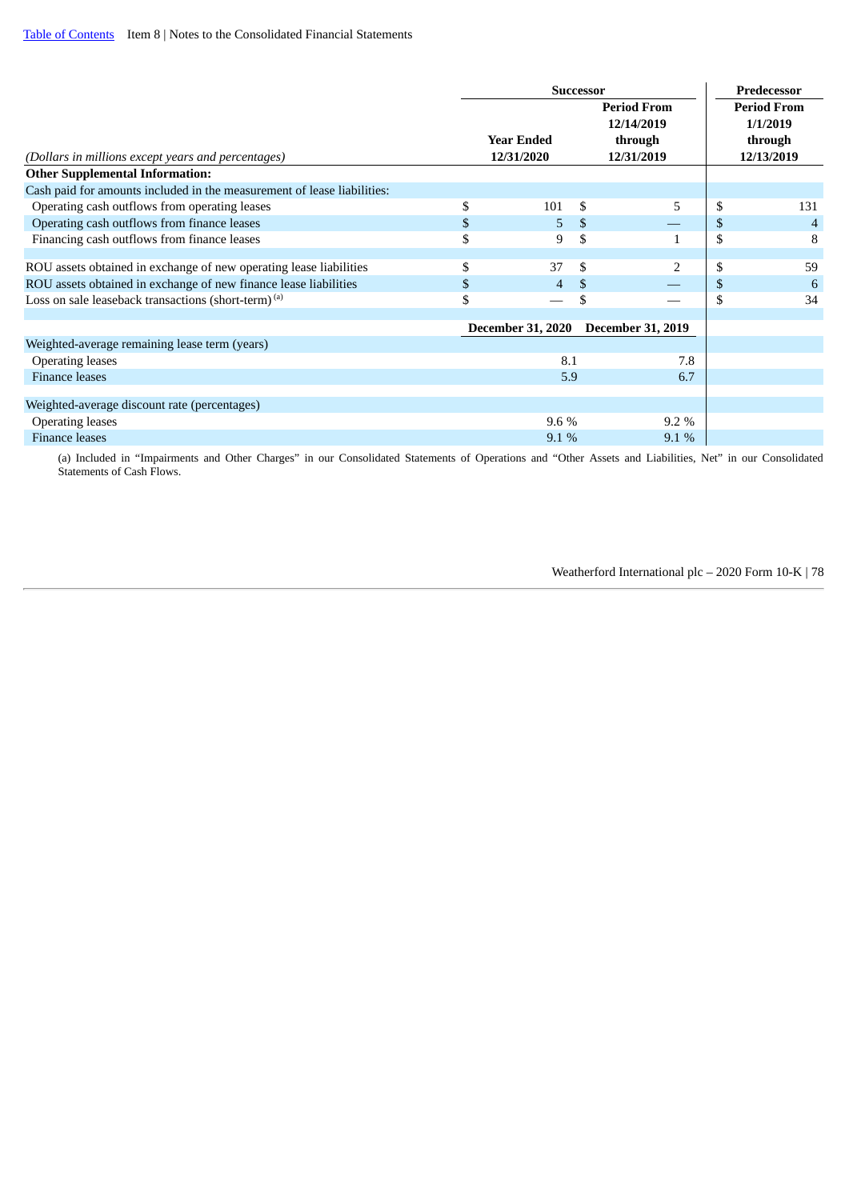| *(Dollars in millions except years and percentages)* | Successor | | Predecessor |
|---|---|---|---|
| | **Year Ended 12/31/2020** | **Period From 12/14/2019 through 12/31/2019** | **Period From 1/1/2019 through 12/13/2019** |
| **Other Supplemental Information:** | | | |
| Cash paid for amounts included in the measurement of lease liabilities: | | | |
| Operating cash outflows from operating leases | $ 101 | $ 5 | $ 131 |
| Operating cash outflows from finance leases | $ 5 | $ — | $ 4 |
| Financing cash outflows from finance leases | $ 9 | $ 1 | $ 8 |
| | | | |
| ROU assets obtained in exchange of new operating lease liabilities | $ 37 | $ 2 | $ 59 |
| ROU assets obtained in exchange of new finance lease liabilities | $ 4 | $ — | $ 6 |
| Loss on sale leaseback transactions (short-term) [(a)] | $ — | $ — | $ 34 |
| | | | |
| | **December 31, 2020** | **December 31, 2019** | |
| Weighted-average remaining lease term (years) | | | |
| Operating leases | 8.1 | 7.8 | |
| Finance leases | 5.9 | 6.7 | |
| | | | |
| Weighted-average discount rate (percentages) | | | |
| Operating leases | 9.6 % | 9.2 % | |
| Finance leases | 9.1 % | 9.1 % | |

(a) Included in "Impairments and Other Charges" in our Consolidated Statements of Operations and "Other Assets and Liabilities, Net" in our Consolidated Statements of Cash Flows.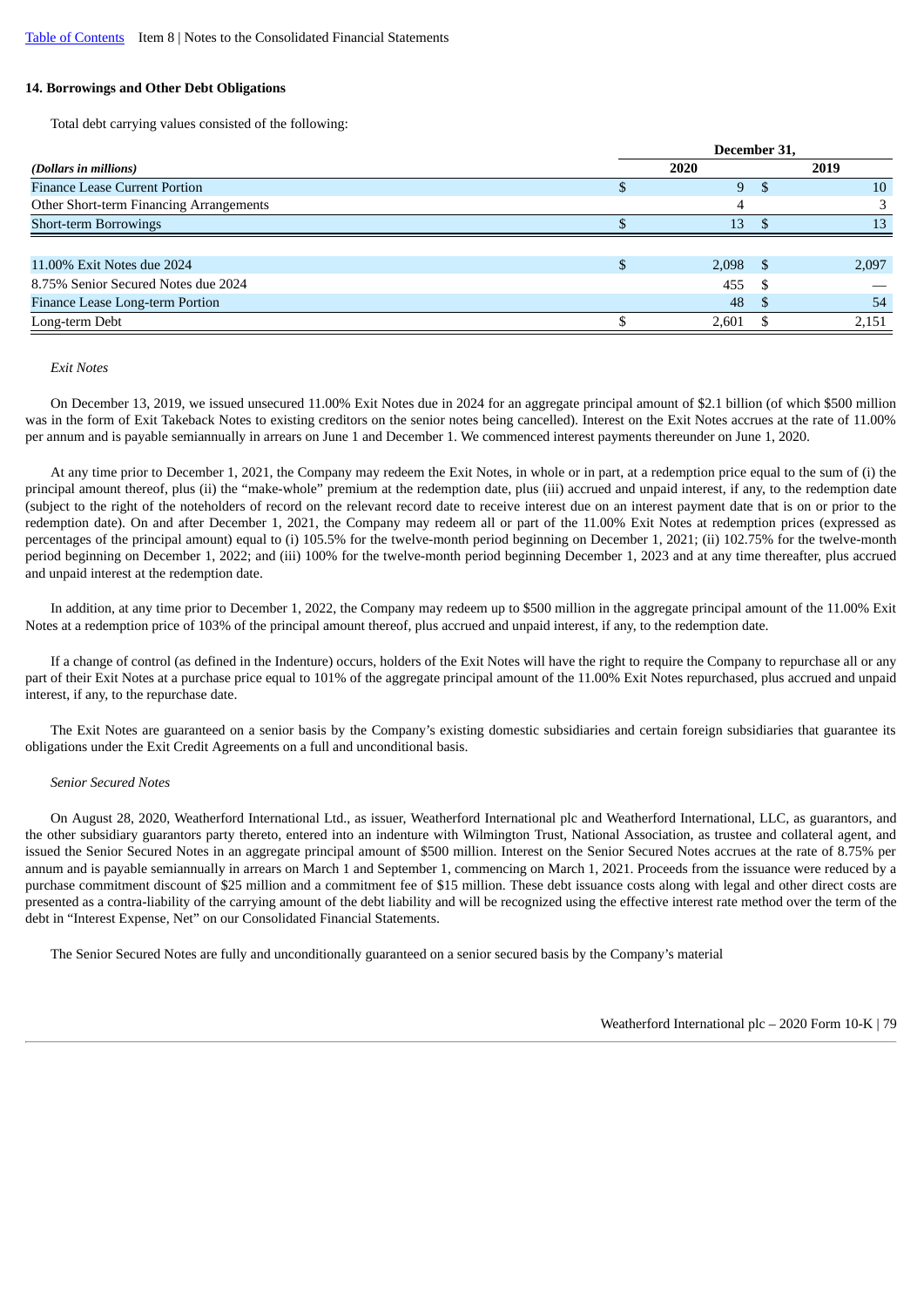### 14. Borrowings and Other Debt Obligations

Total debt carrying values consisted of the following:

| *(Dollars in millions)* | December 31, 2020 | December 31, 2019 |
|---|---|---|
| Finance Lease Current Portion | $ 9 | $ 10 |
| Other Short-term Financing Arrangements | 4 | 3 |
| Short-term Borrowings | $ 13 | $ 13 |
| | | |
| 11.00% Exit Notes due 2024 | $ 2,098 | $ 2,097 |
| 8.75% Senior Secured Notes due 2024 | 455 | $ — |
| Finance Lease Long-term Portion | 48 | $ 54 |
| Long-term Debt | $ 2,601 | $ 2,151 |

*Exit Notes*

On December 13, 2019, we issued unsecured 11.00% Exit Notes due in 2024 for an aggregate principal amount of $2.1 billion (of which $500 million was in the form of Exit Takeback Notes to existing creditors on the senior notes being cancelled). Interest on the Exit Notes accrues at the rate of 11.00% per annum and is payable semiannually in arrears on June 1 and December 1. We commenced interest payments thereunder on June 1, 2020.

At any time prior to December 1, 2021, the Company may redeem the Exit Notes, in whole or in part, at a redemption price equal to the sum of (i) the principal amount thereof, plus (ii) the "make-whole" premium at the redemption date, plus (iii) accrued and unpaid interest, if any, to the redemption date (subject to the right of the noteholders of record on the relevant record date to receive interest due on an interest payment date that is on or prior to the redemption date). On and after December 1, 2021, the Company may redeem all or part of the 11.00% Exit Notes at redemption prices (expressed as percentages of the principal amount) equal to (i) 105.5% for the twelve-month period beginning on December 1, 2021; (ii) 102.75% for the twelve-month period beginning on December 1, 2022; and (iii) 100% for the twelve-month period beginning December 1, 2023 and at any time thereafter, plus accrued and unpaid interest at the redemption date.

In addition, at any time prior to December 1, 2022, the Company may redeem up to $500 million in the aggregate principal amount of the 11.00% Exit Notes at a redemption price of 103% of the principal amount thereof, plus accrued and unpaid interest, if any, to the redemption date.

If a change of control (as defined in the Indenture) occurs, holders of the Exit Notes will have the right to require the Company to repurchase all or any part of their Exit Notes at a purchase price equal to 101% of the aggregate principal amount of the 11.00% Exit Notes repurchased, plus accrued and unpaid interest, if any, to the repurchase date.

The Exit Notes are guaranteed on a senior basis by the Company's existing domestic subsidiaries and certain foreign subsidiaries that guarantee its obligations under the Exit Credit Agreements on a full and unconditional basis.

*Senior Secured Notes*

On August 28, 2020, Weatherford International Ltd., as issuer, Weatherford International plc and Weatherford International, LLC, as guarantors, and the other subsidiary guarantors party thereto, entered into an indenture with Wilmington Trust, National Association, as trustee and collateral agent, and issued the Senior Secured Notes in an aggregate principal amount of $500 million. Interest on the Senior Secured Notes accrues at the rate of 8.75% per annum and is payable semiannually in arrears on March 1 and September 1, commencing on March 1, 2021. Proceeds from the issuance were reduced by a purchase commitment discount of $25 million and a commitment fee of $15 million. These debt issuance costs along with legal and other direct costs are presented as a contra-liability of the carrying amount of the debt liability and will be recognized using the effective interest rate method over the term of the debt in "Interest Expense, Net" on our Consolidated Financial Statements.

The Senior Secured Notes are fully and unconditionally guaranteed on a senior secured basis by the Company's material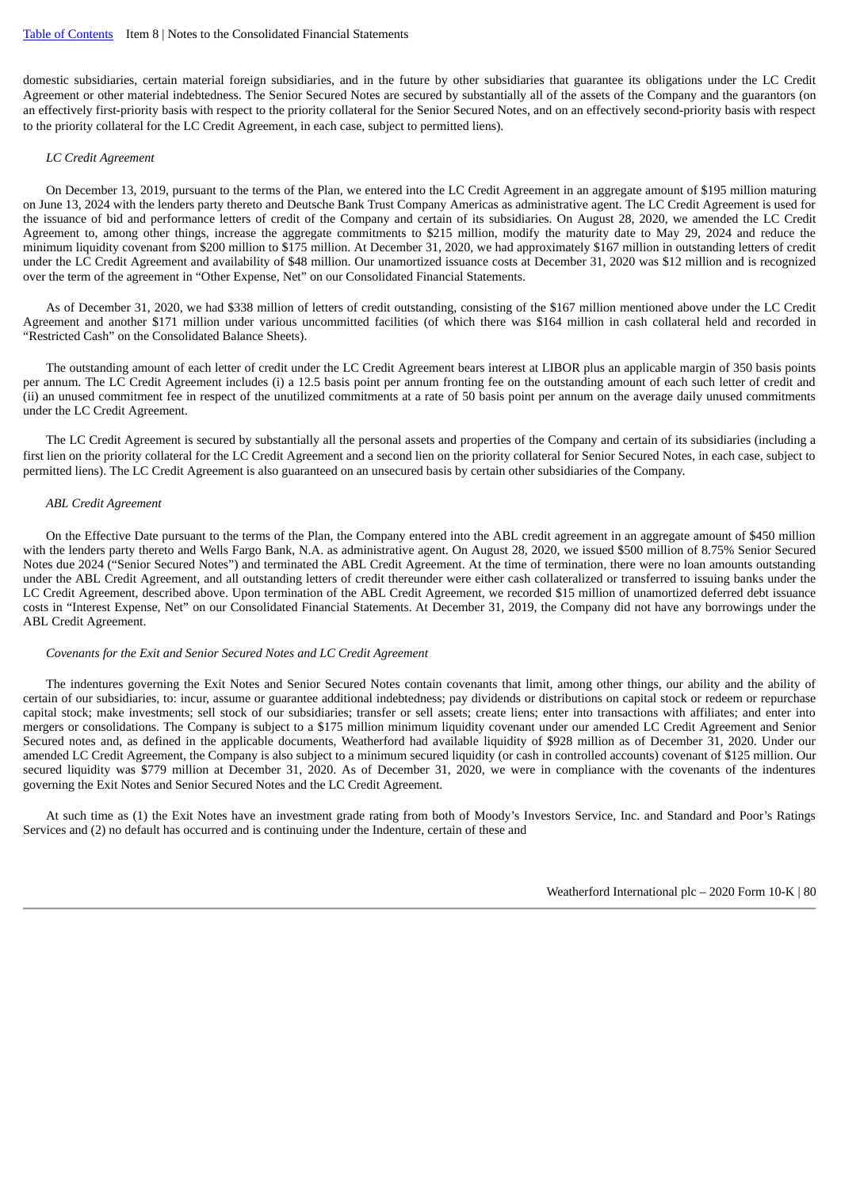domestic subsidiaries, certain material foreign subsidiaries, and in the future by other subsidiaries that guarantee its obligations under the LC Credit Agreement or other material indebtedness. The Senior Secured Notes are secured by substantially all of the assets of the Company and the guarantors (on an effectively first-priority basis with respect to the priority collateral for the Senior Secured Notes, and on an effectively second-priority basis with respect to the priority collateral for the LC Credit Agreement, in each case, subject to permitted liens).

*LC Credit Agreement*

On December 13, 2019, pursuant to the terms of the Plan, we entered into the LC Credit Agreement in an aggregate amount of $195 million maturing on June 13, 2024 with the lenders party thereto and Deutsche Bank Trust Company Americas as administrative agent. The LC Credit Agreement is used for the issuance of bid and performance letters of credit of the Company and certain of its subsidiaries. On August 28, 2020, we amended the LC Credit Agreement to, among other things, increase the aggregate commitments to $215 million, modify the maturity date to May 29, 2024 and reduce the minimum liquidity covenant from $200 million to $175 million. At December 31, 2020, we had approximately $167 million in outstanding letters of credit under the LC Credit Agreement and availability of $48 million. Our unamortized issuance costs at December 31, 2020 was $12 million and is recognized over the term of the agreement in “Other Expense, Net” on our Consolidated Financial Statements.

As of December 31, 2020, we had $338 million of letters of credit outstanding, consisting of the $167 million mentioned above under the LC Credit Agreement and another $171 million under various uncommitted facilities (of which there was $164 million in cash collateral held and recorded in “Restricted Cash” on the Consolidated Balance Sheets).

The outstanding amount of each letter of credit under the LC Credit Agreement bears interest at LIBOR plus an applicable margin of 350 basis points per annum. The LC Credit Agreement includes (i) a 12.5 basis point per annum fronting fee on the outstanding amount of each such letter of credit and (ii) an unused commitment fee in respect of the unutilized commitments at a rate of 50 basis point per annum on the average daily unused commitments under the LC Credit Agreement.

The LC Credit Agreement is secured by substantially all the personal assets and properties of the Company and certain of its subsidiaries (including a first lien on the priority collateral for the LC Credit Agreement and a second lien on the priority collateral for Senior Secured Notes, in each case, subject to permitted liens). The LC Credit Agreement is also guaranteed on an unsecured basis by certain other subsidiaries of the Company.

*ABL Credit Agreement*

On the Effective Date pursuant to the terms of the Plan, the Company entered into the ABL credit agreement in an aggregate amount of $450 million with the lenders party thereto and Wells Fargo Bank, N.A. as administrative agent. On August 28, 2020, we issued $500 million of 8.75% Senior Secured Notes due 2024 (“Senior Secured Notes”) and terminated the ABL Credit Agreement. At the time of termination, there were no loan amounts outstanding under the ABL Credit Agreement, and all outstanding letters of credit thereunder were either cash collateralized or transferred to issuing banks under the LC Credit Agreement, described above. Upon termination of the ABL Credit Agreement, we recorded $15 million of unamortized deferred debt issuance costs in “Interest Expense, Net” on our Consolidated Financial Statements. At December 31, 2019, the Company did not have any borrowings under the ABL Credit Agreement.

*Covenants for the Exit and Senior Secured Notes and LC Credit Agreement*

The indentures governing the Exit Notes and Senior Secured Notes contain covenants that limit, among other things, our ability and the ability of certain of our subsidiaries, to: incur, assume or guarantee additional indebtedness; pay dividends or distributions on capital stock or redeem or repurchase capital stock; make investments; sell stock of our subsidiaries; transfer or sell assets; create liens; enter into transactions with affiliates; and enter into mergers or consolidations. The Company is subject to a $175 million minimum liquidity covenant under our amended LC Credit Agreement and Senior Secured notes and, as defined in the applicable documents, Weatherford had available liquidity of $928 million as of December 31, 2020. Under our amended LC Credit Agreement, the Company is also subject to a minimum secured liquidity (or cash in controlled accounts) covenant of $125 million. Our secured liquidity was $779 million at December 31, 2020. As of December 31, 2020, we were in compliance with the covenants of the indentures governing the Exit Notes and Senior Secured Notes and the LC Credit Agreement.

At such time as (1) the Exit Notes have an investment grade rating from both of Moody’s Investors Service, Inc. and Standard and Poor’s Ratings Services and (2) no default has occurred and is continuing under the Indenture, certain of these and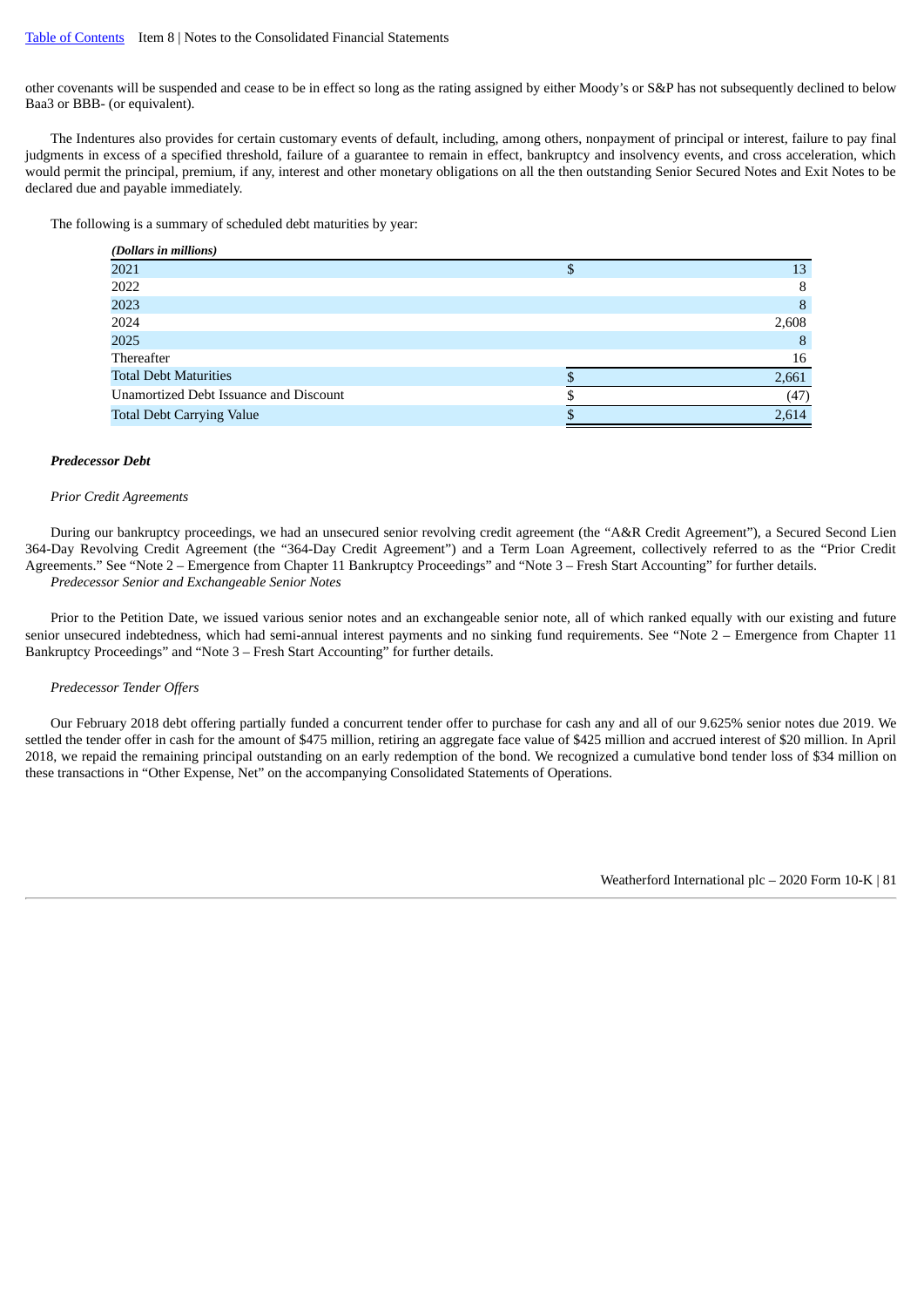other covenants will be suspended and cease to be in effect so long as the rating assigned by either Moody's or S&P has not subsequently declined to below Baa3 or BBB- (or equivalent).

The Indentures also provides for certain customary events of default, including, among others, nonpayment of principal or interest, failure to pay final judgments in excess of a specified threshold, failure of a guarantee to remain in effect, bankruptcy and insolvency events, and cross acceleration, which would permit the principal, premium, if any, interest and other monetary obligations on all the then outstanding Senior Secured Notes and Exit Notes to be declared due and payable immediately.

The following is a summary of scheduled debt maturities by year:

| *(Dollars in millions)* | | |
|---|---|---|
| 2021 | $ | 13 |
| 2022 | | 8 |
| 2023 | | 8 |
| 2024 | | 2,608 |
| 2025 | | 8 |
| Thereafter | | 16 |
| Total Debt Maturities | $ | 2,661 |
| Unamortized Debt Issuance and Discount | $ | (47) |
| Total Debt Carrying Value | $ | 2,614 |

***Predecessor Debt***

*Prior Credit Agreements*

During our bankruptcy proceedings, we had an unsecured senior revolving credit agreement (the "A&R Credit Agreement"), a Secured Second Lien 364-Day Revolving Credit Agreement (the "364-Day Credit Agreement") and a Term Loan Agreement, collectively referred to as the "Prior Credit Agreements." See "Note 2 – Emergence from Chapter 11 Bankruptcy Proceedings" and "Note 3 – Fresh Start Accounting" for further details.

*Predecessor Senior and Exchangeable Senior Notes*

Prior to the Petition Date, we issued various senior notes and an exchangeable senior note, all of which ranked equally with our existing and future senior unsecured indebtedness, which had semi-annual interest payments and no sinking fund requirements. See "Note 2 – Emergence from Chapter 11 Bankruptcy Proceedings" and "Note 3 – Fresh Start Accounting" for further details.

*Predecessor Tender Offers*

Our February 2018 debt offering partially funded a concurrent tender offer to purchase for cash any and all of our 9.625% senior notes due 2019. We settled the tender offer in cash for the amount of $475 million, retiring an aggregate face value of $425 million and accrued interest of $20 million. In April 2018, we repaid the remaining principal outstanding on an early redemption of the bond. We recognized a cumulative bond tender loss of $34 million on these transactions in "Other Expense, Net" on the accompanying Consolidated Statements of Operations.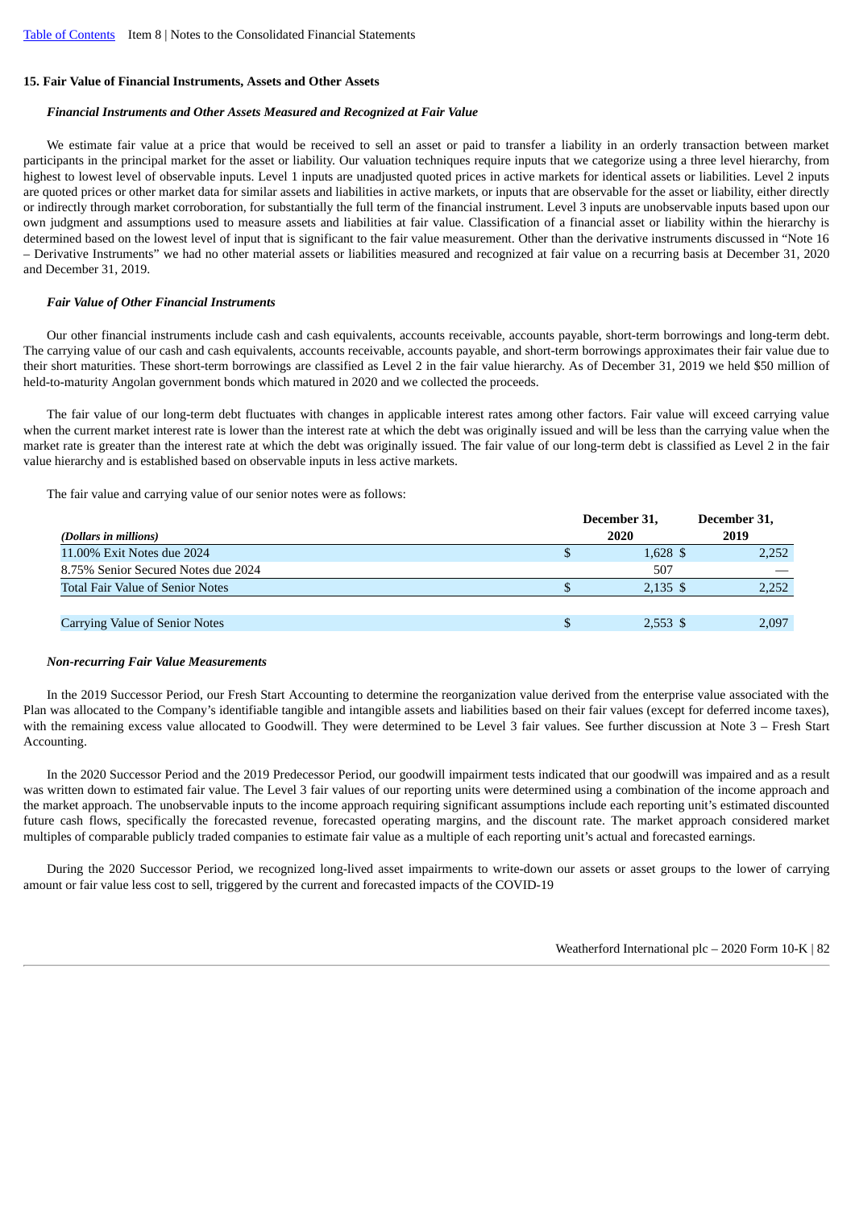## 15. Fair Value of Financial Instruments, Assets and Other Assets

### *Financial Instruments and Other Assets Measured and Recognized at Fair Value*

We estimate fair value at a price that would be received to sell an asset or paid to transfer a liability in an orderly transaction between market participants in the principal market for the asset or liability. Our valuation techniques require inputs that we categorize using a three level hierarchy, from highest to lowest level of observable inputs. Level 1 inputs are unadjusted quoted prices in active markets for identical assets or liabilities. Level 2 inputs are quoted prices or other market data for similar assets and liabilities in active markets, or inputs that are observable for the asset or liability, either directly or indirectly through market corroboration, for substantially the full term of the financial instrument. Level 3 inputs are unobservable inputs based upon our own judgment and assumptions used to measure assets and liabilities at fair value. Classification of a financial asset or liability within the hierarchy is determined based on the lowest level of input that is significant to the fair value measurement. Other than the derivative instruments discussed in "Note 16 – Derivative Instruments" we had no other material assets or liabilities measured and recognized at fair value on a recurring basis at December 31, 2020 and December 31, 2019.

### *Fair Value of Other Financial Instruments*

Our other financial instruments include cash and cash equivalents, accounts receivable, accounts payable, short-term borrowings and long-term debt. The carrying value of our cash and cash equivalents, accounts receivable, accounts payable, and short-term borrowings approximates their fair value due to their short maturities. These short-term borrowings are classified as Level 2 in the fair value hierarchy. As of December 31, 2019 we held $50 million of held-to-maturity Angolan government bonds which matured in 2020 and we collected the proceeds.

The fair value of our long-term debt fluctuates with changes in applicable interest rates among other factors. Fair value will exceed carrying value when the current market interest rate is lower than the interest rate at which the debt was originally issued and will be less than the carrying value when the market rate is greater than the interest rate at which the debt was originally issued. The fair value of our long-term debt is classified as Level 2 in the fair value hierarchy and is established based on observable inputs in less active markets.

The fair value and carrying value of our senior notes were as follows:

| *(Dollars in millions)* | December 31, 2020 | December 31, 2019 |
|---|---|---|
| 11.00% Exit Notes due 2024 | $ 1,628 | $ 2,252 |
| 8.75% Senior Secured Notes due 2024 | 507 | — |
| Total Fair Value of Senior Notes | $ 2,135 | $ 2,252 |
| | | |
| Carrying Value of Senior Notes | $ 2,553 | $ 2,097 |

### *Non-recurring Fair Value Measurements*

In the 2019 Successor Period, our Fresh Start Accounting to determine the reorganization value derived from the enterprise value associated with the Plan was allocated to the Company's identifiable tangible and intangible assets and liabilities based on their fair values (except for deferred income taxes), with the remaining excess value allocated to Goodwill. They were determined to be Level 3 fair values. See further discussion at Note 3 – Fresh Start Accounting.

In the 2020 Successor Period and the 2019 Predecessor Period, our goodwill impairment tests indicated that our goodwill was impaired and as a result was written down to estimated fair value. The Level 3 fair values of our reporting units were determined using a combination of the income approach and the market approach. The unobservable inputs to the income approach requiring significant assumptions include each reporting unit's estimated discounted future cash flows, specifically the forecasted revenue, forecasted operating margins, and the discount rate. The market approach considered market multiples of comparable publicly traded companies to estimate fair value as a multiple of each reporting unit's actual and forecasted earnings.

During the 2020 Successor Period, we recognized long-lived asset impairments to write-down our assets or asset groups to the lower of carrying amount or fair value less cost to sell, triggered by the current and forecasted impacts of the COVID-19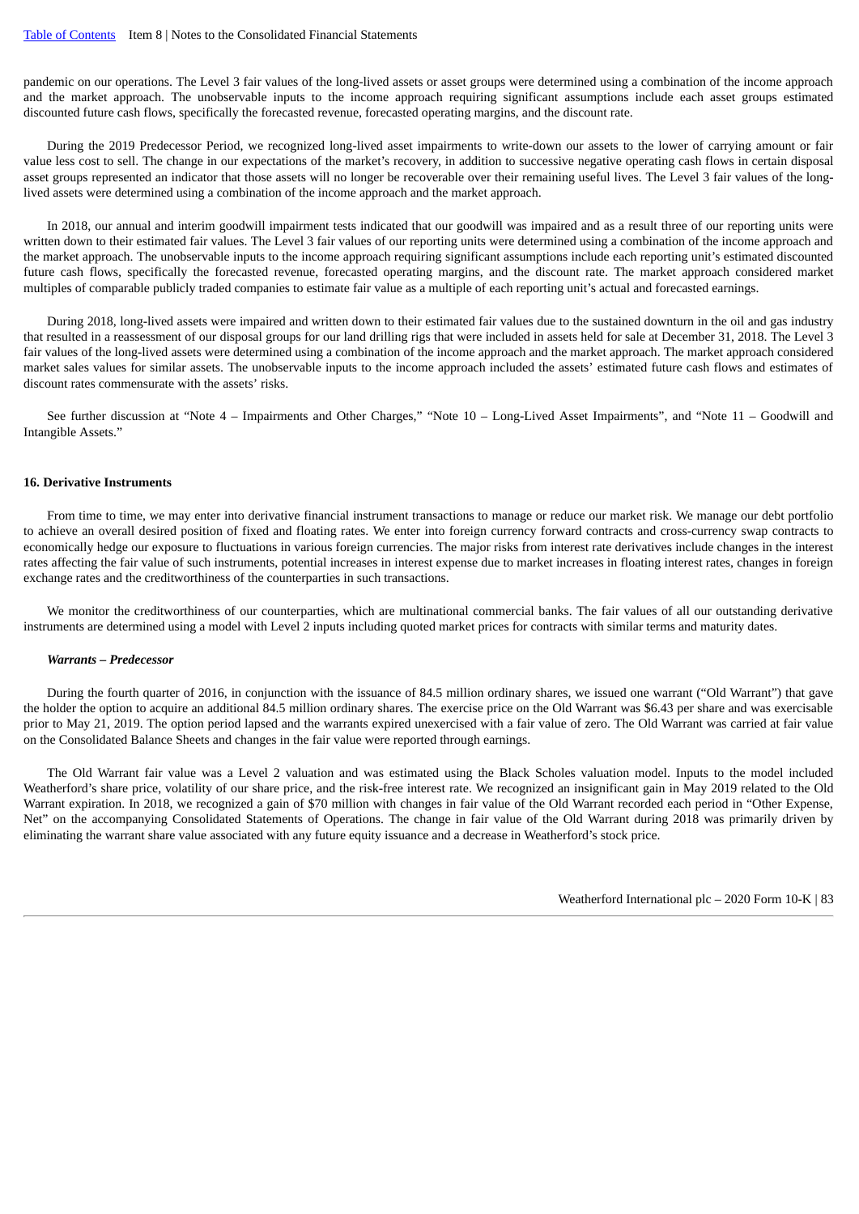pandemic on our operations. The Level 3 fair values of the long-lived assets or asset groups were determined using a combination of the income approach and the market approach. The unobservable inputs to the income approach requiring significant assumptions include each asset groups estimated discounted future cash flows, specifically the forecasted revenue, forecasted operating margins, and the discount rate.

During the 2019 Predecessor Period, we recognized long-lived asset impairments to write-down our assets to the lower of carrying amount or fair value less cost to sell. The change in our expectations of the market's recovery, in addition to successive negative operating cash flows in certain disposal asset groups represented an indicator that those assets will no longer be recoverable over their remaining useful lives. The Level 3 fair values of the long-lived assets were determined using a combination of the income approach and the market approach.

In 2018, our annual and interim goodwill impairment tests indicated that our goodwill was impaired and as a result three of our reporting units were written down to their estimated fair values. The Level 3 fair values of our reporting units were determined using a combination of the income approach and the market approach. The unobservable inputs to the income approach requiring significant assumptions include each reporting unit's estimated discounted future cash flows, specifically the forecasted revenue, forecasted operating margins, and the discount rate. The market approach considered market multiples of comparable publicly traded companies to estimate fair value as a multiple of each reporting unit's actual and forecasted earnings.

During 2018, long-lived assets were impaired and written down to their estimated fair values due to the sustained downturn in the oil and gas industry that resulted in a reassessment of our disposal groups for our land drilling rigs that were included in assets held for sale at December 31, 2018. The Level 3 fair values of the long-lived assets were determined using a combination of the income approach and the market approach. The market approach considered market sales values for similar assets. The unobservable inputs to the income approach included the assets' estimated future cash flows and estimates of discount rates commensurate with the assets' risks.

See further discussion at "Note 4 – Impairments and Other Charges," "Note 10 – Long-Lived Asset Impairments", and "Note 11 – Goodwill and Intangible Assets."

## 16. Derivative Instruments

From time to time, we may enter into derivative financial instrument transactions to manage or reduce our market risk. We manage our debt portfolio to achieve an overall desired position of fixed and floating rates. We enter into foreign currency forward contracts and cross-currency swap contracts to economically hedge our exposure to fluctuations in various foreign currencies. The major risks from interest rate derivatives include changes in the interest rates affecting the fair value of such instruments, potential increases in interest expense due to market increases in floating interest rates, changes in foreign exchange rates and the creditworthiness of the counterparties in such transactions.

We monitor the creditworthiness of our counterparties, which are multinational commercial banks. The fair values of all our outstanding derivative instruments are determined using a model with Level 2 inputs including quoted market prices for contracts with similar terms and maturity dates.

### *Warrants – Predecessor*

During the fourth quarter of 2016, in conjunction with the issuance of 84.5 million ordinary shares, we issued one warrant ("Old Warrant") that gave the holder the option to acquire an additional 84.5 million ordinary shares. The exercise price on the Old Warrant was $6.43 per share and was exercisable prior to May 21, 2019. The option period lapsed and the warrants expired unexercised with a fair value of zero. The Old Warrant was carried at fair value on the Consolidated Balance Sheets and changes in the fair value were reported through earnings.

The Old Warrant fair value was a Level 2 valuation and was estimated using the Black Scholes valuation model. Inputs to the model included Weatherford's share price, volatility of our share price, and the risk-free interest rate. We recognized an insignificant gain in May 2019 related to the Old Warrant expiration. In 2018, we recognized a gain of $70 million with changes in fair value of the Old Warrant recorded each period in "Other Expense, Net" on the accompanying Consolidated Statements of Operations. The change in fair value of the Old Warrant during 2018 was primarily driven by eliminating the warrant share value associated with any future equity issuance and a decrease in Weatherford's stock price.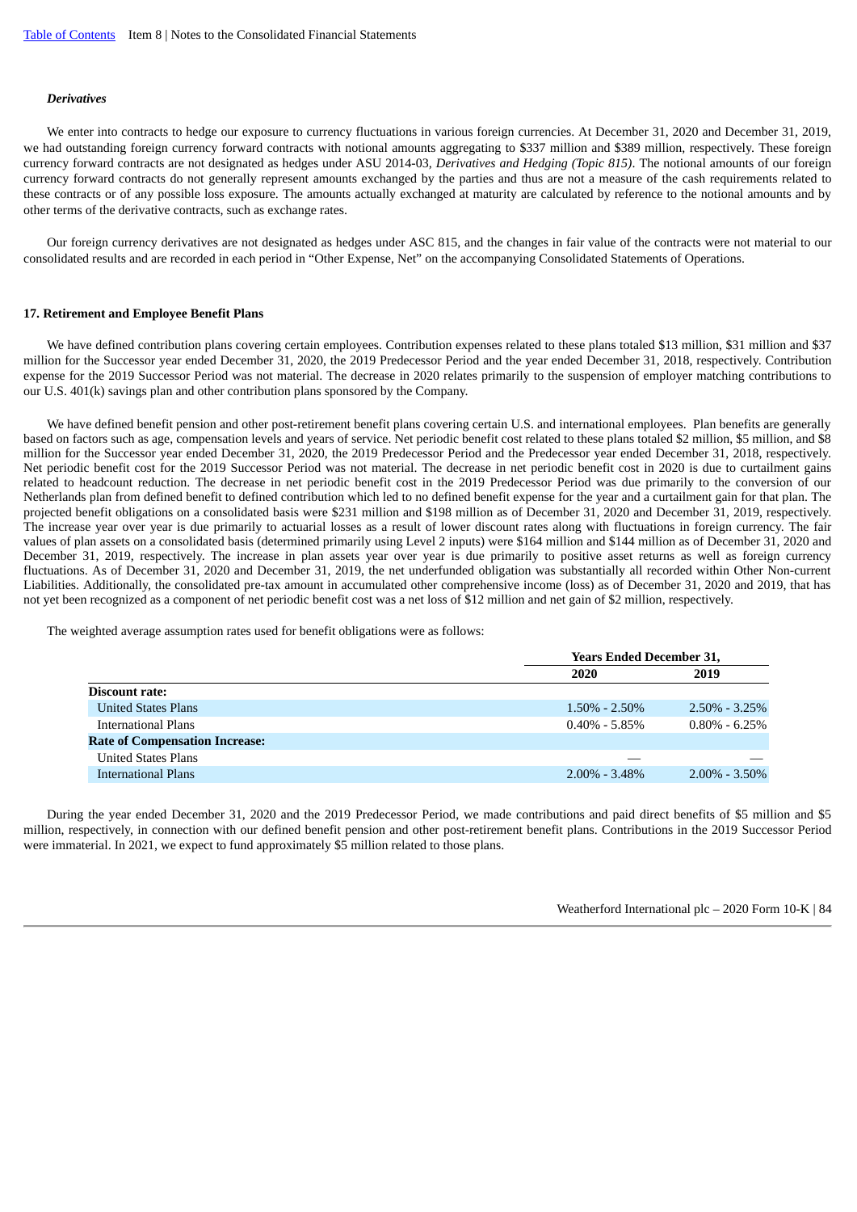### *Derivatives*

We enter into contracts to hedge our exposure to currency fluctuations in various foreign currencies. At December 31, 2020 and December 31, 2019, we had outstanding foreign currency forward contracts with notional amounts aggregating to $337 million and $389 million, respectively. These foreign currency forward contracts are not designated as hedges under ASU 2014-03, *Derivatives and Hedging (Topic 815)*. The notional amounts of our foreign currency forward contracts do not generally represent amounts exchanged by the parties and thus are not a measure of the cash requirements related to these contracts or of any possible loss exposure. The amounts actually exchanged at maturity are calculated by reference to the notional amounts and by other terms of the derivative contracts, such as exchange rates.

Our foreign currency derivatives are not designated as hedges under ASC 815, and the changes in fair value of the contracts were not material to our consolidated results and are recorded in each period in "Other Expense, Net" on the accompanying Consolidated Statements of Operations.

## 17. Retirement and Employee Benefit Plans

We have defined contribution plans covering certain employees. Contribution expenses related to these plans totaled $13 million, $31 million and $37 million for the Successor year ended December 31, 2020, the 2019 Predecessor Period and the year ended December 31, 2018, respectively. Contribution expense for the 2019 Successor Period was not material. The decrease in 2020 relates primarily to the suspension of employer matching contributions to our U.S. 401(k) savings plan and other contribution plans sponsored by the Company.

We have defined benefit pension and other post-retirement benefit plans covering certain U.S. and international employees. Plan benefits are generally based on factors such as age, compensation levels and years of service. Net periodic benefit cost related to these plans totaled $2 million, $5 million, and $8 million for the Successor year ended December 31, 2020, the 2019 Predecessor Period and the Predecessor year ended December 31, 2018, respectively. Net periodic benefit cost for the 2019 Successor Period was not material. The decrease in net periodic benefit cost in 2020 is due to curtailment gains related to headcount reduction. The decrease in net periodic benefit cost in the 2019 Predecessor Period was due primarily to the conversion of our Netherlands plan from defined benefit to defined contribution which led to no defined benefit expense for the year and a curtailment gain for that plan. The projected benefit obligations on a consolidated basis were $231 million and $198 million as of December 31, 2020 and December 31, 2019, respectively. The increase year over year is due primarily to actuarial losses as a result of lower discount rates along with fluctuations in foreign currency. The fair values of plan assets on a consolidated basis (determined primarily using Level 2 inputs) were $164 million and $144 million as of December 31, 2020 and December 31, 2019, respectively. The increase in plan assets year over year is due primarily to positive asset returns as well as foreign currency fluctuations. As of December 31, 2020 and December 31, 2019, the net underfunded obligation was substantially all recorded within Other Non-current Liabilities. Additionally, the consolidated pre-tax amount in accumulated other comprehensive income (loss) as of December 31, 2020 and 2019, that has not yet been recognized as a component of net periodic benefit cost was a net loss of $12 million and net gain of $2 million, respectively.

The weighted average assumption rates used for benefit obligations were as follows:

| | Years Ended December 31, | |
|---|---|---|
| | 2020 | 2019 |
| **Discount rate:** | | |
| United States Plans | 1.50% - 2.50% | 2.50% - 3.25% |
| International Plans | 0.40% - 5.85% | 0.80% - 6.25% |
| **Rate of Compensation Increase:** | | |
| United States Plans | — | — |
| International Plans | 2.00% - 3.48% | 2.00% - 3.50% |

During the year ended December 31, 2020 and the 2019 Predecessor Period, we made contributions and paid direct benefits of $5 million and $5 million, respectively, in connection with our defined benefit pension and other post-retirement benefit plans. Contributions in the 2019 Successor Period were immaterial. In 2021, we expect to fund approximately $5 million related to those plans.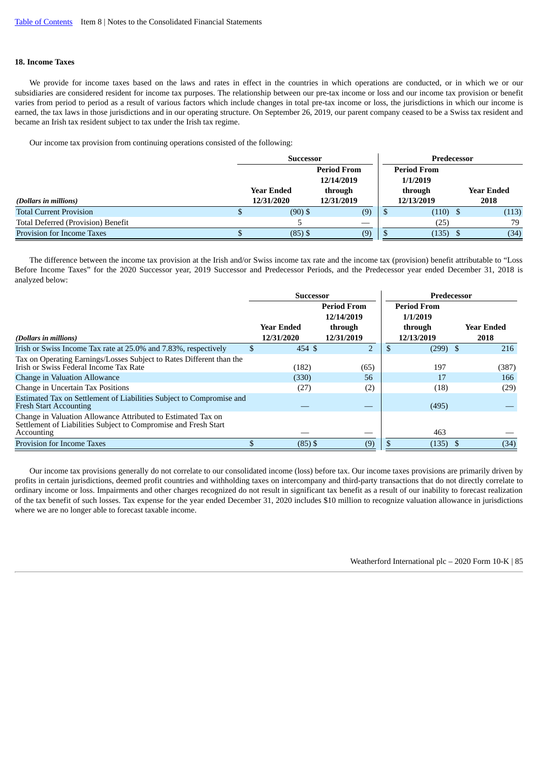## 18. Income Taxes

We provide for income taxes based on the laws and rates in effect in the countries in which operations are conducted, or in which we or our subsidiaries are considered resident for income tax purposes. The relationship between our pre-tax income or loss and our income tax provision or benefit varies from period to period as a result of various factors which include changes in total pre-tax income or loss, the jurisdictions in which our income is earned, the tax laws in those jurisdictions and in our operating structure. On September 26, 2019, our parent company ceased to be a Swiss tax resident and became an Irish tax resident subject to tax under the Irish tax regime.

Our income tax provision from continuing operations consisted of the following:

| | Successor | | Predecessor | |
|---|---|---|---|---|
| *(Dollars in millions)* | Year Ended 12/31/2020 | Period From 12/14/2019 through 12/31/2019 | Period From 1/1/2019 through 12/13/2019 | Year Ended 2018 |
| Total Current Provision | $ (90) | $ (9) | $ (110) | $ (113) |
| Total Deferred (Provision) Benefit | 5 | — | (25) | 79 |
| Provision for Income Taxes | $ (85) | $ (9) | $ (135) | $ (34) |

The difference between the income tax provision at the Irish and/or Swiss income tax rate and the income tax (provision) benefit attributable to "Loss Before Income Taxes" for the 2020 Successor year, 2019 Successor and Predecessor Periods, and the Predecessor year ended December 31, 2018 is analyzed below:

| | Successor | | Predecessor | |
|---|---|---|---|---|
| *(Dollars in millions)* | Year Ended 12/31/2020 | Period From 12/14/2019 through 12/31/2019 | Period From 1/1/2019 through 12/13/2019 | Year Ended 2018 |
| Irish or Swiss Income Tax rate at 25.0% and 7.83%, respectively | $ 454 | $ 2 | $ (299) | $ 216 |
| Tax on Operating Earnings/Losses Subject to Rates Different than the Irish or Swiss Federal Income Tax Rate | (182) | (65) | 197 | (387) |
| Change in Valuation Allowance | (330) | 56 | 17 | 166 |
| Change in Uncertain Tax Positions | (27) | (2) | (18) | (29) |
| Estimated Tax on Settlement of Liabilities Subject to Compromise and Fresh Start Accounting | — | — | (495) | — |
| Change in Valuation Allowance Attributed to Estimated Tax on Settlement of Liabilities Subject to Compromise and Fresh Start Accounting | — | — | 463 | — |
| Provision for Income Taxes | $ (85) | $ (9) | $ (135) | $ (34) |

Our income tax provisions generally do not correlate to our consolidated income (loss) before tax. Our income taxes provisions are primarily driven by profits in certain jurisdictions, deemed profit countries and withholding taxes on intercompany and third-party transactions that do not directly correlate to ordinary income or loss. Impairments and other charges recognized do not result in significant tax benefit as a result of our inability to forecast realization of the tax benefit of such losses. Tax expense for the year ended December 31, 2020 includes $10 million to recognize valuation allowance in jurisdictions where we are no longer able to forecast taxable income.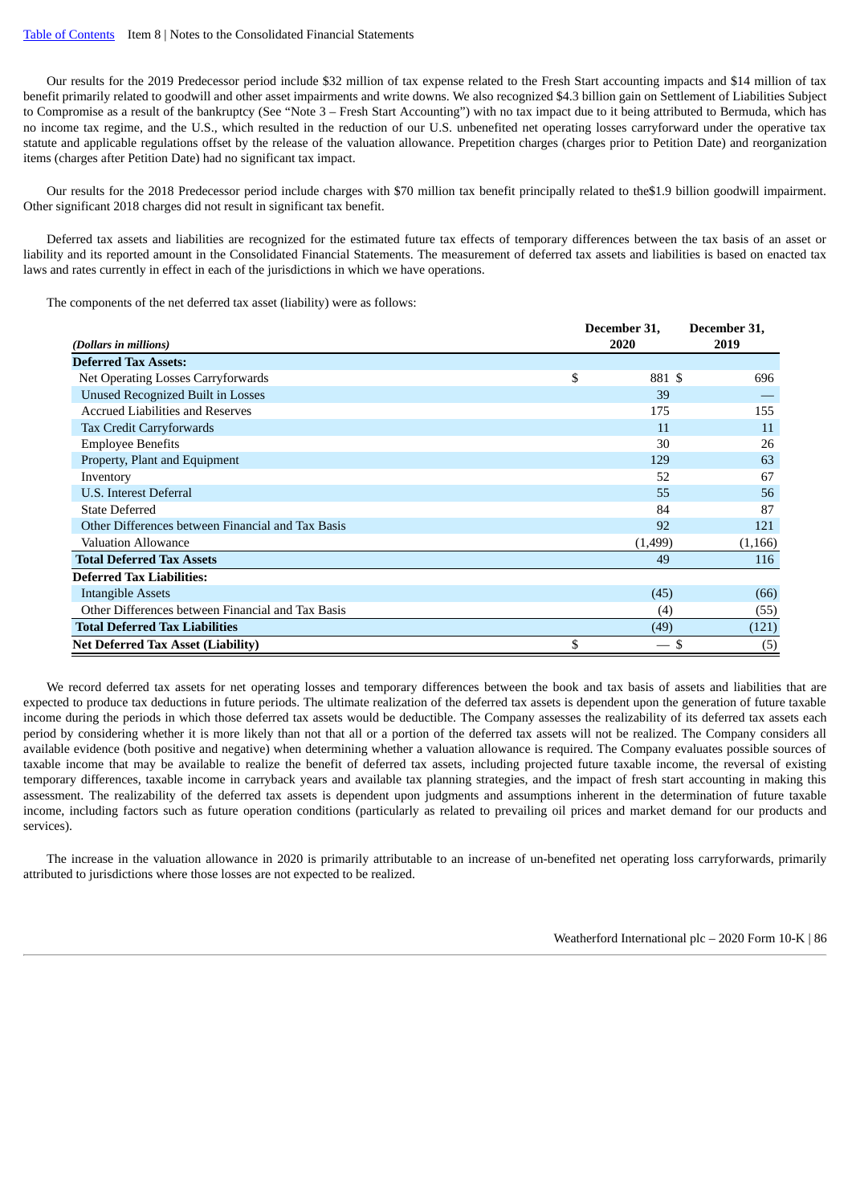Our results for the 2019 Predecessor period include $32 million of tax expense related to the Fresh Start accounting impacts and $14 million of tax benefit primarily related to goodwill and other asset impairments and write downs. We also recognized $4.3 billion gain on Settlement of Liabilities Subject to Compromise as a result of the bankruptcy (See "Note 3 – Fresh Start Accounting") with no tax impact due to it being attributed to Bermuda, which has no income tax regime, and the U.S., which resulted in the reduction of our U.S. unbenefited net operating losses carryforward under the operative tax statute and applicable regulations offset by the release of the valuation allowance. Prepetition charges (charges prior to Petition Date) and reorganization items (charges after Petition Date) had no significant tax impact.

Our results for the 2018 Predecessor period include charges with $70 million tax benefit principally related to the$1.9 billion goodwill impairment. Other significant 2018 charges did not result in significant tax benefit.

Deferred tax assets and liabilities are recognized for the estimated future tax effects of temporary differences between the tax basis of an asset or liability and its reported amount in the Consolidated Financial Statements. The measurement of deferred tax assets and liabilities is based on enacted tax laws and rates currently in effect in each of the jurisdictions in which we have operations.

The components of the net deferred tax asset (liability) were as follows:

| *(Dollars in millions)* | December 31, 2020 | December 31, 2019 |
|---|---|---|
| **Deferred Tax Assets:** | | |
| Net Operating Losses Carryforwards | $ 881 | $ 696 |
| Unused Recognized Built in Losses | 39 | — |
| Accrued Liabilities and Reserves | 175 | 155 |
| Tax Credit Carryforwards | 11 | 11 |
| Employee Benefits | 30 | 26 |
| Property, Plant and Equipment | 129 | 63 |
| Inventory | 52 | 67 |
| U.S. Interest Deferral | 55 | 56 |
| State Deferred | 84 | 87 |
| Other Differences between Financial and Tax Basis | 92 | 121 |
| Valuation Allowance | (1,499) | (1,166) |
| **Total Deferred Tax Assets** | 49 | 116 |
| **Deferred Tax Liabilities:** | | |
| Intangible Assets | (45) | (66) |
| Other Differences between Financial and Tax Basis | (4) | (55) |
| **Total Deferred Tax Liabilities** | (49) | (121) |
| **Net Deferred Tax Asset (Liability)** | $ — | $ (5) |

We record deferred tax assets for net operating losses and temporary differences between the book and tax basis of assets and liabilities that are expected to produce tax deductions in future periods. The ultimate realization of the deferred tax assets is dependent upon the generation of future taxable income during the periods in which those deferred tax assets would be deductible. The Company assesses the realizability of its deferred tax assets each period by considering whether it is more likely than not that all or a portion of the deferred tax assets will not be realized. The Company considers all available evidence (both positive and negative) when determining whether a valuation allowance is required. The Company evaluates possible sources of taxable income that may be available to realize the benefit of deferred tax assets, including projected future taxable income, the reversal of existing temporary differences, taxable income in carryback years and available tax planning strategies, and the impact of fresh start accounting in making this assessment. The realizability of the deferred tax assets is dependent upon judgments and assumptions inherent in the determination of future taxable income, including factors such as future operation conditions (particularly as related to prevailing oil prices and market demand for our products and services).

The increase in the valuation allowance in 2020 is primarily attributable to an increase of un-benefited net operating loss carryforwards, primarily attributed to jurisdictions where those losses are not expected to be realized.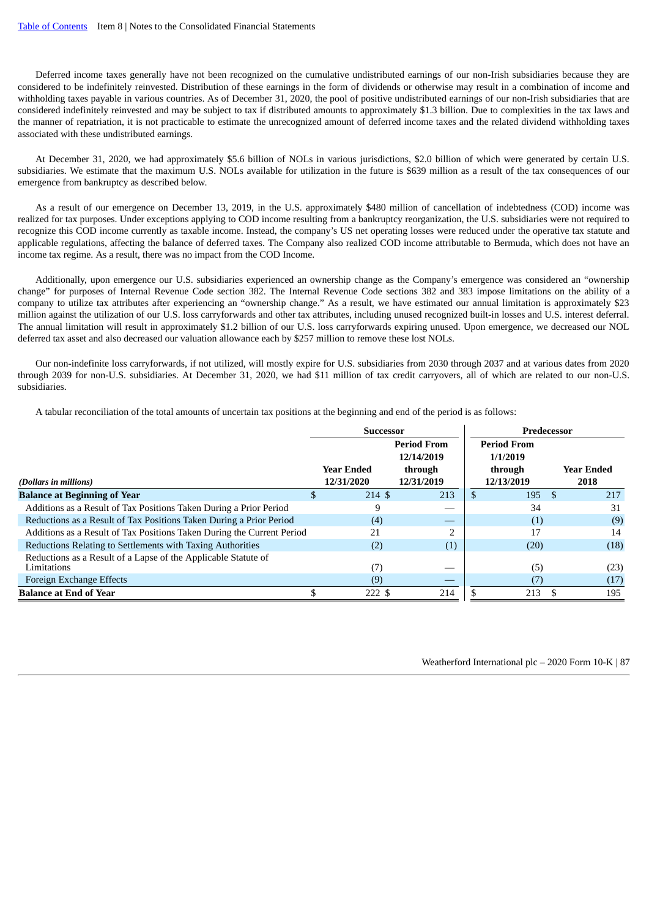Deferred income taxes generally have not been recognized on the cumulative undistributed earnings of our non-Irish subsidiaries because they are considered to be indefinitely reinvested. Distribution of these earnings in the form of dividends or otherwise may result in a combination of income and withholding taxes payable in various countries. As of December 31, 2020, the pool of positive undistributed earnings of our non-Irish subsidiaries that are considered indefinitely reinvested and may be subject to tax if distributed amounts to approximately $1.3 billion. Due to complexities in the tax laws and the manner of repatriation, it is not practicable to estimate the unrecognized amount of deferred income taxes and the related dividend withholding taxes associated with these undistributed earnings.

At December 31, 2020, we had approximately $5.6 billion of NOLs in various jurisdictions, $2.0 billion of which were generated by certain U.S. subsidiaries. We estimate that the maximum U.S. NOLs available for utilization in the future is $639 million as a result of the tax consequences of our emergence from bankruptcy as described below.

As a result of our emergence on December 13, 2019, in the U.S. approximately $480 million of cancellation of indebtedness (COD) income was realized for tax purposes. Under exceptions applying to COD income resulting from a bankruptcy reorganization, the U.S. subsidiaries were not required to recognize this COD income currently as taxable income. Instead, the company's US net operating losses were reduced under the operative tax statute and applicable regulations, affecting the balance of deferred taxes. The Company also realized COD income attributable to Bermuda, which does not have an income tax regime. As a result, there was no impact from the COD Income.

Additionally, upon emergence our U.S. subsidiaries experienced an ownership change as the Company's emergence was considered an "ownership change" for purposes of Internal Revenue Code section 382. The Internal Revenue Code sections 382 and 383 impose limitations on the ability of a company to utilize tax attributes after experiencing an "ownership change." As a result, we have estimated our annual limitation is approximately $23 million against the utilization of our U.S. loss carryforwards and other tax attributes, including unused recognized built-in losses and U.S. interest deferral. The annual limitation will result in approximately $1.2 billion of our U.S. loss carryforwards expiring unused. Upon emergence, we decreased our NOL deferred tax asset and also decreased our valuation allowance each by $257 million to remove these lost NOLs.

Our non-indefinite loss carryforwards, if not utilized, will mostly expire for U.S. subsidiaries from 2030 through 2037 and at various dates from 2020 through 2039 for non-U.S. subsidiaries. At December 31, 2020, we had $11 million of tax credit carryovers, all of which are related to our non-U.S. subsidiaries.

A tabular reconciliation of the total amounts of uncertain tax positions at the beginning and end of the period is as follows:

| | Successor | | Predecessor | |
|---|---|---|---|---|
| *(Dollars in millions)* | Year Ended 12/31/2020 | Period From 12/14/2019 through 12/31/2019 | Period From 1/1/2019 through 12/13/2019 | Year Ended 2018 |
| **Balance at Beginning of Year** | $ 214 | $ 213 | $ 195 | $ 217 |
| Additions as a Result of Tax Positions Taken During a Prior Period | 9 | — | 34 | 31 |
| Reductions as a Result of Tax Positions Taken During a Prior Period | (4) | — | (1) | (9) |
| Additions as a Result of Tax Positions Taken During the Current Period | 21 | 2 | 17 | 14 |
| Reductions Relating to Settlements with Taxing Authorities | (2) | (1) | (20) | (18) |
| Reductions as a Result of a Lapse of the Applicable Statute of Limitations | (7) | — | (5) | (23) |
| Foreign Exchange Effects | (9) | — | (7) | (17) |
| **Balance at End of Year** | $ 222 | $ 214 | $ 213 | $ 195 |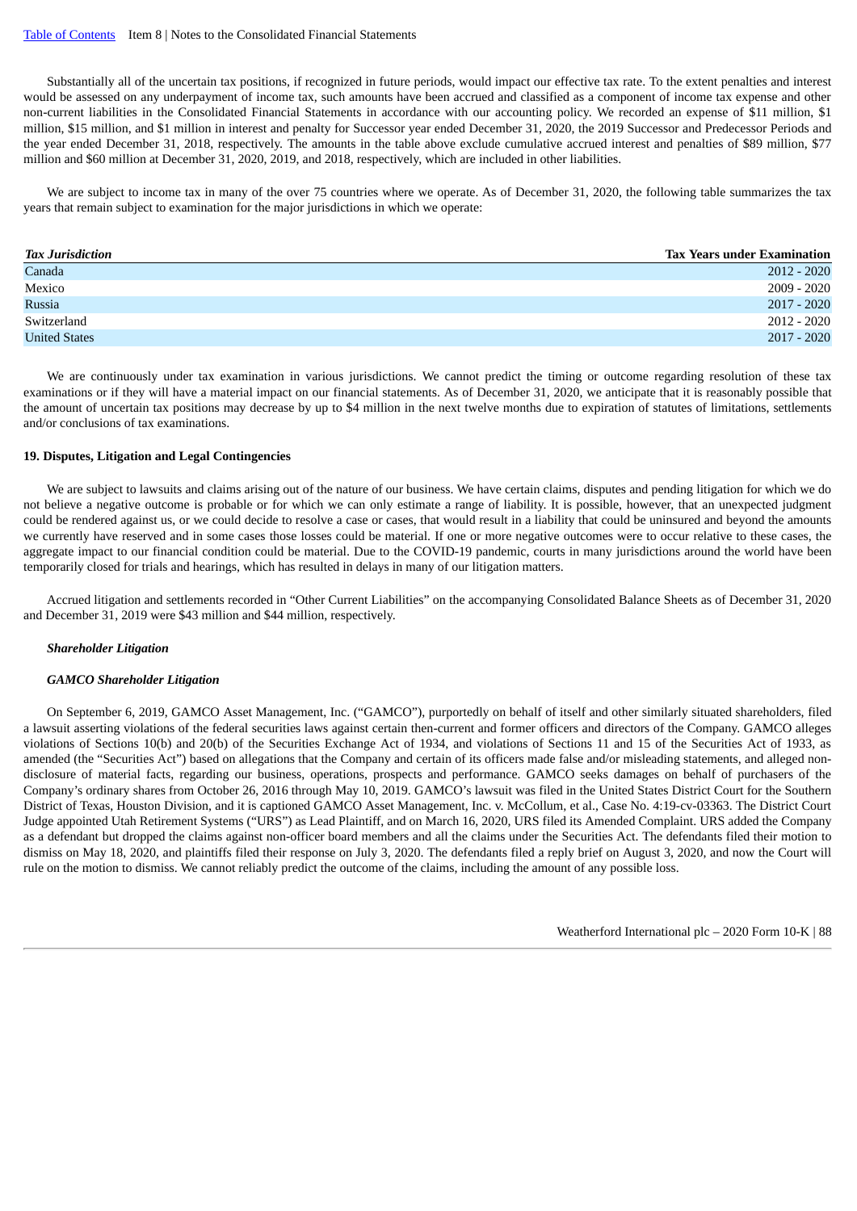Substantially all of the uncertain tax positions, if recognized in future periods, would impact our effective tax rate. To the extent penalties and interest would be assessed on any underpayment of income tax, such amounts have been accrued and classified as a component of income tax expense and other non-current liabilities in the Consolidated Financial Statements in accordance with our accounting policy. We recorded an expense of $11 million, $1 million, $15 million, and $1 million in interest and penalty for Successor year ended December 31, 2020, the 2019 Successor and Predecessor Periods and the year ended December 31, 2018, respectively. The amounts in the table above exclude cumulative accrued interest and penalties of $89 million, $77 million and $60 million at December 31, 2020, 2019, and 2018, respectively, which are included in other liabilities.

We are subject to income tax in many of the over 75 countries where we operate. As of December 31, 2020, the following table summarizes the tax years that remain subject to examination for the major jurisdictions in which we operate:

| *Tax Jurisdiction* | **Tax Years under Examination** |
|---|---|
| Canada | 2012 - 2020 |
| Mexico | 2009 - 2020 |
| Russia | 2017 - 2020 |
| Switzerland | 2012 - 2020 |
| United States | 2017 - 2020 |

We are continuously under tax examination in various jurisdictions. We cannot predict the timing or outcome regarding resolution of these tax examinations or if they will have a material impact on our financial statements. As of December 31, 2020, we anticipate that it is reasonably possible that the amount of uncertain tax positions may decrease by up to $4 million in the next twelve months due to expiration of statutes of limitations, settlements and/or conclusions of tax examinations.

### 19. Disputes, Litigation and Legal Contingencies

We are subject to lawsuits and claims arising out of the nature of our business. We have certain claims, disputes and pending litigation for which we do not believe a negative outcome is probable or for which we can only estimate a range of liability. It is possible, however, that an unexpected judgment could be rendered against us, or we could decide to resolve a case or cases, that would result in a liability that could be uninsured and beyond the amounts we currently have reserved and in some cases those losses could be material. If one or more negative outcomes were to occur relative to these cases, the aggregate impact to our financial condition could be material. Due to the COVID-19 pandemic, courts in many jurisdictions around the world have been temporarily closed for trials and hearings, which has resulted in delays in many of our litigation matters.

Accrued litigation and settlements recorded in "Other Current Liabilities" on the accompanying Consolidated Balance Sheets as of December 31, 2020 and December 31, 2019 were $43 million and $44 million, respectively.

***Shareholder Litigation***

***GAMCO Shareholder Litigation***

On September 6, 2019, GAMCO Asset Management, Inc. ("GAMCO"), purportedly on behalf of itself and other similarly situated shareholders, filed a lawsuit asserting violations of the federal securities laws against certain then-current and former officers and directors of the Company. GAMCO alleges violations of Sections 10(b) and 20(b) of the Securities Exchange Act of 1934, and violations of Sections 11 and 15 of the Securities Act of 1933, as amended (the "Securities Act") based on allegations that the Company and certain of its officers made false and/or misleading statements, and alleged non-disclosure of material facts, regarding our business, operations, prospects and performance. GAMCO seeks damages on behalf of purchasers of the Company's ordinary shares from October 26, 2016 through May 10, 2019. GAMCO's lawsuit was filed in the United States District Court for the Southern District of Texas, Houston Division, and it is captioned GAMCO Asset Management, Inc. v. McCollum, et al., Case No. 4:19-cv-03363. The District Court Judge appointed Utah Retirement Systems ("URS") as Lead Plaintiff, and on March 16, 2020, URS filed its Amended Complaint. URS added the Company as a defendant but dropped the claims against non-officer board members and all the claims under the Securities Act. The defendants filed their motion to dismiss on May 18, 2020, and plaintiffs filed their response on July 3, 2020. The defendants filed a reply brief on August 3, 2020, and now the Court will rule on the motion to dismiss. We cannot reliably predict the outcome of the claims, including the amount of any possible loss.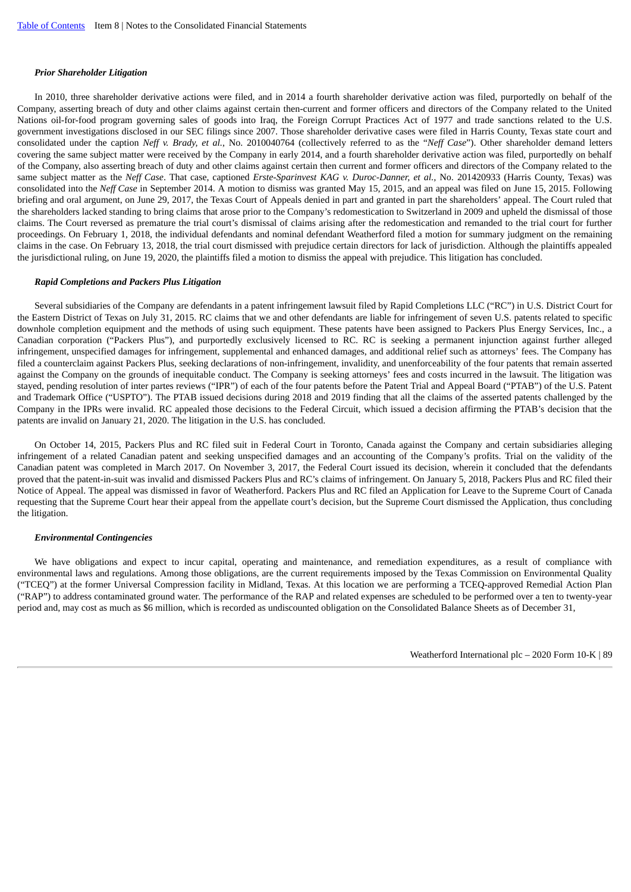***Prior Shareholder Litigation***

In 2010, three shareholder derivative actions were filed, and in 2014 a fourth shareholder derivative action was filed, purportedly on behalf of the Company, asserting breach of duty and other claims against certain then-current and former officers and directors of the Company related to the United Nations oil-for-food program governing sales of goods into Iraq, the Foreign Corrupt Practices Act of 1977 and trade sanctions related to the U.S. government investigations disclosed in our SEC filings since 2007. Those shareholder derivative cases were filed in Harris County, Texas state court and consolidated under the caption *Neff v. Brady, et al.*, No. 2010040764 (collectively referred to as the "*Neff Case*"). Other shareholder demand letters covering the same subject matter were received by the Company in early 2014, and a fourth shareholder derivative action was filed, purportedly on behalf of the Company, also asserting breach of duty and other claims against certain then current and former officers and directors of the Company related to the same subject matter as the *Neff Case*. That case, captioned *Erste-Sparinvest KAG v. Duroc-Danner, et al.*, No. 201420933 (Harris County, Texas) was consolidated into the *Neff Case* in September 2014. A motion to dismiss was granted May 15, 2015, and an appeal was filed on June 15, 2015. Following briefing and oral argument, on June 29, 2017, the Texas Court of Appeals denied in part and granted in part the shareholders' appeal. The Court ruled that the shareholders lacked standing to bring claims that arose prior to the Company's redomestication to Switzerland in 2009 and upheld the dismissal of those claims. The Court reversed as premature the trial court's dismissal of claims arising after the redomestication and remanded to the trial court for further proceedings. On February 1, 2018, the individual defendants and nominal defendant Weatherford filed a motion for summary judgment on the remaining claims in the case. On February 13, 2018, the trial court dismissed with prejudice certain directors for lack of jurisdiction. Although the plaintiffs appealed the jurisdictional ruling, on June 19, 2020, the plaintiffs filed a motion to dismiss the appeal with prejudice. This litigation has concluded.

***Rapid Completions and Packers Plus Litigation***

Several subsidiaries of the Company are defendants in a patent infringement lawsuit filed by Rapid Completions LLC ("RC") in U.S. District Court for the Eastern District of Texas on July 31, 2015. RC claims that we and other defendants are liable for infringement of seven U.S. patents related to specific downhole completion equipment and the methods of using such equipment. These patents have been assigned to Packers Plus Energy Services, Inc., a Canadian corporation ("Packers Plus"), and purportedly exclusively licensed to RC. RC is seeking a permanent injunction against further alleged infringement, unspecified damages for infringement, supplemental and enhanced damages, and additional relief such as attorneys' fees. The Company has filed a counterclaim against Packers Plus, seeking declarations of non-infringement, invalidity, and unenforceability of the four patents that remain asserted against the Company on the grounds of inequitable conduct. The Company is seeking attorneys' fees and costs incurred in the lawsuit. The litigation was stayed, pending resolution of inter partes reviews ("IPR") of each of the four patents before the Patent Trial and Appeal Board ("PTAB") of the U.S. Patent and Trademark Office ("USPTO"). The PTAB issued decisions during 2018 and 2019 finding that all the claims of the asserted patents challenged by the Company in the IPRs were invalid. RC appealed those decisions to the Federal Circuit, which issued a decision affirming the PTAB's decision that the patents are invalid on January 21, 2020. The litigation in the U.S. has concluded.

On October 14, 2015, Packers Plus and RC filed suit in Federal Court in Toronto, Canada against the Company and certain subsidiaries alleging infringement of a related Canadian patent and seeking unspecified damages and an accounting of the Company's profits. Trial on the validity of the Canadian patent was completed in March 2017. On November 3, 2017, the Federal Court issued its decision, wherein it concluded that the defendants proved that the patent-in-suit was invalid and dismissed Packers Plus and RC's claims of infringement. On January 5, 2018, Packers Plus and RC filed their Notice of Appeal. The appeal was dismissed in favor of Weatherford. Packers Plus and RC filed an Application for Leave to the Supreme Court of Canada requesting that the Supreme Court hear their appeal from the appellate court's decision, but the Supreme Court dismissed the Application, thus concluding the litigation.

***Environmental Contingencies***

We have obligations and expect to incur capital, operating and maintenance, and remediation expenditures, as a result of compliance with environmental laws and regulations. Among those obligations, are the current requirements imposed by the Texas Commission on Environmental Quality ("TCEQ") at the former Universal Compression facility in Midland, Texas. At this location we are performing a TCEQ-approved Remedial Action Plan ("RAP") to address contaminated ground water. The performance of the RAP and related expenses are scheduled to be performed over a ten to twenty-year period and, may cost as much as $6 million, which is recorded as undiscounted obligation on the Consolidated Balance Sheets as of December 31,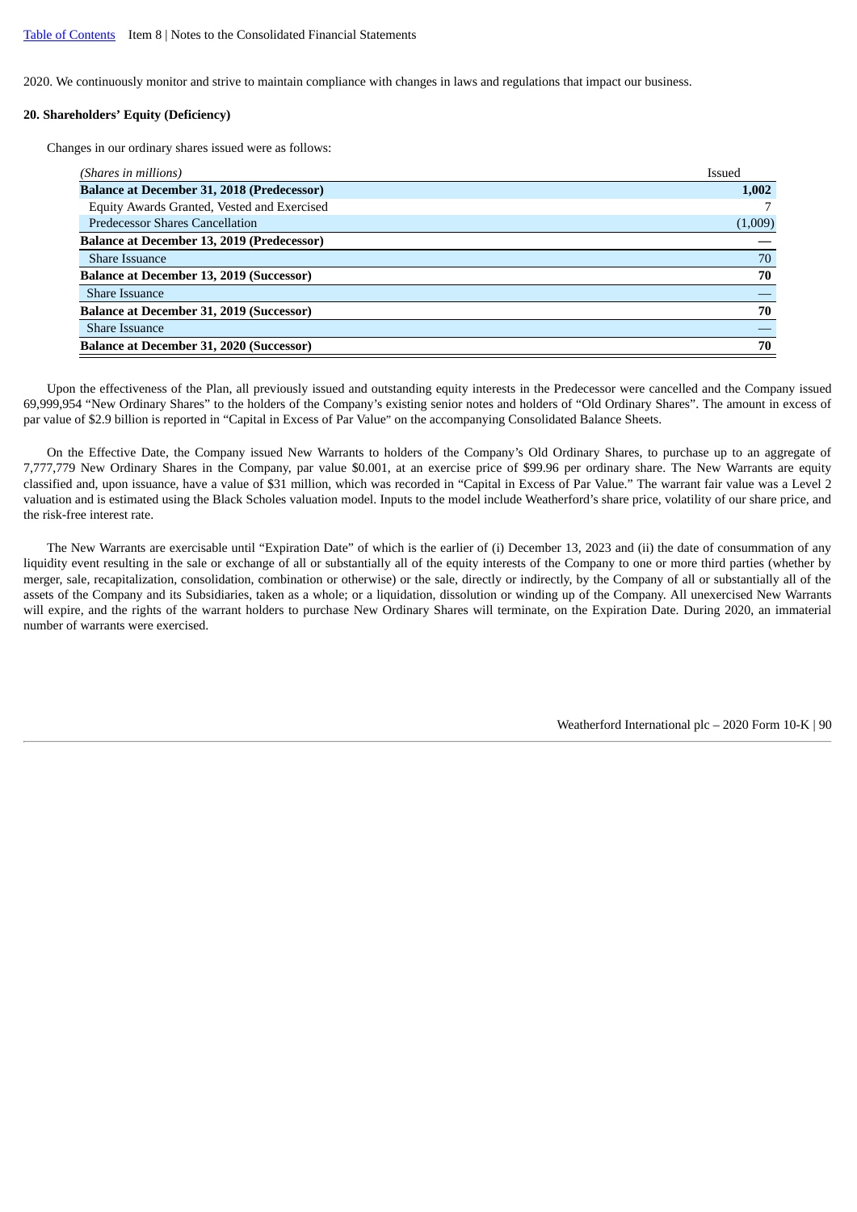2020. We continuously monitor and strive to maintain compliance with changes in laws and regulations that impact our business.

#### 20. Shareholders' Equity (Deficiency)

Changes in our ordinary shares issued were as follows:

| *(Shares in millions)* | Issued |
|---|---|
| **Balance at December 31, 2018 (Predecessor)** | **1,002** |
| Equity Awards Granted, Vested and Exercised | 7 |
| Predecessor Shares Cancellation | (1,009) |
| **Balance at December 13, 2019 (Predecessor)** | **—** |
| Share Issuance | 70 |
| **Balance at December 13, 2019 (Successor)** | **70** |
| Share Issuance | — |
| **Balance at December 31, 2019 (Successor)** | **70** |
| Share Issuance | — |
| **Balance at December 31, 2020 (Successor)** | **70** |

Upon the effectiveness of the Plan, all previously issued and outstanding equity interests in the Predecessor were cancelled and the Company issued 69,999,954 "New Ordinary Shares" to the holders of the Company's existing senior notes and holders of "Old Ordinary Shares". The amount in excess of par value of $2.9 billion is reported in "Capital in Excess of Par Value" on the accompanying Consolidated Balance Sheets.

On the Effective Date, the Company issued New Warrants to holders of the Company's Old Ordinary Shares, to purchase up to an aggregate of 7,777,779 New Ordinary Shares in the Company, par value $0.001, at an exercise price of $99.96 per ordinary share. The New Warrants are equity classified and, upon issuance, have a value of $31 million, which was recorded in "Capital in Excess of Par Value." The warrant fair value was a Level 2 valuation and is estimated using the Black Scholes valuation model. Inputs to the model include Weatherford's share price, volatility of our share price, and the risk-free interest rate.

The New Warrants are exercisable until "Expiration Date" of which is the earlier of (i) December 13, 2023 and (ii) the date of consummation of any liquidity event resulting in the sale or exchange of all or substantially all of the equity interests of the Company to one or more third parties (whether by merger, sale, recapitalization, consolidation, combination or otherwise) or the sale, directly or indirectly, by the Company of all or substantially all of the assets of the Company and its Subsidiaries, taken as a whole; or a liquidation, dissolution or winding up of the Company. All unexercised New Warrants will expire, and the rights of the warrant holders to purchase New Ordinary Shares will terminate, on the Expiration Date. During 2020, an immaterial number of warrants were exercised.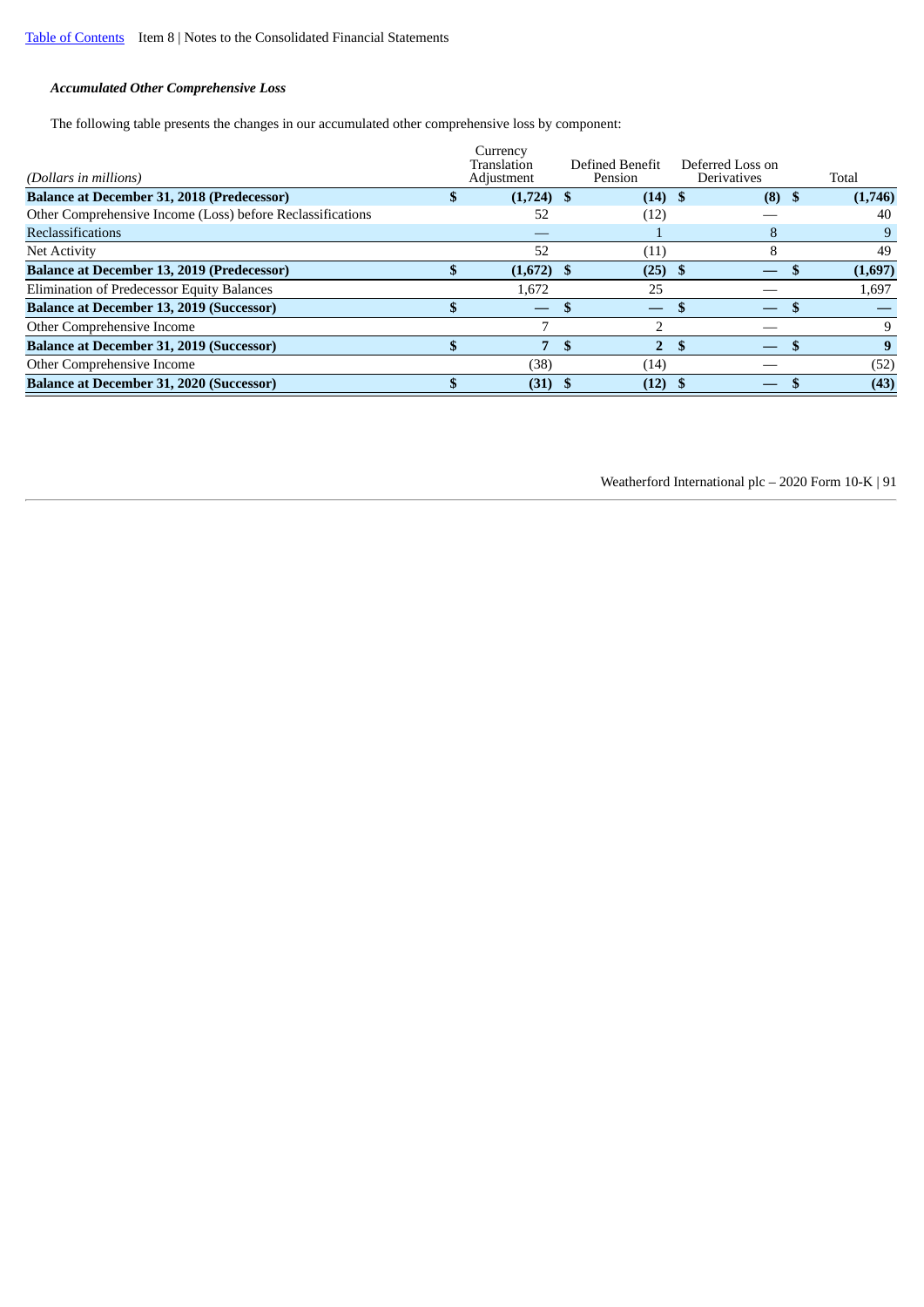***Accumulated Other Comprehensive Loss***

The following table presents the changes in our accumulated other comprehensive loss by component:

| *(Dollars in millions)* | Currency Translation Adjustment | Defined Benefit Pension | Deferred Loss on Derivatives | Total |
|---|---|---|---|---|
| **Balance at December 31, 2018 (Predecessor)** | **$ (1,724)** | **$ (14)** | **$ (8)** | **$ (1,746)** |
| Other Comprehensive Income (Loss) before Reclassifications | 52 | (12) | — | 40 |
| Reclassifications | — | 1 | 8 | 9 |
| Net Activity | 52 | (11) | 8 | 49 |
| **Balance at December 13, 2019 (Predecessor)** | **$ (1,672)** | **$ (25)** | **$ —** | **$ (1,697)** |
| Elimination of Predecessor Equity Balances | 1,672 | 25 | — | 1,697 |
| **Balance at December 13, 2019 (Successor)** | **$ —** | **$ —** | **$ —** | **$ —** |
| Other Comprehensive Income | 7 | 2 | — | 9 |
| **Balance at December 31, 2019 (Successor)** | **$ 7** | **$ 2** | **$ —** | **$ 9** |
| Other Comprehensive Income | (38) | (14) | — | (52) |
| **Balance at December 31, 2020 (Successor)** | **$ (31)** | **$ (12)** | **$ —** | **$ (43)** |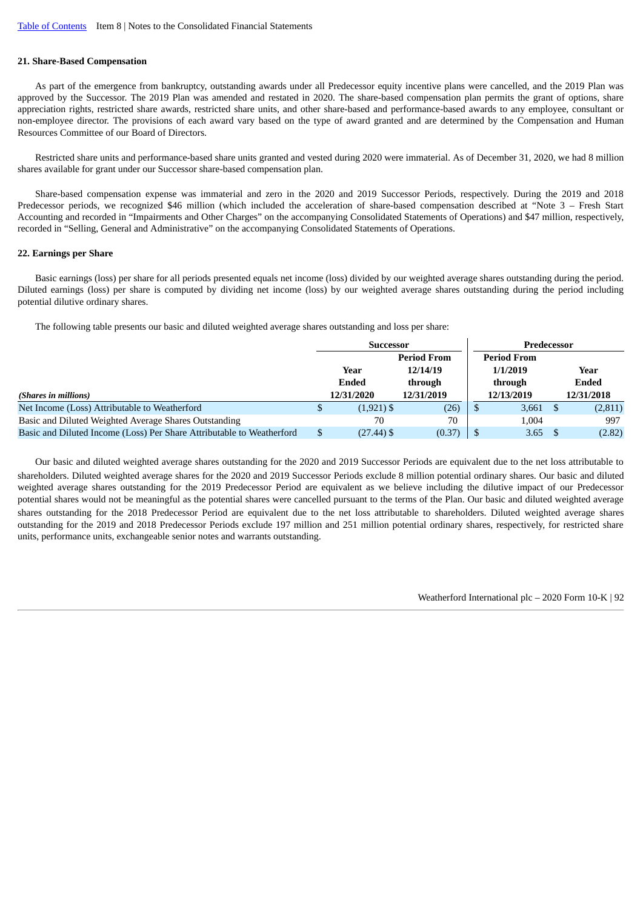### 21. Share-Based Compensation

As part of the emergence from bankruptcy, outstanding awards under all Predecessor equity incentive plans were cancelled, and the 2019 Plan was approved by the Successor. The 2019 Plan was amended and restated in 2020. The share-based compensation plan permits the grant of options, share appreciation rights, restricted share awards, restricted share units, and other share-based and performance-based awards to any employee, consultant or non-employee director. The provisions of each award vary based on the type of award granted and are determined by the Compensation and Human Resources Committee of our Board of Directors.

Restricted share units and performance-based share units granted and vested during 2020 were immaterial. As of December 31, 2020, we had 8 million shares available for grant under our Successor share-based compensation plan.

Share-based compensation expense was immaterial and zero in the 2020 and 2019 Successor Periods, respectively. During the 2019 and 2018 Predecessor periods, we recognized $46 million (which included the acceleration of share-based compensation described at "Note 3 – Fresh Start Accounting and recorded in "Impairments and Other Charges" on the accompanying Consolidated Statements of Operations) and $47 million, respectively, recorded in "Selling, General and Administrative" on the accompanying Consolidated Statements of Operations.

### 22. Earnings per Share

Basic earnings (loss) per share for all periods presented equals net income (loss) divided by our weighted average shares outstanding during the period. Diluted earnings (loss) per share is computed by dividing net income (loss) by our weighted average shares outstanding during the period including potential dilutive ordinary shares.

The following table presents our basic and diluted weighted average shares outstanding and loss per share:

| | Successor | | Predecessor | |
|---|---|---|---|---|
| *(Shares in millions)* | Year Ended 12/31/2020 | Period From 12/14/19 through 12/31/2019 | Period From 1/1/2019 through 12/13/2019 | Year Ended 12/31/2018 |
| Net Income (Loss) Attributable to Weatherford | $ (1,921) | $ (26) | $ 3,661 | $ (2,811) |
| Basic and Diluted Weighted Average Shares Outstanding | 70 | 70 | 1,004 | 997 |
| Basic and Diluted Income (Loss) Per Share Attributable to Weatherford | $ (27.44) | $ (0.37) | $ 3.65 | $ (2.82) |

Our basic and diluted weighted average shares outstanding for the 2020 and 2019 Successor Periods are equivalent due to the net loss attributable to shareholders. Diluted weighted average shares for the 2020 and 2019 Successor Periods exclude 8 million potential ordinary shares. Our basic and diluted weighted average shares outstanding for the 2019 Predecessor Period are equivalent as we believe including the dilutive impact of our Predecessor potential shares would not be meaningful as the potential shares were cancelled pursuant to the terms of the Plan. Our basic and diluted weighted average shares outstanding for the 2018 Predecessor Period are equivalent due to the net loss attributable to shareholders. Diluted weighted average shares outstanding for the 2019 and 2018 Predecessor Periods exclude 197 million and 251 million potential ordinary shares, respectively, for restricted share units, performance units, exchangeable senior notes and warrants outstanding.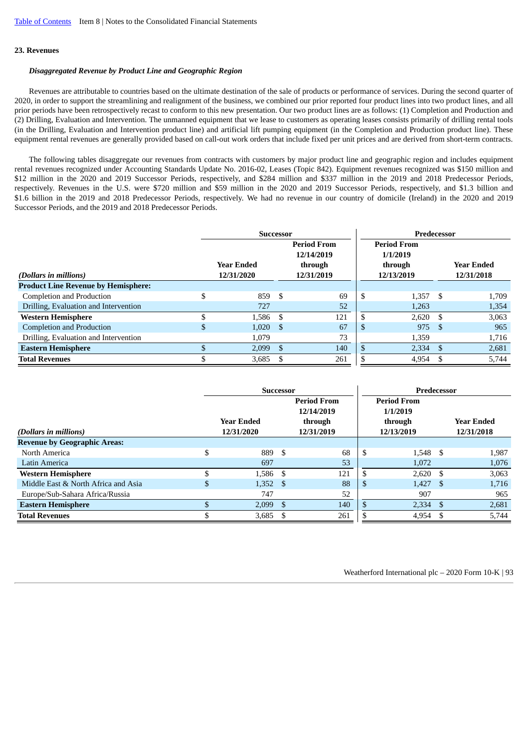## 23. Revenues

### *Disaggregated Revenue by Product Line and Geographic Region*

Revenues are attributable to countries based on the ultimate destination of the sale of products or performance of services. During the second quarter of 2020, in order to support the streamlining and realignment of the business, we combined our prior reported four product lines into two product lines, and all prior periods have been retrospectively recast to conform to this new presentation. Our two product lines are as follows: (1) Completion and Production and (2) Drilling, Evaluation and Intervention. The unmanned equipment that we lease to customers as operating leases consists primarily of drilling rental tools (in the Drilling, Evaluation and Intervention product line) and artificial lift pumping equipment (in the Completion and Production product line). These equipment rental revenues are generally provided based on call-out work orders that include fixed per unit prices and are derived from short-term contracts.

The following tables disaggregate our revenues from contracts with customers by major product line and geographic region and includes equipment rental revenues recognized under Accounting Standards Update No. 2016-02, Leases (Topic 842). Equipment revenues recognized was $150 million and $12 million in the 2020 and 2019 Successor Periods, respectively, and $284 million and $337 million in the 2019 and 2018 Predecessor Periods, respectively. Revenues in the U.S. were $720 million and $59 million in the 2020 and 2019 Successor Periods, respectively, and $1.3 billion and $1.6 billion in the 2019 and 2018 Predecessor Periods, respectively. We had no revenue in our country of domicile (Ireland) in the 2020 and 2019 Successor Periods, and the 2019 and 2018 Predecessor Periods.

| *(Dollars in millions)* | Successor | | Predecessor | |
|---|---|---|---|---|
| | Year Ended 12/31/2020 | Period From 12/14/2019 through 12/31/2019 | Period From 1/1/2019 through 12/13/2019 | Year Ended 12/31/2018 |
| **Product Line Revenue by Hemisphere:** | | | | |
| Completion and Production | $ 859 | $ 69 | $ 1,357 | $ 1,709 |
| Drilling, Evaluation and Intervention | 727 | 52 | 1,263 | 1,354 |
| **Western Hemisphere** | $ 1,586 | $ 121 | $ 2,620 | $ 3,063 |
| Completion and Production | $ 1,020 | $ 67 | $ 975 | $ 965 |
| Drilling, Evaluation and Intervention | 1,079 | 73 | 1,359 | 1,716 |
| **Eastern Hemisphere** | $ 2,099 | $ 140 | $ 2,334 | $ 2,681 |
| **Total Revenues** | $ 3,685 | $ 261 | $ 4,954 | $ 5,744 |

| *(Dollars in millions)* | Successor | | Predecessor | |
|---|---|---|---|---|
| | Year Ended 12/31/2020 | Period From 12/14/2019 through 12/31/2019 | Period From 1/1/2019 through 12/13/2019 | Year Ended 12/31/2018 |
| **Revenue by Geographic Areas:** | | | | |
| North America | $ 889 | $ 68 | $ 1,548 | $ 1,987 |
| Latin America | 697 | 53 | 1,072 | 1,076 |
| **Western Hemisphere** | $ 1,586 | $ 121 | $ 2,620 | $ 3,063 |
| Middle East & North Africa and Asia | $ 1,352 | $ 88 | $ 1,427 | $ 1,716 |
| Europe/Sub-Sahara Africa/Russia | 747 | 52 | 907 | 965 |
| **Eastern Hemisphere** | $ 2,099 | $ 140 | $ 2,334 | $ 2,681 |
| **Total Revenues** | $ 3,685 | $ 261 | $ 4,954 | $ 5,744 |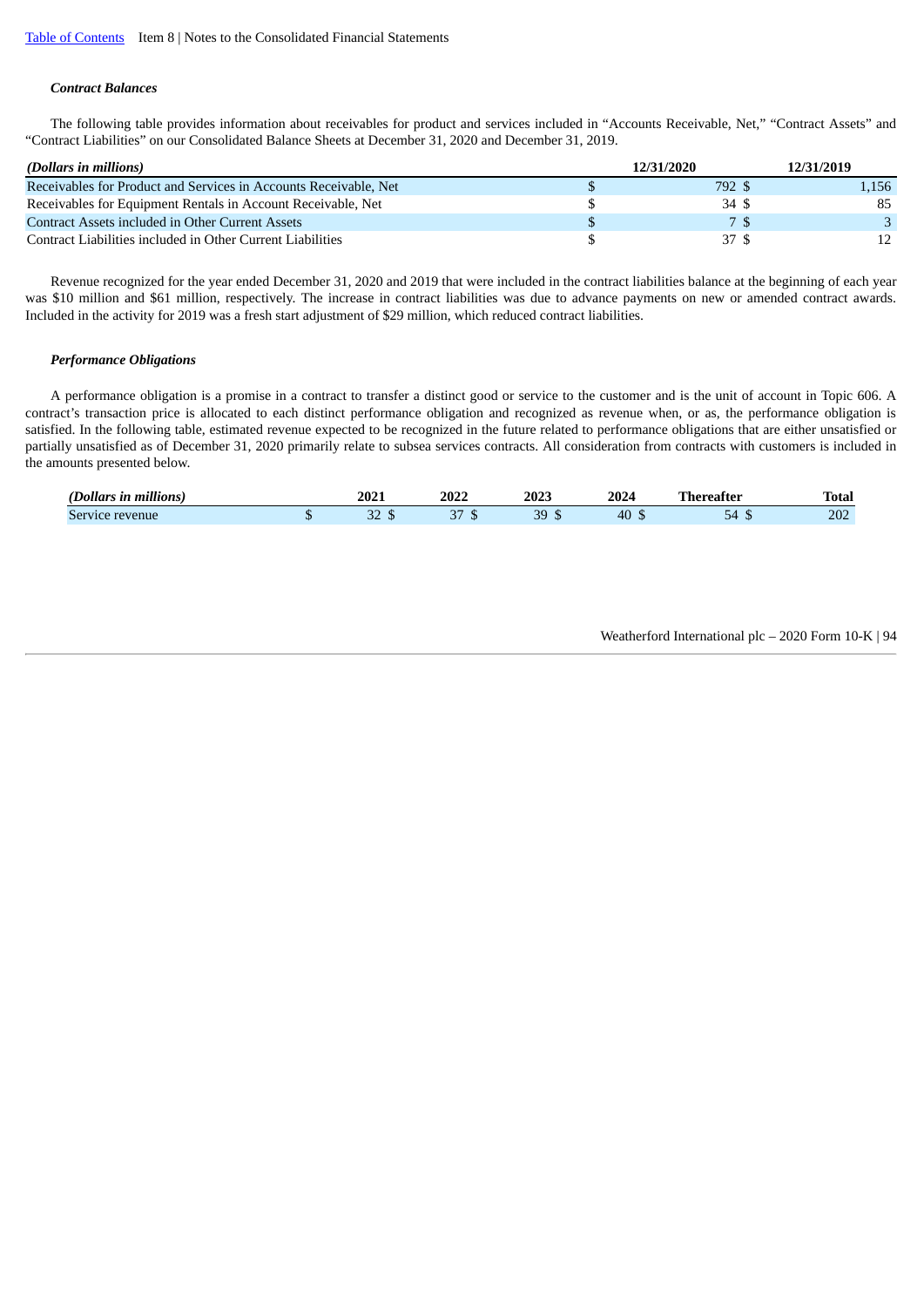### *Contract Balances*

The following table provides information about receivables for product and services included in "Accounts Receivable, Net," "Contract Assets" and "Contract Liabilities" on our Consolidated Balance Sheets at December 31, 2020 and December 31, 2019.

| *(Dollars in millions)* | 12/31/2020 | 12/31/2019 |
|---|---|---|
| Receivables for Product and Services in Accounts Receivable, Net | $ 792 | $ 1,156 |
| Receivables for Equipment Rentals in Account Receivable, Net | $ 34 | $ 85 |
| Contract Assets included in Other Current Assets | $ 7 | $ 3 |
| Contract Liabilities included in Other Current Liabilities | $ 37 | $ 12 |

Revenue recognized for the year ended December 31, 2020 and 2019 that were included in the contract liabilities balance at the beginning of each year was $10 million and $61 million, respectively. The increase in contract liabilities was due to advance payments on new or amended contract awards. Included in the activity for 2019 was a fresh start adjustment of $29 million, which reduced contract liabilities.

### *Performance Obligations*

A performance obligation is a promise in a contract to transfer a distinct good or service to the customer and is the unit of account in Topic 606. A contract's transaction price is allocated to each distinct performance obligation and recognized as revenue when, or as, the performance obligation is satisfied. In the following table, estimated revenue expected to be recognized in the future related to performance obligations that are either unsatisfied or partially unsatisfied as of December 31, 2020 primarily relate to subsea services contracts. All consideration from contracts with customers is included in the amounts presented below.

| *(Dollars in millions)* | 2021 | 2022 | 2023 | 2024 | Thereafter | Total |
|---|---|---|---|---|---|---|
| Service revenue | $ 32 | $ 37 | $ 39 | $ 40 | $ 54 | $ 202 |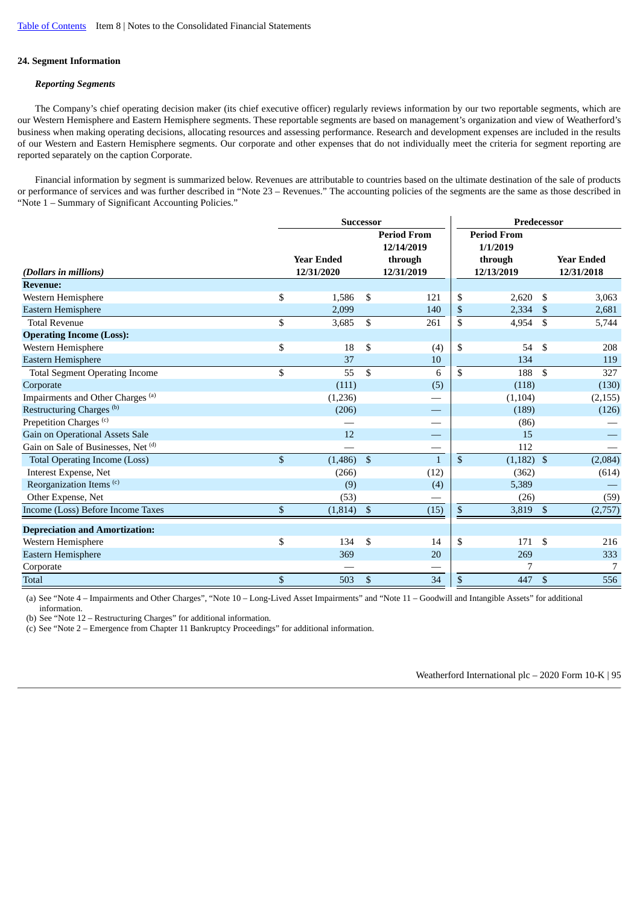## 24. Segment Information

### *Reporting Segments*

The Company's chief operating decision maker (its chief executive officer) regularly reviews information by our two reportable segments, which are our Western Hemisphere and Eastern Hemisphere segments. These reportable segments are based on management's organization and view of Weatherford's business when making operating decisions, allocating resources and assessing performance. Research and development expenses are included in the results of our Western and Eastern Hemisphere segments. Our corporate and other expenses that do not individually meet the criteria for segment reporting are reported separately on the caption Corporate.

Financial information by segment is summarized below. Revenues are attributable to countries based on the ultimate destination of the sale of products or performance of services and was further described in "Note 23 – Revenues." The accounting policies of the segments are the same as those described in "Note 1 – Summary of Significant Accounting Policies."

| | Successor | | Predecessor | |
|---|---|---|---|---|
| *(Dollars in millions)* | Year Ended 12/31/2020 | Period From 12/14/2019 through 12/31/2019 | Period From 1/1/2019 through 12/13/2019 | Year Ended 12/31/2018 |
| **Revenue:** | | | | |
| Western Hemisphere | $ 1,586 | $ 121 | $ 2,620 | $ 3,063 |
| Eastern Hemisphere | 2,099 | 140 | $ 2,334 | $ 2,681 |
| Total Revenue | $ 3,685 | $ 261 | $ 4,954 | $ 5,744 |
| **Operating Income (Loss):** | | | | |
| Western Hemisphere | $ 18 | $ (4) | $ 54 | $ 208 |
| Eastern Hemisphere | 37 | 10 | 134 | 119 |
| Total Segment Operating Income | $ 55 | $ 6 | $ 188 | $ 327 |
| Corporate | (111) | (5) | (118) | (130) |
| Impairments and Other Charges [(a)] | (1,236) | — | (1,104) | (2,155) |
| Restructuring Charges [(b)] | (206) | — | (189) | (126) |
| Prepetition Charges [(c)] | — | — | (86) | — |
| Gain on Operational Assets Sale | 12 | — | 15 | — |
| Gain on Sale of Businesses, Net [(d)] | — | — | 112 | — |
| Total Operating Income (Loss) | $ (1,486) | $ 1 | $ (1,182) | $ (2,084) |
| Interest Expense, Net | (266) | (12) | (362) | (614) |
| Reorganization Items [(c)] | (9) | (4) | 5,389 | — |
| Other Expense, Net | (53) | — | (26) | (59) |
| Income (Loss) Before Income Taxes | $ (1,814) | $ (15) | $ 3,819 | $ (2,757) |
| **Depreciation and Amortization:** | | | | |
| Western Hemisphere | $ 134 | $ 14 | $ 171 | $ 216 |
| Eastern Hemisphere | 369 | 20 | 269 | 333 |
| Corporate | — | — | 7 | 7 |
| Total | $ 503 | $ 34 | $ 447 | $ 556 |

(a) See "Note 4 – Impairments and Other Charges", "Note 10 – Long-Lived Asset Impairments" and "Note 11 – Goodwill and Intangible Assets" for additional information.
(b) See "Note 12 – Restructuring Charges" for additional information.
(c) See "Note 2 – Emergence from Chapter 11 Bankruptcy Proceedings" for additional information.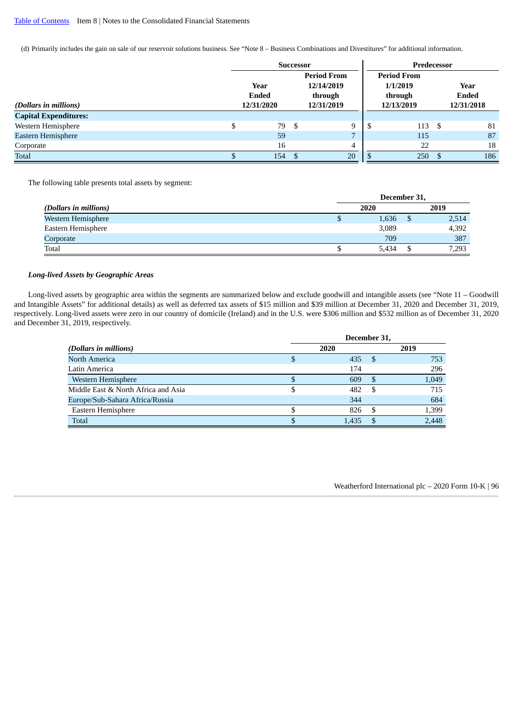(d) Primarily includes the gain on sale of our reservoir solutions business. See "Note 8 – Business Combinations and Divestitures" for additional information.

| | Successor | | Predecessor | |
|---|---|---|---|---|
| *(Dollars in millions)* | Year Ended 12/31/2020 | Period From 12/14/2019 through 12/31/2019 | Period From 1/1/2019 through 12/13/2019 | Year Ended 12/31/2018 |
| **Capital Expenditures:** | | | | |
| Western Hemisphere | $ 79 | $ 9 | $ 113 | $ 81 |
| Eastern Hemisphere | 59 | 7 | 115 | 87 |
| Corporate | 16 | 4 | 22 | 18 |
| Total | $ 154 | $ 20 | $ 250 | $ 186 |

The following table presents total assets by segment:

| | December 31, | |
|---|---|---|
| *(Dollars in millions)* | 2020 | 2019 |
| Western Hemisphere | $ 1,636 | $ 2,514 |
| Eastern Hemisphere | 3,089 | 4,392 |
| Corporate | 709 | 387 |
| Total | $ 5,434 | $ 7,293 |

***Long-lived Assets by Geographic Areas***

Long-lived assets by geographic area within the segments are summarized below and exclude goodwill and intangible assets (see "Note 11 – Goodwill and Intangible Assets" for additional details) as well as deferred tax assets of $15 million and $39 million at December 31, 2020 and December 31, 2019, respectively. Long-lived assets were zero in our country of domicile (Ireland) and in the U.S. were $306 million and $532 million as of December 31, 2020 and December 31, 2019, respectively.

| | December 31, | |
|---|---|---|
| *(Dollars in millions)* | 2020 | 2019 |
| North America | $ 435 | $ 753 |
| Latin America | 174 | 296 |
| Western Hemisphere | $ 609 | $ 1,049 |
| Middle East & North Africa and Asia | $ 482 | $ 715 |
| Europe/Sub-Sahara Africa/Russia | 344 | 684 |
| Eastern Hemisphere | $ 826 | $ 1,399 |
| Total | $ 1,435 | $ 2,448 |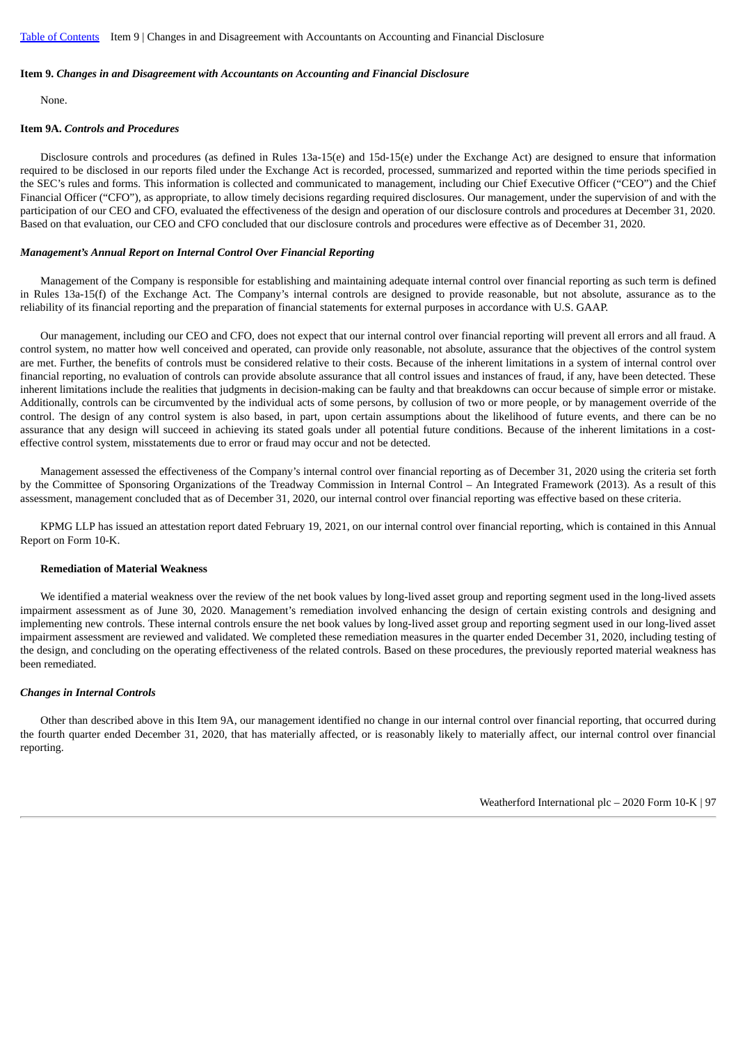### Item 9. *Changes in and Disagreement with Accountants on Accounting and Financial Disclosure*

None.

### Item 9A. *Controls and Procedures*

Disclosure controls and procedures (as defined in Rules 13a-15(e) and 15d-15(e) under the Exchange Act) are designed to ensure that information required to be disclosed in our reports filed under the Exchange Act is recorded, processed, summarized and reported within the time periods specified in the SEC's rules and forms. This information is collected and communicated to management, including our Chief Executive Officer ("CEO") and the Chief Financial Officer ("CFO"), as appropriate, to allow timely decisions regarding required disclosures. Our management, under the supervision of and with the participation of our CEO and CFO, evaluated the effectiveness of the design and operation of our disclosure controls and procedures at December 31, 2020. Based on that evaluation, our CEO and CFO concluded that our disclosure controls and procedures were effective as of December 31, 2020.

#### *Management's Annual Report on Internal Control Over Financial Reporting*

Management of the Company is responsible for establishing and maintaining adequate internal control over financial reporting as such term is defined in Rules 13a-15(f) of the Exchange Act. The Company's internal controls are designed to provide reasonable, but not absolute, assurance as to the reliability of its financial reporting and the preparation of financial statements for external purposes in accordance with U.S. GAAP.

Our management, including our CEO and CFO, does not expect that our internal control over financial reporting will prevent all errors and all fraud. A control system, no matter how well conceived and operated, can provide only reasonable, not absolute, assurance that the objectives of the control system are met. Further, the benefits of controls must be considered relative to their costs. Because of the inherent limitations in a system of internal control over financial reporting, no evaluation of controls can provide absolute assurance that all control issues and instances of fraud, if any, have been detected. These inherent limitations include the realities that judgments in decision-making can be faulty and that breakdowns can occur because of simple error or mistake. Additionally, controls can be circumvented by the individual acts of some persons, by collusion of two or more people, or by management override of the control. The design of any control system is also based, in part, upon certain assumptions about the likelihood of future events, and there can be no assurance that any design will succeed in achieving its stated goals under all potential future conditions. Because of the inherent limitations in a cost-effective control system, misstatements due to error or fraud may occur and not be detected.

Management assessed the effectiveness of the Company's internal control over financial reporting as of December 31, 2020 using the criteria set forth by the Committee of Sponsoring Organizations of the Treadway Commission in Internal Control – An Integrated Framework (2013). As a result of this assessment, management concluded that as of December 31, 2020, our internal control over financial reporting was effective based on these criteria.

KPMG LLP has issued an attestation report dated February 19, 2021, on our internal control over financial reporting, which is contained in this Annual Report on Form 10-K.

**Remediation of Material Weakness**

We identified a material weakness over the review of the net book values by long-lived asset group and reporting segment used in the long-lived assets impairment assessment as of June 30, 2020. Management's remediation involved enhancing the design of certain existing controls and designing and implementing new controls. These internal controls ensure the net book values by long-lived asset group and reporting segment used in our long-lived asset impairment assessment are reviewed and validated. We completed these remediation measures in the quarter ended December 31, 2020, including testing of the design, and concluding on the operating effectiveness of the related controls. Based on these procedures, the previously reported material weakness has been remediated.

#### *Changes in Internal Controls*

Other than described above in this Item 9A, our management identified no change in our internal control over financial reporting, that occurred during the fourth quarter ended December 31, 2020, that has materially affected, or is reasonably likely to materially affect, our internal control over financial reporting.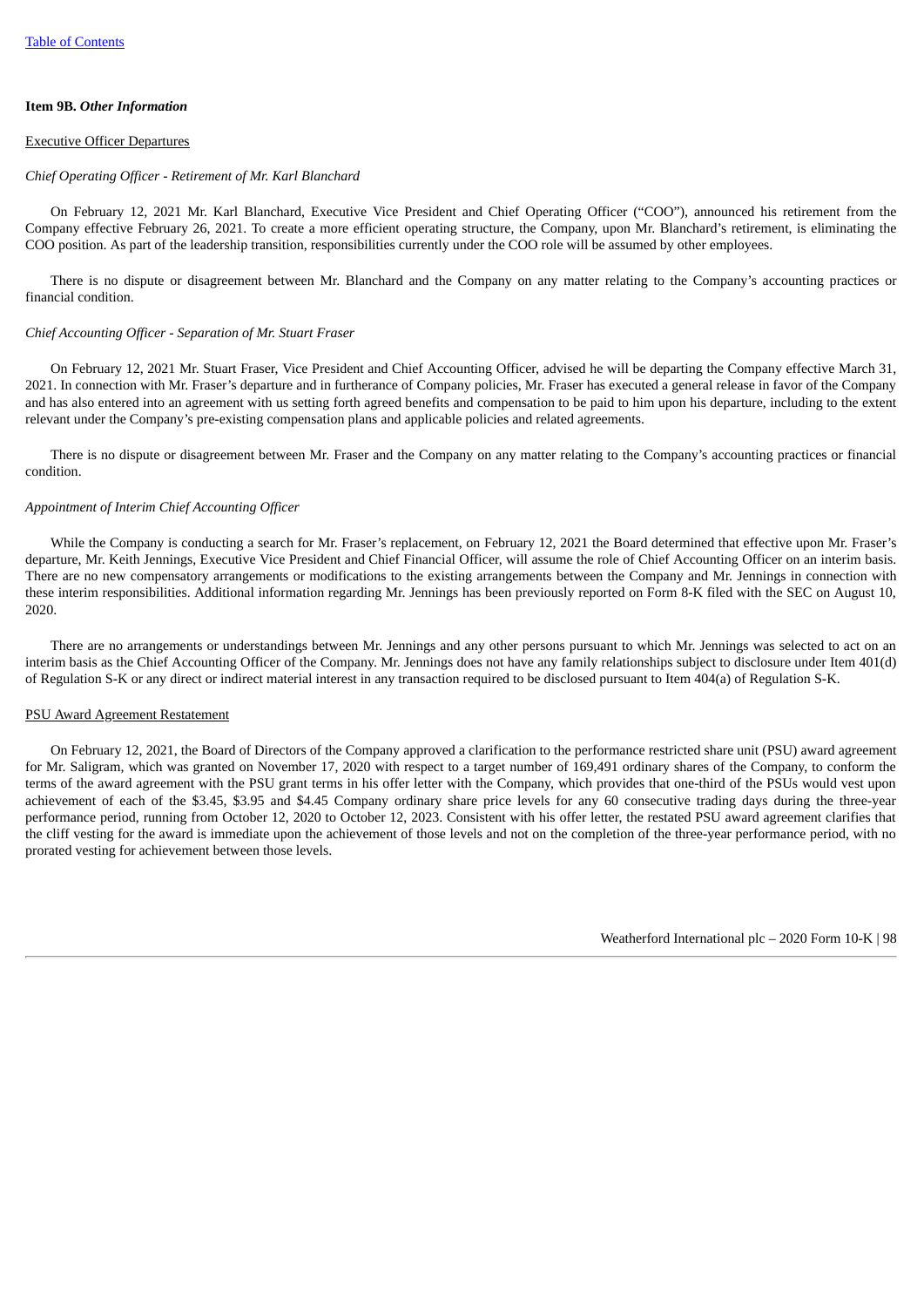**Item 9B.** ***Other Information***

Executive Officer Departures

*Chief Operating Officer - Retirement of Mr. Karl Blanchard*

On February 12, 2021 Mr. Karl Blanchard, Executive Vice President and Chief Operating Officer ("COO"), announced his retirement from the Company effective February 26, 2021. To create a more efficient operating structure, the Company, upon Mr. Blanchard's retirement, is eliminating the COO position. As part of the leadership transition, responsibilities currently under the COO role will be assumed by other employees.

There is no dispute or disagreement between Mr. Blanchard and the Company on any matter relating to the Company's accounting practices or financial condition.

*Chief Accounting Officer - Separation of Mr. Stuart Fraser*

On February 12, 2021 Mr. Stuart Fraser, Vice President and Chief Accounting Officer, advised he will be departing the Company effective March 31, 2021. In connection with Mr. Fraser's departure and in furtherance of Company policies, Mr. Fraser has executed a general release in favor of the Company and has also entered into an agreement with us setting forth agreed benefits and compensation to be paid to him upon his departure, including to the extent relevant under the Company's pre-existing compensation plans and applicable policies and related agreements.

There is no dispute or disagreement between Mr. Fraser and the Company on any matter relating to the Company's accounting practices or financial condition.

*Appointment of Interim Chief Accounting Officer*

While the Company is conducting a search for Mr. Fraser's replacement, on February 12, 2021 the Board determined that effective upon Mr. Fraser's departure, Mr. Keith Jennings, Executive Vice President and Chief Financial Officer, will assume the role of Chief Accounting Officer on an interim basis. There are no new compensatory arrangements or modifications to the existing arrangements between the Company and Mr. Jennings in connection with these interim responsibilities. Additional information regarding Mr. Jennings has been previously reported on Form 8-K filed with the SEC on August 10, 2020.

There are no arrangements or understandings between Mr. Jennings and any other persons pursuant to which Mr. Jennings was selected to act on an interim basis as the Chief Accounting Officer of the Company. Mr. Jennings does not have any family relationships subject to disclosure under Item 401(d) of Regulation S-K or any direct or indirect material interest in any transaction required to be disclosed pursuant to Item 404(a) of Regulation S-K.

PSU Award Agreement Restatement

On February 12, 2021, the Board of Directors of the Company approved a clarification to the performance restricted share unit (PSU) award agreement for Mr. Saligram, which was granted on November 17, 2020 with respect to a target number of 169,491 ordinary shares of the Company, to conform the terms of the award agreement with the PSU grant terms in his offer letter with the Company, which provides that one-third of the PSUs would vest upon achievement of each of the $3.45, $3.95 and $4.45 Company ordinary share price levels for any 60 consecutive trading days during the three-year performance period, running from October 12, 2020 to October 12, 2023. Consistent with his offer letter, the restated PSU award agreement clarifies that the cliff vesting for the award is immediate upon the achievement of those levels and not on the completion of the three-year performance period, with no prorated vesting for achievement between those levels.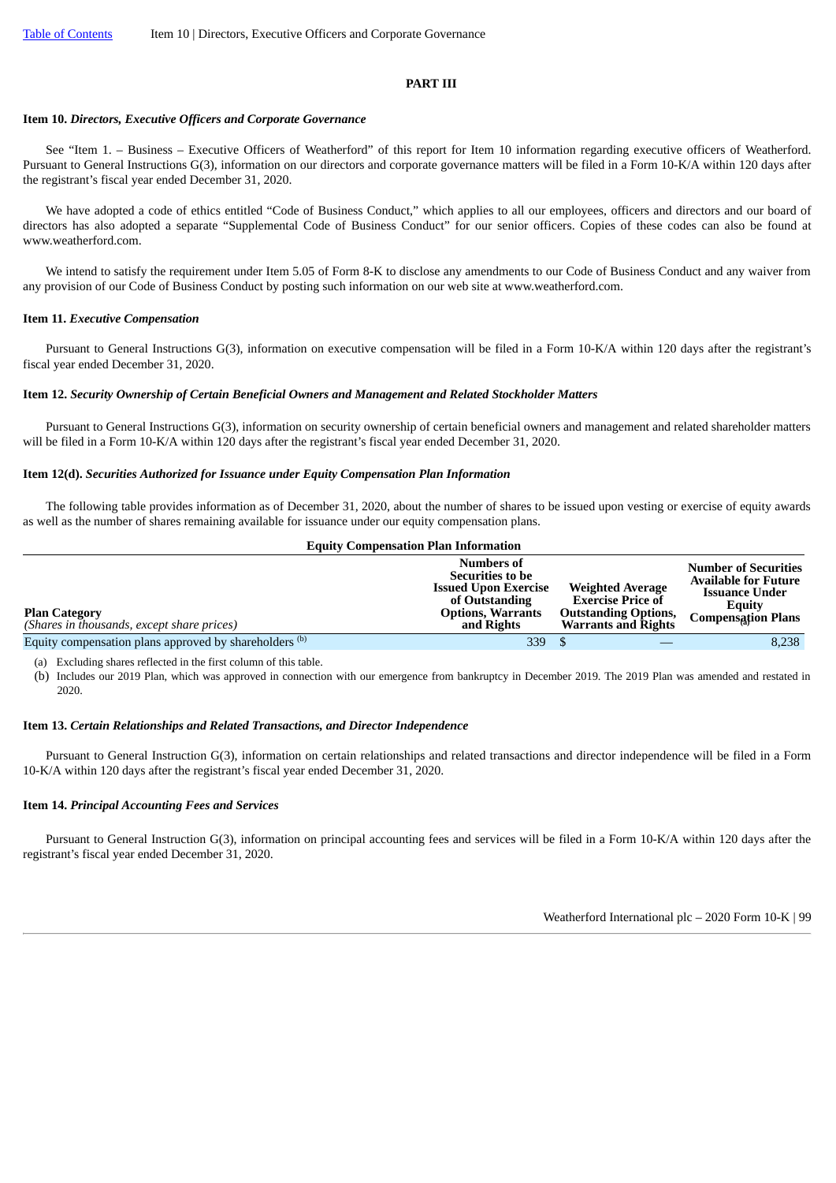# PART III

## Item 10. *Directors, Executive Officers and Corporate Governance*

See "Item 1. – Business – Executive Officers of Weatherford" of this report for Item 10 information regarding executive officers of Weatherford. Pursuant to General Instructions G(3), information on our directors and corporate governance matters will be filed in a Form 10-K/A within 120 days after the registrant's fiscal year ended December 31, 2020.

We have adopted a code of ethics entitled "Code of Business Conduct," which applies to all our employees, officers and directors and our board of directors has also adopted a separate "Supplemental Code of Business Conduct" for our senior officers. Copies of these codes can also be found at www.weatherford.com.

We intend to satisfy the requirement under Item 5.05 of Form 8-K to disclose any amendments to our Code of Business Conduct and any waiver from any provision of our Code of Business Conduct by posting such information on our web site at www.weatherford.com.

## Item 11. *Executive Compensation*

Pursuant to General Instructions G(3), information on executive compensation will be filed in a Form 10-K/A within 120 days after the registrant's fiscal year ended December 31, 2020.

## Item 12. *Security Ownership of Certain Beneficial Owners and Management and Related Stockholder Matters*

Pursuant to General Instructions G(3), information on security ownership of certain beneficial owners and management and related shareholder matters will be filed in a Form 10-K/A within 120 days after the registrant's fiscal year ended December 31, 2020.

## Item 12(d). *Securities Authorized for Issuance under Equity Compensation Plan Information*

The following table provides information as of December 31, 2020, about the number of shares to be issued upon vesting or exercise of equity awards as well as the number of shares remaining available for issuance under our equity compensation plans.

**Equity Compensation Plan Information**

| **Plan Category** *(Shares in thousands, except share prices)* | **Numbers of Securities to be Issued Upon Exercise of Outstanding Options, Warrants and Rights** | **Weighted Average Exercise Price of Outstanding Options, Warrants and Rights** | **Number of Securities Available for Future Issuance Under Equity Compensation Plans** [(a)] |
|---|---|---|---|
| Equity compensation plans approved by shareholders [(b)] | 339 | $ — | 8,238 |

(a) Excluding shares reflected in the first column of this table.

(b) Includes our 2019 Plan, which was approved in connection with our emergence from bankruptcy in December 2019. The 2019 Plan was amended and restated in 2020.

## Item 13. *Certain Relationships and Related Transactions, and Director Independence*

Pursuant to General Instruction G(3), information on certain relationships and related transactions and director independence will be filed in a Form 10-K/A within 120 days after the registrant's fiscal year ended December 31, 2020.

## Item 14. *Principal Accounting Fees and Services*

Pursuant to General Instruction G(3), information on principal accounting fees and services will be filed in a Form 10-K/A within 120 days after the registrant's fiscal year ended December 31, 2020.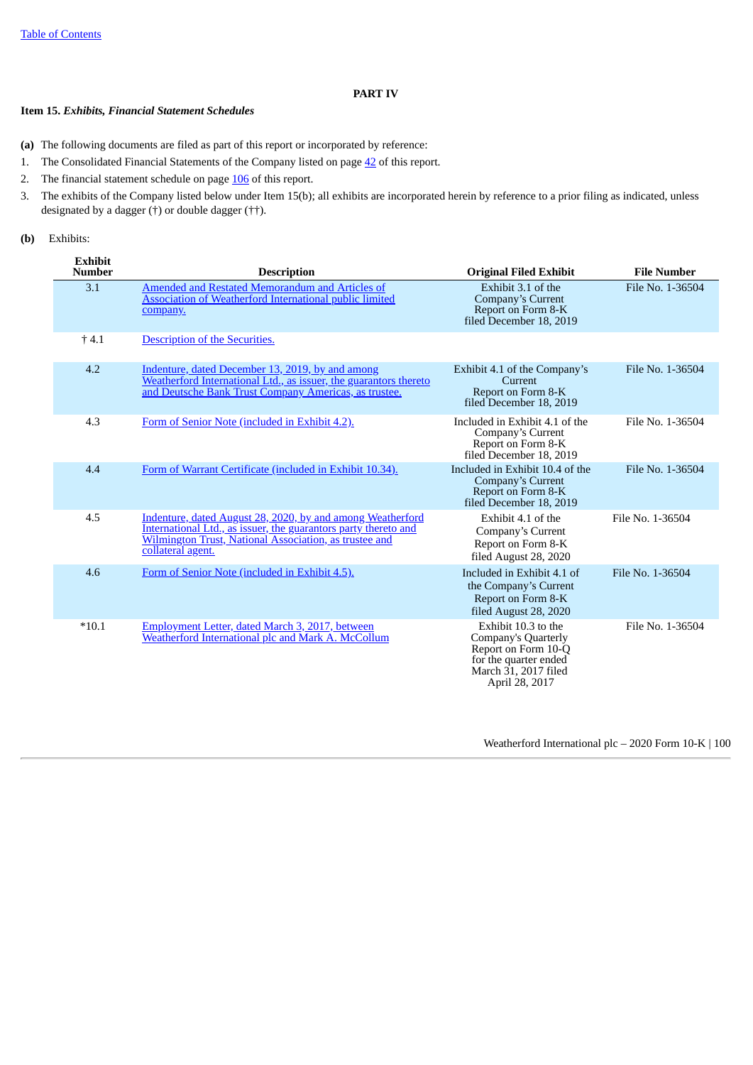# PART IV

**Item 15.** ***Exhibits, Financial Statement Schedules***

**(a)** The following documents are filed as part of this report or incorporated by reference:

1. The Consolidated Financial Statements of the Company listed on page 42 of this report.
2. The financial statement schedule on page 106 of this report.
3. The exhibits of the Company listed below under Item 15(b); all exhibits are incorporated herein by reference to a prior filing as indicated, unless designated by a dagger (†) or double dagger (††).

**(b)** Exhibits:

| Exhibit Number | Description | Original Filed Exhibit | File Number |
|---|---|---|---|
| 3.1 | Amended and Restated Memorandum and Articles of Association of Weatherford International public limited company. | Exhibit 3.1 of the Company's Current Report on Form 8-K filed December 18, 2019 | File No. 1-36504 |
| † 4.1 | Description of the Securities. | | |
| 4.2 | Indenture, dated December 13, 2019, by and among Weatherford International Ltd., as issuer, the guarantors thereto and Deutsche Bank Trust Company Americas, as trustee. | Exhibit 4.1 of the Company's Current Report on Form 8-K filed December 18, 2019 | File No. 1-36504 |
| 4.3 | Form of Senior Note (included in Exhibit 4.2). | Included in Exhibit 4.1 of the Company's Current Report on Form 8-K filed December 18, 2019 | File No. 1-36504 |
| 4.4 | Form of Warrant Certificate (included in Exhibit 10.34). | Included in Exhibit 10.4 of the Company's Current Report on Form 8-K filed December 18, 2019 | File No. 1-36504 |
| 4.5 | Indenture, dated August 28, 2020, by and among Weatherford International Ltd., as issuer, the guarantors party thereto and Wilmington Trust, National Association, as trustee and collateral agent. | Exhibit 4.1 of the Company's Current Report on Form 8-K filed August 28, 2020 | File No. 1-36504 |
| 4.6 | Form of Senior Note (included in Exhibit 4.5). | Included in Exhibit 4.1 of the Company's Current Report on Form 8-K filed August 28, 2020 | File No. 1-36504 |
| *10.1 | Employment Letter, dated March 3, 2017, between Weatherford International plc and Mark A. McCollum | Exhibit 10.3 to the Company's Quarterly Report on Form 10-Q for the quarter ended March 31, 2017 filed April 28, 2017 | File No. 1-36504 |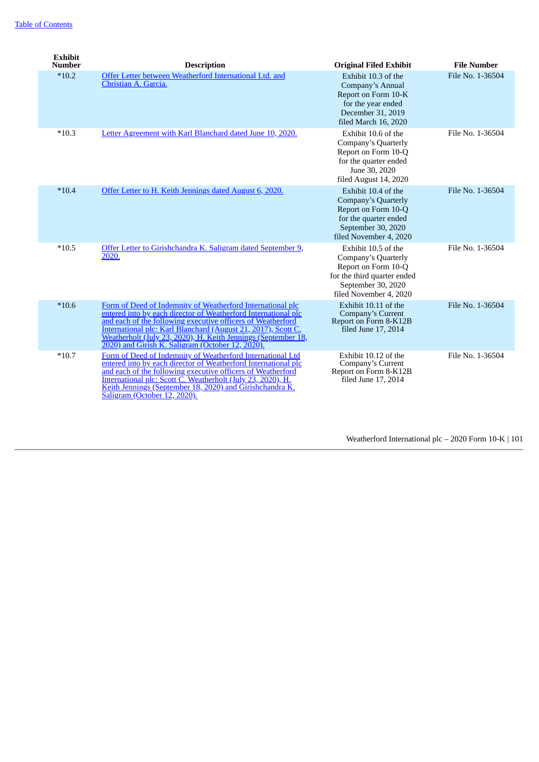| Exhibit Number | Description | Original Filed Exhibit | File Number |
|---|---|---|---|
| *10.2 | Offer Letter between Weatherford International Ltd. and Christian A. Garcia. | Exhibit 10.3 of the Company's Annual Report on Form 10-K for the year ended December 31, 2019 filed March 16, 2020 | File No. 1-36504 |
| *10.3 | Letter Agreement with Karl Blanchard dated June 10, 2020. | Exhibit 10.6 of the Company's Quarterly Report on Form 10-Q for the quarter ended June 30, 2020 filed August 14, 2020 | File No. 1-36504 |
| *10.4 | Offer Letter to H. Keith Jennings dated August 6, 2020. | Exhibit 10.4 of the Company's Quarterly Report on Form 10-Q for the quarter ended September 30, 2020 filed November 4, 2020 | File No. 1-36504 |
| *10.5 | Offer Letter to Girishchandra K. Saligram dated September 9, 2020. | Exhibit 10.5 of the Company's Quarterly Report on Form 10-Q for the third quarter ended September 30, 2020 filed November 4, 2020 | File No. 1-36504 |
| *10.6 | Form of Deed of Indemnity of Weatherford International plc entered into by each director of Weatherford International plc and each of the following executive officers of Weatherford International plc: Karl Blanchard (August 21, 2017), Scott C. Weatherholt (July 23, 2020), H. Keith Jennings (September 18, 2020) and Girish K. Saligram (October 12, 2020). | Exhibit 10.11 of the Company's Current Report on Form 8-K12B filed June 17, 2014 | File No. 1-36504 |
| *10.7 | Form of Deed of Indemnity of Weatherford International Ltd entered into by each director of Weatherford International plc and each of the following executive officers of Weatherford International plc: Scott C. Weatherholt (July 23, 2020), H. Keith Jennings (September 18, 2020) and Girishchandra K. Saligram (October 12, 2020). | Exhibit 10.12 of the Company's Current Report on Form 8-K12B filed June 17, 2014 | File No. 1-36504 |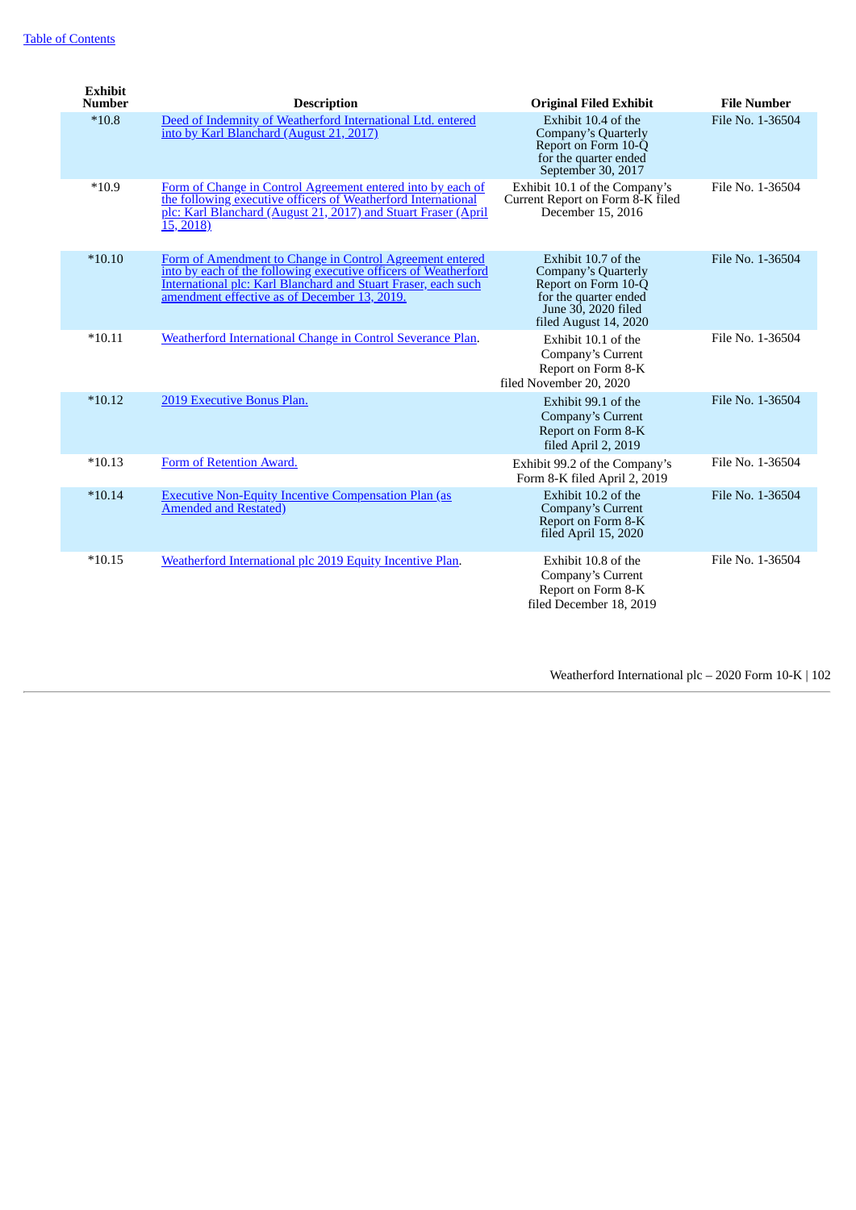| Exhibit Number | Description | Original Filed Exhibit | File Number |
|---|---|---|---|
| *10.8 | Deed of Indemnity of Weatherford International Ltd. entered into by Karl Blanchard (August 21, 2017) | Exhibit 10.4 of the Company's Quarterly Report on Form 10-Q for the quarter ended September 30, 2017 | File No. 1-36504 |
| *10.9 | Form of Change in Control Agreement entered into by each of the following executive officers of Weatherford International plc: Karl Blanchard (August 21, 2017) and Stuart Fraser (April 15, 2018) | Exhibit 10.1 of the Company's Current Report on Form 8-K filed December 15, 2016 | File No. 1-36504 |
| *10.10 | Form of Amendment to Change in Control Agreement entered into by each of the following executive officers of Weatherford International plc: Karl Blanchard and Stuart Fraser, each such amendment effective as of December 13, 2019. | Exhibit 10.7 of the Company's Quarterly Report on Form 10-Q for the quarter ended June 30, 2020 filed August 14, 2020 | File No. 1-36504 |
| *10.11 | Weatherford International Change in Control Severance Plan. | Exhibit 10.1 of the Company's Current Report on Form 8-K filed November 20, 2020 | File No. 1-36504 |
| *10.12 | 2019 Executive Bonus Plan. | Exhibit 99.1 of the Company's Current Report on Form 8-K filed April 2, 2019 | File No. 1-36504 |
| *10.13 | Form of Retention Award. | Exhibit 99.2 of the Company's Form 8-K filed April 2, 2019 | File No. 1-36504 |
| *10.14 | Executive Non-Equity Incentive Compensation Plan (as Amended and Restated) | Exhibit 10.2 of the Company's Current Report on Form 8-K filed April 15, 2020 | File No. 1-36504 |
| *10.15 | Weatherford International plc 2019 Equity Incentive Plan. | Exhibit 10.8 of the Company's Current Report on Form 8-K filed December 18, 2019 | File No. 1-36504 |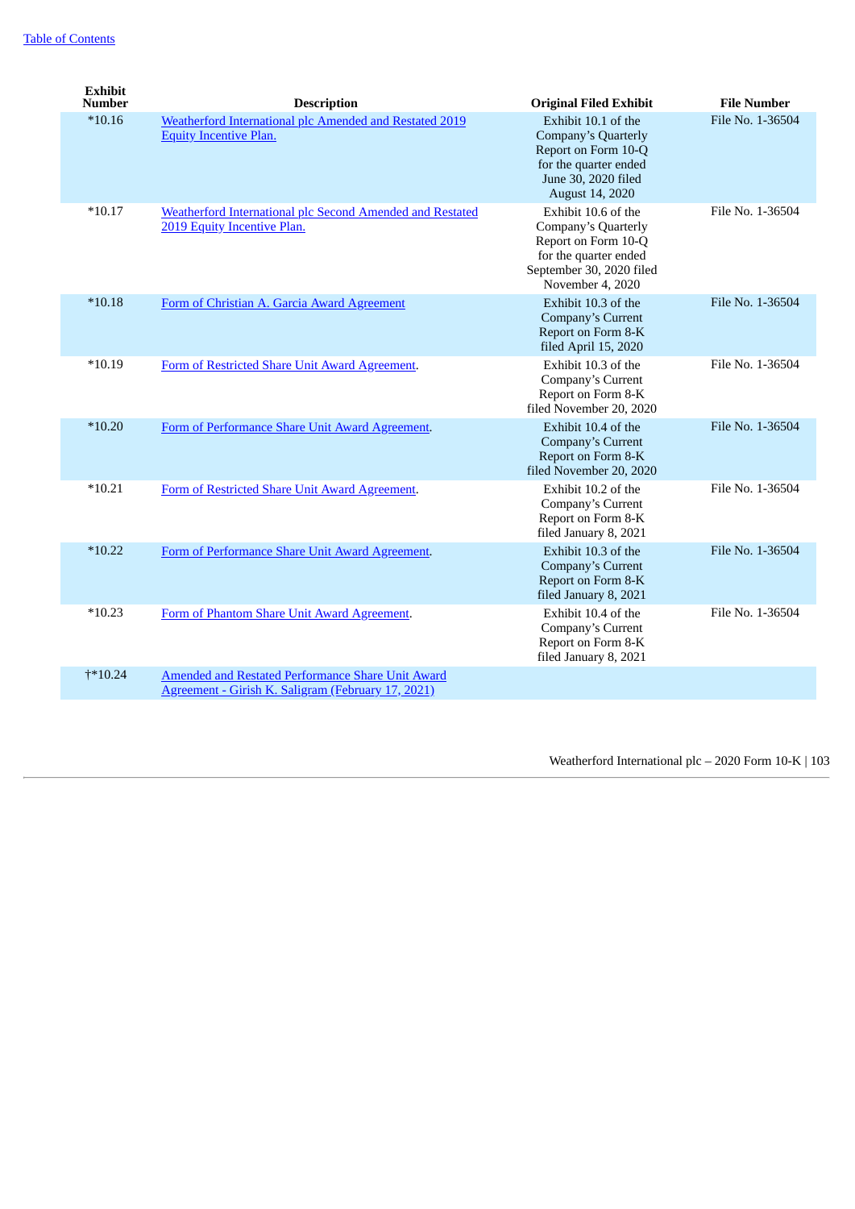| Exhibit Number | Description | Original Filed Exhibit | File Number |
|---|---|---|---|
| *10.16 | Weatherford International plc Amended and Restated 2019 Equity Incentive Plan. | Exhibit 10.1 of the Company's Quarterly Report on Form 10-Q for the quarter ended June 30, 2020 filed August 14, 2020 | File No. 1-36504 |
| *10.17 | Weatherford International plc Second Amended and Restated 2019 Equity Incentive Plan. | Exhibit 10.6 of the Company's Quarterly Report on Form 10-Q for the quarter ended September 30, 2020 filed November 4, 2020 | File No. 1-36504 |
| *10.18 | Form of Christian A. Garcia Award Agreement | Exhibit 10.3 of the Company's Current Report on Form 8-K filed April 15, 2020 | File No. 1-36504 |
| *10.19 | Form of Restricted Share Unit Award Agreement. | Exhibit 10.3 of the Company's Current Report on Form 8-K filed November 20, 2020 | File No. 1-36504 |
| *10.20 | Form of Performance Share Unit Award Agreement. | Exhibit 10.4 of the Company's Current Report on Form 8-K filed November 20, 2020 | File No. 1-36504 |
| *10.21 | Form of Restricted Share Unit Award Agreement. | Exhibit 10.2 of the Company's Current Report on Form 8-K filed January 8, 2021 | File No. 1-36504 |
| *10.22 | Form of Performance Share Unit Award Agreement. | Exhibit 10.3 of the Company's Current Report on Form 8-K filed January 8, 2021 | File No. 1-36504 |
| *10.23 | Form of Phantom Share Unit Award Agreement. | Exhibit 10.4 of the Company's Current Report on Form 8-K filed January 8, 2021 | File No. 1-36504 |
| †*10.24 | Amended and Restated Performance Share Unit Award Agreement - Girish K. Saligram (February 17, 2021) | | |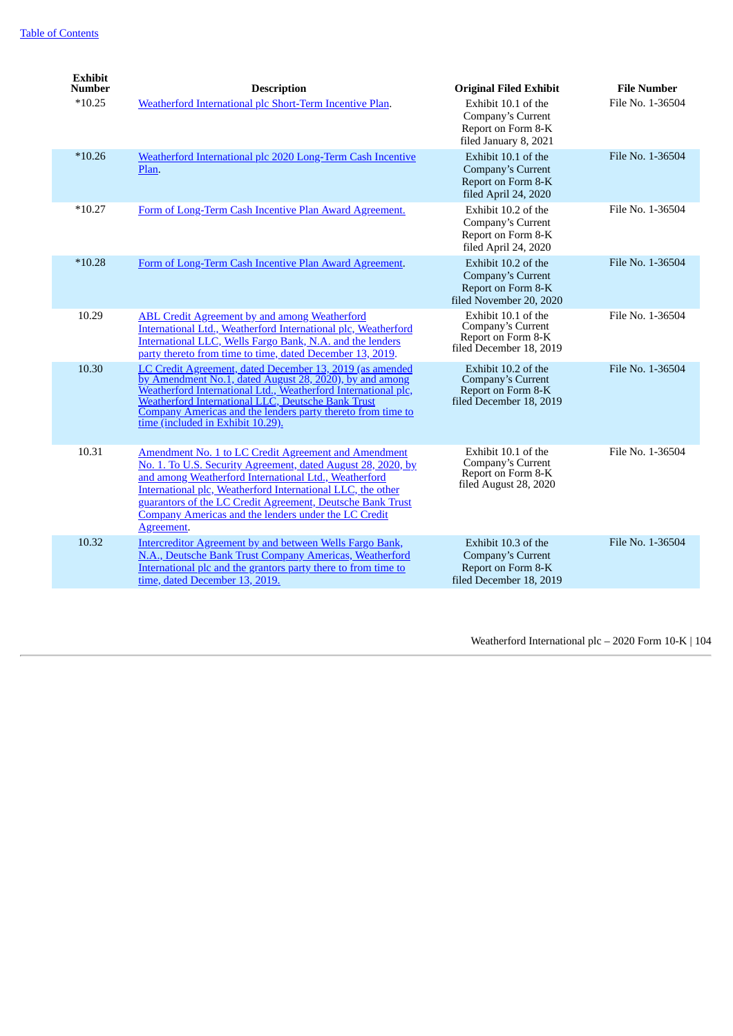| Exhibit Number | Description | Original Filed Exhibit | File Number |
|---|---|---|---|
| *10.25 | Weatherford International plc Short-Term Incentive Plan. | Exhibit 10.1 of the Company's Current Report on Form 8-K filed January 8, 2021 | File No. 1-36504 |
| *10.26 | Weatherford International plc 2020 Long-Term Cash Incentive Plan. | Exhibit 10.1 of the Company's Current Report on Form 8-K filed April 24, 2020 | File No. 1-36504 |
| *10.27 | Form of Long-Term Cash Incentive Plan Award Agreement. | Exhibit 10.2 of the Company's Current Report on Form 8-K filed April 24, 2020 | File No. 1-36504 |
| *10.28 | Form of Long-Term Cash Incentive Plan Award Agreement. | Exhibit 10.2 of the Company's Current Report on Form 8-K filed November 20, 2020 | File No. 1-36504 |
| 10.29 | ABL Credit Agreement by and among Weatherford International Ltd., Weatherford International plc, Weatherford International LLC, Wells Fargo Bank, N.A. and the lenders party thereto from time to time, dated December 13, 2019. | Exhibit 10.1 of the Company's Current Report on Form 8-K filed December 18, 2019 | File No. 1-36504 |
| 10.30 | LC Credit Agreement, dated December 13, 2019 (as amended by Amendment No.1, dated August 28, 2020), by and among Weatherford International Ltd., Weatherford International plc, Weatherford International LLC, Deutsche Bank Trust Company Americas and the lenders party thereto from time to time (included in Exhibit 10.29). | Exhibit 10.2 of the Company's Current Report on Form 8-K filed December 18, 2019 | File No. 1-36504 |
| 10.31 | Amendment No. 1 to LC Credit Agreement and Amendment No. 1. To U.S. Security Agreement, dated August 28, 2020, by and among Weatherford International Ltd., Weatherford International plc, Weatherford International LLC, the other guarantors of the LC Credit Agreement, Deutsche Bank Trust Company Americas and the lenders under the LC Credit Agreement. | Exhibit 10.1 of the Company's Current Report on Form 8-K filed August 28, 2020 | File No. 1-36504 |
| 10.32 | Intercreditor Agreement by and between Wells Fargo Bank, N.A., Deutsche Bank Trust Company Americas, Weatherford International plc and the grantors party there to from time to time, dated December 13, 2019. | Exhibit 10.3 of the Company's Current Report on Form 8-K filed December 18, 2019 | File No. 1-36504 |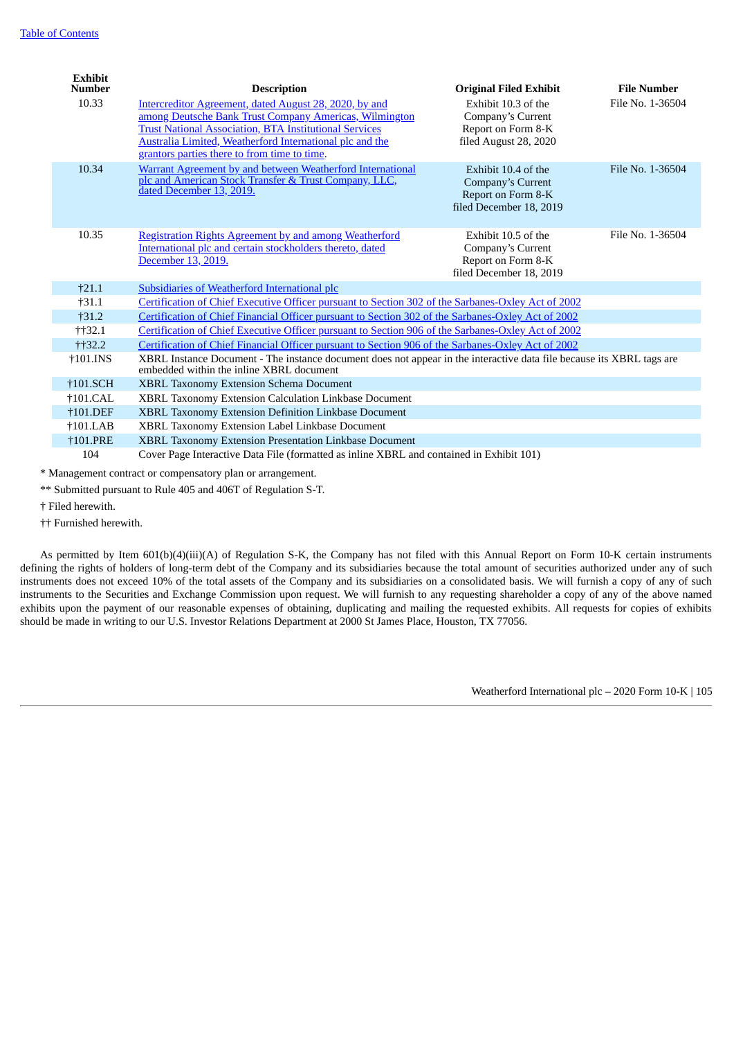| Exhibit Number | Description | Original Filed Exhibit | File Number |
|---|---|---|---|
| 10.33 | Intercreditor Agreement, dated August 28, 2020, by and among Deutsche Bank Trust Company Americas, Wilmington Trust National Association, BTA Institutional Services Australia Limited, Weatherford International plc and the grantors parties there to from time to time. | Exhibit 10.3 of the Company's Current Report on Form 8-K filed August 28, 2020 | File No. 1-36504 |
| 10.34 | Warrant Agreement by and between Weatherford International plc and American Stock Transfer & Trust Company, LLC, dated December 13, 2019. | Exhibit 10.4 of the Company's Current Report on Form 8-K filed December 18, 2019 | File No. 1-36504 |
| 10.35 | Registration Rights Agreement by and among Weatherford International plc and certain stockholders thereto, dated December 13, 2019. | Exhibit 10.5 of the Company's Current Report on Form 8-K filed December 18, 2019 | File No. 1-36504 |
| †21.1 | Subsidiaries of Weatherford International plc | | |
| †31.1 | Certification of Chief Executive Officer pursuant to Section 302 of the Sarbanes-Oxley Act of 2002 | | |
| †31.2 | Certification of Chief Financial Officer pursuant to Section 302 of the Sarbanes-Oxley Act of 2002 | | |
| ††32.1 | Certification of Chief Executive Officer pursuant to Section 906 of the Sarbanes-Oxley Act of 2002 | | |
| ††32.2 | Certification of Chief Financial Officer pursuant to Section 906 of the Sarbanes-Oxley Act of 2002 | | |
| †101.INS | XBRL Instance Document - The instance document does not appear in the interactive data file because its XBRL tags are embedded within the inline XBRL document | | |
| †101.SCH | XBRL Taxonomy Extension Schema Document | | |
| †101.CAL | XBRL Taxonomy Extension Calculation Linkbase Document | | |
| †101.DEF | XBRL Taxonomy Extension Definition Linkbase Document | | |
| †101.LAB | XBRL Taxonomy Extension Label Linkbase Document | | |
| †101.PRE | XBRL Taxonomy Extension Presentation Linkbase Document | | |
| 104 | Cover Page Interactive Data File (formatted as inline XBRL and contained in Exhibit 101) | | |

\* Management contract or compensatory plan or arrangement.

\*\* Submitted pursuant to Rule 405 and 406T of Regulation S-T.

† Filed herewith.

†† Furnished herewith.

As permitted by Item 601(b)(4)(iii)(A) of Regulation S-K, the Company has not filed with this Annual Report on Form 10-K certain instruments defining the rights of holders of long-term debt of the Company and its subsidiaries because the total amount of securities authorized under any of such instruments does not exceed 10% of the total assets of the Company and its subsidiaries on a consolidated basis. We will furnish a copy of any of such instruments to the Securities and Exchange Commission upon request. We will furnish to any requesting shareholder a copy of any of the above named exhibits upon the payment of our reasonable expenses of obtaining, duplicating and mailing the requested exhibits. All requests for copies of exhibits should be made in writing to our U.S. Investor Relations Department at 2000 St James Place, Houston, TX 77056.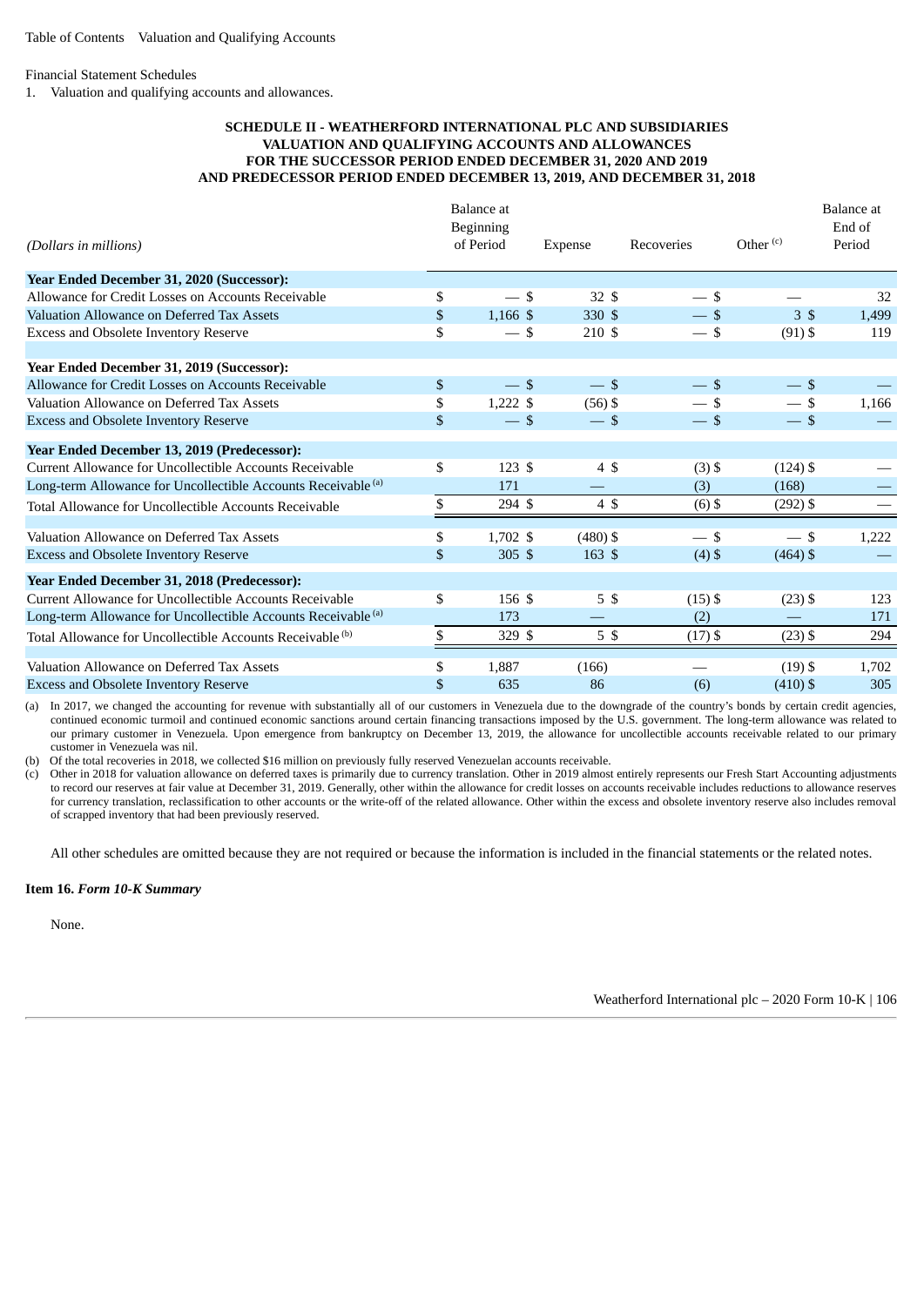Financial Statement Schedules

1. Valuation and qualifying accounts and allowances.

**SCHEDULE II - WEATHERFORD INTERNATIONAL PLC AND SUBSIDIARIES**
**VALUATION AND QUALIFYING ACCOUNTS AND ALLOWANCES**
**FOR THE SUCCESSOR PERIOD ENDED DECEMBER 31, 2020 AND 2019**
**AND PREDECESSOR PERIOD ENDED DECEMBER 13, 2019, AND DECEMBER 31, 2018**

| *(Dollars in millions)* | Balance at Beginning of Period | Expense | Recoveries | Other [(c)] | Balance at End of Period |
|---|---|---|---|---|---|
| **Year Ended December 31, 2020 (Successor):** | | | | | |
| Allowance for Credit Losses on Accounts Receivable | $ — | $ 32 | $ — | $ — | $ 32 |
| Valuation Allowance on Deferred Tax Assets | $ 1,166 | $ 330 | $ — | $ 3 | $ 1,499 |
| Excess and Obsolete Inventory Reserve | $ — | $ 210 | $ — | $ (91) | $ 119 |
| **Year Ended December 31, 2019 (Successor):** | | | | | |
| Allowance for Credit Losses on Accounts Receivable | $ — | $ — | $ — | $ — | $ — |
| Valuation Allowance on Deferred Tax Assets | $ 1,222 | $ (56) | $ — | $ — | $ 1,166 |
| Excess and Obsolete Inventory Reserve | $ — | $ — | $ — | $ — | $ — |
| **Year Ended December 13, 2019 (Predecessor):** | | | | | |
| Current Allowance for Uncollectible Accounts Receivable | $ 123 | $ 4 | $ (3) | $ (124) | $ — |
| Long-term Allowance for Uncollectible Accounts Receivable [(a)] | 171 | — | (3) | (168) | — |
| Total Allowance for Uncollectible Accounts Receivable | $ 294 | $ 4 | $ (6) | $ (292) | $ — |
| Valuation Allowance on Deferred Tax Assets | $ 1,702 | $ (480) | $ — | $ — | $ 1,222 |
| Excess and Obsolete Inventory Reserve | $ 305 | $ 163 | $ (4) | $ (464) | $ — |
| **Year Ended December 31, 2018 (Predecessor):** | | | | | |
| Current Allowance for Uncollectible Accounts Receivable | $ 156 | $ 5 | $ (15) | $ (23) | $ 123 |
| Long-term Allowance for Uncollectible Accounts Receivable [(a)] | 173 | — | (2) | — | 171 |
| Total Allowance for Uncollectible Accounts Receivable [(b)] | $ 329 | $ 5 | $ (17) | $ (23) | $ 294 |
| Valuation Allowance on Deferred Tax Assets | $ 1,887 | (166) | — | $ (19) | $ 1,702 |
| Excess and Obsolete Inventory Reserve | $ 635 | 86 | (6) | $ (410) | $ 305 |

(a) In 2017, we changed the accounting for revenue with substantially all of our customers in Venezuela due to the downgrade of the country's bonds by certain credit agencies, continued economic turmoil and continued economic sanctions around certain financing transactions imposed by the U.S. government. The long-term allowance was related to our primary customer in Venezuela. Upon emergence from bankruptcy on December 13, 2019, the allowance for uncollectible accounts receivable related to our primary customer in Venezuela was nil.

(b) Of the total recoveries in 2018, we collected $16 million on previously fully reserved Venezuelan accounts receivable.

(c) Other in 2018 for valuation allowance on deferred taxes is primarily due to currency translation. Other in 2019 almost entirely represents our Fresh Start Accounting adjustments to record our reserves at fair value at December 31, 2019. Generally, other within the allowance for credit losses on accounts receivable includes reductions to allowance reserves for currency translation, reclassification to other accounts or the write-off of the related allowance. Other within the excess and obsolete inventory reserve also includes removal of scrapped inventory that had been previously reserved.

All other schedules are omitted because they are not required or because the information is included in the financial statements or the related notes.

**Item 16.** ***Form 10-K Summary***

None.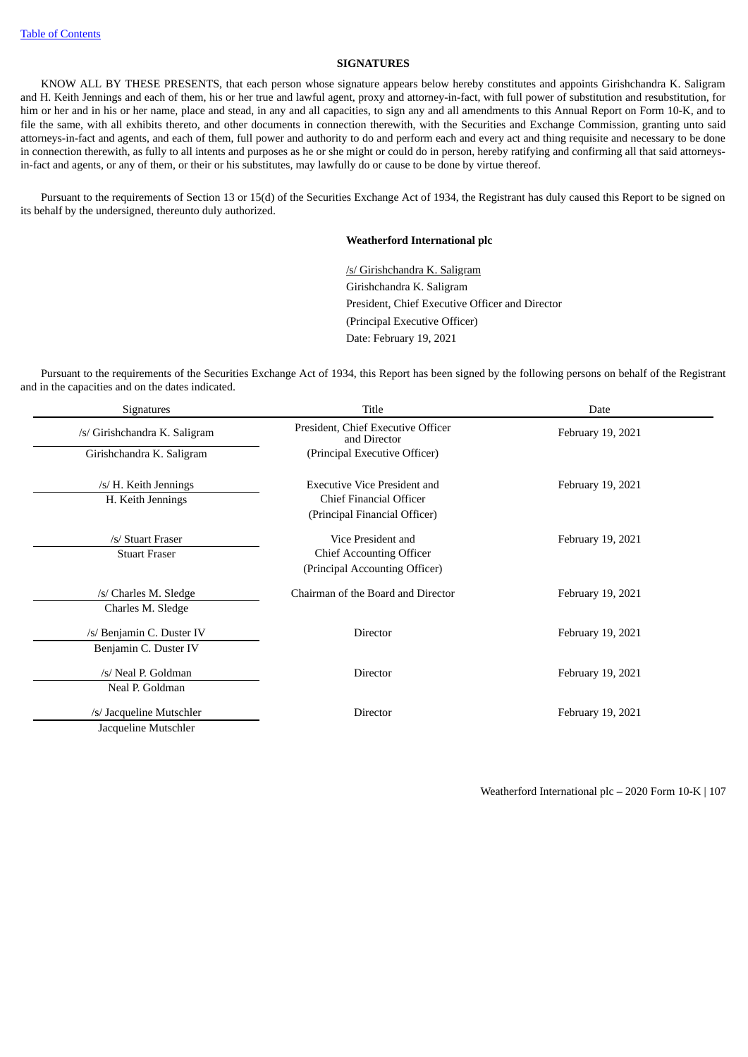# SIGNATURES

KNOW ALL BY THESE PRESENTS, that each person whose signature appears below hereby constitutes and appoints Girishchandra K. Saligram and H. Keith Jennings and each of them, his or her true and lawful agent, proxy and attorney-in-fact, with full power of substitution and resubstitution, for him or her and in his or her name, place and stead, in any and all capacities, to sign any and all amendments to this Annual Report on Form 10-K, and to file the same, with all exhibits thereto, and other documents in connection therewith, with the Securities and Exchange Commission, granting unto said attorneys-in-fact and agents, and each of them, full power and authority to do and perform each and every act and thing requisite and necessary to be done in connection therewith, as fully to all intents and purposes as he or she might or could do in person, hereby ratifying and confirming all that said attorneys-in-fact and agents, or any of them, or their or his substitutes, may lawfully do or cause to be done by virtue thereof.

Pursuant to the requirements of Section 13 or 15(d) of the Securities Exchange Act of 1934, the Registrant has duly caused this Report to be signed on its behalf by the undersigned, thereunto duly authorized.

**Weatherford International plc**

/s/ Girishchandra K. Saligram
Girishchandra K. Saligram
President, Chief Executive Officer and Director
(Principal Executive Officer)
Date: February 19, 2021

Pursuant to the requirements of the Securities Exchange Act of 1934, this Report has been signed by the following persons on behalf of the Registrant and in the capacities and on the dates indicated.

| Signatures | Title | Date |
|---|---|---|
| /s/ Girishchandra K. Saligram<br>Girishchandra K. Saligram | President, Chief Executive Officer and Director<br>(Principal Executive Officer) | February 19, 2021 |
| /s/ H. Keith Jennings<br>H. Keith Jennings | Executive Vice President and Chief Financial Officer<br>(Principal Financial Officer) | February 19, 2021 |
| /s/ Stuart Fraser<br>Stuart Fraser | Vice President and Chief Accounting Officer<br>(Principal Accounting Officer) | February 19, 2021 |
| /s/ Charles M. Sledge<br>Charles M. Sledge | Chairman of the Board and Director | February 19, 2021 |
| /s/ Benjamin C. Duster IV<br>Benjamin C. Duster IV | Director | February 19, 2021 |
| /s/ Neal P. Goldman<br>Neal P. Goldman | Director | February 19, 2021 |
| /s/ Jacqueline Mutschler<br>Jacqueline Mutschler | Director | February 19, 2021 |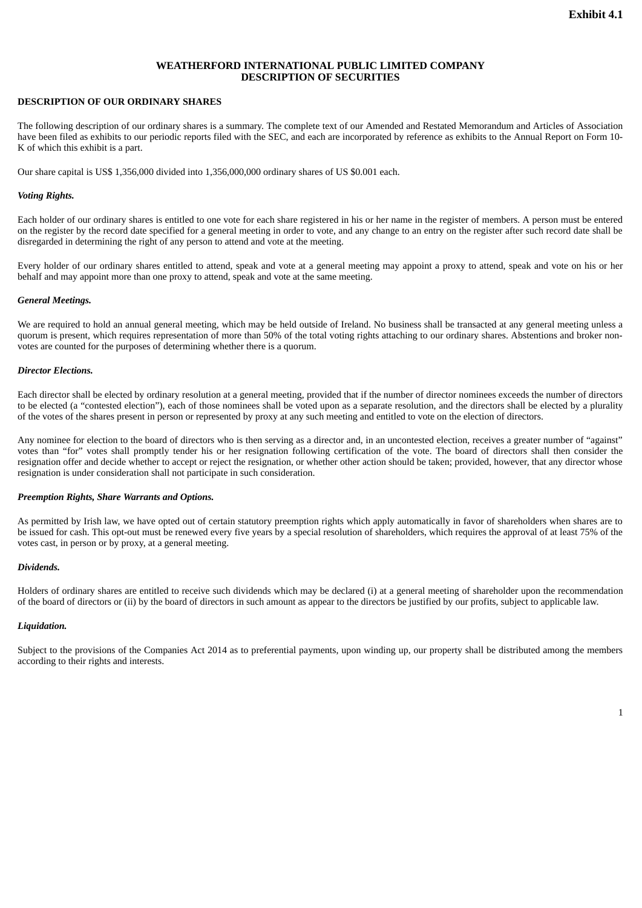**Exhibit 4.1**

# WEATHERFORD INTERNATIONAL PUBLIC LIMITED COMPANY
# DESCRIPTION OF SECURITIES

## DESCRIPTION OF OUR ORDINARY SHARES

The following description of our ordinary shares is a summary. The complete text of our Amended and Restated Memorandum and Articles of Association have been filed as exhibits to our periodic reports filed with the SEC, and each are incorporated by reference as exhibits to the Annual Report on Form 10-K of which this exhibit is a part.

Our share capital is US$ 1,356,000 divided into 1,356,000,000 ordinary shares of US $0.001 each.

***Voting Rights.***

Each holder of our ordinary shares is entitled to one vote for each share registered in his or her name in the register of members. A person must be entered on the register by the record date specified for a general meeting in order to vote, and any change to an entry on the register after such record date shall be disregarded in determining the right of any person to attend and vote at the meeting.

Every holder of our ordinary shares entitled to attend, speak and vote at a general meeting may appoint a proxy to attend, speak and vote on his or her behalf and may appoint more than one proxy to attend, speak and vote at the same meeting.

***General Meetings.***

We are required to hold an annual general meeting, which may be held outside of Ireland. No business shall be transacted at any general meeting unless a quorum is present, which requires representation of more than 50% of the total voting rights attaching to our ordinary shares. Abstentions and broker non-votes are counted for the purposes of determining whether there is a quorum.

***Director Elections.***

Each director shall be elected by ordinary resolution at a general meeting, provided that if the number of director nominees exceeds the number of directors to be elected (a "contested election"), each of those nominees shall be voted upon as a separate resolution, and the directors shall be elected by a plurality of the votes of the shares present in person or represented by proxy at any such meeting and entitled to vote on the election of directors.

Any nominee for election to the board of directors who is then serving as a director and, in an uncontested election, receives a greater number of "against" votes than "for" votes shall promptly tender his or her resignation following certification of the vote. The board of directors shall then consider the resignation offer and decide whether to accept or reject the resignation, or whether other action should be taken; provided, however, that any director whose resignation is under consideration shall not participate in such consideration.

***Preemption Rights, Share Warrants and Options.***

As permitted by Irish law, we have opted out of certain statutory preemption rights which apply automatically in favor of shareholders when shares are to be issued for cash. This opt-out must be renewed every five years by a special resolution of shareholders, which requires the approval of at least 75% of the votes cast, in person or by proxy, at a general meeting.

***Dividends.***

Holders of ordinary shares are entitled to receive such dividends which may be declared (i) at a general meeting of shareholder upon the recommendation of the board of directors or (ii) by the board of directors in such amount as appear to the directors be justified by our profits, subject to applicable law.

***Liquidation.***

Subject to the provisions of the Companies Act 2014 as to preferential payments, upon winding up, our property shall be distributed among the members according to their rights and interests.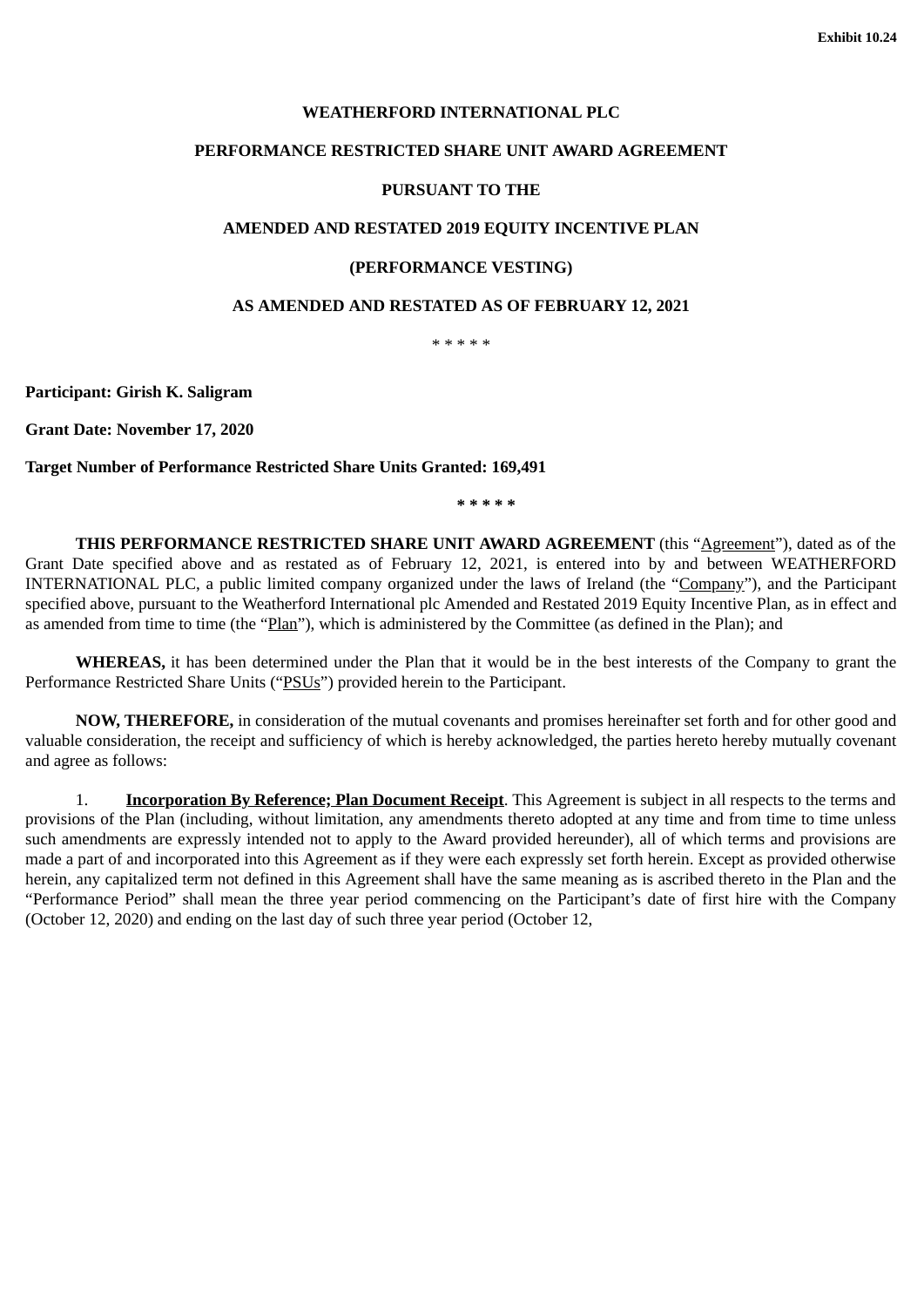**Exhibit 10.24**

**WEATHERFORD INTERNATIONAL PLC**

**PERFORMANCE RESTRICTED SHARE UNIT AWARD AGREEMENT**

**PURSUANT TO THE**

**AMENDED AND RESTATED 2019 EQUITY INCENTIVE PLAN**

**(PERFORMANCE VESTING)**

**AS AMENDED AND RESTATED AS OF FEBRUARY 12, 2021**

\* \* \* \* \*

**Participant: Girish K. Saligram**

**Grant Date: November 17, 2020**

**Target Number of Performance Restricted Share Units Granted: 169,491**

**\* \* \* \* \***

**THIS PERFORMANCE RESTRICTED SHARE UNIT AWARD AGREEMENT** (this "Agreement"), dated as of the Grant Date specified above and as restated as of February 12, 2021, is entered into by and between WEATHERFORD INTERNATIONAL PLC, a public limited company organized under the laws of Ireland (the "Company"), and the Participant specified above, pursuant to the Weatherford International plc Amended and Restated 2019 Equity Incentive Plan, as in effect and as amended from time to time (the "Plan"), which is administered by the Committee (as defined in the Plan); and

**WHEREAS,** it has been determined under the Plan that it would be in the best interests of the Company to grant the Performance Restricted Share Units ("PSUs") provided herein to the Participant.

**NOW, THEREFORE,** in consideration of the mutual covenants and promises hereinafter set forth and for other good and valuable consideration, the receipt and sufficiency of which is hereby acknowledged, the parties hereto hereby mutually covenant and agree as follows:

1. **Incorporation By Reference; Plan Document Receipt**. This Agreement is subject in all respects to the terms and provisions of the Plan (including, without limitation, any amendments thereto adopted at any time and from time to time unless such amendments are expressly intended not to apply to the Award provided hereunder), all of which terms and provisions are made a part of and incorporated into this Agreement as if they were each expressly set forth herein. Except as provided otherwise herein, any capitalized term not defined in this Agreement shall have the same meaning as is ascribed thereto in the Plan and the "Performance Period" shall mean the three year period commencing on the Participant's date of first hire with the Company (October 12, 2020) and ending on the last day of such three year period (October 12,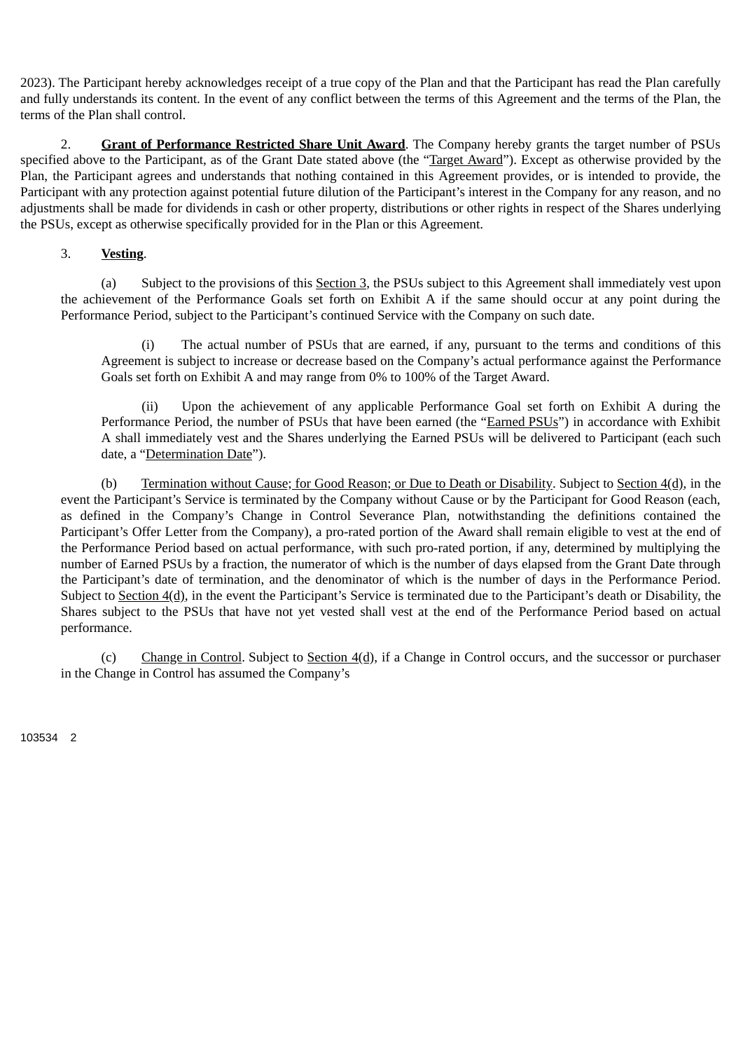2023). The Participant hereby acknowledges receipt of a true copy of the Plan and that the Participant has read the Plan carefully and fully understands its content. In the event of any conflict between the terms of this Agreement and the terms of the Plan, the terms of the Plan shall control.

2. **Grant of Performance Restricted Share Unit Award**. The Company hereby grants the target number of PSUs specified above to the Participant, as of the Grant Date stated above (the "Target Award"). Except as otherwise provided by the Plan, the Participant agrees and understands that nothing contained in this Agreement provides, or is intended to provide, the Participant with any protection against potential future dilution of the Participant's interest in the Company for any reason, and no adjustments shall be made for dividends in cash or other property, distributions or other rights in respect of the Shares underlying the PSUs, except as otherwise specifically provided for in the Plan or this Agreement.

3. **Vesting**.

(a) Subject to the provisions of this Section 3, the PSUs subject to this Agreement shall immediately vest upon the achievement of the Performance Goals set forth on Exhibit A if the same should occur at any point during the Performance Period, subject to the Participant's continued Service with the Company on such date.

(i) The actual number of PSUs that are earned, if any, pursuant to the terms and conditions of this Agreement is subject to increase or decrease based on the Company's actual performance against the Performance Goals set forth on Exhibit A and may range from 0% to 100% of the Target Award.

(ii) Upon the achievement of any applicable Performance Goal set forth on Exhibit A during the Performance Period, the number of PSUs that have been earned (the "Earned PSUs") in accordance with Exhibit A shall immediately vest and the Shares underlying the Earned PSUs will be delivered to Participant (each such date, a "Determination Date").

(b) Termination without Cause; for Good Reason; or Due to Death or Disability. Subject to Section 4(d), in the event the Participant's Service is terminated by the Company without Cause or by the Participant for Good Reason (each, as defined in the Company's Change in Control Severance Plan, notwithstanding the definitions contained the Participant's Offer Letter from the Company), a pro-rated portion of the Award shall remain eligible to vest at the end of the Performance Period based on actual performance, with such pro-rated portion, if any, determined by multiplying the number of Earned PSUs by a fraction, the numerator of which is the number of days elapsed from the Grant Date through the Participant's date of termination, and the denominator of which is the number of days in the Performance Period. Subject to Section 4(d), in the event the Participant's Service is terminated due to the Participant's death or Disability, the Shares subject to the PSUs that have not yet vested shall vest at the end of the Performance Period based on actual performance.

(c) Change in Control. Subject to Section 4(d), if a Change in Control occurs, and the successor or purchaser in the Change in Control has assumed the Company's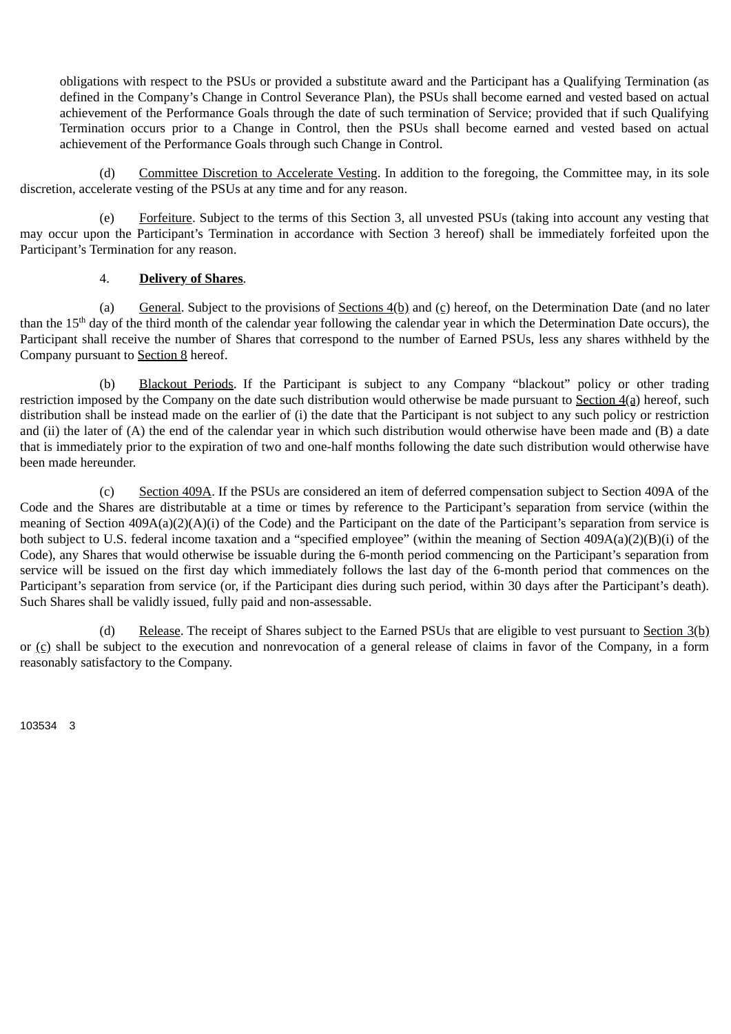obligations with respect to the PSUs or provided a substitute award and the Participant has a Qualifying Termination (as defined in the Company's Change in Control Severance Plan), the PSUs shall become earned and vested based on actual achievement of the Performance Goals through the date of such termination of Service; provided that if such Qualifying Termination occurs prior to a Change in Control, then the PSUs shall become earned and vested based on actual achievement of the Performance Goals through such Change in Control.

(d) Committee Discretion to Accelerate Vesting. In addition to the foregoing, the Committee may, in its sole discretion, accelerate vesting of the PSUs at any time and for any reason.

(e) Forfeiture. Subject to the terms of this Section 3, all unvested PSUs (taking into account any vesting that may occur upon the Participant's Termination in accordance with Section 3 hereof) shall be immediately forfeited upon the Participant's Termination for any reason.

4. **Delivery of Shares**.

(a) General. Subject to the provisions of Sections 4(b) and (c) hereof, on the Determination Date (and no later than the 15th day of the third month of the calendar year following the calendar year in which the Determination Date occurs), the Participant shall receive the number of Shares that correspond to the number of Earned PSUs, less any shares withheld by the Company pursuant to Section 8 hereof.

(b) Blackout Periods. If the Participant is subject to any Company "blackout" policy or other trading restriction imposed by the Company on the date such distribution would otherwise be made pursuant to Section 4(a) hereof, such distribution shall be instead made on the earlier of (i) the date that the Participant is not subject to any such policy or restriction and (ii) the later of (A) the end of the calendar year in which such distribution would otherwise have been made and (B) a date that is immediately prior to the expiration of two and one-half months following the date such distribution would otherwise have been made hereunder.

(c) Section 409A. If the PSUs are considered an item of deferred compensation subject to Section 409A of the Code and the Shares are distributable at a time or times by reference to the Participant's separation from service (within the meaning of Section 409A(a)(2)(A)(i) of the Code) and the Participant on the date of the Participant's separation from service is both subject to U.S. federal income taxation and a "specified employee" (within the meaning of Section 409A(a)(2)(B)(i) of the Code), any Shares that would otherwise be issuable during the 6-month period commencing on the Participant's separation from service will be issued on the first day which immediately follows the last day of the 6-month period that commences on the Participant's separation from service (or, if the Participant dies during such period, within 30 days after the Participant's death). Such Shares shall be validly issued, fully paid and non-assessable.

(d) Release. The receipt of Shares subject to the Earned PSUs that are eligible to vest pursuant to Section 3(b) or (c) shall be subject to the execution and nonrevocation of a general release of claims in favor of the Company, in a form reasonably satisfactory to the Company.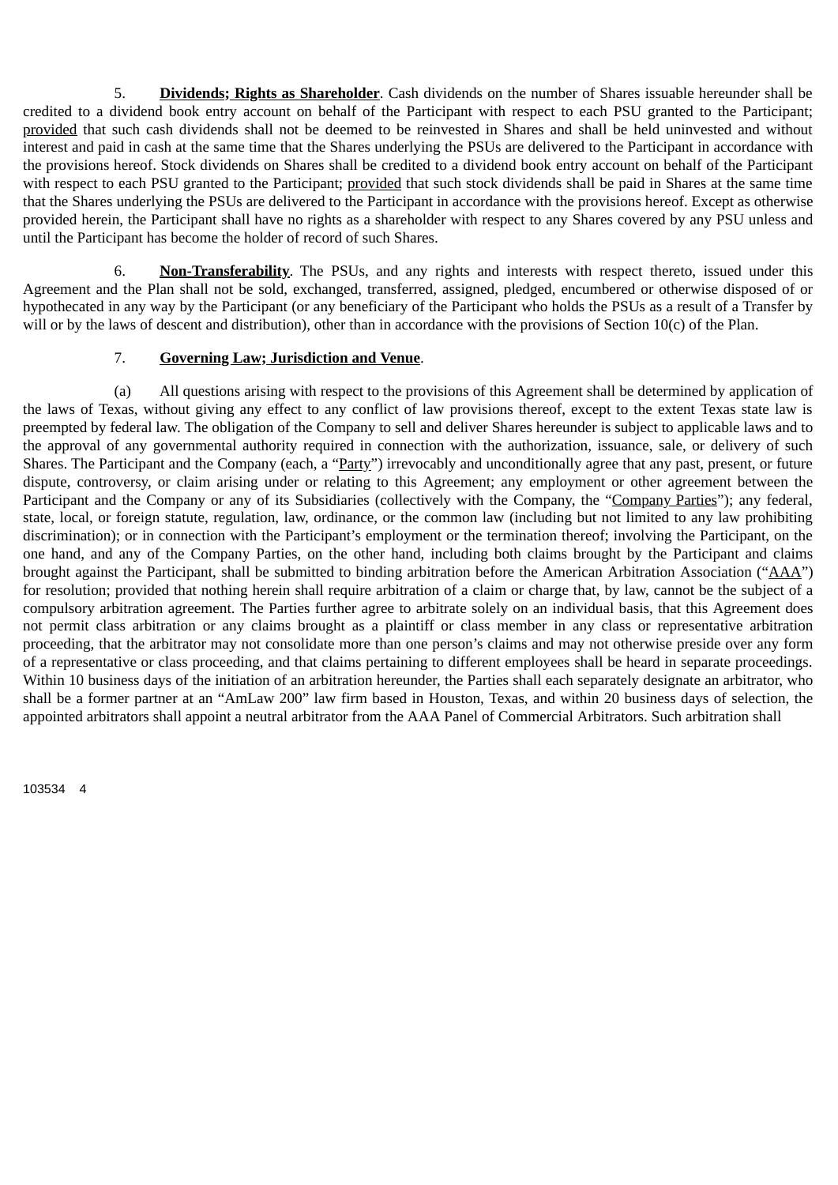5. **Dividends; Rights as Shareholder**. Cash dividends on the number of Shares issuable hereunder shall be credited to a dividend book entry account on behalf of the Participant with respect to each PSU granted to the Participant; provided that such cash dividends shall not be deemed to be reinvested in Shares and shall be held uninvested and without interest and paid in cash at the same time that the Shares underlying the PSUs are delivered to the Participant in accordance with the provisions hereof. Stock dividends on Shares shall be credited to a dividend book entry account on behalf of the Participant with respect to each PSU granted to the Participant; provided that such stock dividends shall be paid in Shares at the same time that the Shares underlying the PSUs are delivered to the Participant in accordance with the provisions hereof. Except as otherwise provided herein, the Participant shall have no rights as a shareholder with respect to any Shares covered by any PSU unless and until the Participant has become the holder of record of such Shares.

6. **Non-Transferability**. The PSUs, and any rights and interests with respect thereto, issued under this Agreement and the Plan shall not be sold, exchanged, transferred, assigned, pledged, encumbered or otherwise disposed of or hypothecated in any way by the Participant (or any beneficiary of the Participant who holds the PSUs as a result of a Transfer by will or by the laws of descent and distribution), other than in accordance with the provisions of Section 10(c) of the Plan.

7. **Governing Law; Jurisdiction and Venue**.

(a) All questions arising with respect to the provisions of this Agreement shall be determined by application of the laws of Texas, without giving any effect to any conflict of law provisions thereof, except to the extent Texas state law is preempted by federal law. The obligation of the Company to sell and deliver Shares hereunder is subject to applicable laws and to the approval of any governmental authority required in connection with the authorization, issuance, sale, or delivery of such Shares. The Participant and the Company (each, a "Party") irrevocably and unconditionally agree that any past, present, or future dispute, controversy, or claim arising under or relating to this Agreement; any employment or other agreement between the Participant and the Company or any of its Subsidiaries (collectively with the Company, the "Company Parties"); any federal, state, local, or foreign statute, regulation, law, ordinance, or the common law (including but not limited to any law prohibiting discrimination); or in connection with the Participant's employment or the termination thereof; involving the Participant, on the one hand, and any of the Company Parties, on the other hand, including both claims brought by the Participant and claims brought against the Participant, shall be submitted to binding arbitration before the American Arbitration Association ("AAA") for resolution; provided that nothing herein shall require arbitration of a claim or charge that, by law, cannot be the subject of a compulsory arbitration agreement. The Parties further agree to arbitrate solely on an individual basis, that this Agreement does not permit class arbitration or any claims brought as a plaintiff or class member in any class or representative arbitration proceeding, that the arbitrator may not consolidate more than one person's claims and may not otherwise preside over any form of a representative or class proceeding, and that claims pertaining to different employees shall be heard in separate proceedings. Within 10 business days of the initiation of an arbitration hereunder, the Parties shall each separately designate an arbitrator, who shall be a former partner at an "AmLaw 200" law firm based in Houston, Texas, and within 20 business days of selection, the appointed arbitrators shall appoint a neutral arbitrator from the AAA Panel of Commercial Arbitrators. Such arbitration shall

103534 4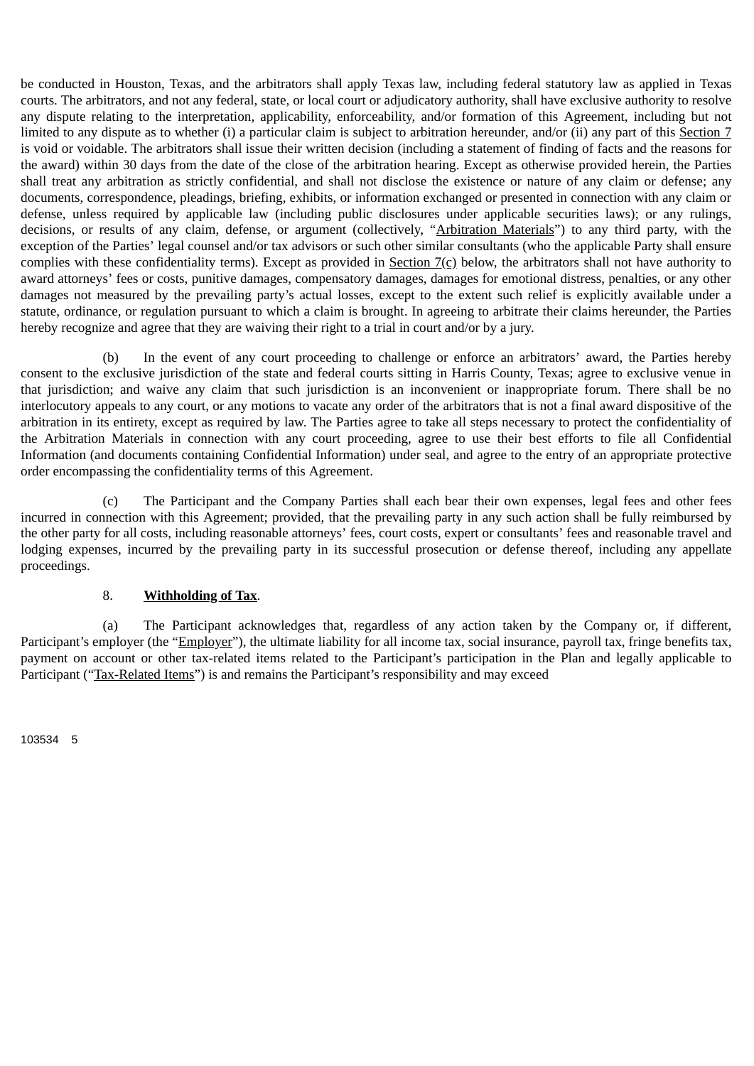be conducted in Houston, Texas, and the arbitrators shall apply Texas law, including federal statutory law as applied in Texas courts. The arbitrators, and not any federal, state, or local court or adjudicatory authority, shall have exclusive authority to resolve any dispute relating to the interpretation, applicability, enforceability, and/or formation of this Agreement, including but not limited to any dispute as to whether (i) a particular claim is subject to arbitration hereunder, and/or (ii) any part of this Section 7 is void or voidable. The arbitrators shall issue their written decision (including a statement of finding of facts and the reasons for the award) within 30 days from the date of the close of the arbitration hearing. Except as otherwise provided herein, the Parties shall treat any arbitration as strictly confidential, and shall not disclose the existence or nature of any claim or defense; any documents, correspondence, pleadings, briefing, exhibits, or information exchanged or presented in connection with any claim or defense, unless required by applicable law (including public disclosures under applicable securities laws); or any rulings, decisions, or results of any claim, defense, or argument (collectively, "Arbitration Materials") to any third party, with the exception of the Parties' legal counsel and/or tax advisors or such other similar consultants (who the applicable Party shall ensure complies with these confidentiality terms). Except as provided in Section 7(c) below, the arbitrators shall not have authority to award attorneys' fees or costs, punitive damages, compensatory damages, damages for emotional distress, penalties, or any other damages not measured by the prevailing party's actual losses, except to the extent such relief is explicitly available under a statute, ordinance, or regulation pursuant to which a claim is brought. In agreeing to arbitrate their claims hereunder, the Parties hereby recognize and agree that they are waiving their right to a trial in court and/or by a jury.

(b) In the event of any court proceeding to challenge or enforce an arbitrators' award, the Parties hereby consent to the exclusive jurisdiction of the state and federal courts sitting in Harris County, Texas; agree to exclusive venue in that jurisdiction; and waive any claim that such jurisdiction is an inconvenient or inappropriate forum. There shall be no interlocutory appeals to any court, or any motions to vacate any order of the arbitrators that is not a final award dispositive of the arbitration in its entirety, except as required by law. The Parties agree to take all steps necessary to protect the confidentiality of the Arbitration Materials in connection with any court proceeding, agree to use their best efforts to file all Confidential Information (and documents containing Confidential Information) under seal, and agree to the entry of an appropriate protective order encompassing the confidentiality terms of this Agreement.

(c) The Participant and the Company Parties shall each bear their own expenses, legal fees and other fees incurred in connection with this Agreement; provided, that the prevailing party in any such action shall be fully reimbursed by the other party for all costs, including reasonable attorneys' fees, court costs, expert or consultants' fees and reasonable travel and lodging expenses, incurred by the prevailing party in its successful prosecution or defense thereof, including any appellate proceedings.

8. **Withholding of Tax**.

(a) The Participant acknowledges that, regardless of any action taken by the Company or, if different, Participant's employer (the "Employer"), the ultimate liability for all income tax, social insurance, payroll tax, fringe benefits tax, payment on account or other tax-related items related to the Participant's participation in the Plan and legally applicable to Participant ("Tax-Related Items") is and remains the Participant's responsibility and may exceed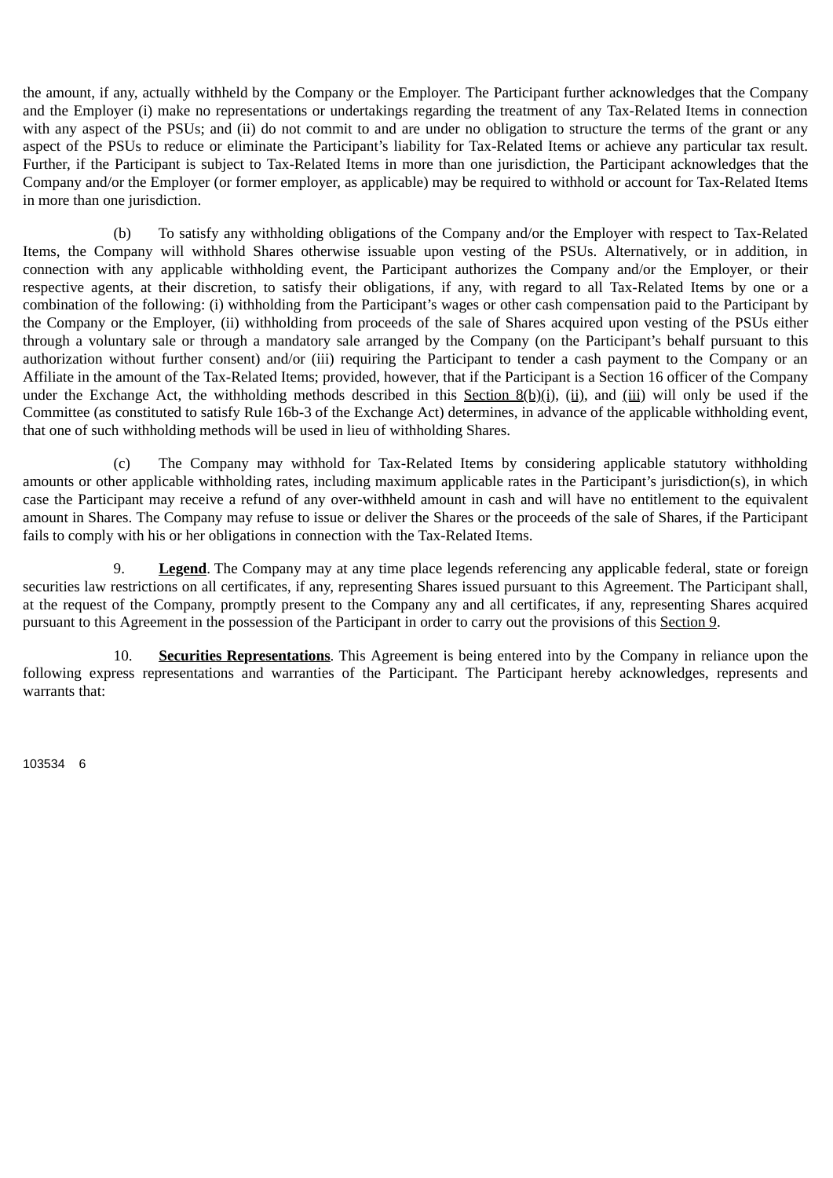the amount, if any, actually withheld by the Company or the Employer. The Participant further acknowledges that the Company and the Employer (i) make no representations or undertakings regarding the treatment of any Tax-Related Items in connection with any aspect of the PSUs; and (ii) do not commit to and are under no obligation to structure the terms of the grant or any aspect of the PSUs to reduce or eliminate the Participant's liability for Tax-Related Items or achieve any particular tax result. Further, if the Participant is subject to Tax-Related Items in more than one jurisdiction, the Participant acknowledges that the Company and/or the Employer (or former employer, as applicable) may be required to withhold or account for Tax-Related Items in more than one jurisdiction.

(b) To satisfy any withholding obligations of the Company and/or the Employer with respect to Tax-Related Items, the Company will withhold Shares otherwise issuable upon vesting of the PSUs. Alternatively, or in addition, in connection with any applicable withholding event, the Participant authorizes the Company and/or the Employer, or their respective agents, at their discretion, to satisfy their obligations, if any, with regard to all Tax-Related Items by one or a combination of the following: (i) withholding from the Participant's wages or other cash compensation paid to the Participant by the Company or the Employer, (ii) withholding from proceeds of the sale of Shares acquired upon vesting of the PSUs either through a voluntary sale or through a mandatory sale arranged by the Company (on the Participant's behalf pursuant to this authorization without further consent) and/or (iii) requiring the Participant to tender a cash payment to the Company or an Affiliate in the amount of the Tax-Related Items; provided, however, that if the Participant is a Section 16 officer of the Company under the Exchange Act, the withholding methods described in this Section 8(b)(i), (ii), and (iii) will only be used if the Committee (as constituted to satisfy Rule 16b-3 of the Exchange Act) determines, in advance of the applicable withholding event, that one of such withholding methods will be used in lieu of withholding Shares.

(c) The Company may withhold for Tax-Related Items by considering applicable statutory withholding amounts or other applicable withholding rates, including maximum applicable rates in the Participant's jurisdiction(s), in which case the Participant may receive a refund of any over-withheld amount in cash and will have no entitlement to the equivalent amount in Shares. The Company may refuse to issue or deliver the Shares or the proceeds of the sale of Shares, if the Participant fails to comply with his or her obligations in connection with the Tax-Related Items.

9. **Legend**. The Company may at any time place legends referencing any applicable federal, state or foreign securities law restrictions on all certificates, if any, representing Shares issued pursuant to this Agreement. The Participant shall, at the request of the Company, promptly present to the Company any and all certificates, if any, representing Shares acquired pursuant to this Agreement in the possession of the Participant in order to carry out the provisions of this Section 9.

10. **Securities Representations**. This Agreement is being entered into by the Company in reliance upon the following express representations and warranties of the Participant. The Participant hereby acknowledges, represents and warrants that:

103534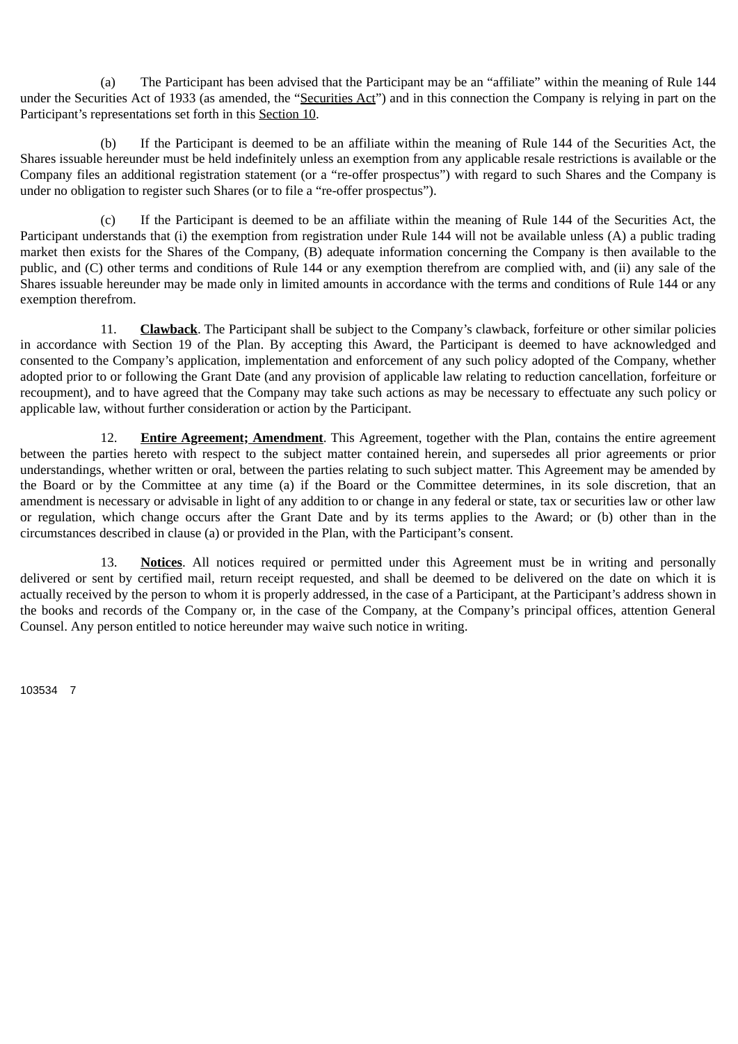(a) The Participant has been advised that the Participant may be an "affiliate" within the meaning of Rule 144 under the Securities Act of 1933 (as amended, the "Securities Act") and in this connection the Company is relying in part on the Participant's representations set forth in this Section 10.

(b) If the Participant is deemed to be an affiliate within the meaning of Rule 144 of the Securities Act, the Shares issuable hereunder must be held indefinitely unless an exemption from any applicable resale restrictions is available or the Company files an additional registration statement (or a "re-offer prospectus") with regard to such Shares and the Company is under no obligation to register such Shares (or to file a "re-offer prospectus").

(c) If the Participant is deemed to be an affiliate within the meaning of Rule 144 of the Securities Act, the Participant understands that (i) the exemption from registration under Rule 144 will not be available unless (A) a public trading market then exists for the Shares of the Company, (B) adequate information concerning the Company is then available to the public, and (C) other terms and conditions of Rule 144 or any exemption therefrom are complied with, and (ii) any sale of the Shares issuable hereunder may be made only in limited amounts in accordance with the terms and conditions of Rule 144 or any exemption therefrom.

11. **Clawback**. The Participant shall be subject to the Company's clawback, forfeiture or other similar policies in accordance with Section 19 of the Plan. By accepting this Award, the Participant is deemed to have acknowledged and consented to the Company's application, implementation and enforcement of any such policy adopted of the Company, whether adopted prior to or following the Grant Date (and any provision of applicable law relating to reduction cancellation, forfeiture or recoupment), and to have agreed that the Company may take such actions as may be necessary to effectuate any such policy or applicable law, without further consideration or action by the Participant.

12. **Entire Agreement; Amendment**. This Agreement, together with the Plan, contains the entire agreement between the parties hereto with respect to the subject matter contained herein, and supersedes all prior agreements or prior understandings, whether written or oral, between the parties relating to such subject matter. This Agreement may be amended by the Board or by the Committee at any time (a) if the Board or the Committee determines, in its sole discretion, that an amendment is necessary or advisable in light of any addition to or change in any federal or state, tax or securities law or other law or regulation, which change occurs after the Grant Date and by its terms applies to the Award; or (b) other than in the circumstances described in clause (a) or provided in the Plan, with the Participant's consent.

13. **Notices**. All notices required or permitted under this Agreement must be in writing and personally delivered or sent by certified mail, return receipt requested, and shall be deemed to be delivered on the date on which it is actually received by the person to whom it is properly addressed, in the case of a Participant, at the Participant's address shown in the books and records of the Company or, in the case of the Company, at the Company's principal offices, attention General Counsel. Any person entitled to notice hereunder may waive such notice in writing.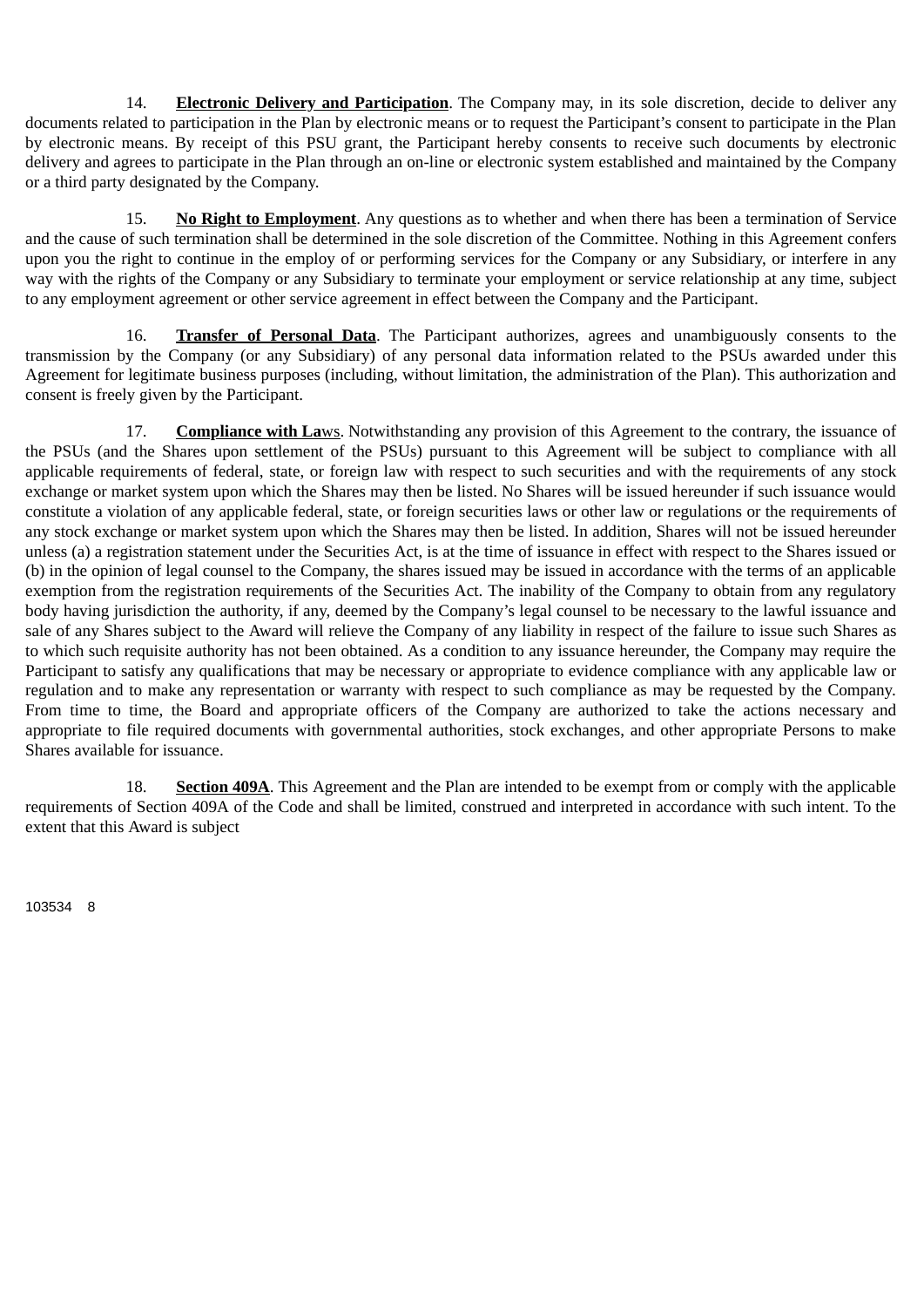14. **Electronic Delivery and Participation**. The Company may, in its sole discretion, decide to deliver any documents related to participation in the Plan by electronic means or to request the Participant's consent to participate in the Plan by electronic means. By receipt of this PSU grant, the Participant hereby consents to receive such documents by electronic delivery and agrees to participate in the Plan through an on-line or electronic system established and maintained by the Company or a third party designated by the Company.

15. **No Right to Employment**. Any questions as to whether and when there has been a termination of Service and the cause of such termination shall be determined in the sole discretion of the Committee. Nothing in this Agreement confers upon you the right to continue in the employ of or performing services for the Company or any Subsidiary, or interfere in any way with the rights of the Company or any Subsidiary to terminate your employment or service relationship at any time, subject to any employment agreement or other service agreement in effect between the Company and the Participant.

16. **Transfer of Personal Data**. The Participant authorizes, agrees and unambiguously consents to the transmission by the Company (or any Subsidiary) of any personal data information related to the PSUs awarded under this Agreement for legitimate business purposes (including, without limitation, the administration of the Plan). This authorization and consent is freely given by the Participant.

17. **Compliance with Laws**. Notwithstanding any provision of this Agreement to the contrary, the issuance of the PSUs (and the Shares upon settlement of the PSUs) pursuant to this Agreement will be subject to compliance with all applicable requirements of federal, state, or foreign law with respect to such securities and with the requirements of any stock exchange or market system upon which the Shares may then be listed. No Shares will be issued hereunder if such issuance would constitute a violation of any applicable federal, state, or foreign securities laws or other law or regulations or the requirements of any stock exchange or market system upon which the Shares may then be listed. In addition, Shares will not be issued hereunder unless (a) a registration statement under the Securities Act, is at the time of issuance in effect with respect to the Shares issued or (b) in the opinion of legal counsel to the Company, the shares issued may be issued in accordance with the terms of an applicable exemption from the registration requirements of the Securities Act. The inability of the Company to obtain from any regulatory body having jurisdiction the authority, if any, deemed by the Company's legal counsel to be necessary to the lawful issuance and sale of any Shares subject to the Award will relieve the Company of any liability in respect of the failure to issue such Shares as to which such requisite authority has not been obtained. As a condition to any issuance hereunder, the Company may require the Participant to satisfy any qualifications that may be necessary or appropriate to evidence compliance with any applicable law or regulation and to make any representation or warranty with respect to such compliance as may be requested by the Company. From time to time, the Board and appropriate officers of the Company are authorized to take the actions necessary and appropriate to file required documents with governmental authorities, stock exchanges, and other appropriate Persons to make Shares available for issuance.

18. **Section 409A**. This Agreement and the Plan are intended to be exempt from or comply with the applicable requirements of Section 409A of the Code and shall be limited, construed and interpreted in accordance with such intent. To the extent that this Award is subject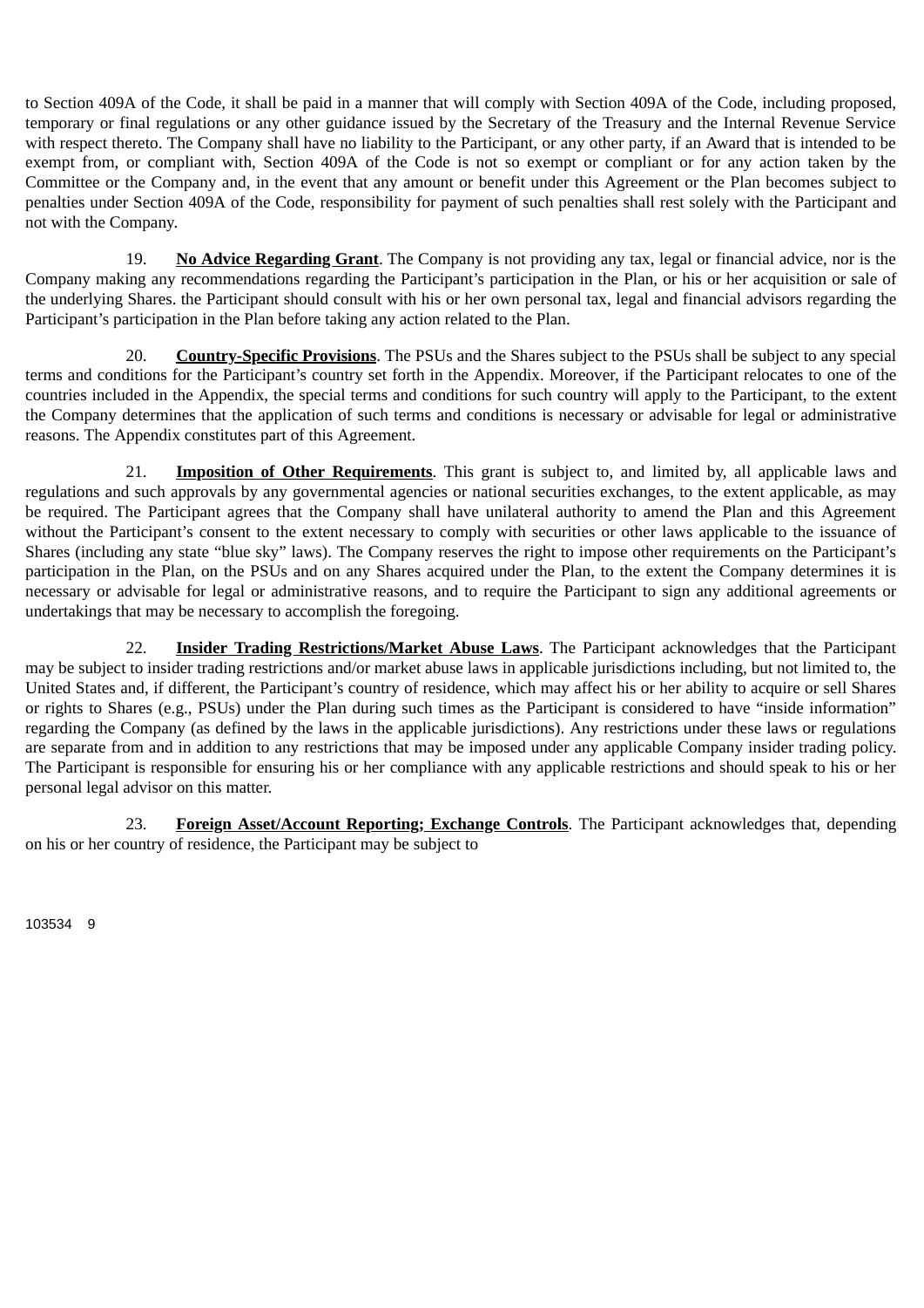to Section 409A of the Code, it shall be paid in a manner that will comply with Section 409A of the Code, including proposed, temporary or final regulations or any other guidance issued by the Secretary of the Treasury and the Internal Revenue Service with respect thereto. The Company shall have no liability to the Participant, or any other party, if an Award that is intended to be exempt from, or compliant with, Section 409A of the Code is not so exempt or compliant or for any action taken by the Committee or the Company and, in the event that any amount or benefit under this Agreement or the Plan becomes subject to penalties under Section 409A of the Code, responsibility for payment of such penalties shall rest solely with the Participant and not with the Company.

19. **No Advice Regarding Grant**. The Company is not providing any tax, legal or financial advice, nor is the Company making any recommendations regarding the Participant's participation in the Plan, or his or her acquisition or sale of the underlying Shares. the Participant should consult with his or her own personal tax, legal and financial advisors regarding the Participant's participation in the Plan before taking any action related to the Plan.

20. **Country-Specific Provisions**. The PSUs and the Shares subject to the PSUs shall be subject to any special terms and conditions for the Participant's country set forth in the Appendix. Moreover, if the Participant relocates to one of the countries included in the Appendix, the special terms and conditions for such country will apply to the Participant, to the extent the Company determines that the application of such terms and conditions is necessary or advisable for legal or administrative reasons. The Appendix constitutes part of this Agreement.

21. **Imposition of Other Requirements**. This grant is subject to, and limited by, all applicable laws and regulations and such approvals by any governmental agencies or national securities exchanges, to the extent applicable, as may be required. The Participant agrees that the Company shall have unilateral authority to amend the Plan and this Agreement without the Participant's consent to the extent necessary to comply with securities or other laws applicable to the issuance of Shares (including any state "blue sky" laws). The Company reserves the right to impose other requirements on the Participant's participation in the Plan, on the PSUs and on any Shares acquired under the Plan, to the extent the Company determines it is necessary or advisable for legal or administrative reasons, and to require the Participant to sign any additional agreements or undertakings that may be necessary to accomplish the foregoing.

22. **Insider Trading Restrictions/Market Abuse Laws**. The Participant acknowledges that the Participant may be subject to insider trading restrictions and/or market abuse laws in applicable jurisdictions including, but not limited to, the United States and, if different, the Participant's country of residence, which may affect his or her ability to acquire or sell Shares or rights to Shares (e.g., PSUs) under the Plan during such times as the Participant is considered to have "inside information" regarding the Company (as defined by the laws in the applicable jurisdictions). Any restrictions under these laws or regulations are separate from and in addition to any restrictions that may be imposed under any applicable Company insider trading policy. The Participant is responsible for ensuring his or her compliance with any applicable restrictions and should speak to his or her personal legal advisor on this matter.

23. **Foreign Asset/Account Reporting; Exchange Controls**. The Participant acknowledges that, depending on his or her country of residence, the Participant may be subject to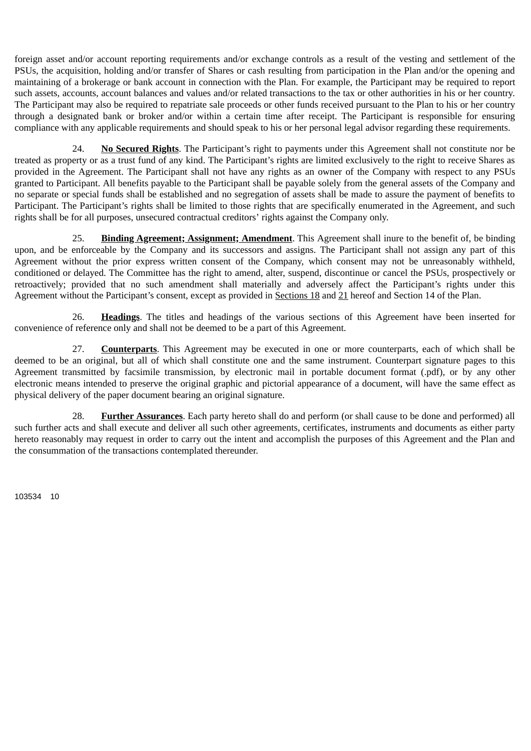foreign asset and/or account reporting requirements and/or exchange controls as a result of the vesting and settlement of the PSUs, the acquisition, holding and/or transfer of Shares or cash resulting from participation in the Plan and/or the opening and maintaining of a brokerage or bank account in connection with the Plan. For example, the Participant may be required to report such assets, accounts, account balances and values and/or related transactions to the tax or other authorities in his or her country. The Participant may also be required to repatriate sale proceeds or other funds received pursuant to the Plan to his or her country through a designated bank or broker and/or within a certain time after receipt. The Participant is responsible for ensuring compliance with any applicable requirements and should speak to his or her personal legal advisor regarding these requirements.

24. **No Secured Rights**. The Participant's right to payments under this Agreement shall not constitute nor be treated as property or as a trust fund of any kind. The Participant's rights are limited exclusively to the right to receive Shares as provided in the Agreement. The Participant shall not have any rights as an owner of the Company with respect to any PSUs granted to Participant. All benefits payable to the Participant shall be payable solely from the general assets of the Company and no separate or special funds shall be established and no segregation of assets shall be made to assure the payment of benefits to Participant. The Participant's rights shall be limited to those rights that are specifically enumerated in the Agreement, and such rights shall be for all purposes, unsecured contractual creditors' rights against the Company only.

25. **Binding Agreement; Assignment; Amendment**. This Agreement shall inure to the benefit of, be binding upon, and be enforceable by the Company and its successors and assigns. The Participant shall not assign any part of this Agreement without the prior express written consent of the Company, which consent may not be unreasonably withheld, conditioned or delayed. The Committee has the right to amend, alter, suspend, discontinue or cancel the PSUs, prospectively or retroactively; provided that no such amendment shall materially and adversely affect the Participant's rights under this Agreement without the Participant's consent, except as provided in Sections 18 and 21 hereof and Section 14 of the Plan.

26. **Headings**. The titles and headings of the various sections of this Agreement have been inserted for convenience of reference only and shall not be deemed to be a part of this Agreement.

27. **Counterparts**. This Agreement may be executed in one or more counterparts, each of which shall be deemed to be an original, but all of which shall constitute one and the same instrument. Counterpart signature pages to this Agreement transmitted by facsimile transmission, by electronic mail in portable document format (.pdf), or by any other electronic means intended to preserve the original graphic and pictorial appearance of a document, will have the same effect as physical delivery of the paper document bearing an original signature.

28. **Further Assurances**. Each party hereto shall do and perform (or shall cause to be done and performed) all such further acts and shall execute and deliver all such other agreements, certificates, instruments and documents as either party hereto reasonably may request in order to carry out the intent and accomplish the purposes of this Agreement and the Plan and the consummation of the transactions contemplated thereunder.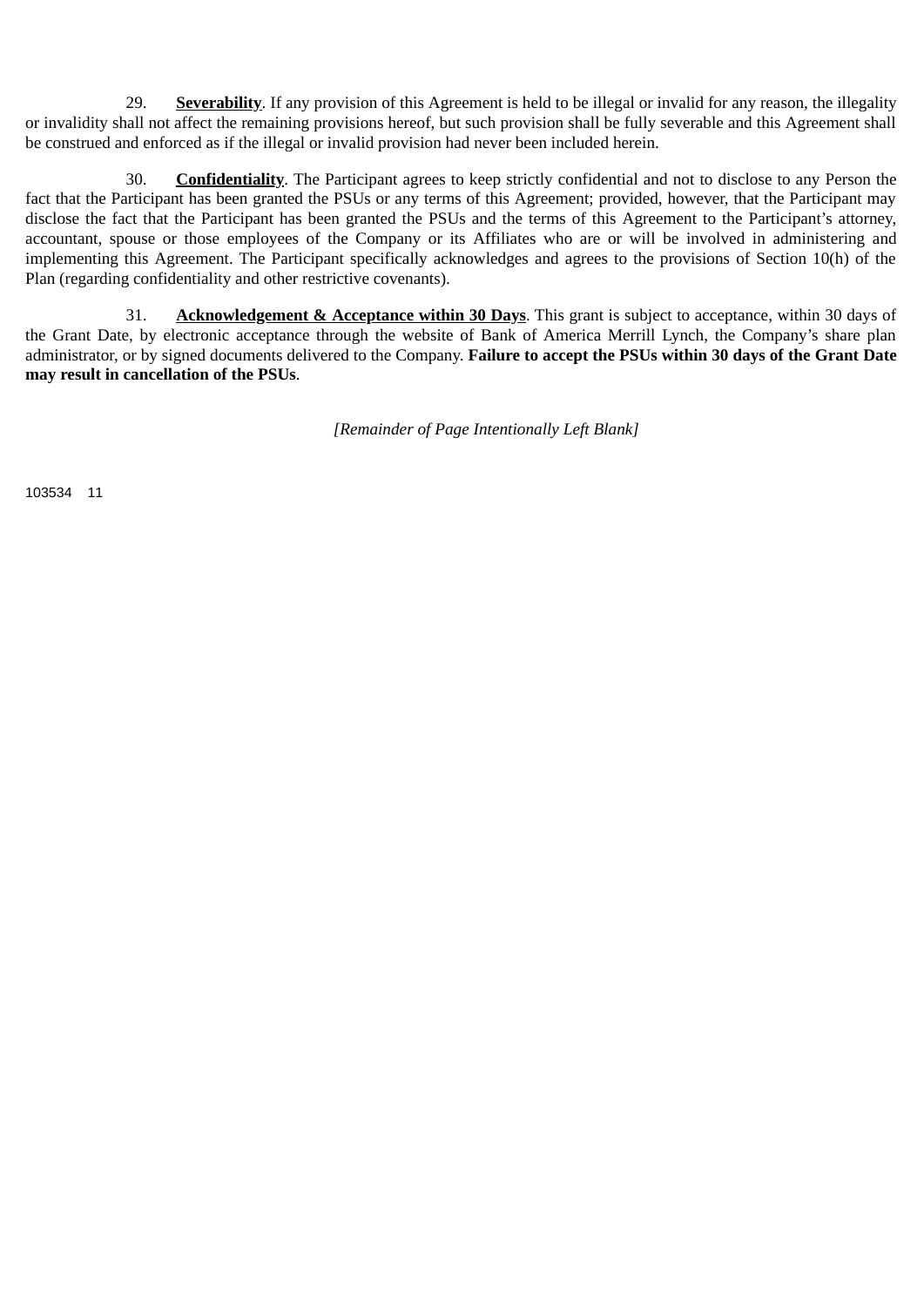29. **Severability**. If any provision of this Agreement is held to be illegal or invalid for any reason, the illegality or invalidity shall not affect the remaining provisions hereof, but such provision shall be fully severable and this Agreement shall be construed and enforced as if the illegal or invalid provision had never been included herein.

30. **Confidentiality**. The Participant agrees to keep strictly confidential and not to disclose to any Person the fact that the Participant has been granted the PSUs or any terms of this Agreement; provided, however, that the Participant may disclose the fact that the Participant has been granted the PSUs and the terms of this Agreement to the Participant's attorney, accountant, spouse or those employees of the Company or its Affiliates who are or will be involved in administering and implementing this Agreement. The Participant specifically acknowledges and agrees to the provisions of Section 10(h) of the Plan (regarding confidentiality and other restrictive covenants).

31. **Acknowledgement & Acceptance within 30 Days**. This grant is subject to acceptance, within 30 days of the Grant Date, by electronic acceptance through the website of Bank of America Merrill Lynch, the Company's share plan administrator, or by signed documents delivered to the Company. **Failure to accept the PSUs within 30 days of the Grant Date may result in cancellation of the PSUs**.

*[Remainder of Page Intentionally Left Blank]*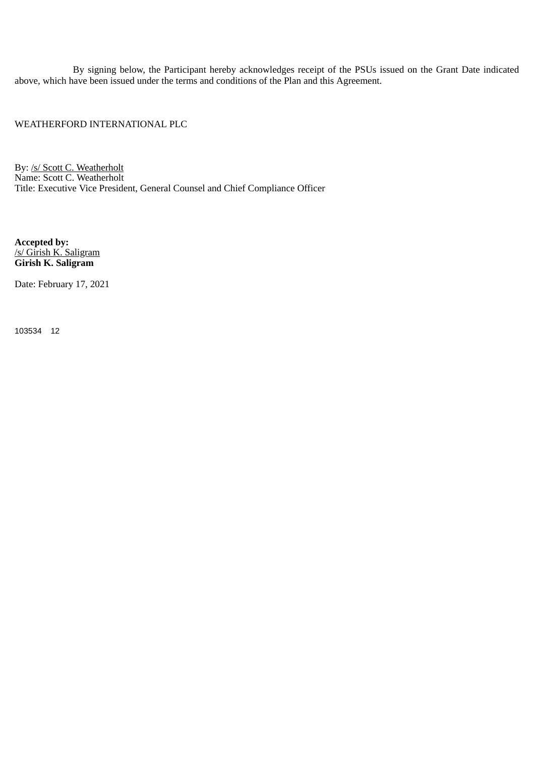By signing below, the Participant hereby acknowledges receipt of the PSUs issued on the Grant Date indicated above, which have been issued under the terms and conditions of the Plan and this Agreement.

WEATHERFORD INTERNATIONAL PLC

By: /s/ Scott C. Weatherholt
Name: Scott C. Weatherholt
Title: Executive Vice President, General Counsel and Chief Compliance Officer

**Accepted by:**
/s/ Girish K. Saligram
**Girish K. Saligram**

Date: February 17, 2021

103534 12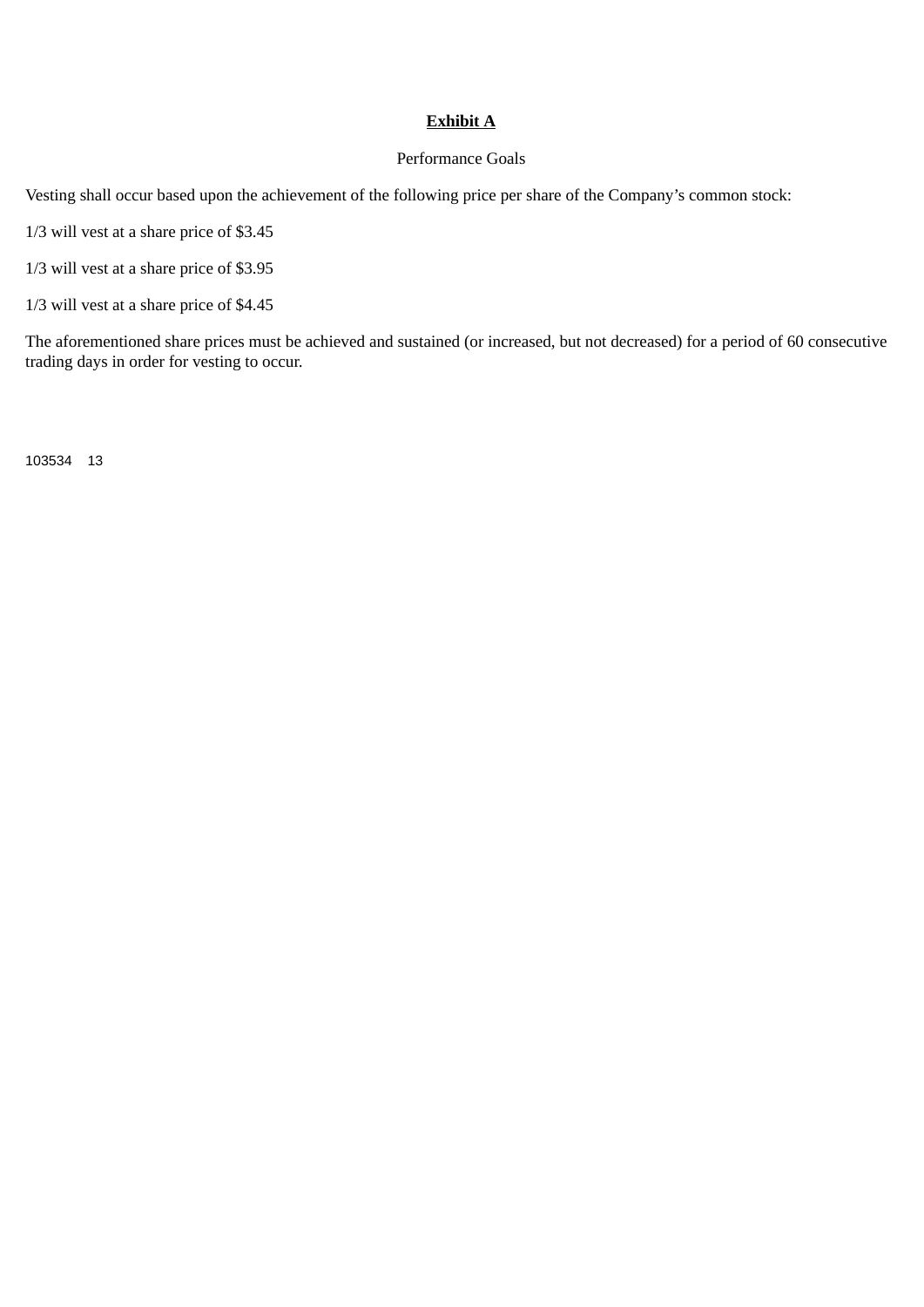# **Exhibit A**

Performance Goals

Vesting shall occur based upon the achievement of the following price per share of the Company's common stock:

1/3 will vest at a share price of $3.45

1/3 will vest at a share price of $3.95

1/3 will vest at a share price of $4.45

The aforementioned share prices must be achieved and sustained (or increased, but not decreased) for a period of 60 consecutive trading days in order for vesting to occur.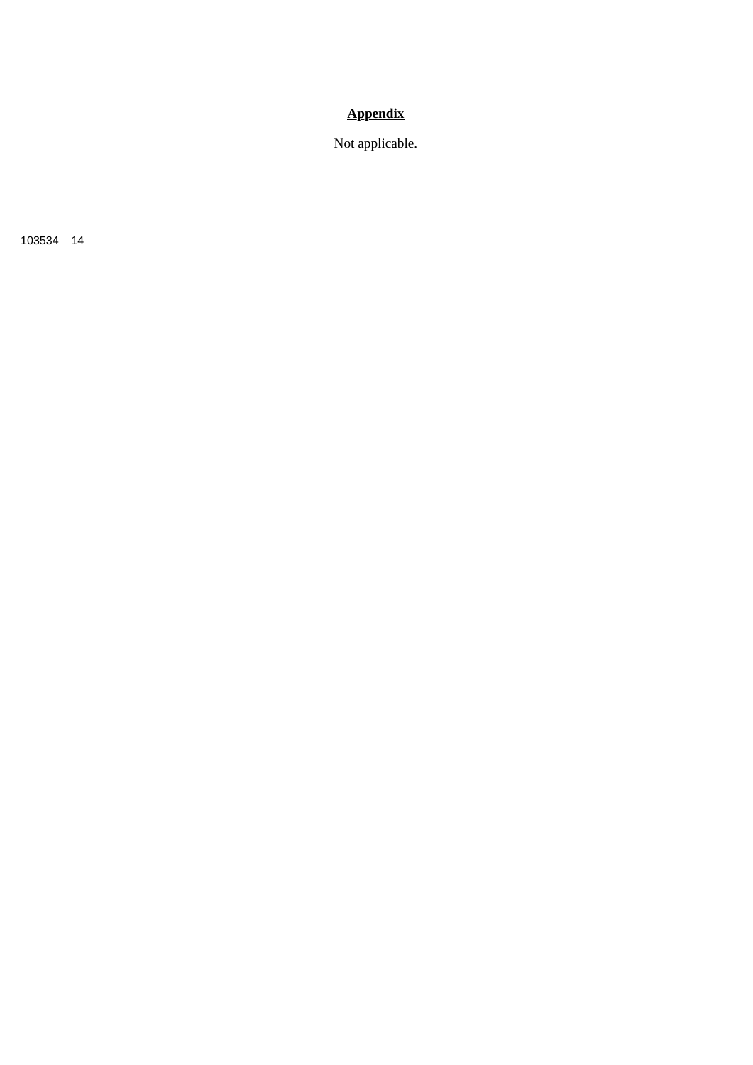## Appendix

Not applicable.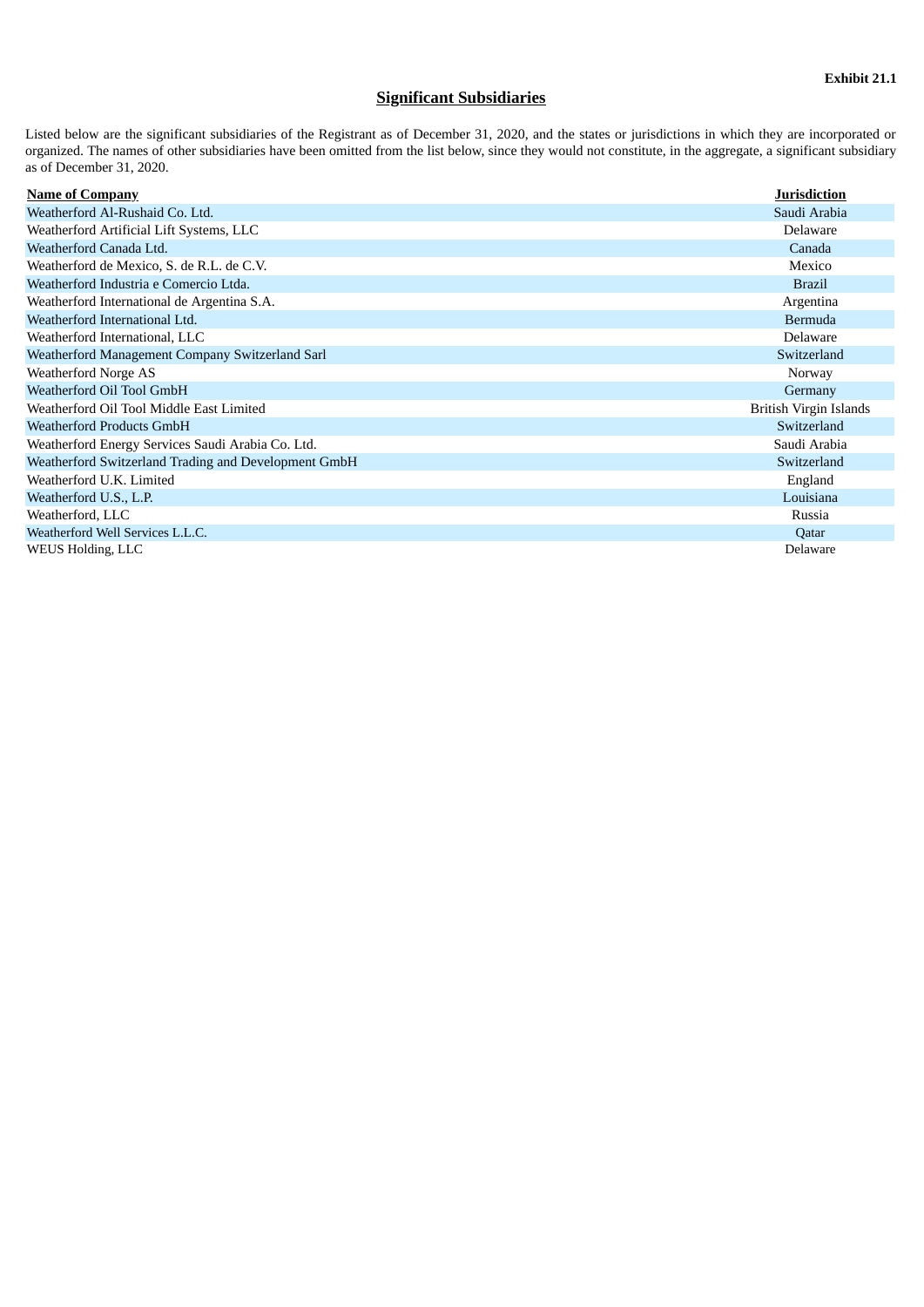**Exhibit 21.1**

## Significant Subsidiaries

Listed below are the significant subsidiaries of the Registrant as of December 31, 2020, and the states or jurisdictions in which they are incorporated or organized. The names of other subsidiaries have been omitted from the list below, since they would not constitute, in the aggregate, a significant subsidiary as of December 31, 2020.

| Name of Company | Jurisdiction |
|---|---|
| Weatherford Al-Rushaid Co. Ltd. | Saudi Arabia |
| Weatherford Artificial Lift Systems, LLC | Delaware |
| Weatherford Canada Ltd. | Canada |
| Weatherford de Mexico, S. de R.L. de C.V. | Mexico |
| Weatherford Industria e Comercio Ltda. | Brazil |
| Weatherford International de Argentina S.A. | Argentina |
| Weatherford International Ltd. | Bermuda |
| Weatherford International, LLC | Delaware |
| Weatherford Management Company Switzerland Sarl | Switzerland |
| Weatherford Norge AS | Norway |
| Weatherford Oil Tool GmbH | Germany |
| Weatherford Oil Tool Middle East Limited | British Virgin Islands |
| Weatherford Products GmbH | Switzerland |
| Weatherford Energy Services Saudi Arabia Co. Ltd. | Saudi Arabia |
| Weatherford Switzerland Trading and Development GmbH | Switzerland |
| Weatherford U.K. Limited | England |
| Weatherford U.S., L.P. | Louisiana |
| Weatherford, LLC | Russia |
| Weatherford Well Services L.L.C. | Qatar |
| WEUS Holding, LLC | Delaware |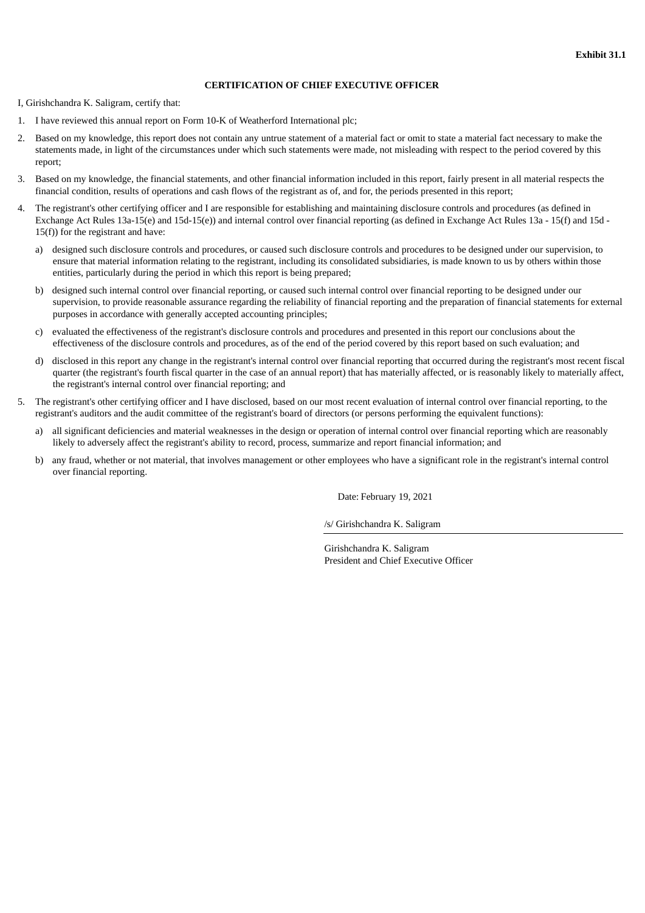**Exhibit 31.1**

**CERTIFICATION OF CHIEF EXECUTIVE OFFICER**

I, Girishchandra K. Saligram, certify that:

1. I have reviewed this annual report on Form 10-K of Weatherford International plc;
2. Based on my knowledge, this report does not contain any untrue statement of a material fact or omit to state a material fact necessary to make the statements made, in light of the circumstances under which such statements were made, not misleading with respect to the period covered by this report;
3. Based on my knowledge, the financial statements, and other financial information included in this report, fairly present in all material respects the financial condition, results of operations and cash flows of the registrant as of, and for, the periods presented in this report;
4. The registrant's other certifying officer and I are responsible for establishing and maintaining disclosure controls and procedures (as defined in Exchange Act Rules 13a-15(e) and 15d-15(e)) and internal control over financial reporting (as defined in Exchange Act Rules 13a - 15(f) and 15d - 15(f)) for the registrant and have:
   a) designed such disclosure controls and procedures, or caused such disclosure controls and procedures to be designed under our supervision, to ensure that material information relating to the registrant, including its consolidated subsidiaries, is made known to us by others within those entities, particularly during the period in which this report is being prepared;
   b) designed such internal control over financial reporting, or caused such internal control over financial reporting to be designed under our supervision, to provide reasonable assurance regarding the reliability of financial reporting and the preparation of financial statements for external purposes in accordance with generally accepted accounting principles;
   c) evaluated the effectiveness of the registrant's disclosure controls and procedures and presented in this report our conclusions about the effectiveness of the disclosure controls and procedures, as of the end of the period covered by this report based on such evaluation; and
   d) disclosed in this report any change in the registrant's internal control over financial reporting that occurred during the registrant's most recent fiscal quarter (the registrant's fourth fiscal quarter in the case of an annual report) that has materially affected, or is reasonably likely to materially affect, the registrant's internal control over financial reporting; and
5. The registrant's other certifying officer and I have disclosed, based on our most recent evaluation of internal control over financial reporting, to the registrant's auditors and the audit committee of the registrant's board of directors (or persons performing the equivalent functions):
   a) all significant deficiencies and material weaknesses in the design or operation of internal control over financial reporting which are reasonably likely to adversely affect the registrant's ability to record, process, summarize and report financial information; and
   b) any fraud, whether or not material, that involves management or other employees who have a significant role in the registrant's internal control over financial reporting.

Date: February 19, 2021

/s/ Girishchandra K. Saligram

Girishchandra K. Saligram
President and Chief Executive Officer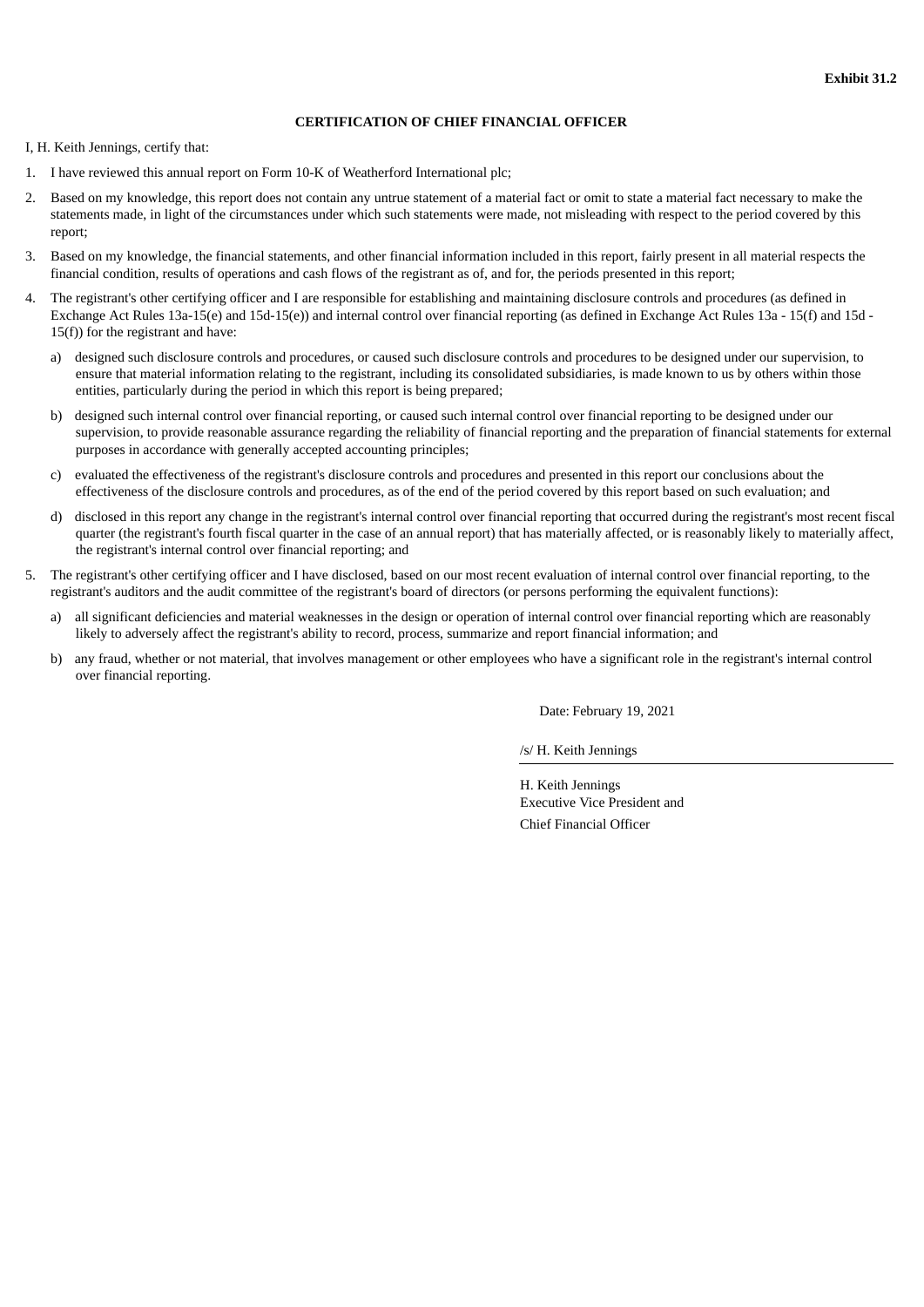**Exhibit 31.2**

**CERTIFICATION OF CHIEF FINANCIAL OFFICER**

I, H. Keith Jennings, certify that:

1. I have reviewed this annual report on Form 10-K of Weatherford International plc;
2. Based on my knowledge, this report does not contain any untrue statement of a material fact or omit to state a material fact necessary to make the statements made, in light of the circumstances under which such statements were made, not misleading with respect to the period covered by this report;
3. Based on my knowledge, the financial statements, and other financial information included in this report, fairly present in all material respects the financial condition, results of operations and cash flows of the registrant as of, and for, the periods presented in this report;
4. The registrant's other certifying officer and I are responsible for establishing and maintaining disclosure controls and procedures (as defined in Exchange Act Rules 13a-15(e) and 15d-15(e)) and internal control over financial reporting (as defined in Exchange Act Rules 13a - 15(f) and 15d - 15(f)) for the registrant and have:
   a) designed such disclosure controls and procedures, or caused such disclosure controls and procedures to be designed under our supervision, to ensure that material information relating to the registrant, including its consolidated subsidiaries, is made known to us by others within those entities, particularly during the period in which this report is being prepared;
   b) designed such internal control over financial reporting, or caused such internal control over financial reporting to be designed under our supervision, to provide reasonable assurance regarding the reliability of financial reporting and the preparation of financial statements for external purposes in accordance with generally accepted accounting principles;
   c) evaluated the effectiveness of the registrant's disclosure controls and procedures and presented in this report our conclusions about the effectiveness of the disclosure controls and procedures, as of the end of the period covered by this report based on such evaluation; and
   d) disclosed in this report any change in the registrant's internal control over financial reporting that occurred during the registrant's most recent fiscal quarter (the registrant's fourth fiscal quarter in the case of an annual report) that has materially affected, or is reasonably likely to materially affect, the registrant's internal control over financial reporting; and
5. The registrant's other certifying officer and I have disclosed, based on our most recent evaluation of internal control over financial reporting, to the registrant's auditors and the audit committee of the registrant's board of directors (or persons performing the equivalent functions):
   a) all significant deficiencies and material weaknesses in the design or operation of internal control over financial reporting which are reasonably likely to adversely affect the registrant's ability to record, process, summarize and report financial information; and
   b) any fraud, whether or not material, that involves management or other employees who have a significant role in the registrant's internal control over financial reporting.

Date: February 19, 2021

/s/ H. Keith Jennings

H. Keith Jennings
Executive Vice President and
Chief Financial Officer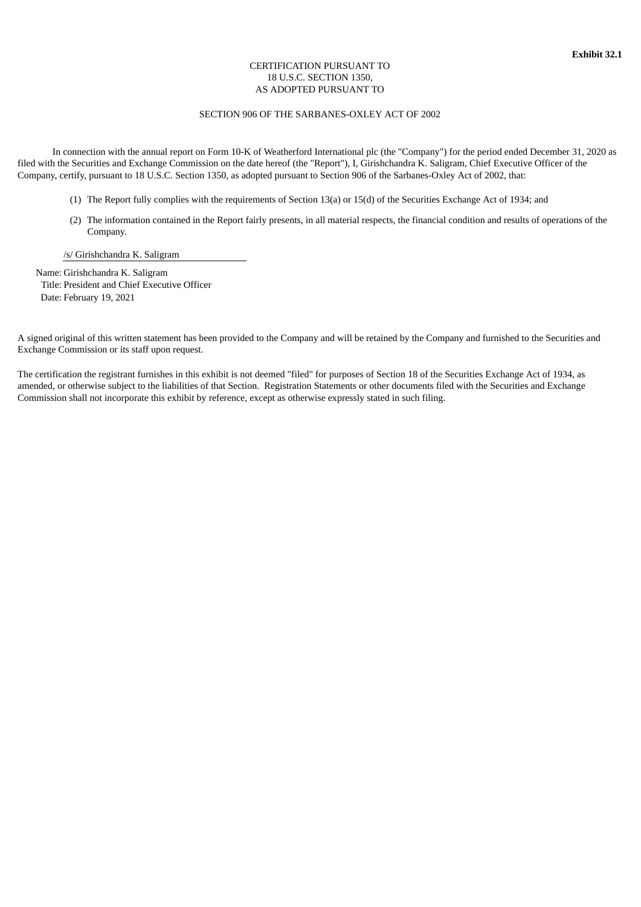**Exhibit 32.1**

CERTIFICATION PURSUANT TO
18 U.S.C. SECTION 1350,
AS ADOPTED PURSUANT TO

SECTION 906 OF THE SARBANES-OXLEY ACT OF 2002

In connection with the annual report on Form 10-K of Weatherford International plc (the "Company") for the period ended December 31, 2020 as filed with the Securities and Exchange Commission on the date hereof (the "Report"), I, Girishchandra K. Saligram, Chief Executive Officer of the Company, certify, pursuant to 18 U.S.C. Section 1350, as adopted pursuant to Section 906 of the Sarbanes-Oxley Act of 2002, that:

(1) The Report fully complies with the requirements of Section 13(a) or 15(d) of the Securities Exchange Act of 1934; and

(2) The information contained in the Report fairly presents, in all material respects, the financial condition and results of operations of the Company.

/s/ Girishchandra K. Saligram

Name: Girishchandra K. Saligram
Title: President and Chief Executive Officer
Date: February 19, 2021

A signed original of this written statement has been provided to the Company and will be retained by the Company and furnished to the Securities and Exchange Commission or its staff upon request.

The certification the registrant furnishes in this exhibit is not deemed "filed" for purposes of Section 18 of the Securities Exchange Act of 1934, as amended, or otherwise subject to the liabilities of that Section. Registration Statements or other documents filed with the Securities and Exchange Commission shall not incorporate this exhibit by reference, except as otherwise expressly stated in such filing.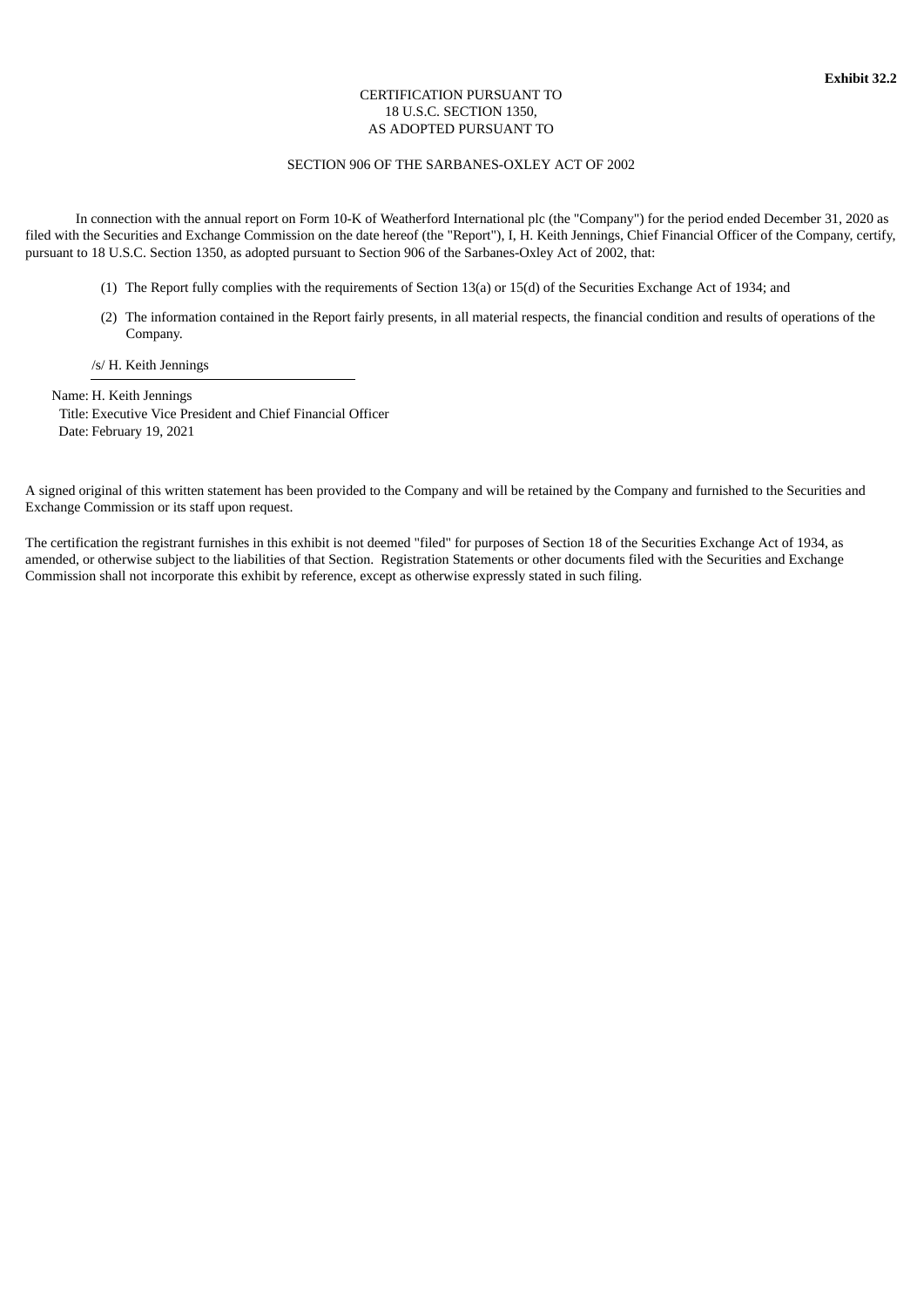**Exhibit 32.2**

CERTIFICATION PURSUANT TO
18 U.S.C. SECTION 1350,
AS ADOPTED PURSUANT TO

SECTION 906 OF THE SARBANES-OXLEY ACT OF 2002

In connection with the annual report on Form 10-K of Weatherford International plc (the "Company") for the period ended December 31, 2020 as filed with the Securities and Exchange Commission on the date hereof (the "Report"), I, H. Keith Jennings, Chief Financial Officer of the Company, certify, pursuant to 18 U.S.C. Section 1350, as adopted pursuant to Section 906 of the Sarbanes-Oxley Act of 2002, that:

(1) The Report fully complies with the requirements of Section 13(a) or 15(d) of the Securities Exchange Act of 1934; and

(2) The information contained in the Report fairly presents, in all material respects, the financial condition and results of operations of the Company.

/s/ H. Keith Jennings

Name: H. Keith Jennings
Title: Executive Vice President and Chief Financial Officer
Date: February 19, 2021

A signed original of this written statement has been provided to the Company and will be retained by the Company and furnished to the Securities and Exchange Commission or its staff upon request.

The certification the registrant furnishes in this exhibit is not deemed "filed" for purposes of Section 18 of the Securities Exchange Act of 1934, as amended, or otherwise subject to the liabilities of that Section. Registration Statements or other documents filed with the Securities and Exchange Commission shall not incorporate this exhibit by reference, except as otherwise expressly stated in such filing.